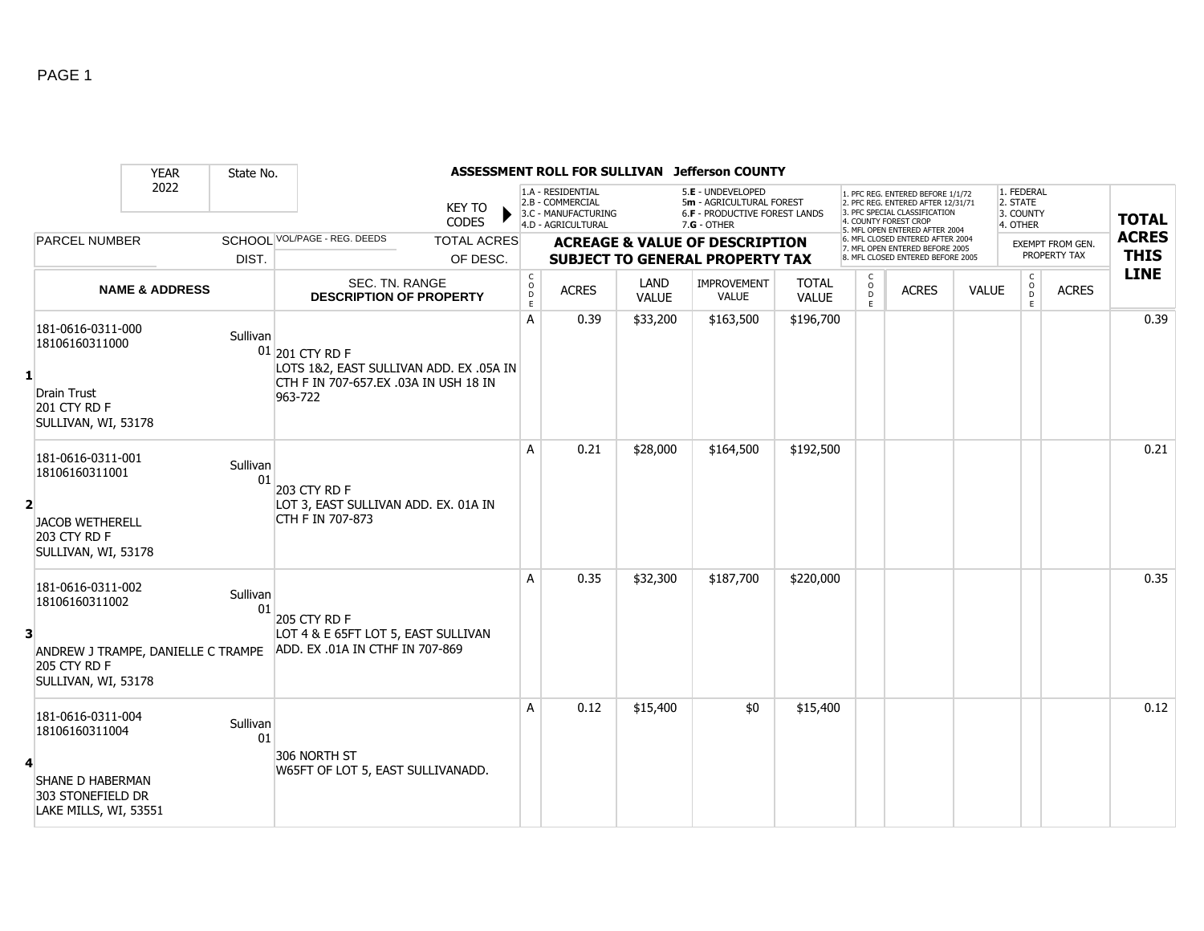# ASSESSMENT ROLL FOR SULLIVAN Jefferson COUNTY

| YEAR | State No. | | KEY TO CODES | 1.A - RESIDENTIAL 2.B - COMMERCIAL 3.C - MANUFACTURING 4.D - AGRICULTURAL | | 5.E - UNDEVELOPED 5m - AGRICULTURAL FOREST 6.F - PRODUCTIVE FOREST LANDS 7.G - OTHER | | | 1. PFC REG. ENTERED BEFORE 1/1/72 2. PFC REG. ENTERED AFTER 12/31/71 3. PFC SPECIAL CLASSIFICATION 4. COUNTY FOREST CROP 5. MFL OPEN ENTERED AFTER 2004 6. MFL CLOSED ENTERED AFTER 2004 7. MFL OPEN ENTERED BEFORE 2005 8. MFL CLOSED ENTERED BEFORE 2005 | | | 1. FEDERAL 2. STATE 3. COUNTY 4. OTHER | | TOTAL ACRES THIS LINE |
|---|---|---|---|---|---|---|---|---|---|---|---|---|---|---|
| 2022 | | | | | | | | | | | | | | |
| PARCEL NUMBER | SCHOOL DIST. | VOL/PAGE - REG. DEEDS | TOTAL ACRES OF DESC. | ACREAGE & VALUE OF DESCRIPTION SUBJECT TO GENERAL PROPERTY TAX | | | | | | | | EXEMPT FROM GEN. PROPERTY TAX | | |
| NAME & ADDRESS | | SEC. TN. RANGE DESCRIPTION OF PROPERTY | | CODE | ACRES | LAND VALUE | IMPROVEMENT VALUE | TOTAL VALUE | CODE | ACRES | VALUE | CODE | ACRES | |
| **1** 181-0616-0311-000 18106160311000 Drain Trust 201 CTY RD F SULLIVAN, WI, 53178 | Sullivan 01 | 201 CTY RD F LOTS 1&2, EAST SULLIVAN ADD. EX .05A IN CTH F IN 707-657.EX .03A IN USH 18 IN 963-722 | | A | 0.39 | $33,200 | $163,500 | $196,700 | | | | | | 0.39 |
| **2** 181-0616-0311-001 18106160311001 JACOB WETHERELL 203 CTY RD F SULLIVAN, WI, 53178 | Sullivan 01 | 203 CTY RD F LOT 3, EAST SULLIVAN ADD. EX. 01A IN CTH F IN 707-873 | | A | 0.21 | $28,000 | $164,500 | $192,500 | | | | | | 0.21 |
| **3** 181-0616-0311-002 18106160311002 ANDREW J TRAMPE, DANIELLE C TRAMPE 205 CTY RD F SULLIVAN, WI, 53178 | Sullivan 01 | 205 CTY RD F LOT 4 & E 65FT LOT 5, EAST SULLIVAN ADD. EX .01A IN CTHF IN 707-869 | | A | 0.35 | $32,300 | $187,700 | $220,000 | | | | | | 0.35 |
| **4** 181-0616-0311-004 18106160311004 SHANE D HABERMAN 303 STONEFIELD DR LAKE MILLS, WI, 53551 | Sullivan 01 | 306 NORTH ST W65FT OF LOT 5, EAST SULLIVANADD. | | A | 0.12 | $15,400 | $0 | $15,400 | | | | | | 0.12 |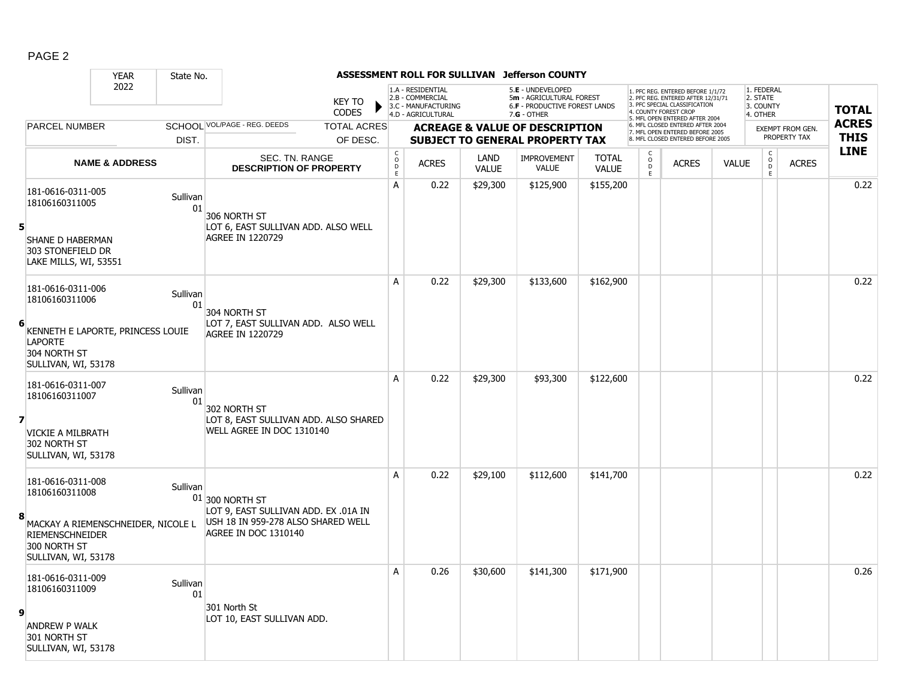PAGE 2

| YEAR 2022 | State No. | ASSESSMENT ROLL FOR SULLIVAN Jefferson COUNTY | | | | | | | | | | | | | | |
|---|---|---|---|---|---|---|---|---|---|---|---|---|---|---|---|---|
| | | KEY TO CODES: 1.A - RESIDENTIAL, 2.B - COMMERCIAL, 3.C - MANUFACTURING, 4.D - AGRICULTURAL, 5.E - UNDEVELOPED, 5m - AGRICULTURAL FOREST, 6.F - PRODUCTIVE FOREST LANDS, 7.G - OTHER | | | | | | | | 1. PFC REG. ENTERED BEFORE 1/1/72, 2. PFC REG. ENTERED AFTER 12/31/71, 3. PFC SPECIAL CLASSIFICATION, 4. COUNTY FOREST CROP, 5. MFL OPEN ENTERED AFTER 2004, 6. MFL CLOSED ENTERED AFTER 2004, 7. MFL OPEN ENTERED BEFORE 2005, 8. MFL CLOSED ENTERED BEFORE 2005 | | | 1. FEDERAL, 2. STATE, 3. COUNTY, 4. OTHER | | |
| PARCEL NUMBER | SCHOOL DIST. | VOL/PAGE - REG. DEEDS / TOTAL ACRES OF DESC. | ACREAGE & VALUE OF DESCRIPTION SUBJECT TO GENERAL PROPERTY TAX | | | | | | | | | | EXEMPT FROM GEN. PROPERTY TAX | | | TOTAL ACRES THIS LINE |
| NAME & ADDRESS | | SEC. TN. RANGE DESCRIPTION OF PROPERTY | CODE | ACRES | LAND VALUE | IMPROVEMENT VALUE | TOTAL VALUE | | CODE | ACRES | VALUE | | CODE | ACRES | |
| **5** 181-0616-0311-005 18106160311005 SHANE D HABERMAN 303 STONEFIELD DR LAKE MILLS, WI, 53551 | Sullivan 01 | 306 NORTH ST LOT 6, EAST SULLIVAN ADD. ALSO WELL AGREE IN 1220729 | A | 0.22 | $29,300 | $125,900 | $155,200 | | | | | | | | 0.22 |
| **6** 181-0616-0311-006 18106160311006 KENNETH E LAPORTE, PRINCESS LOUIE LAPORTE 304 NORTH ST SULLIVAN, WI, 53178 | Sullivan 01 | 304 NORTH ST LOT 7, EAST SULLIVAN ADD. ALSO WELL AGREE IN 1220729 | A | 0.22 | $29,300 | $133,600 | $162,900 | | | | | | | | 0.22 |
| **7** 181-0616-0311-007 18106160311007 VICKIE A MILBRATH 302 NORTH ST SULLIVAN, WI, 53178 | Sullivan 01 | 302 NORTH ST LOT 8, EAST SULLIVAN ADD. ALSO SHARED WELL AGREE IN DOC 1310140 | A | 0.22 | $29,300 | $93,300 | $122,600 | | | | | | | | 0.22 |
| **8** 181-0616-0311-008 18106160311008 MACKAY A RIEMENSCHNEIDER, NICOLE L RIEMENSCHNEIDER 300 NORTH ST SULLIVAN, WI, 53178 | Sullivan 01 | 300 NORTH ST LOT 9, EAST SULLIVAN ADD. EX .01A IN USH 18 IN 959-278 ALSO SHARED WELL AGREE IN DOC 1310140 | A | 0.22 | $29,100 | $112,600 | $141,700 | | | | | | | | 0.22 |
| **9** 181-0616-0311-009 18106160311009 ANDREW P WALK 301 NORTH ST SULLIVAN, WI, 53178 | Sullivan 01 | 301 North St LOT 10, EAST SULLIVAN ADD. | A | 0.26 | $30,600 | $141,300 | $171,900 | | | | | | | | 0.26 |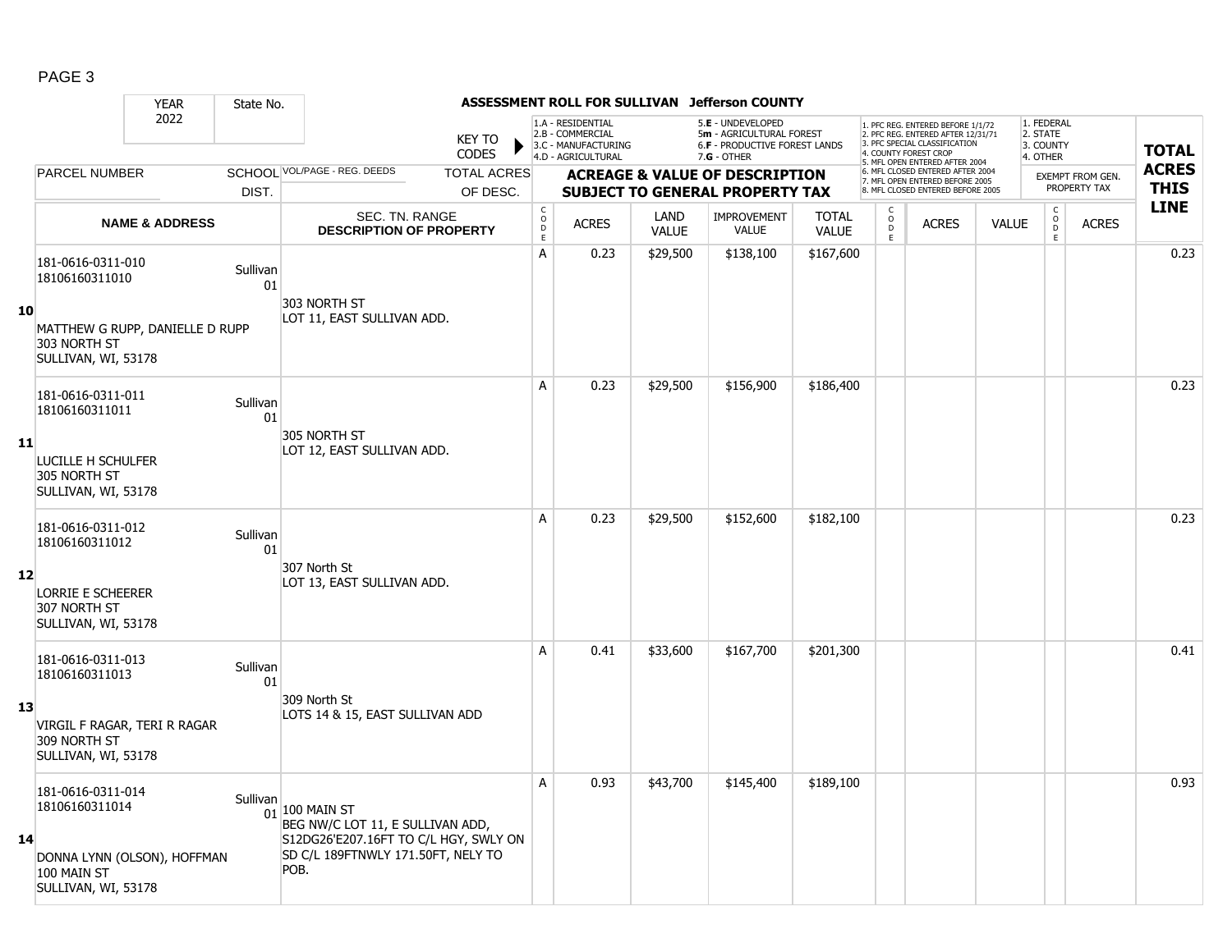ASSESSMENT ROLL FOR SULLIVAN Jefferson COUNTY

| YEAR 2022 | State No. | | | | | | | | | | | | | | |
|---|---|---|---|---|---|---|---|---|---|---|---|---|---|---|---|
| | | | KEY TO CODES | 1.A - RESIDENTIAL 2.B - COMMERCIAL 3.C - MANUFACTURING 4.D - AGRICULTURAL | | 5.E - UNDEVELOPED 5m - AGRICULTURAL FOREST 6.F - PRODUCTIVE FOREST LANDS 7.G - OTHER | | | 1. PFC REG. ENTERED BEFORE 1/1/72 2. PFC REG. ENTERED AFTER 12/31/71 3. PFC SPECIAL CLASSIFICATION 4. COUNTY FOREST CROP 5. MFL OPEN ENTERED AFTER 2004 6. MFL CLOSED ENTERED AFTER 2004 7. MFL OPEN ENTERED BEFORE 2005 8. MFL CLOSED ENTERED BEFORE 2005 | | | 1. FEDERAL 2. STATE 3. COUNTY 4. OTHER | | TOTAL ACRES THIS LINE |
| PARCEL NUMBER | SCHOOL DIST. | VOL/PAGE - REG. DEEDS | TOTAL ACRES OF DESC. | ACREAGE & VALUE OF DESCRIPTION SUBJECT TO GENERAL PROPERTY TAX | | | | | | | | EXEMPT FROM GEN. PROPERTY TAX | | |
| NAME & ADDRESS | | SEC. TN. RANGE DESCRIPTION OF PROPERTY | | CODE | ACRES | LAND VALUE | IMPROVEMENT VALUE | TOTAL VALUE | CODE | ACRES | VALUE | CODE | ACRES | |
| **10** 181-0616-0311-010 18106160311010 MATTHEW G RUPP, DANIELLE D RUPP 303 NORTH ST SULLIVAN, WI, 53178 | Sullivan 01 | 303 NORTH ST LOT 11, EAST SULLIVAN ADD. | | A | 0.23 | $29,500 | $138,100 | $167,600 | | | | | | 0.23 |
| **11** 181-0616-0311-011 18106160311011 LUCILLE H SCHULFER 305 NORTH ST SULLIVAN, WI, 53178 | Sullivan 01 | 305 NORTH ST LOT 12, EAST SULLIVAN ADD. | | A | 0.23 | $29,500 | $156,900 | $186,400 | | | | | | 0.23 |
| **12** 181-0616-0311-012 18106160311012 LORRIE E SCHEERER 307 NORTH ST SULLIVAN, WI, 53178 | Sullivan 01 | 307 North St LOT 13, EAST SULLIVAN ADD. | | A | 0.23 | $29,500 | $152,600 | $182,100 | | | | | | 0.23 |
| **13** 181-0616-0311-013 18106160311013 VIRGIL F RAGAR, TERI R RAGAR 309 NORTH ST SULLIVAN, WI, 53178 | Sullivan 01 | 309 North St LOTS 14 & 15, EAST SULLIVAN ADD | | A | 0.41 | $33,600 | $167,700 | $201,300 | | | | | | 0.41 |
| **14** 181-0616-0311-014 18106160311014 DONNA LYNN (OLSON), HOFFMAN 100 MAIN ST SULLIVAN, WI, 53178 | Sullivan 01 | 100 MAIN ST BEG NW/C LOT 11, E SULLIVAN ADD, S12DG26'E207.16FT TO C/L HGY, SWLY ON SD C/L 189FTNWLY 171.50FT, NELY TO POB. | | A | 0.93 | $43,700 | $145,400 | $189,100 | | | | | | 0.93 |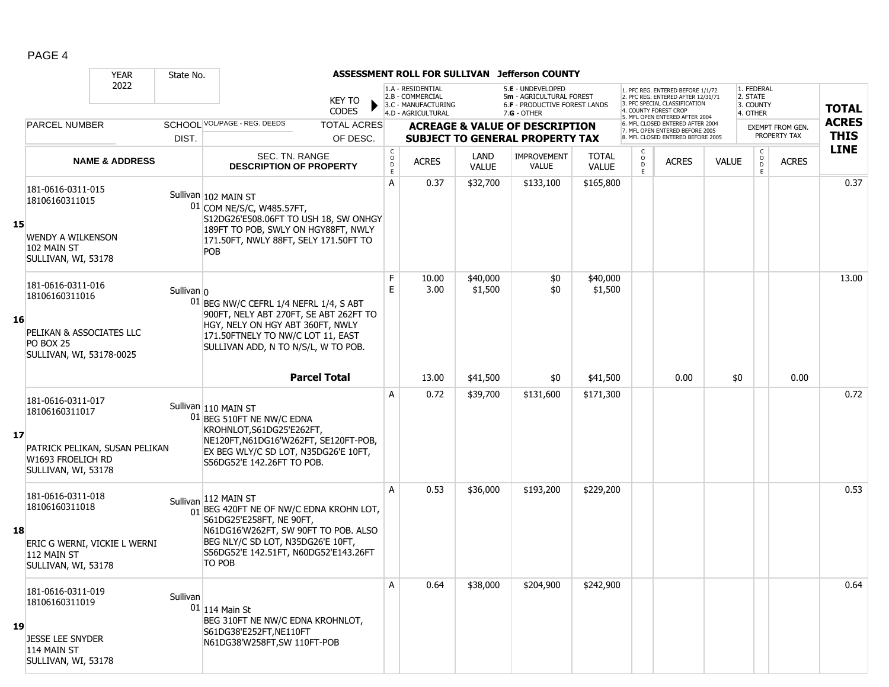# ASSESSMENT ROLL FOR SULLIVAN Jefferson COUNTY

YEAR 2022 | State No.

KEY TO CODES:
1.A - RESIDENTIAL, 2.B - COMMERCIAL, 3.C - MANUFACTURING, 4.D - AGRICULTURAL, 5.E - UNDEVELOPED, 5m - AGRICULTURAL FOREST, 6.F - PRODUCTIVE FOREST LANDS, 7.G - OTHER

1. PFC REG. ENTERED BEFORE 1/1/72, 2. PFC REG. ENTERED AFTER 12/31/71, 3. PFC SPECIAL CLASSIFICATION, 4. COUNTY FOREST CROP, 5. MFL OPEN ENTERED AFTER 2004, 6. MFL CLOSED ENTERED AFTER 2004, 7. MFL OPEN ENTERED BEFORE 2005, 8. MFL CLOSED ENTERED BEFORE 2005

1. FEDERAL, 2. STATE, 3. COUNTY, 4. OTHER

| LINE | PARCEL NUMBER / NAME & ADDRESS | SCHOOL DIST. | VOL/PAGE - REG. DEEDS / SEC. TN. RANGE DESCRIPTION OF PROPERTY | CODE | ACRES | LAND VALUE | IMPROVEMENT VALUE | TOTAL VALUE | CODE | ACRES | VALUE | CODE | EXEMPT ACRES | TOTAL ACRES THIS LINE |
|---|---|---|---|---|---|---|---|---|---|---|---|---|---|---|
| 15 | 181-0616-0311-015 18106160311015 WENDY A WILKENSON 102 MAIN ST SULLIVAN, WI, 53178 | Sullivan 01 | 102 MAIN ST COM NE/S/C, W485.57FT, S12DG26'E508.06FT TO USH 18, SW ONHGY 189FT TO POB, SWLY ON HGY88FT, NWLY 171.50FT, NWLY 88FT, SELY 171.50FT TO POB | A | 0.37 | $32,700 | $133,100 | $165,800 | | | | | | 0.37 |
| 16 | 181-0616-0311-016 18106160311016 PELIKAN & ASSOCIATES LLC PO BOX 25 SULLIVAN, WI, 53178-0025 | Sullivan 01 | 0 BEG NW/C CEFRL 1/4 NEFRL 1/4, S ABT 900FT, NELY ABT 270FT, SE ABT 262FT TO HGY, NELY ON HGY ABT 360FT, NWLY 171.50FTNELY TO NW/C LOT 11, EAST SULLIVAN ADD, N TO N/S/L, W TO POB. | F | 10.00 | $40,000 | $0 | $40,000 | | | | | | 13.00 |
| | | | | E | 3.00 | $1,500 | $0 | $1,500 | | | | | | |
| | | | **Parcel Total** | | 13.00 | $41,500 | $0 | $41,500 | | 0.00 | $0 | | 0.00 | |
| 17 | 181-0616-0311-017 18106160311017 PATRICK PELIKAN, SUSAN PELIKAN W1693 FROELICH RD SULLIVAN, WI, 53178 | Sullivan 01 | 110 MAIN ST BEG 510FT NE NW/C EDNA KROHNLOT,S61DG25'E262FT, NE120FT,N61DG16'W262FT, SE120FT-POB, EX BEG WLY/C SD LOT, N35DG26'E 10FT, S56DG52'E 142.26FT TO POB. | A | 0.72 | $39,700 | $131,600 | $171,300 | | | | | | 0.72 |
| 18 | 181-0616-0311-018 18106160311018 ERIC G WERNI, VICKIE L WERNI 112 MAIN ST SULLIVAN, WI, 53178 | Sullivan 01 | 112 MAIN ST BEG 420FT NE OF NW/C EDNA KROHN LOT, S61DG25'E258FT, NE 90FT, N61DG16'W262FT, SW 90FT TO POB. ALSO BEG NLY/C SD LOT, N35DG26'E 10FT, S56DG52'E 142.51FT, N60DG52'E143.26FT TO POB | A | 0.53 | $36,000 | $193,200 | $229,200 | | | | | | 0.53 |
| 19 | 181-0616-0311-019 18106160311019 JESSE LEE SNYDER 114 MAIN ST SULLIVAN, WI, 53178 | Sullivan 01 | 114 Main St BEG 310FT NE NW/C EDNA KROHNLOT, S61DG38'E252FT,NE110FT N61DG38'W258FT,SW 110FT-POB | A | 0.64 | $38,000 | $204,900 | $242,900 | | | | | | 0.64 |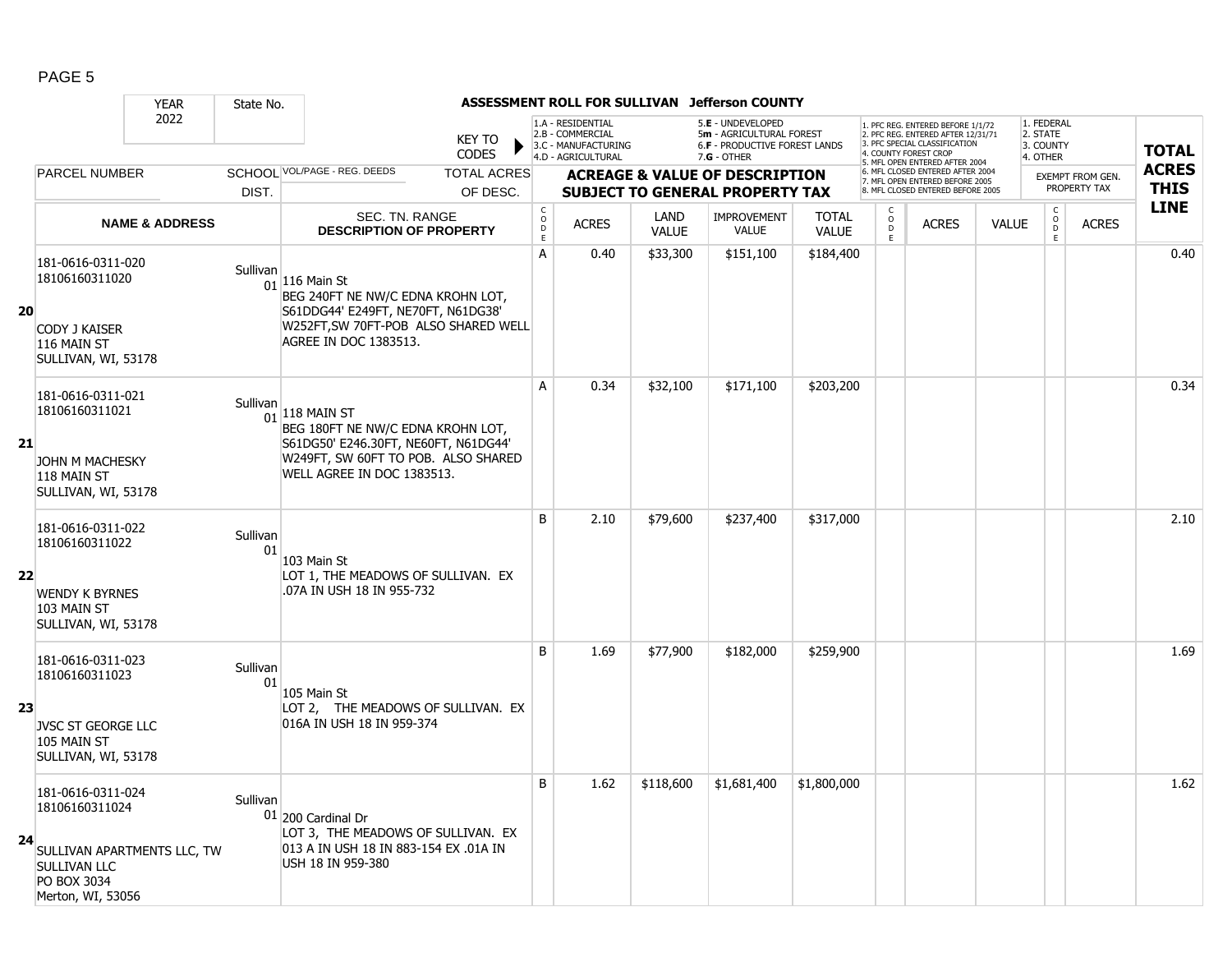# ASSESSMENT ROLL FOR SULLIVAN Jefferson COUNTY

| YEAR 2022 | State No. | | KEY TO CODES: 1.A - RESIDENTIAL, 2.B - COMMERCIAL, 3.C - MANUFACTURING, 4.D - AGRICULTURAL, 5.E - UNDEVELOPED, 5m - AGRICULTURAL FOREST, 6.F - PRODUCTIVE FOREST LANDS, 7.G - OTHER | | | | | | 1. PFC REG. ENTERED BEFORE 1/1/72, 2. PFC REG. ENTERED AFTER 12/31/71, 3. PFC SPECIAL CLASSIFICATION, 4. COUNTY FOREST CROP, 5. MFL OPEN ENTERED AFTER 2004, 6. MFL CLOSED ENTERED AFTER 2004, 7. MFL OPEN ENTERED BEFORE 2005, 8. MFL CLOSED ENTERED BEFORE 2005 | | | 1. FEDERAL, 2. STATE, 3. COUNTY, 4. OTHER | | |
|---|---|---|---|---|---|---|---|---|---|---|---|---|---|---|
| PARCEL NUMBER | SCHOOL DIST. | VOL/PAGE - REG. DEEDS / TOTAL ACRES OF DESC. | ACREAGE & VALUE OF DESCRIPTION SUBJECT TO GENERAL PROPERTY TAX | | | | | | | | | EXEMPT FROM GEN. PROPERTY TAX | | TOTAL ACRES THIS LINE |
| NAME & ADDRESS | | SEC. TN. RANGE DESCRIPTION OF PROPERTY | CODE | ACRES | LAND VALUE | IMPROVEMENT VALUE | TOTAL VALUE | CODE | ACRES | VALUE | CODE | ACRES | |
| **20** 181-0616-0311-020 18106160311020 CODY J KAISER 116 MAIN ST SULLIVAN, WI, 53178 | Sullivan 01 | 116 Main St BEG 240FT NE NW/C EDNA KROHN LOT, S61DDG44' E249FT, NE70FT, N61DG38' W252FT,SW 70FT-POB ALSO SHARED WELL AGREE IN DOC 1383513. | A | 0.40 | $33,300 | $151,100 | $184,400 | | | | | | 0.40 |
| **21** 181-0616-0311-021 18106160311021 JOHN M MACHESKY 118 MAIN ST SULLIVAN, WI, 53178 | Sullivan 01 | 118 MAIN ST BEG 180FT NE NW/C EDNA KROHN LOT, S61DG50' E246.30FT, NE60FT, N61DG44' W249FT, SW 60FT TO POB. ALSO SHARED WELL AGREE IN DOC 1383513. | A | 0.34 | $32,100 | $171,100 | $203,200 | | | | | | 0.34 |
| **22** 181-0616-0311-022 18106160311022 WENDY K BYRNES 103 MAIN ST SULLIVAN, WI, 53178 | Sullivan 01 | 103 Main St LOT 1, THE MEADOWS OF SULLIVAN. EX .07A IN USH 18 IN 955-732 | B | 2.10 | $79,600 | $237,400 | $317,000 | | | | | | 2.10 |
| **23** 181-0616-0311-023 18106160311023 JVSC ST GEORGE LLC 105 MAIN ST SULLIVAN, WI, 53178 | Sullivan 01 | 105 Main St LOT 2, THE MEADOWS OF SULLIVAN. EX 016A IN USH 18 IN 959-374 | B | 1.69 | $77,900 | $182,000 | $259,900 | | | | | | 1.69 |
| **24** 181-0616-0311-024 18106160311024 SULLIVAN APARTMENTS LLC, TW SULLIVAN LLC PO BOX 3034 Merton, WI, 53056 | Sullivan 01 | 200 Cardinal Dr LOT 3, THE MEADOWS OF SULLIVAN. EX 013 A IN USH 18 IN 883-154 EX .01A IN USH 18 IN 959-380 | B | 1.62 | $118,600 | $1,681,400 | $1,800,000 | | | | | | 1.62 |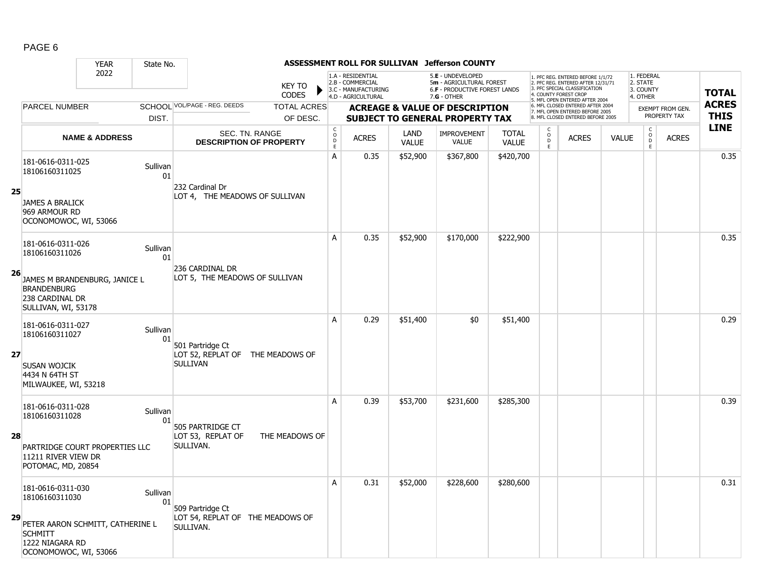# ASSESSMENT ROLL FOR SULLIVAN Jefferson COUNTY

| YEAR | State No. | KEY TO CODES | 1.A - RESIDENTIAL 2.B - COMMERCIAL 3.C - MANUFACTURING 4.D - AGRICULTURAL | 5.E - UNDEVELOPED 5m - AGRICULTURAL FOREST 6.F - PRODUCTIVE FOREST LANDS 7.G - OTHER | 1. PFC REG. ENTERED BEFORE 1/1/72 2. PFC REG. ENTERED AFTER 12/31/71 3. PFC SPECIAL CLASSIFICATION 4. COUNTY FOREST CROP 5. MFL OPEN ENTERED AFTER 2004 6. MFL CLOSED ENTERED AFTER 2004 7. MFL OPEN ENTERED BEFORE 2005 8. MFL CLOSED ENTERED BEFORE 2005 | 1. FEDERAL 2. STATE 3. COUNTY 4. OTHER |
|---|---|---|---|---|---|---|
| 2022 | | | | | | |

| | PARCEL NUMBER / NAME & ADDRESS | SCHOOL DIST. | VOL/PAGE - REG. DEEDS / SEC. TN. RANGE / DESCRIPTION OF PROPERTY | CODE | ACRES | LAND VALUE | IMPROVEMENT VALUE | TOTAL VALUE | CODE | ACRES | VALUE | CODE | ACRES | TOTAL ACRES THIS LINE |
|---|---|---|---|---|---|---|---|---|---|---|---|---|---|---|
| 25 | 181-0616-0311-025<br>18106160311025<br><br>JAMES A BRALICK<br>969 ARMOUR RD<br>OCONOMOWOC, WI, 53066 | Sullivan 01 | 232 Cardinal Dr<br>LOT 4, THE MEADOWS OF SULLIVAN | A | 0.35 | $52,900 | $367,800 | $420,700 | | | | | | 0.35 |
| 26 | 181-0616-0311-026<br>18106160311026<br><br>JAMES M BRANDENBURG, JANICE L BRANDENBURG<br>238 CARDINAL DR<br>SULLIVAN, WI, 53178 | Sullivan 01 | 236 CARDINAL DR<br>LOT 5, THE MEADOWS OF SULLIVAN | A | 0.35 | $52,900 | $170,000 | $222,900 | | | | | | 0.35 |
| 27 | 181-0616-0311-027<br>18106160311027<br><br>SUSAN WOJCIK<br>4434 N 64TH ST<br>MILWAUKEE, WI, 53218 | Sullivan 01 | 501 Partridge Ct<br>LOT 52, REPLAT OF THE MEADOWS OF SULLIVAN | A | 0.29 | $51,400 | $0 | $51,400 | | | | | | 0.29 |
| 28 | 181-0616-0311-028<br>18106160311028<br><br>PARTRIDGE COURT PROPERTIES LLC<br>11211 RIVER VIEW DR<br>POTOMAC, MD, 20854 | Sullivan 01 | 505 PARTRIDGE CT<br>LOT 53, REPLAT OF THE MEADOWS OF SULLIVAN. | A | 0.39 | $53,700 | $231,600 | $285,300 | | | | | | 0.39 |
| 29 | 181-0616-0311-030<br>18106160311030<br><br>PETER AARON SCHMITT, CATHERINE L SCHMITT<br>1222 NIAGARA RD<br>OCONOMOWOC, WI, 53066 | Sullivan 01 | 509 Partridge Ct<br>LOT 54, REPLAT OF THE MEADOWS OF SULLIVAN. | A | 0.31 | $52,000 | $228,600 | $280,600 | | | | | | 0.31 |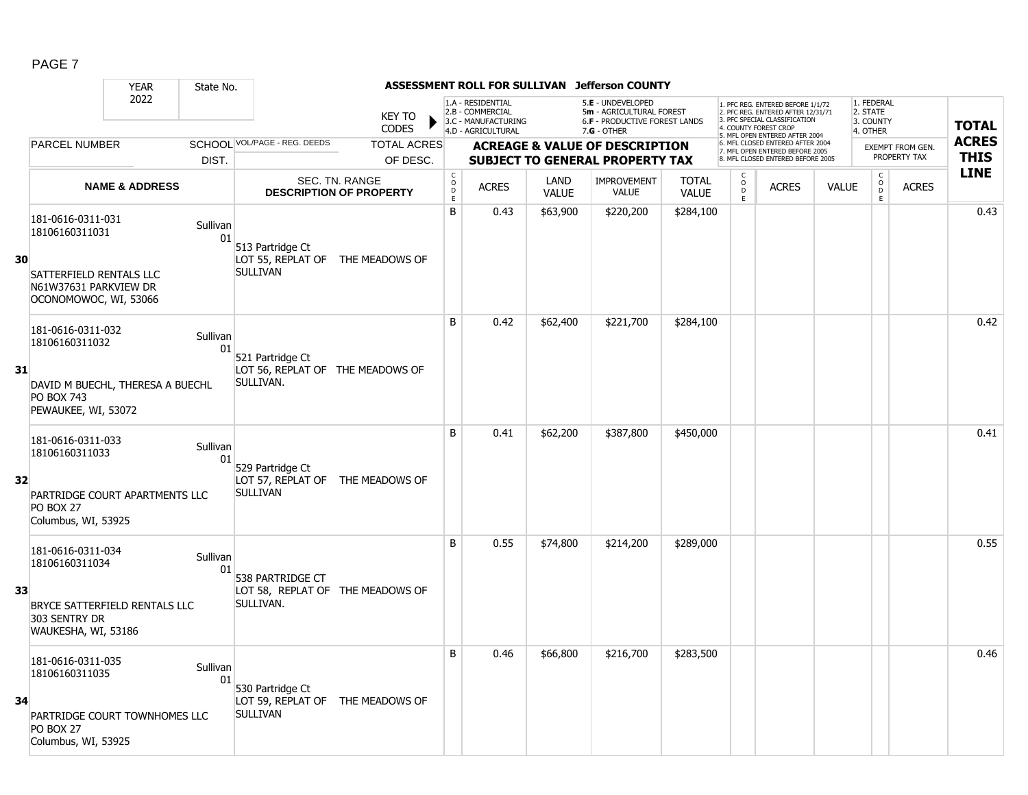# ASSESSMENT ROLL FOR SULLIVAN Jefferson COUNTY

YEAR: 2022 | State No.

KEY TO CODES:
- 1.A - RESIDENTIAL
- 2.B - COMMERCIAL
- 3.C - MANUFACTURING
- 4.D - AGRICULTURAL
- 5.E - UNDEVELOPED
- 5m - AGRICULTURAL FOREST
- 6.F - PRODUCTIVE FOREST LANDS
- 7.G - OTHER

1. PFC REG. ENTERED BEFORE 1/1/72
2. PFC REG. ENTERED AFTER 12/31/71
3. PFC SPECIAL CLASSIFICATION
4. COUNTY FOREST CROP
5. MFL OPEN ENTERED AFTER 2004
6. MFL CLOSED ENTERED AFTER 2004
7. MFL OPEN ENTERED BEFORE 2005
8. MFL CLOSED ENTERED BEFORE 2005

1. FEDERAL
2. STATE
3. COUNTY
4. OTHER

| | PARCEL NUMBER / NAME & ADDRESS | SCHOOL DIST. | VOL/PAGE - REG. DEEDS / SEC. TN. RANGE / DESCRIPTION OF PROPERTY | CODE | ACRES | LAND VALUE | IMPROVEMENT VALUE | TOTAL VALUE | CODE | ACRES | VALUE | CODE | ACRES (EXEMPT FROM GEN. PROPERTY TAX) | TOTAL ACRES THIS LINE |
|---|---|---|---|---|---|---|---|---|---|---|---|---|---|---|
| 30 | 181-0616-0311-031<br>18106160311031<br><br>SATTERFIELD RENTALS LLC<br>N61W37631 PARKVIEW DR<br>OCONOMOWOC, WI, 53066 | Sullivan 01 | 513 Partridge Ct<br>LOT 55, REPLAT OF THE MEADOWS OF SULLIVAN | B | 0.43 | $63,900 | $220,200 | $284,100 | | | | | | 0.43 |
| 31 | 181-0616-0311-032<br>18106160311032<br><br>DAVID M BUECHL, THERESA A BUECHL<br>PO BOX 743<br>PEWAUKEE, WI, 53072 | Sullivan 01 | 521 Partridge Ct<br>LOT 56, REPLAT OF THE MEADOWS OF SULLIVAN. | B | 0.42 | $62,400 | $221,700 | $284,100 | | | | | | 0.42 |
| 32 | 181-0616-0311-033<br>18106160311033<br><br>PARTRIDGE COURT APARTMENTS LLC<br>PO BOX 27<br>Columbus, WI, 53925 | Sullivan 01 | 529 Partridge Ct<br>LOT 57, REPLAT OF THE MEADOWS OF SULLIVAN | B | 0.41 | $62,200 | $387,800 | $450,000 | | | | | | 0.41 |
| 33 | 181-0616-0311-034<br>18106160311034<br><br>BRYCE SATTERFIELD RENTALS LLC<br>303 SENTRY DR<br>WAUKESHA, WI, 53186 | Sullivan 01 | 538 PARTRIDGE CT<br>LOT 58, REPLAT OF THE MEADOWS OF SULLIVAN. | B | 0.55 | $74,800 | $214,200 | $289,000 | | | | | | 0.55 |
| 34 | 181-0616-0311-035<br>18106160311035<br><br>PARTRIDGE COURT TOWNHOMES LLC<br>PO BOX 27<br>Columbus, WI, 53925 | Sullivan 01 | 530 Partridge Ct<br>LOT 59, REPLAT OF THE MEADOWS OF SULLIVAN | B | 0.46 | $66,800 | $216,700 | $283,500 | | | | | | 0.46 |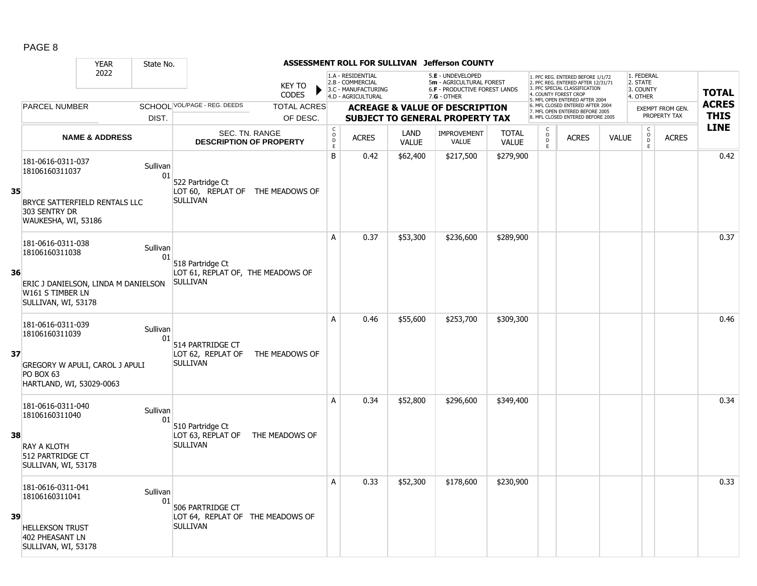# ASSESSMENT ROLL FOR SULLIVAN Jefferson COUNTY

| YEAR | State No. |
|---|---|
| 2022 | |

KEY TO CODES:
- 1.A - RESIDENTIAL
- 2.B - COMMERCIAL
- 3.C - MANUFACTURING
- 4.D - AGRICULTURAL
- 5.E - UNDEVELOPED
- 5m - AGRICULTURAL FOREST
- 6.F - PRODUCTIVE FOREST LANDS
- 7.G - OTHER

- 1. PFC REG. ENTERED BEFORE 1/1/72
- 2. PFC REG. ENTERED AFTER 12/31/71
- 3. PFC SPECIAL CLASSIFICATION
- 4. COUNTY FOREST CROP
- 5. MFL OPEN ENTERED AFTER 2004
- 6. MFL CLOSED ENTERED AFTER 2004
- 7. MFL OPEN ENTERED BEFORE 2005
- 8. MFL CLOSED ENTERED BEFORE 2005

- 1. FEDERAL
- 2. STATE
- 3. COUNTY
- 4. OTHER

| | PARCEL NUMBER / NAME & ADDRESS | SCHOOL DIST. | VOL/PAGE - REG. DEEDS / SEC. TN. RANGE / DESCRIPTION OF PROPERTY | CODE | ACRES | LAND VALUE | IMPROVEMENT VALUE | TOTAL VALUE | CODE | ACRES | VALUE | CODE | EXEMPT FROM GEN. PROPERTY TAX ACRES | TOTAL ACRES THIS LINE |
|---|---|---|---|---|---|---|---|---|---|---|---|---|---|---|
| 35 | 181-0616-0311-037<br>18106160311037<br><br>BRYCE SATTERFIELD RENTALS LLC<br>303 SENTRY DR<br>WAUKESHA, WI, 53186 | Sullivan 01 | 522 Partridge Ct<br>LOT 60, REPLAT OF THE MEADOWS OF SULLIVAN | B | 0.42 | $62,400 | $217,500 | $279,900 | | | | | | 0.42 |
| 36 | 181-0616-0311-038<br>18106160311038<br><br>ERIC J DANIELSON, LINDA M DANIELSON<br>W161 S TIMBER LN<br>SULLIVAN, WI, 53178 | Sullivan 01 | 518 Partridge Ct<br>LOT 61, REPLAT OF, THE MEADOWS OF SULLIVAN | A | 0.37 | $53,300 | $236,600 | $289,900 | | | | | | 0.37 |
| 37 | 181-0616-0311-039<br>18106160311039<br><br>GREGORY W APULI, CAROL J APULI<br>PO BOX 63<br>HARTLAND, WI, 53029-0063 | Sullivan 01 | 514 PARTRIDGE CT<br>LOT 62, REPLAT OF THE MEADOWS OF SULLIVAN | A | 0.46 | $55,600 | $253,700 | $309,300 | | | | | | 0.46 |
| 38 | 181-0616-0311-040<br>18106160311040<br><br>RAY A KLOTH<br>512 PARTRIDGE CT<br>SULLIVAN, WI, 53178 | Sullivan 01 | 510 Partridge Ct<br>LOT 63, REPLAT OF THE MEADOWS OF SULLIVAN | A | 0.34 | $52,800 | $296,600 | $349,400 | | | | | | 0.34 |
| 39 | 181-0616-0311-041<br>18106160311041<br><br>HELLEKSON TRUST<br>402 PHEASANT LN<br>SULLIVAN, WI, 53178 | Sullivan 01 | 506 PARTRIDGE CT<br>LOT 64, REPLAT OF THE MEADOWS OF SULLIVAN | A | 0.33 | $52,300 | $178,600 | $230,900 | | | | | | 0.33 |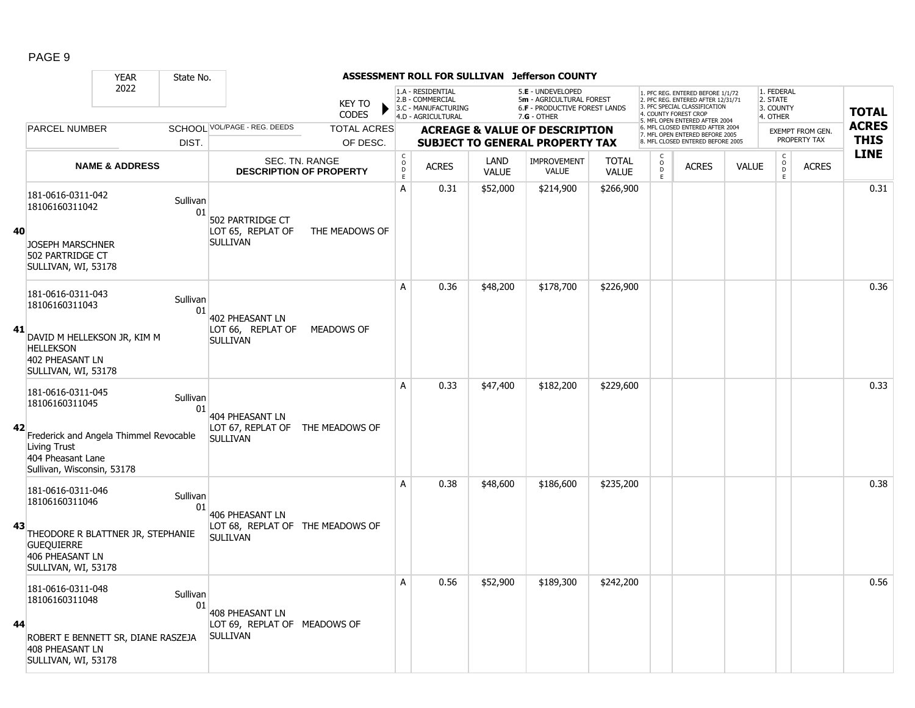# ASSESSMENT ROLL FOR SULLIVAN Jefferson COUNTY

| YEAR | State No. | | |
|---|---|---|---|
| 2022 | | | |

KEY TO CODES:
- 1.A - RESIDENTIAL
- 2.B - COMMERCIAL
- 3.C - MANUFACTURING
- 4.D - AGRICULTURAL
- 5.E - UNDEVELOPED
- 5m - AGRICULTURAL FOREST
- 6.F - PRODUCTIVE FOREST LANDS
- 7.G - OTHER

- 1. PFC REG. ENTERED BEFORE 1/1/72
- 2. PFC REG. ENTERED AFTER 12/31/71
- 3. PFC SPECIAL CLASSIFICATION
- 4. COUNTY FOREST CROP
- 5. MFL OPEN ENTERED AFTER 2004
- 6. MFL CLOSED ENTERED AFTER 2004
- 7. MFL OPEN ENTERED BEFORE 2005
- 8. MFL CLOSED ENTERED BEFORE 2005

- 1. FEDERAL
- 2. STATE
- 3. COUNTY
- 4. OTHER

| LINE | PARCEL NUMBER / NAME & ADDRESS | SCHOOL DIST. | VOL/PAGE - REG. DEEDS / SEC. TN. RANGE / DESCRIPTION OF PROPERTY | TOTAL ACRES OF DESC. | CODE | ACRES | LAND VALUE | IMPROVEMENT VALUE | TOTAL VALUE | CODE | ACRES | VALUE | CODE (EXEMPT) | ACRES (EXEMPT) | TOTAL ACRES THIS LINE |
|---|---|---|---|---|---|---|---|---|---|---|---|---|---|---|---|
| 40 | 181-0616-0311-042<br>18106160311042<br><br>JOSEPH MARSCHNER<br>502 PARTRIDGE CT<br>SULLIVAN, WI, 53178 | Sullivan 01 | 502 PARTRIDGE CT<br>LOT 65, REPLAT OF THE MEADOWS OF SULLIVAN | | A | 0.31 | $52,000 | $214,900 | $266,900 | | | | | | 0.31 |
| 41 | 181-0616-0311-043<br>18106160311043<br><br>DAVID M HELLEKSON JR, KIM M HELLEKSON<br>402 PHEASANT LN<br>SULLIVAN, WI, 53178 | Sullivan 01 | 402 PHEASANT LN<br>LOT 66, REPLAT OF MEADOWS OF SULLIVAN | | A | 0.36 | $48,200 | $178,700 | $226,900 | | | | | | 0.36 |
| 42 | 181-0616-0311-045<br>18106160311045<br><br>Frederick and Angela Thimmel Revocable Living Trust<br>404 Pheasant Lane<br>Sullivan, Wisconsin, 53178 | Sullivan 01 | 404 PHEASANT LN<br>LOT 67, REPLAT OF THE MEADOWS OF SULLIVAN | | A | 0.33 | $47,400 | $182,200 | $229,600 | | | | | | 0.33 |
| 43 | 181-0616-0311-046<br>18106160311046<br><br>THEODORE R BLATTNER JR, STEPHANIE GUEQUIERRE<br>406 PHEASANT LN<br>SULLIVAN, WI, 53178 | Sullivan 01 | 406 PHEASANT LN<br>LOT 68, REPLAT OF THE MEADOWS OF SULILVAN | | A | 0.38 | $48,600 | $186,600 | $235,200 | | | | | | 0.38 |
| 44 | 181-0616-0311-048<br>18106160311048<br><br>ROBERT E BENNETT SR, DIANE RASZEJA<br>408 PHEASANT LN<br>SULLIVAN, WI, 53178 | Sullivan 01 | 408 PHEASANT LN<br>LOT 69, REPLAT OF MEADOWS OF SULLIVAN | | A | 0.56 | $52,900 | $189,300 | $242,200 | | | | | | 0.56 |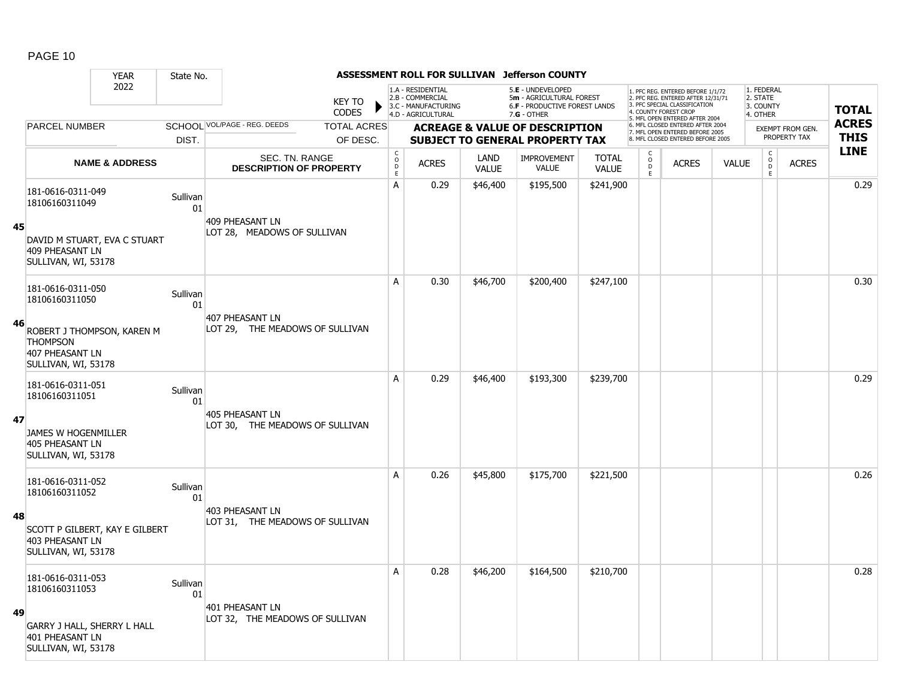# ASSESSMENT ROLL FOR SULLIVAN Jefferson COUNTY

| YEAR | State No. | | KEY TO CODES | 1.A - RESIDENTIAL<br>2.B - COMMERCIAL<br>3.C - MANUFACTURING<br>4.D - AGRICULTURAL | | 5.E - UNDEVELOPED<br>5m - AGRICULTURAL FOREST<br>6.F - PRODUCTIVE FOREST LANDS<br>7.G - OTHER | | | 1. PFC REG. ENTERED BEFORE 1/1/72<br>2. PFC REG. ENTERED AFTER 12/31/71<br>3. PFC SPECIAL CLASSIFICATION<br>4. COUNTY FOREST CROP<br>5. MFL OPEN ENTERED AFTER 2004<br>6. MFL CLOSED ENTERED AFTER 2004<br>7. MFL OPEN ENTERED BEFORE 2005<br>8. MFL CLOSED ENTERED BEFORE 2005 | | | 1. FEDERAL<br>2. STATE<br>3. COUNTY<br>4. OTHER | | TOTAL ACRES THIS LINE |
|---|---|---|---|---|---|---|---|---|---|---|---|---|---|---|
| 2022 | | | | | | | | | | | | | | |
| PARCEL NUMBER | SCHOOL DIST. | VOL/PAGE - REG. DEEDS | TOTAL ACRES OF DESC. | ACREAGE & VALUE OF DESCRIPTION SUBJECT TO GENERAL PROPERTY TAX | | | | | | | | EXEMPT FROM GEN. PROPERTY TAX | | |
| NAME & ADDRESS | | SEC. TN. RANGE DESCRIPTION OF PROPERTY | | CODE | ACRES | LAND VALUE | IMPROVEMENT VALUE | TOTAL VALUE | CODE | ACRES | VALUE | CODE | ACRES | |
| **45** 181-0616-0311-049<br>18106160311049<br>DAVID M STUART, EVA C STUART<br>409 PHEASANT LN<br>SULLIVAN, WI, 53178 | Sullivan 01 | 409 PHEASANT LN<br>LOT 28, MEADOWS OF SULLIVAN | | A | 0.29 | $46,400 | $195,500 | $241,900 | | | | | | 0.29 |
| **46** 181-0616-0311-050<br>18106160311050<br>ROBERT J THOMPSON, KAREN M THOMPSON<br>407 PHEASANT LN<br>SULLIVAN, WI, 53178 | Sullivan 01 | 407 PHEASANT LN<br>LOT 29, THE MEADOWS OF SULLIVAN | | A | 0.30 | $46,700 | $200,400 | $247,100 | | | | | | 0.30 |
| **47** 181-0616-0311-051<br>18106160311051<br>JAMES W HOGENMILLER<br>405 PHEASANT LN<br>SULLIVAN, WI, 53178 | Sullivan 01 | 405 PHEASANT LN<br>LOT 30, THE MEADOWS OF SULLIVAN | | A | 0.29 | $46,400 | $193,300 | $239,700 | | | | | | 0.29 |
| **48** 181-0616-0311-052<br>18106160311052<br>SCOTT P GILBERT, KAY E GILBERT<br>403 PHEASANT LN<br>SULLIVAN, WI, 53178 | Sullivan 01 | 403 PHEASANT LN<br>LOT 31, THE MEADOWS OF SULLIVAN | | A | 0.26 | $45,800 | $175,700 | $221,500 | | | | | | 0.26 |
| **49** 181-0616-0311-053<br>18106160311053<br>GARRY J HALL, SHERRY L HALL<br>401 PHEASANT LN<br>SULLIVAN, WI, 53178 | Sullivan 01 | 401 PHEASANT LN<br>LOT 32, THE MEADOWS OF SULLIVAN | | A | 0.28 | $46,200 | $164,500 | $210,700 | | | | | | 0.28 |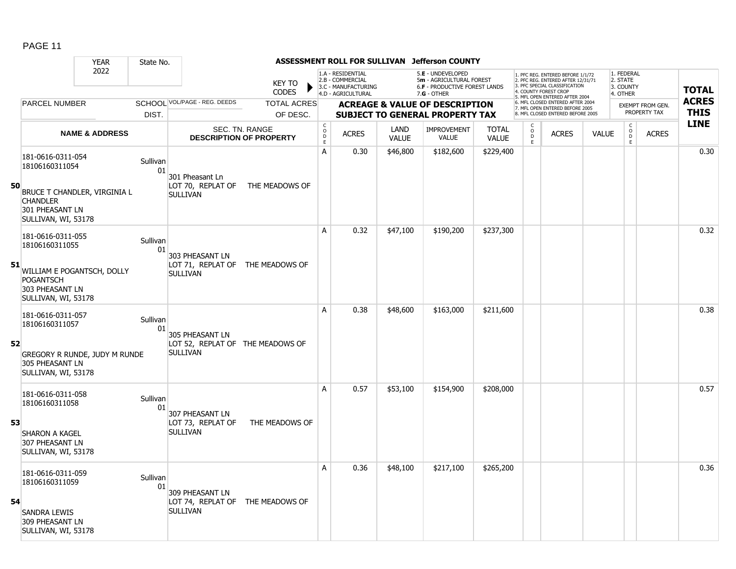**ASSESSMENT ROLL FOR SULLIVAN Jefferson COUNTY**

YEAR 2022 | State No.

KEY TO CODES:
- 1.A - RESIDENTIAL
- 2.B - COMMERCIAL
- 3.C - MANUFACTURING
- 4.D - AGRICULTURAL
- 5.E - UNDEVELOPED
- 5m - AGRICULTURAL FOREST
- 6.F - PRODUCTIVE FOREST LANDS
- 7.G - OTHER

- 1. PFC REG. ENTERED BEFORE 1/1/72
- 2. PFC REG. ENTERED AFTER 12/31/71
- 3. PFC SPECIAL CLASSIFICATION
- 4. COUNTY FOREST CROP
- 5. MFL OPEN ENTERED AFTER 2004
- 6. MFL CLOSED ENTERED AFTER 2004
- 7. MFL OPEN ENTERED BEFORE 2005
- 8. MFL CLOSED ENTERED BEFORE 2005

- 1. FEDERAL
- 2. STATE
- 3. COUNTY
- 4. OTHER

| | PARCEL NUMBER / NAME & ADDRESS | SCHOOL DIST. | VOL/PAGE - REG. DEEDS / SEC. TN. RANGE / DESCRIPTION OF PROPERTY | CODE | ACRES | LAND VALUE | IMPROVEMENT VALUE | TOTAL VALUE | CODE | ACRES | VALUE | CODE | EXEMPT FROM GEN. PROPERTY TAX ACRES | TOTAL ACRES THIS LINE |
|---|---|---|---|---|---|---|---|---|---|---|---|---|---|---|
| 50 | 181-0616-0311-054<br>18106160311054<br>BRUCE T CHANDLER, VIRGINIA L CHANDLER<br>301 PHEASANT LN<br>SULLIVAN, WI, 53178 | Sullivan 01 | 301 Pheasant Ln<br>LOT 70, REPLAT OF THE MEADOWS OF SULLIVAN | A | 0.30 | $46,800 | $182,600 | $229,400 | | | | | | 0.30 |
| 51 | 181-0616-0311-055<br>18106160311055<br>WILLIAM E POGANTSCH, DOLLY POGANTSCH<br>303 PHEASANT LN<br>SULLIVAN, WI, 53178 | Sullivan 01 | 303 PHEASANT LN<br>LOT 71, REPLAT OF THE MEADOWS OF SULLIVAN | A | 0.32 | $47,100 | $190,200 | $237,300 | | | | | | 0.32 |
| 52 | 181-0616-0311-057<br>18106160311057<br>GREGORY R RUNDE, JUDY M RUNDE<br>305 PHEASANT LN<br>SULLIVAN, WI, 53178 | Sullivan 01 | 305 PHEASANT LN<br>LOT 52, REPLAT OF THE MEADOWS OF SULLIVAN | A | 0.38 | $48,600 | $163,000 | $211,600 | | | | | | 0.38 |
| 53 | 181-0616-0311-058<br>18106160311058<br>SHARON A KAGEL<br>307 PHEASANT LN<br>SULLIVAN, WI, 53178 | Sullivan 01 | 307 PHEASANT LN<br>LOT 73, REPLAT OF THE MEADOWS OF SULLIVAN | A | 0.57 | $53,100 | $154,900 | $208,000 | | | | | | 0.57 |
| 54 | 181-0616-0311-059<br>18106160311059<br>SANDRA LEWIS<br>309 PHEASANT LN<br>SULLIVAN, WI, 53178 | Sullivan 01 | 309 PHEASANT LN<br>LOT 74, REPLAT OF THE MEADOWS OF SULLIVAN | A | 0.36 | $48,100 | $217,100 | $265,200 | | | | | | 0.36 |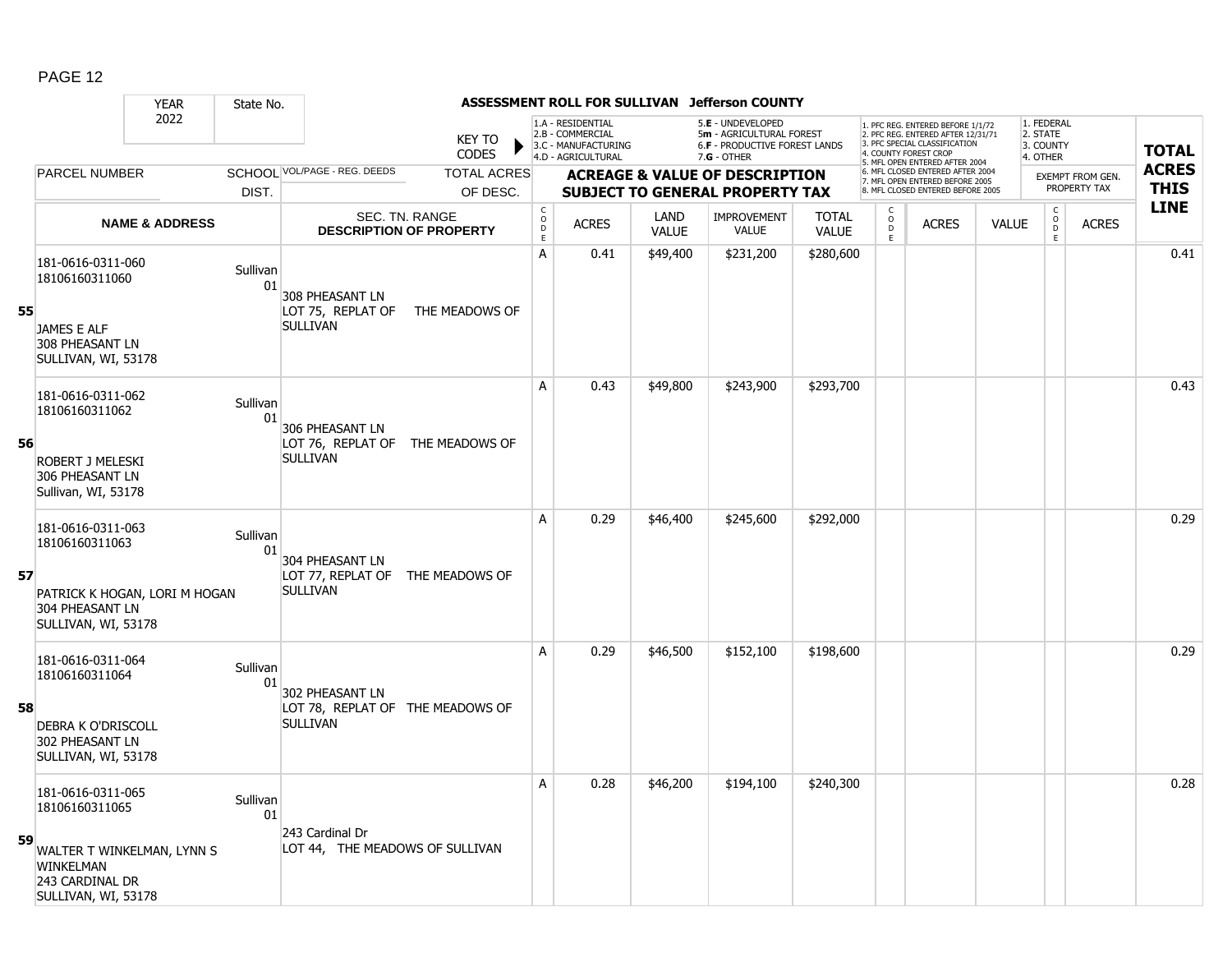**ASSESSMENT ROLL FOR SULLIVAN Jefferson COUNTY**

| YEAR | State No. | | |
|---|---|---|---|
| 2022 | | | |

KEY TO CODES:
- 1.A - RESIDENTIAL
- 2.B - COMMERCIAL
- 3.C - MANUFACTURING
- 4.D - AGRICULTURAL
- 5.E - UNDEVELOPED
- 5m - AGRICULTURAL FOREST
- 6.F - PRODUCTIVE FOREST LANDS
- 7.G - OTHER

- 1. PFC REG. ENTERED BEFORE 1/1/72
- 2. PFC REG. ENTERED AFTER 12/31/71
- 3. PFC SPECIAL CLASSIFICATION
- 4. COUNTY FOREST CROP
- 5. MFL OPEN ENTERED AFTER 2004
- 6. MFL CLOSED ENTERED AFTER 2004
- 7. MFL OPEN ENTERED BEFORE 2005
- 8. MFL CLOSED ENTERED BEFORE 2005

- 1. FEDERAL
- 2. STATE
- 3. COUNTY
- 4. OTHER

| | PARCEL NUMBER / NAME & ADDRESS | SCHOOL DIST. | VOL/PAGE - REG. DEEDS / SEC. TN. RANGE / DESCRIPTION OF PROPERTY | TOTAL ACRES OF DESC. | CODE | ACRES | LAND VALUE | IMPROVEMENT VALUE | TOTAL VALUE | CODE | ACRES | VALUE | CODE | EXEMPT FROM GEN. PROPERTY TAX ACRES | TOTAL ACRES THIS LINE |
|---|---|---|---|---|---|---|---|---|---|---|---|---|---|---|---|
| 55 | 181-0616-0311-060<br>18106160311060<br>JAMES E ALF<br>308 PHEASANT LN<br>SULLIVAN, WI, 53178 | Sullivan 01 | 308 PHEASANT LN<br>LOT 75, REPLAT OF THE MEADOWS OF SULLIVAN | | A | 0.41 | $49,400 | $231,200 | $280,600 | | | | | | 0.41 |
| 56 | 181-0616-0311-062<br>18106160311062<br>ROBERT J MELESKI<br>306 PHEASANT LN<br>Sullivan, WI, 53178 | Sullivan 01 | 306 PHEASANT LN<br>LOT 76, REPLAT OF THE MEADOWS OF SULLIVAN | | A | 0.43 | $49,800 | $243,900 | $293,700 | | | | | | 0.43 |
| 57 | 181-0616-0311-063<br>18106160311063<br>PATRICK K HOGAN, LORI M HOGAN<br>304 PHEASANT LN<br>SULLIVAN, WI, 53178 | Sullivan 01 | 304 PHEASANT LN<br>LOT 77, REPLAT OF THE MEADOWS OF SULLIVAN | | A | 0.29 | $46,400 | $245,600 | $292,000 | | | | | | 0.29 |
| 58 | 181-0616-0311-064<br>18106160311064<br>DEBRA K O'DRISCOLL<br>302 PHEASANT LN<br>SULLIVAN, WI, 53178 | Sullivan 01 | 302 PHEASANT LN<br>LOT 78, REPLAT OF THE MEADOWS OF SULLIVAN | | A | 0.29 | $46,500 | $152,100 | $198,600 | | | | | | 0.29 |
| 59 | 181-0616-0311-065<br>18106160311065<br>WALTER T WINKELMAN, LYNN S WINKELMAN<br>243 CARDINAL DR<br>SULLIVAN, WI, 53178 | Sullivan 01 | 243 Cardinal Dr<br>LOT 44, THE MEADOWS OF SULLIVAN | | A | 0.28 | $46,200 | $194,100 | $240,300 | | | | | | 0.28 |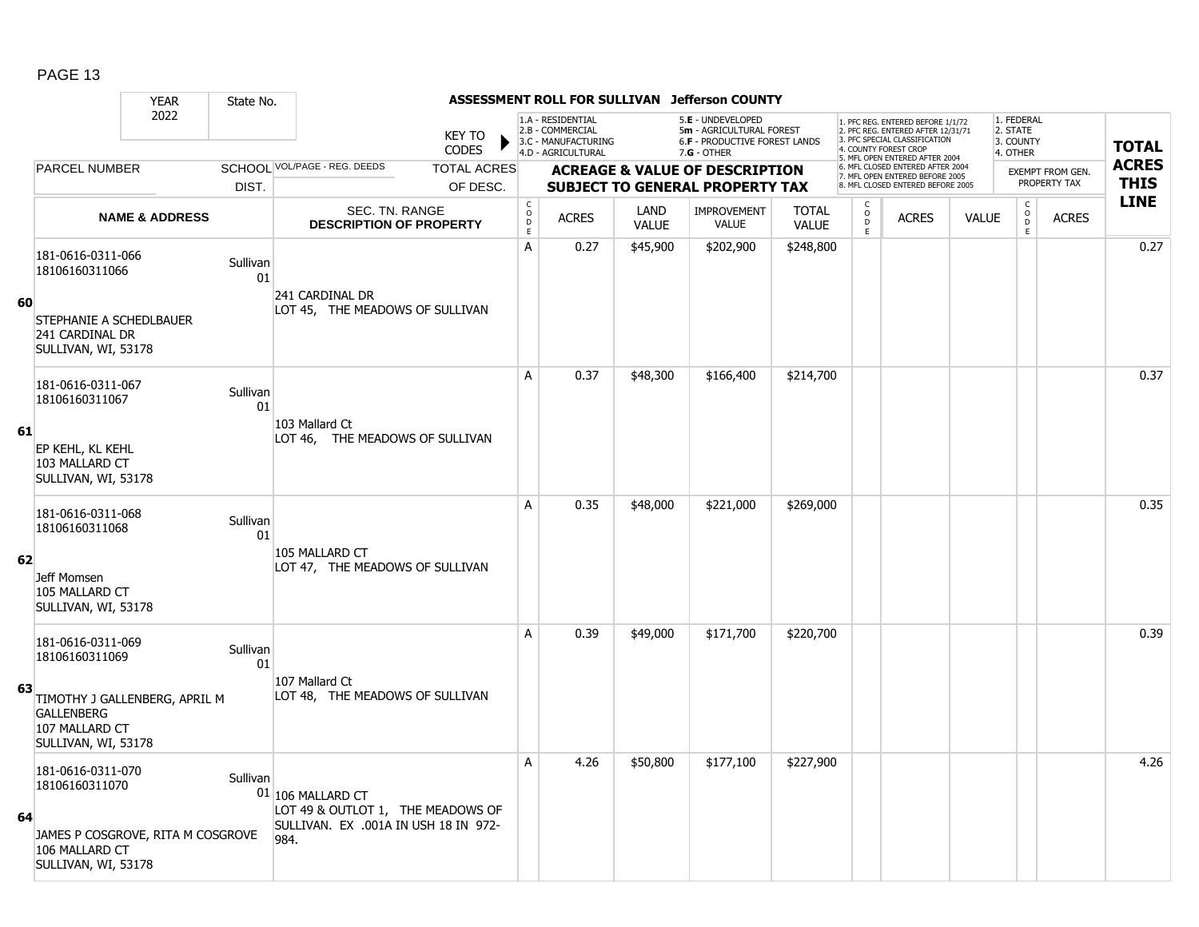ASSESSMENT ROLL FOR SULLIVAN Jefferson COUNTY

| YEAR 2022 | State No. | KEY TO CODES | 1.A - RESIDENTIAL 2.B - COMMERCIAL 3.C - MANUFACTURING 4.D - AGRICULTURAL | | 5.E - UNDEVELOPED 5m - AGRICULTURAL FOREST 6.F - PRODUCTIVE FOREST LANDS 7.G - OTHER | | | 1. PFC REG. ENTERED BEFORE 1/1/72 2. PFC REG. ENTERED AFTER 12/31/71 3. PFC SPECIAL CLASSIFICATION 4. COUNTY FOREST CROP 5. MFL OPEN ENTERED AFTER 2004 6. MFL CLOSED ENTERED AFTER 2004 7. MFL OPEN ENTERED BEFORE 2005 8. MFL CLOSED ENTERED BEFORE 2005 | | | 1. FEDERAL 2. STATE 3. COUNTY 4. OTHER | | |
|---|---|---|---|---|---|---|---|---|---|---|---|---|---|
| PARCEL NUMBER | SCHOOL DIST. | VOL/PAGE - REG. DEEDS / TOTAL ACRES OF DESC. | ACREAGE & VALUE OF DESCRIPTION SUBJECT TO GENERAL PROPERTY TAX | | | | | | | | EXEMPT FROM GEN. PROPERTY TAX | | TOTAL ACRES THIS LINE |
| NAME & ADDRESS | | SEC. TN. RANGE DESCRIPTION OF PROPERTY | CODE | ACRES | LAND VALUE | IMPROVEMENT VALUE | TOTAL VALUE | CODE | ACRES | VALUE | CODE | ACRES | |
| **60** 181-0616-0311-066 18106160311066 STEPHANIE A SCHEDLBAUER 241 CARDINAL DR SULLIVAN, WI, 53178 | Sullivan 01 | 241 CARDINAL DR LOT 45, THE MEADOWS OF SULLIVAN | A | 0.27 | $45,900 | $202,900 | $248,800 | | | | | | 0.27 |
| **61** 181-0616-0311-067 18106160311067 EP KEHL, KL KEHL 103 MALLARD CT SULLIVAN, WI, 53178 | Sullivan 01 | 103 Mallard Ct LOT 46, THE MEADOWS OF SULLIVAN | A | 0.37 | $48,300 | $166,400 | $214,700 | | | | | | 0.37 |
| **62** 181-0616-0311-068 18106160311068 Jeff Momsen 105 MALLARD CT SULLIVAN, WI, 53178 | Sullivan 01 | 105 MALLARD CT LOT 47, THE MEADOWS OF SULLIVAN | A | 0.35 | $48,000 | $221,000 | $269,000 | | | | | | 0.35 |
| **63** 181-0616-0311-069 18106160311069 TIMOTHY J GALLENBERG, APRIL M GALLENBERG 107 MALLARD CT SULLIVAN, WI, 53178 | Sullivan 01 | 107 Mallard Ct LOT 48, THE MEADOWS OF SULLIVAN | A | 0.39 | $49,000 | $171,700 | $220,700 | | | | | | 0.39 |
| **64** 181-0616-0311-070 18106160311070 JAMES P COSGROVE, RITA M COSGROVE 106 MALLARD CT SULLIVAN, WI, 53178 | Sullivan 01 | 106 MALLARD CT LOT 49 & OUTLOT 1, THE MEADOWS OF SULLIVAN. EX .001A IN USH 18 IN 972-984. | A | 4.26 | $50,800 | $177,100 | $227,900 | | | | | | 4.26 |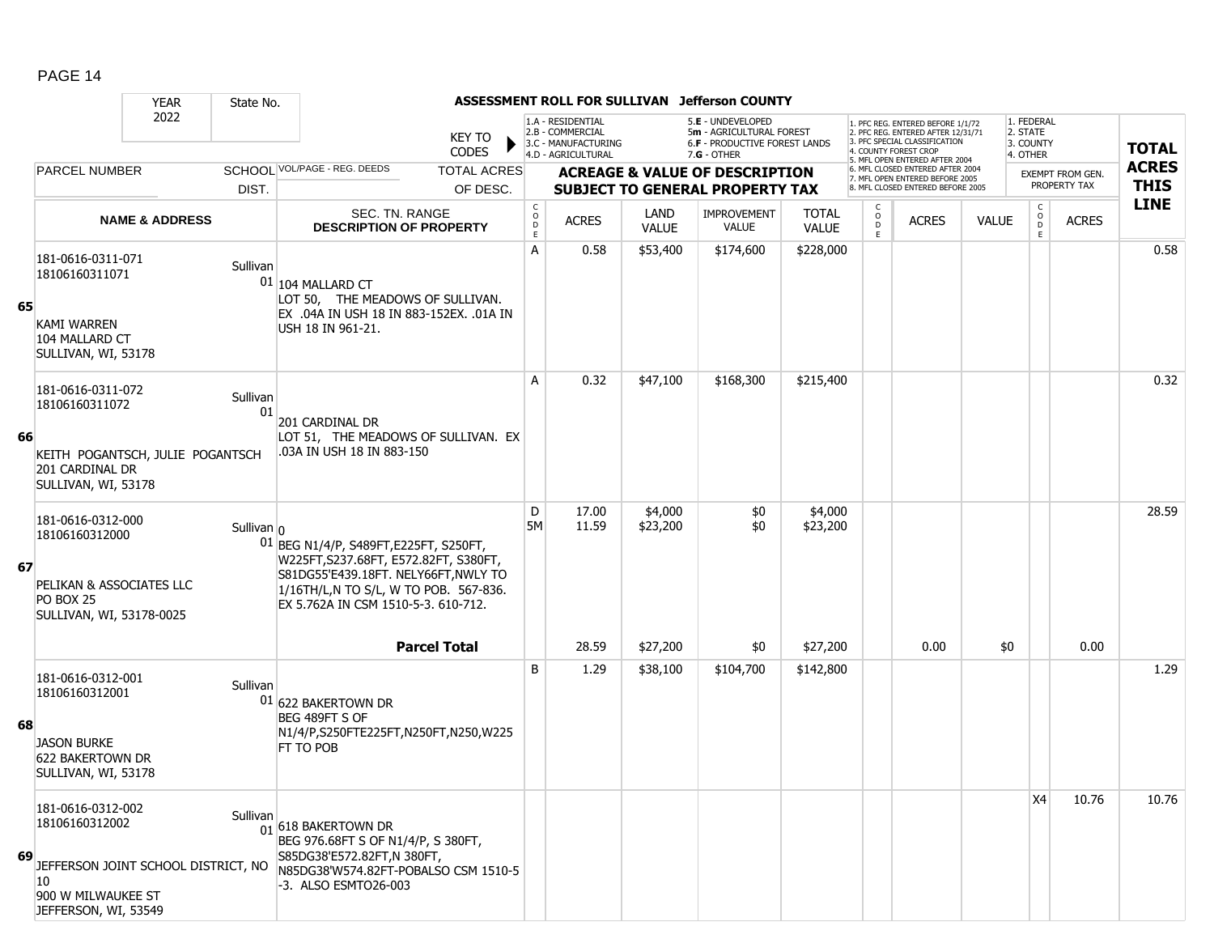PAGE 14

**ASSESSMENT ROLL FOR SULLIVAN Jefferson COUNTY**

YEAR 2022 | State No.

KEY TO CODES: 1.A - RESIDENTIAL, 2.B - COMMERCIAL, 3.C - MANUFACTURING, 4.D - AGRICULTURAL, 5.E - UNDEVELOPED, 5m - AGRICULTURAL FOREST, 6.F - PRODUCTIVE FOREST LANDS, 7.G - OTHER

1. PFC REG. ENTERED BEFORE 1/1/72, 2. PFC REG. ENTERED AFTER 12/31/71, 3. PFC SPECIAL CLASSIFICATION, 4. COUNTY FOREST CROP, 5. MFL OPEN ENTERED AFTER 2004, 6. MFL CLOSED ENTERED AFTER 2004, 7. MFL OPEN ENTERED BEFORE 2005, 8. MFL CLOSED ENTERED BEFORE 2005

1. FEDERAL, 2. STATE, 3. COUNTY, 4. OTHER — EXEMPT FROM GEN. PROPERTY TAX

| | PARCEL NUMBER / NAME & ADDRESS | SCHOOL DIST. | VOL/PAGE - REG. DEEDS / SEC. TN. RANGE / DESCRIPTION OF PROPERTY | CODE | ACRES | LAND VALUE | IMPROVEMENT VALUE | TOTAL VALUE | CODE | ACRES | VALUE | CODE | ACRES | TOTAL ACRES THIS LINE |
|---|---|---|---|---|---|---|---|---|---|---|---|---|---|---|
| 65 | 181-0616-0311-071<br>18106160311071<br><br>KAMI WARREN<br>104 MALLARD CT<br>SULLIVAN, WI, 53178 | Sullivan 01 | 104 MALLARD CT<br>LOT 50, THE MEADOWS OF SULLIVAN. EX .04A IN USH 18 IN 883-152EX. .01A IN USH 18 IN 961-21. | A | 0.58 | $53,400 | $174,600 | $228,000 | | | | | | 0.58 |
| 66 | 181-0616-0311-072<br>18106160311072<br><br>KEITH POGANTSCH, JULIE POGANTSCH<br>201 CARDINAL DR<br>SULLIVAN, WI, 53178 | Sullivan 01 | 201 CARDINAL DR<br>LOT 51, THE MEADOWS OF SULLIVAN. EX .03A IN USH 18 IN 883-150 | A | 0.32 | $47,100 | $168,300 | $215,400 | | | | | | 0.32 |
| 67 | 181-0616-0312-000<br>18106160312000<br><br>PELIKAN & ASSOCIATES LLC<br>PO BOX 25<br>SULLIVAN, WI, 53178-0025 | Sullivan 01 | 0<br>BEG N1/4/P, S489FT,E225FT, S250FT, W225FT,S237.68FT, E572.82FT, S380FT, S81DG55'E439.18FT. NELY66FT,NWLY TO 1/16TH/L,N TO S/L, W TO POB. 567-836. EX 5.762A IN CSM 1510-5-3. 610-712. | D<br>5M | 17.00<br>11.59 | $4,000<br>$23,200 | $0<br>$0 | $4,000<br>$23,200 | | | | | | 28.59 |
| | | | **Parcel Total** | | 28.59 | $27,200 | $0 | $27,200 | | 0.00 | $0 | | 0.00 | |
| 68 | 181-0616-0312-001<br>18106160312001<br><br>JASON BURKE<br>622 BAKERTOWN DR<br>SULLIVAN, WI, 53178 | Sullivan 01 | 622 BAKERTOWN DR<br>BEG 489FT S OF N1/4/P,S250FTE225FT,N250FT,N250,W225 FT TO POB | B | 1.29 | $38,100 | $104,700 | $142,800 | | | | | | 1.29 |
| 69 | 181-0616-0312-002<br>18106160312002<br><br>JEFFERSON JOINT SCHOOL DISTRICT, NO 10<br>900 W MILWAUKEE ST<br>JEFFERSON, WI, 53549 | Sullivan 01 | 618 BAKERTOWN DR<br>BEG 976.68FT S OF N1/4/P, S 380FT, S85DG38'E572.82FT,N 380FT, N85DG38'W574.82FT-POBALSO CSM 1510-5-3. ALSO ESMTO26-003 | | | | | | | | | X4 | 10.76 | 10.76 |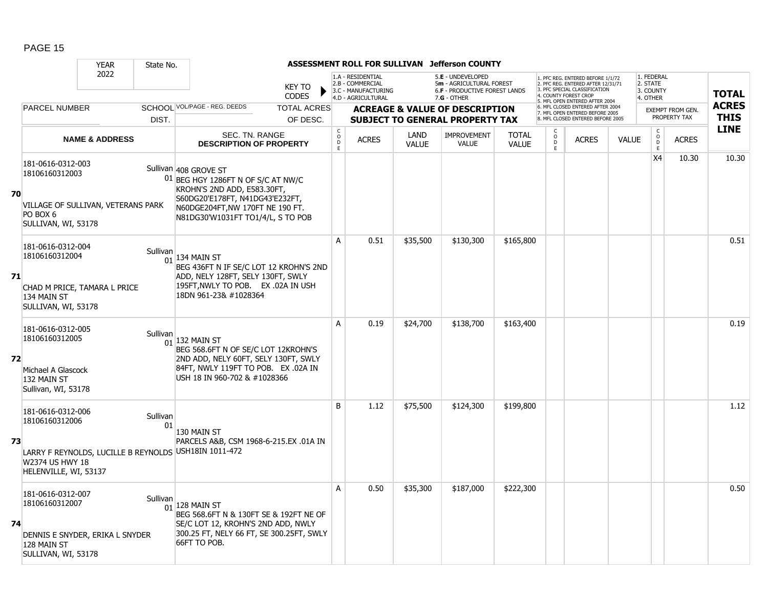# ASSESSMENT ROLL FOR SULLIVAN Jefferson COUNTY

YEAR 2022 | State No.

KEY TO CODES:
- 1.A - RESIDENTIAL
- 2.B - COMMERCIAL
- 3.C - MANUFACTURING
- 4.D - AGRICULTURAL
- 5.E - UNDEVELOPED
- 5m - AGRICULTURAL FOREST
- 6.F - PRODUCTIVE FOREST LANDS
- 7.G - OTHER

- 1. PFC REG. ENTERED BEFORE 1/1/72
- 2. PFC REG. ENTERED AFTER 12/31/71
- 3. PFC SPECIAL CLASSIFICATION
- 4. COUNTY FOREST CROP
- 5. MFL OPEN ENTERED AFTER 2004
- 6. MFL CLOSED ENTERED AFTER 2004
- 7. MFL OPEN ENTERED BEFORE 2005
- 8. MFL CLOSED ENTERED BEFORE 2005

- 1. FEDERAL
- 2. STATE
- 3. COUNTY
- 4. OTHER

| LINE | PARCEL NUMBER / NAME & ADDRESS | SCHOOL DIST. | VOL/PAGE - REG. DEEDS / SEC. TN. RANGE / DESCRIPTION OF PROPERTY | CODE | ACRES | LAND VALUE | IMPROVEMENT VALUE | TOTAL VALUE | CODE | ACRES | VALUE | CODE (EXEMPT) | ACRES (EXEMPT FROM GEN. PROPERTY TAX) | TOTAL ACRES THIS LINE |
|---|---|---|---|---|---|---|---|---|---|---|---|---|---|---|
| 70 | 181-0616-0312-003<br>18106160312003<br>VILLAGE OF SULLIVAN, VETERANS PARK<br>PO BOX 6<br>SULLIVAN, WI, 53178 | Sullivan 01 | 408 GROVE ST<br>BEG HGY 1286FT N OF S/C AT NW/C KROHN'S 2ND ADD, E583.30FT, S60DG20'E178FT, N41DG43'E232FT, N60DGE204FT,NW 170FT NE 190 FT. N81DG30'W1031FT TO1/4/L, S TO POB | | | | | | | | | X4 | 10.30 | 10.30 |
| 71 | 181-0616-0312-004<br>18106160312004<br>CHAD M PRICE, TAMARA L PRICE<br>134 MAIN ST<br>SULLIVAN, WI, 53178 | Sullivan 01 | 134 MAIN ST<br>BEG 436FT N IF SE/C LOT 12 KROHN'S 2ND ADD, NELY 128FT, SELY 130FT, SWLY 195FT,NWLY TO POB. EX .02A IN USH 18DN 961-23& #1028364 | A | 0.51 | $35,500 | $130,300 | $165,800 | | | | | | 0.51 |
| 72 | 181-0616-0312-005<br>18106160312005<br>Michael A Glascock<br>132 MAIN ST<br>Sullivan, WI, 53178 | Sullivan 01 | 132 MAIN ST<br>BEG 568.6FT N OF SE/C LOT 12KROHN'S 2ND ADD, NELY 60FT, SELY 130FT, SWLY 84FT, NWLY 119FT TO POB. EX .02A IN USH 18 IN 960-702 & #1028366 | A | 0.19 | $24,700 | $138,700 | $163,400 | | | | | | 0.19 |
| 73 | 181-0616-0312-006<br>18106160312006<br>LARRY F REYNOLDS, LUCILLE B REYNOLDS<br>W2374 US HWY 18<br>HELENVILLE, WI, 53137 | Sullivan 01 | 130 MAIN ST<br>PARCELS A&B, CSM 1968-6-215.EX .01A IN USH18IN 1011-472 | B | 1.12 | $75,500 | $124,300 | $199,800 | | | | | | 1.12 |
| 74 | 181-0616-0312-007<br>18106160312007<br>DENNIS E SNYDER, ERIKA L SNYDER<br>128 MAIN ST<br>SULLIVAN, WI, 53178 | Sullivan 01 | 128 MAIN ST<br>BEG 568.6FT N & 130FT SE & 192FT NE OF SE/C LOT 12, KROHN'S 2ND ADD, NWLY 300.25 FT, NELY 66 FT, SE 300.25FT, SWLY 66FT TO POB. | A | 0.50 | $35,300 | $187,000 | $222,300 | | | | | | 0.50 |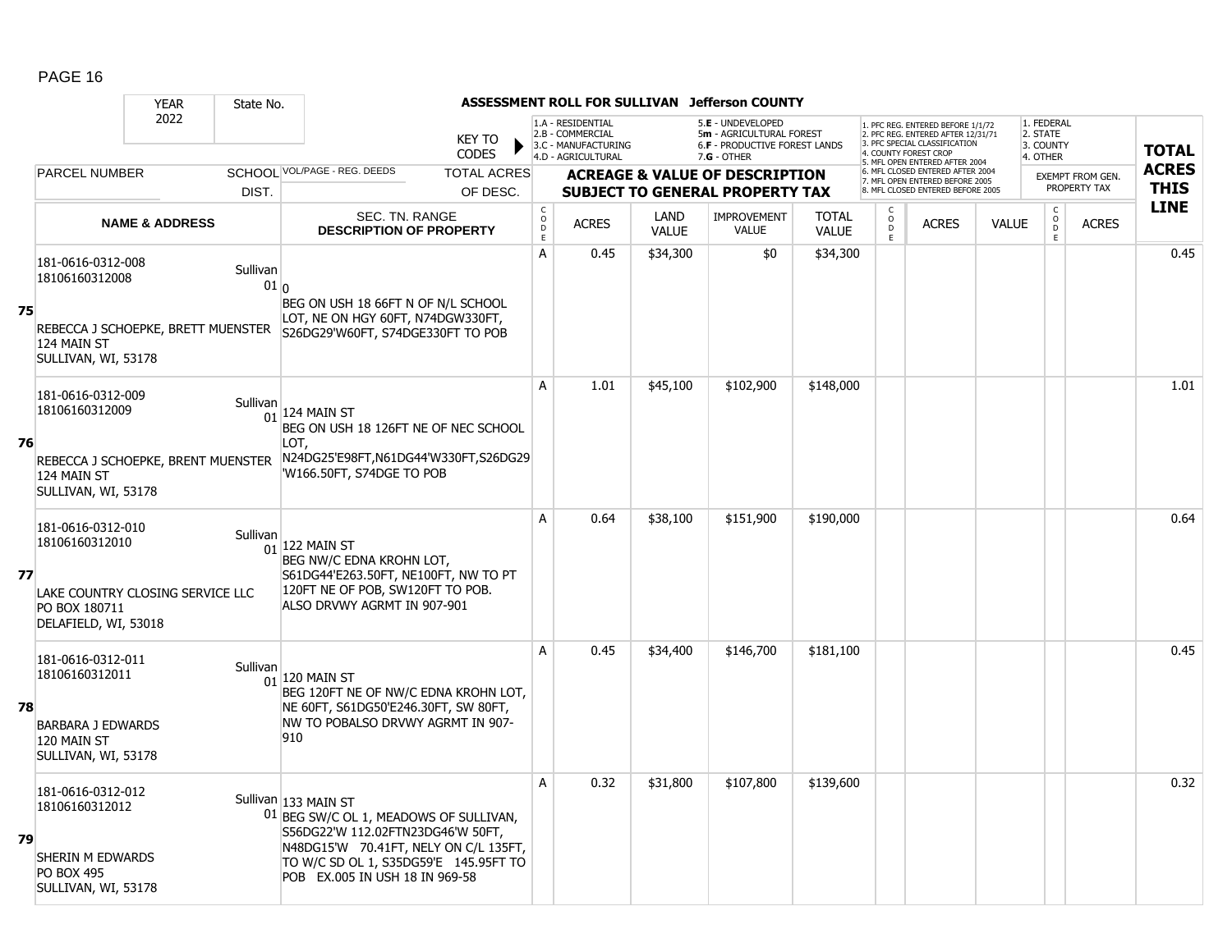## ASSESSMENT ROLL FOR SULLIVAN Jefferson COUNTY

YEAR 2022 | State No.

KEY TO CODES:
- 1.A - RESIDENTIAL
- 2.B - COMMERCIAL
- 3.C - MANUFACTURING
- 4.D - AGRICULTURAL
- 5.E - UNDEVELOPED
- 5m - AGRICULTURAL FOREST
- 6.F - PRODUCTIVE FOREST LANDS
- 7.G - OTHER

- 1. PFC REG. ENTERED BEFORE 1/1/72
- 2. PFC REG. ENTERED AFTER 12/31/71
- 3. PFC SPECIAL CLASSIFICATION
- 4. COUNTY FOREST CROP
- 5. MFL OPEN ENTERED AFTER 2004
- 6. MFL CLOSED ENTERED AFTER 2004
- 7. MFL OPEN ENTERED BEFORE 2005
- 8. MFL CLOSED ENTERED BEFORE 2005

- 1. FEDERAL
- 2. STATE
- 3. COUNTY
- 4. OTHER

| LINE | PARCEL NUMBER / NAME & ADDRESS | SCHOOL DIST. | VOL/PAGE - REG. DEEDS / SEC. TN. RANGE / DESCRIPTION OF PROPERTY | CODE | ACRES | LAND VALUE | IMPROVEMENT VALUE | TOTAL VALUE | CODE | ACRES | VALUE | CODE | ACRES (EXEMPT FROM GEN. PROPERTY TAX) | TOTAL ACRES THIS LINE |
|---|---|---|---|---|---|---|---|---|---|---|---|---|---|---|
| 75 | 181-0616-0312-008<br>18106160312008<br>REBECCA J SCHOEPKE, BRETT MUENSTER<br>124 MAIN ST<br>SULLIVAN, WI, 53178 | Sullivan 01 | 0<br>BEG ON USH 18 66FT N OF N/L SCHOOL LOT, NE ON HGY 60FT, N74DGW330FT, S26DG29'W60FT, S74DGE330FT TO POB | A | 0.45 | $34,300 | $0 | $34,300 | | | | | | 0.45 |
| 76 | 181-0616-0312-009<br>18106160312009<br>REBECCA J SCHOEPKE, BRENT MUENSTER<br>124 MAIN ST<br>SULLIVAN, WI, 53178 | Sullivan 01 | 124 MAIN ST<br>BEG ON USH 18 126FT NE OF NEC SCHOOL LOT, N24DG25'E98FT,N61DG44'W330FT,S26DG29'W166.50FT, S74DGE TO POB | A | 1.01 | $45,100 | $102,900 | $148,000 | | | | | | 1.01 |
| 77 | 181-0616-0312-010<br>18106160312010<br>LAKE COUNTRY CLOSING SERVICE LLC<br>PO BOX 180711<br>DELAFIELD, WI, 53018 | Sullivan 01 | 122 MAIN ST<br>BEG NW/C EDNA KROHN LOT, S61DG44'E263.50FT, NE100FT, NW TO PT 120FT NE OF POB, SW120FT TO POB. ALSO DRVWY AGRMT IN 907-901 | A | 0.64 | $38,100 | $151,900 | $190,000 | | | | | | 0.64 |
| 78 | 181-0616-0312-011<br>18106160312011<br>BARBARA J EDWARDS<br>120 MAIN ST<br>SULLIVAN, WI, 53178 | Sullivan 01 | 120 MAIN ST<br>BEG 120FT NE OF NW/C EDNA KROHN LOT, NE 60FT, S61DG50'E246.30FT, SW 80FT, NW TO POBALSO DRVWY AGRMT IN 907-910 | A | 0.45 | $34,400 | $146,700 | $181,100 | | | | | | 0.45 |
| 79 | 181-0616-0312-012<br>18106160312012<br>SHERIN M EDWARDS<br>PO BOX 495<br>SULLIVAN, WI, 53178 | Sullivan 01 | 133 MAIN ST<br>BEG SW/C OL 1, MEADOWS OF SULLIVAN, S56DG22'W 112.02FTN23DG46'W 50FT, N48DG15'W 70.41FT, NELY ON C/L 135FT, TO W/C SD OL 1, S35DG59'E 145.95FT TO POB EX.005 IN USH 18 IN 969-58 | A | 0.32 | $31,800 | $107,800 | $139,600 | | | | | | 0.32 |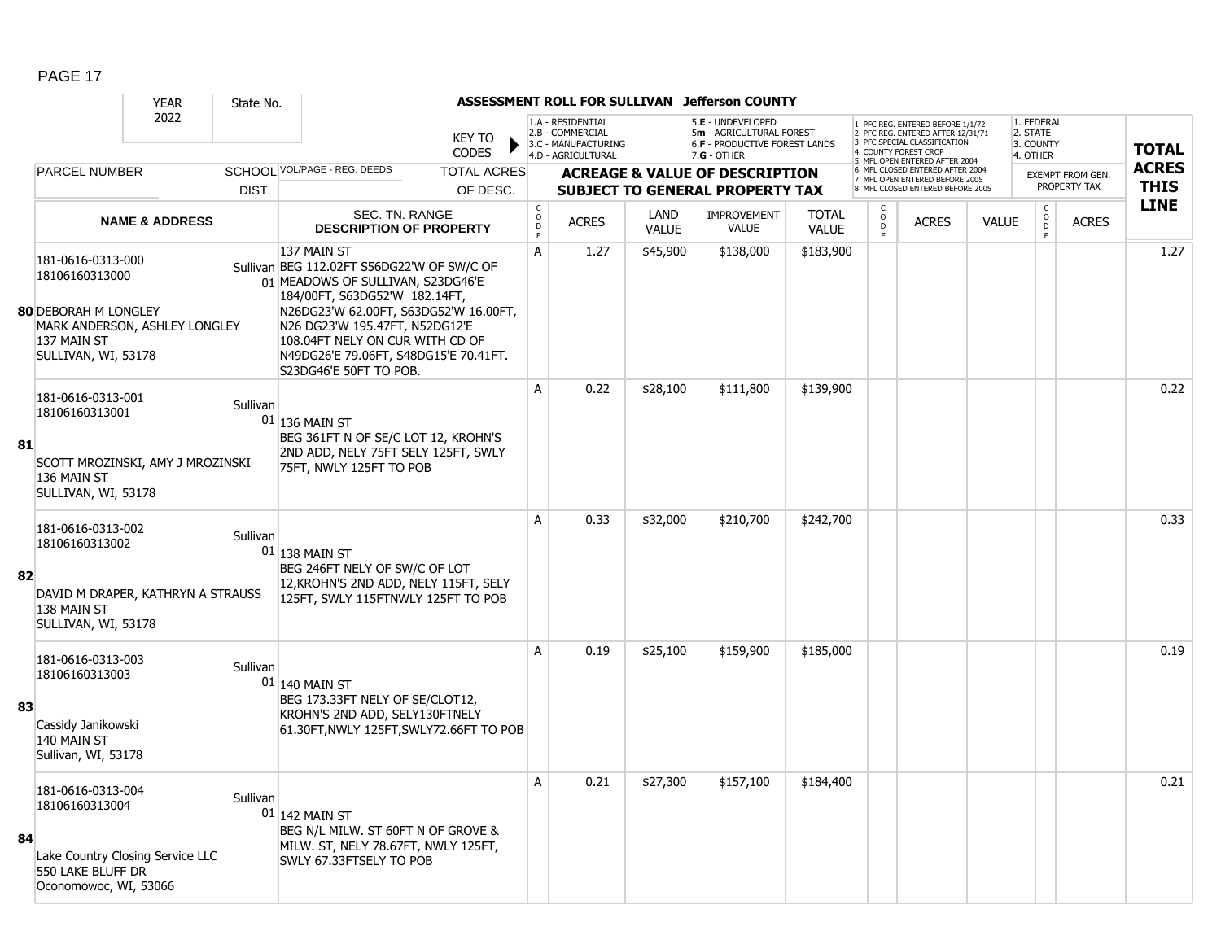**ASSESSMENT ROLL FOR SULLIVAN Jefferson COUNTY**

YEAR 2022 | State No.

KEY TO CODES:
1.A - RESIDENTIAL
2.B - COMMERCIAL
3.C - MANUFACTURING
4.D - AGRICULTURAL
5.E - UNDEVELOPED
5m - AGRICULTURAL FOREST
6.F - PRODUCTIVE FOREST LANDS
7.G - OTHER

1. PFC REG. ENTERED BEFORE 1/1/72
2. PFC REG. ENTERED AFTER 12/31/71
3. PFC SPECIAL CLASSIFICATION
4. COUNTY FOREST CROP
5. MFL OPEN ENTERED AFTER 2004
6. MFL CLOSED ENTERED AFTER 2004
7. MFL OPEN ENTERED BEFORE 2005
8. MFL CLOSED ENTERED BEFORE 2005

1. FEDERAL
2. STATE
3. COUNTY
4. OTHER

| LINE | PARCEL NUMBER / NAME & ADDRESS | SCHOOL DIST. | VOL/PAGE - REG. DEEDS / SEC. TN. RANGE / DESCRIPTION OF PROPERTY | CODE | ACRES | LAND VALUE | IMPROVEMENT VALUE | TOTAL VALUE | CODE | ACRES | VALUE | CODE | ACRES (EXEMPT FROM GEN. PROPERTY TAX) | TOTAL ACRES THIS LINE |
|---|---|---|---|---|---|---|---|---|---|---|---|---|---|---|
| 80 | 181-0616-0313-000<br>18106160313000<br>DEBORAH M LONGLEY<br>MARK ANDERSON, ASHLEY LONGLEY<br>137 MAIN ST<br>SULLIVAN, WI, 53178 | Sullivan 01 | 137 MAIN ST<br>BEG 112.02FT S56DG22'W OF SW/C OF MEADOWS OF SULLIVAN, S23DG46'E 184/00FT, S63DG52'W 182.14FT, N26DG23'W 62.00FT, S63DG52'W 16.00FT, N26 DG23'W 195.47FT, N52DG12'E 108.04FT NELY ON CUR WITH CD OF N49DG26'E 79.06FT, S48DG15'E 70.41FT. S23DG46'E 50FT TO POB. | A | 1.27 | $45,900 | $138,000 | $183,900 | | | | | | 1.27 |
| 81 | 181-0616-0313-001<br>18106160313001<br>SCOTT MROZINSKI, AMY J MROZINSKI<br>136 MAIN ST<br>SULLIVAN, WI, 53178 | Sullivan 01 | 136 MAIN ST<br>BEG 361FT N OF SE/C LOT 12, KROHN'S 2ND ADD, NELY 75FT SELY 125FT, SWLY 75FT, NWLY 125FT TO POB | A | 0.22 | $28,100 | $111,800 | $139,900 | | | | | | 0.22 |
| 82 | 181-0616-0313-002<br>18106160313002<br>DAVID M DRAPER, KATHRYN A STRAUSS<br>138 MAIN ST<br>SULLIVAN, WI, 53178 | Sullivan 01 | 138 MAIN ST<br>BEG 246FT NELY OF SW/C OF LOT 12,KROHN'S 2ND ADD, NELY 115FT, SELY 125FT, SWLY 115FTNWLY 125FT TO POB | A | 0.33 | $32,000 | $210,700 | $242,700 | | | | | | 0.33 |
| 83 | 181-0616-0313-003<br>18106160313003<br>Cassidy Janikowski<br>140 MAIN ST<br>Sullivan, WI, 53178 | Sullivan 01 | 140 MAIN ST<br>BEG 173.33FT NELY OF SE/CLOT12, KROHN'S 2ND ADD, SELY130FTNELY 61.30FT,NWLY 125FT,SWLY72.66FT TO POB | A | 0.19 | $25,100 | $159,900 | $185,000 | | | | | | 0.19 |
| 84 | 181-0616-0313-004<br>18106160313004<br>Lake Country Closing Service LLC<br>550 LAKE BLUFF DR<br>Oconomowoc, WI, 53066 | Sullivan 01 | 142 MAIN ST<br>BEG N/L MILW. ST 60FT N OF GROVE & MILW. ST, NELY 78.67FT, NWLY 125FT, SWLY 67.33FTSELY TO POB | A | 0.21 | $27,300 | $157,100 | $184,400 | | | | | | 0.21 |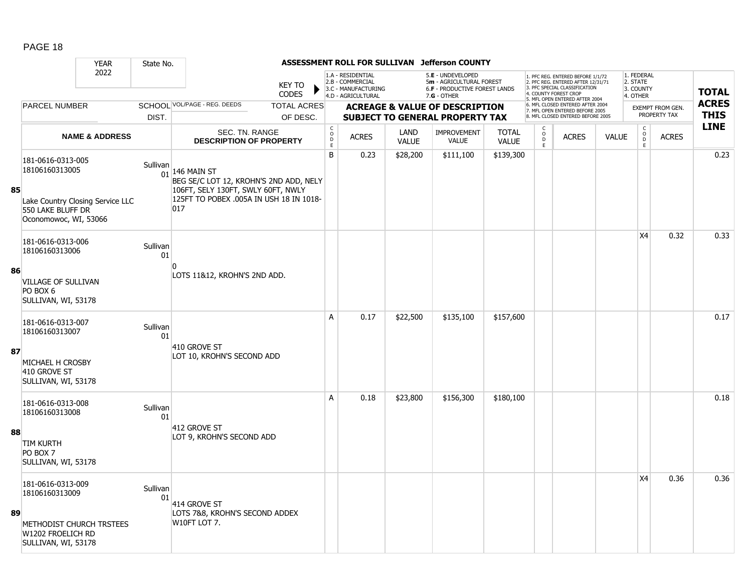# ASSESSMENT ROLL FOR SULLIVAN Jefferson COUNTY

YEAR 2022 | State No.

KEY TO CODES:
- 1.A - RESIDENTIAL
- 2.B - COMMERCIAL
- 3.C - MANUFACTURING
- 4.D - AGRICULTURAL
- 5.E - UNDEVELOPED
- 5m - AGRICULTURAL FOREST
- 6.F - PRODUCTIVE FOREST LANDS
- 7.G - OTHER

PFC/MFL CODES:
1. PFC REG. ENTERED BEFORE 1/1/72
2. PFC REG. ENTERED AFTER 12/31/71
3. PFC SPECIAL CLASSIFICATION
4. COUNTY FOREST CROP
5. MFL OPEN ENTERED AFTER 2004
6. MFL CLOSED ENTERED AFTER 2004
7. MFL OPEN ENTERED BEFORE 2005
8. MFL CLOSED ENTERED BEFORE 2005

EXEMPT CODES:
1. FEDERAL
2. STATE
3. COUNTY
4. OTHER

| Line | PARCEL NUMBER / NAME & ADDRESS | SCHOOL DIST. | VOL/PAGE - REG. DEEDS / SEC. TN. RANGE / DESCRIPTION OF PROPERTY | TOTAL ACRES OF DESC. | CODE | ACRES | LAND VALUE | IMPROVEMENT VALUE | TOTAL VALUE | CODE (PFC/MFL) | ACRES | VALUE | CODE (EXEMPT) | ACRES (EXEMPT FROM GEN. PROPERTY TAX) | TOTAL ACRES THIS LINE |
|---|---|---|---|---|---|---|---|---|---|---|---|---|---|---|---|
| 85 | 181-0616-0313-005<br>18106160313005<br><br>Lake Country Closing Service LLC<br>550 LAKE BLUFF DR<br>Oconomowoc, WI, 53066 | Sullivan 01 | 146 MAIN ST<br>BEG SE/C LOT 12, KROHN'S 2ND ADD, NELY 106FT, SELY 130FT, SWLY 60FT, NWLY 125FT TO POBEX .005A IN USH 18 IN 1018-017 | | B | 0.23 | $28,200 | $111,100 | $139,300 | | | | | | 0.23 |
| 86 | 181-0616-0313-006<br>18106160313006<br><br>VILLAGE OF SULLIVAN<br>PO BOX 6<br>SULLIVAN, WI, 53178 | Sullivan 01 | 0<br>LOTS 11&12, KROHN'S 2ND ADD. | | | | | | | | | | X4 | 0.32 | 0.33 |
| 87 | 181-0616-0313-007<br>18106160313007<br><br>MICHAEL H CROSBY<br>410 GROVE ST<br>SULLIVAN, WI, 53178 | Sullivan 01 | 410 GROVE ST<br>LOT 10, KROHN'S SECOND ADD | | A | 0.17 | $22,500 | $135,100 | $157,600 | | | | | | 0.17 |
| 88 | 181-0616-0313-008<br>18106160313008<br><br>TIM KURTH<br>PO BOX 7<br>SULLIVAN, WI, 53178 | Sullivan 01 | 412 GROVE ST<br>LOT 9, KROHN'S SECOND ADD | | A | 0.18 | $23,800 | $156,300 | $180,100 | | | | | | 0.18 |
| 89 | 181-0616-0313-009<br>18106160313009<br><br>METHODIST CHURCH TRSTEES<br>W1202 FROELICH RD<br>SULLIVAN, WI, 53178 | Sullivan 01 | 414 GROVE ST<br>LOTS 7&8, KROHN'S SECOND ADDEX W10FT LOT 7. | | | | | | | | | | X4 | 0.36 | 0.36 |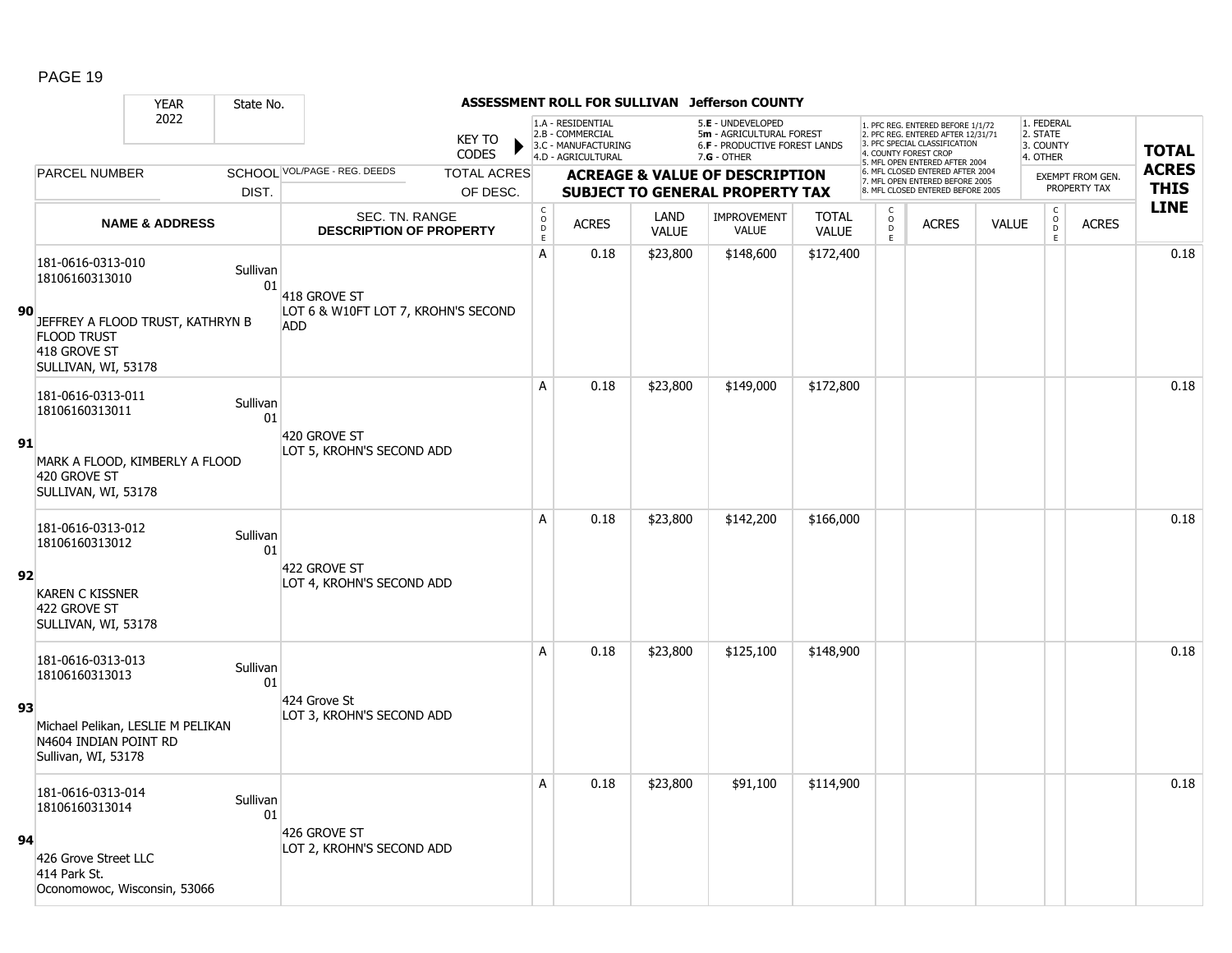## ASSESSMENT ROLL FOR SULLIVAN Jefferson COUNTY

| YEAR 2022 | State No. | | KEY TO CODES | 1.A - RESIDENTIAL 2.B - COMMERCIAL 3.C - MANUFACTURING 4.D - AGRICULTURAL | | 5.E - UNDEVELOPED 5m - AGRICULTURAL FOREST 6.F - PRODUCTIVE FOREST LANDS 7.G - OTHER | | | 1. PFC REG. ENTERED BEFORE 1/1/72 2. PFC REG. ENTERED AFTER 12/31/71 3. PFC SPECIAL CLASSIFICATION 4. COUNTY FOREST CROP 5. MFL OPEN ENTERED AFTER 2004 6. MFL CLOSED ENTERED AFTER 2004 7. MFL OPEN ENTERED BEFORE 2005 8. MFL CLOSED ENTERED BEFORE 2005 | | | 1. FEDERAL 2. STATE 3. COUNTY 4. OTHER | | TOTAL ACRES THIS LINE |
|---|---|---|---|---|---|---|---|---|---|---|---|---|---|---|
| PARCEL NUMBER | SCHOOL DIST. | VOL/PAGE - REG. DEEDS | TOTAL ACRES OF DESC. | ACREAGE & VALUE OF DESCRIPTION SUBJECT TO GENERAL PROPERTY TAX | | | | | | | | EXEMPT FROM GEN. PROPERTY TAX | | |
| NAME & ADDRESS | | SEC. TN. RANGE DESCRIPTION OF PROPERTY | CODE | ACRES | LAND VALUE | IMPROVEMENT VALUE | TOTAL VALUE | CODE | ACRES | VALUE | CODE | ACRES | | |
| **90** 181-0616-0313-010 18106160313010 JEFFREY A FLOOD TRUST, KATHRYN B FLOOD TRUST 418 GROVE ST SULLIVAN, WI, 53178 | Sullivan 01 | 418 GROVE ST LOT 6 & W10FT LOT 7, KROHN'S SECOND ADD | A | 0.18 | $23,800 | $148,600 | $172,400 | | | | | | | 0.18 |
| **91** 181-0616-0313-011 18106160313011 MARK A FLOOD, KIMBERLY A FLOOD 420 GROVE ST SULLIVAN, WI, 53178 | Sullivan 01 | 420 GROVE ST LOT 5, KROHN'S SECOND ADD | A | 0.18 | $23,800 | $149,000 | $172,800 | | | | | | | 0.18 |
| **92** 181-0616-0313-012 18106160313012 KAREN C KISSNER 422 GROVE ST SULLIVAN, WI, 53178 | Sullivan 01 | 422 GROVE ST LOT 4, KROHN'S SECOND ADD | A | 0.18 | $23,800 | $142,200 | $166,000 | | | | | | | 0.18 |
| **93** 181-0616-0313-013 18106160313013 Michael Pelikan, LESLIE M PELIKAN N4604 INDIAN POINT RD Sullivan, WI, 53178 | Sullivan 01 | 424 Grove St LOT 3, KROHN'S SECOND ADD | A | 0.18 | $23,800 | $125,100 | $148,900 | | | | | | | 0.18 |
| **94** 181-0616-0313-014 18106160313014 426 Grove Street LLC 414 Park St. Oconomowoc, Wisconsin, 53066 | Sullivan 01 | 426 GROVE ST LOT 2, KROHN'S SECOND ADD | A | 0.18 | $23,800 | $91,100 | $114,900 | | | | | | | 0.18 |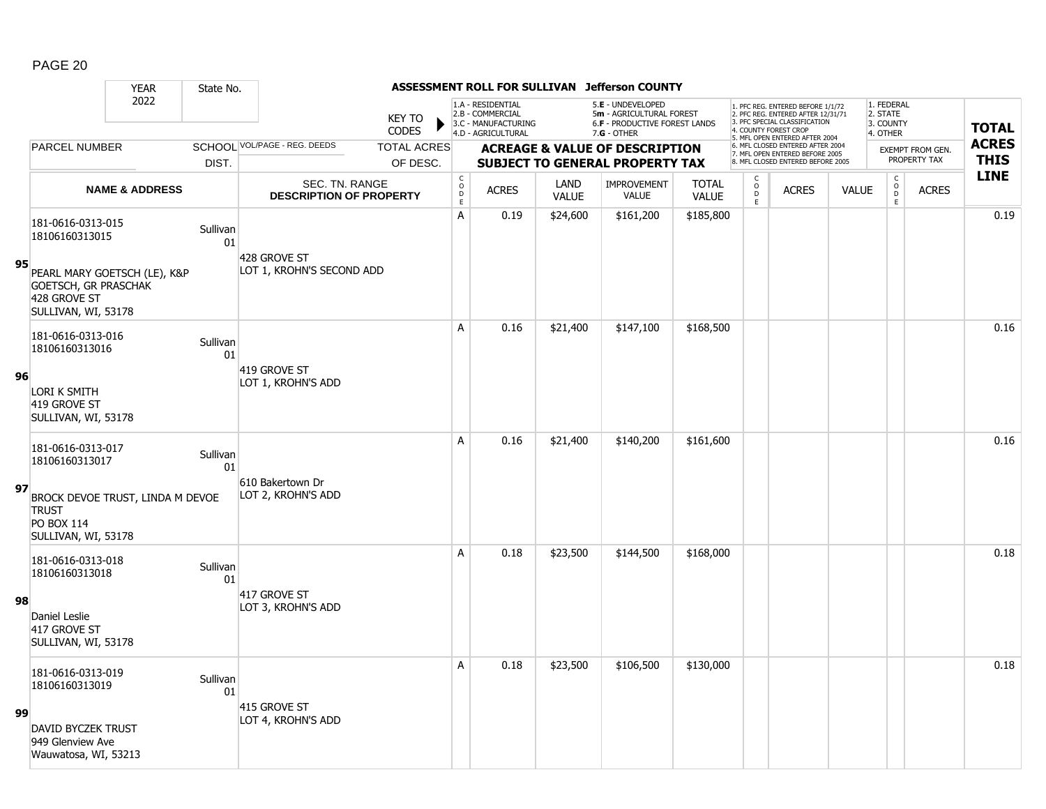# ASSESSMENT ROLL FOR SULLIVAN Jefferson COUNTY

| YEAR | State No. |
|---|---|
| 2022 | |

KEY TO CODES:
- 1.A - RESIDENTIAL
- 2.B - COMMERCIAL
- 3.C - MANUFACTURING
- 4.D - AGRICULTURAL
- 5.E - UNDEVELOPED
- 5m - AGRICULTURAL FOREST
- 6.F - PRODUCTIVE FOREST LANDS
- 7.G - OTHER

1. PFC REG. ENTERED BEFORE 1/1/72
2. PFC REG. ENTERED AFTER 12/31/71
3. PFC SPECIAL CLASSIFICATION
4. COUNTY FOREST CROP
5. MFL OPEN ENTERED AFTER 2004
6. MFL CLOSED ENTERED AFTER 2004
7. MFL OPEN ENTERED BEFORE 2005
8. MFL CLOSED ENTERED BEFORE 2005

1. FEDERAL
2. STATE
3. COUNTY
4. OTHER

| | PARCEL NUMBER / NAME & ADDRESS | SCHOOL DIST. | VOL/PAGE - REG. DEEDS / SEC. TN. RANGE / DESCRIPTION OF PROPERTY | CODE | ACRES | LAND VALUE | IMPROVEMENT VALUE | TOTAL VALUE | CODE | ACRES | VALUE | CODE | ACRES | TOTAL ACRES THIS LINE |
|---|---|---|---|---|---|---|---|---|---|---|---|---|---|---|
| 95 | 181-0616-0313-015<br>18106160313015<br><br>PEARL MARY GOETSCH (LE), K&P GOETSCH, GR PRASCHAK<br>428 GROVE ST<br>SULLIVAN, WI, 53178 | Sullivan 01 | 428 GROVE ST<br>LOT 1, KROHN'S SECOND ADD | A | 0.19 | $24,600 | $161,200 | $185,800 | | | | | | 0.19 |
| 96 | 181-0616-0313-016<br>18106160313016<br><br>LORI K SMITH<br>419 GROVE ST<br>SULLIVAN, WI, 53178 | Sullivan 01 | 419 GROVE ST<br>LOT 1, KROHN'S ADD | A | 0.16 | $21,400 | $147,100 | $168,500 | | | | | | 0.16 |
| 97 | 181-0616-0313-017<br>18106160313017<br><br>BROCK DEVOE TRUST, LINDA M DEVOE TRUST<br>PO BOX 114<br>SULLIVAN, WI, 53178 | Sullivan 01 | 610 Bakertown Dr<br>LOT 2, KROHN'S ADD | A | 0.16 | $21,400 | $140,200 | $161,600 | | | | | | 0.16 |
| 98 | 181-0616-0313-018<br>18106160313018<br><br>Daniel Leslie<br>417 GROVE ST<br>SULLIVAN, WI, 53178 | Sullivan 01 | 417 GROVE ST<br>LOT 3, KROHN'S ADD | A | 0.18 | $23,500 | $144,500 | $168,000 | | | | | | 0.18 |
| 99 | 181-0616-0313-019<br>18106160313019<br><br>DAVID BYCZEK TRUST<br>949 Glenview Ave<br>Wauwatosa, WI, 53213 | Sullivan 01 | 415 GROVE ST<br>LOT 4, KROHN'S ADD | A | 0.18 | $23,500 | $106,500 | $130,000 | | | | | | 0.18 |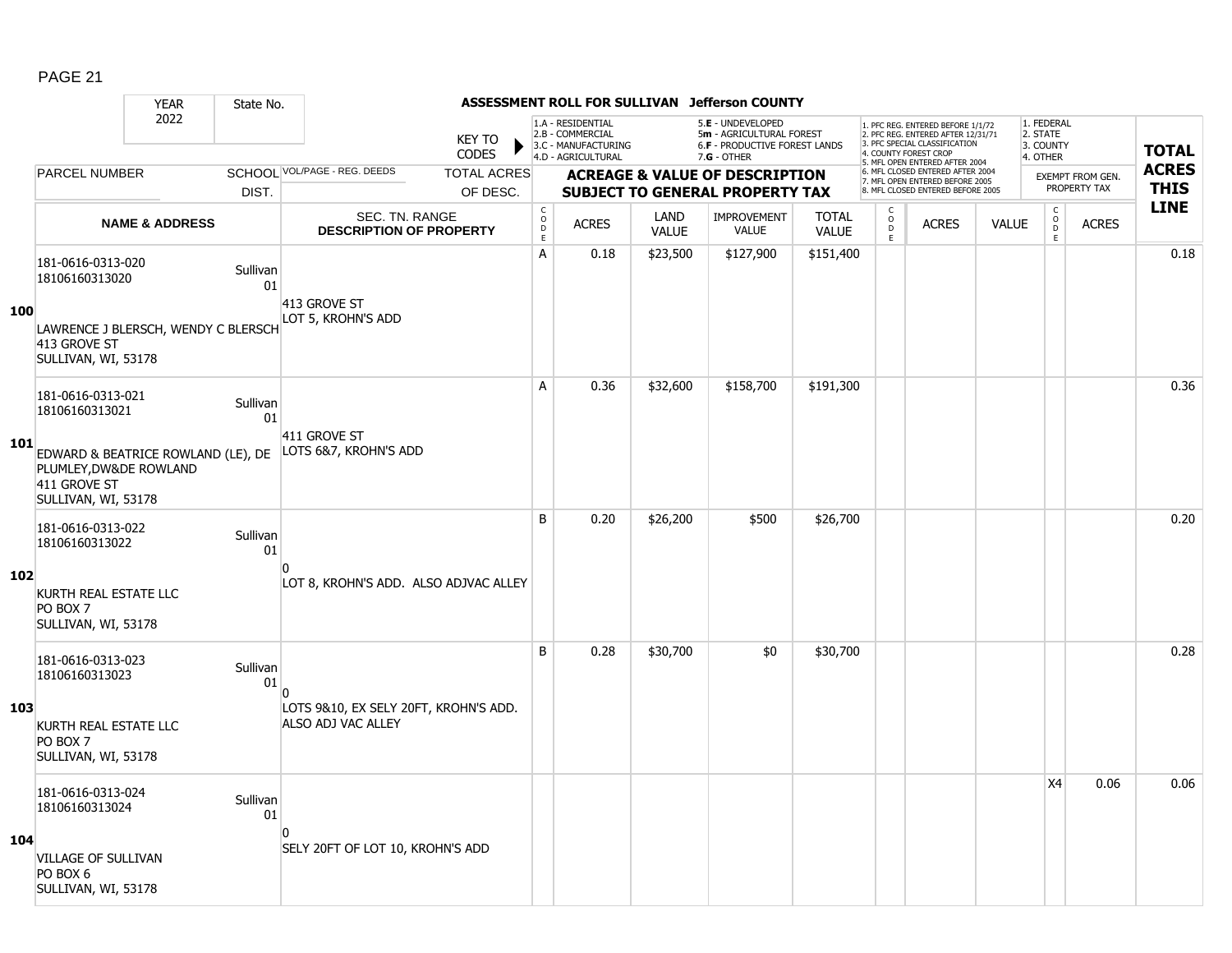# ASSESSMENT ROLL FOR SULLIVAN Jefferson COUNTY

| YEAR | State No. | | | |
|---|---|---|---|---|
| 2022 | | | | |

KEY TO CODES:
- 1.A - RESIDENTIAL
- 2.B - COMMERCIAL
- 3.C - MANUFACTURING
- 4.D - AGRICULTURAL
- 5.E - UNDEVELOPED
- 5m - AGRICULTURAL FOREST
- 6.F - PRODUCTIVE FOREST LANDS
- 7.G - OTHER

- 1. PFC REG. ENTERED BEFORE 1/1/72
- 2. PFC REG. ENTERED AFTER 12/31/71
- 3. PFC SPECIAL CLASSIFICATION
- 4. COUNTY FOREST CROP
- 5. MFL OPEN ENTERED AFTER 2004
- 6. MFL CLOSED ENTERED AFTER 2004
- 7. MFL OPEN ENTERED BEFORE 2005
- 8. MFL CLOSED ENTERED BEFORE 2005

- 1. FEDERAL
- 2. STATE
- 3. COUNTY
- 4. OTHER

| | PARCEL NUMBER / NAME & ADDRESS | SCHOOL DIST. | VOL/PAGE - REG. DEEDS / SEC. TN. RANGE / DESCRIPTION OF PROPERTY | CODE | ACRES | LAND VALUE | IMPROVEMENT VALUE | TOTAL VALUE | CODE | ACRES | VALUE | CODE | EXEMPT ACRES | TOTAL ACRES THIS LINE |
|---|---|---|---|---|---|---|---|---|---|---|---|---|---|---|
| 100 | 181-0616-0313-020<br>18106160313020<br>LAWRENCE J BLERSCH, WENDY C BLERSCH<br>413 GROVE ST<br>SULLIVAN, WI, 53178 | Sullivan 01 | 413 GROVE ST<br>LOT 5, KROHN'S ADD | A | 0.18 | $23,500 | $127,900 | $151,400 | | | | | | 0.18 |
| 101 | 181-0616-0313-021<br>18106160313021<br>EDWARD & BEATRICE ROWLAND (LE), DE PLUMLEY,DW&DE ROWLAND<br>411 GROVE ST<br>SULLIVAN, WI, 53178 | Sullivan 01 | 411 GROVE ST<br>LOTS 6&7, KROHN'S ADD | A | 0.36 | $32,600 | $158,700 | $191,300 | | | | | | 0.36 |
| 102 | 181-0616-0313-022<br>18106160313022<br>KURTH REAL ESTATE LLC<br>PO BOX 7<br>SULLIVAN, WI, 53178 | Sullivan 01 | 0<br>LOT 8, KROHN'S ADD. ALSO ADJVAC ALLEY | B | 0.20 | $26,200 | $500 | $26,700 | | | | | | 0.20 |
| 103 | 181-0616-0313-023<br>18106160313023<br>KURTH REAL ESTATE LLC<br>PO BOX 7<br>SULLIVAN, WI, 53178 | Sullivan 01 | 0<br>LOTS 9&10, EX SELY 20FT, KROHN'S ADD. ALSO ADJ VAC ALLEY | B | 0.28 | $30,700 | $0 | $30,700 | | | | | | 0.28 |
| 104 | 181-0616-0313-024<br>18106160313024<br>VILLAGE OF SULLIVAN<br>PO BOX 6<br>SULLIVAN, WI, 53178 | Sullivan 01 | 0<br>SELY 20FT OF LOT 10, KROHN'S ADD | | | | | | | | | X4 | 0.06 | 0.06 |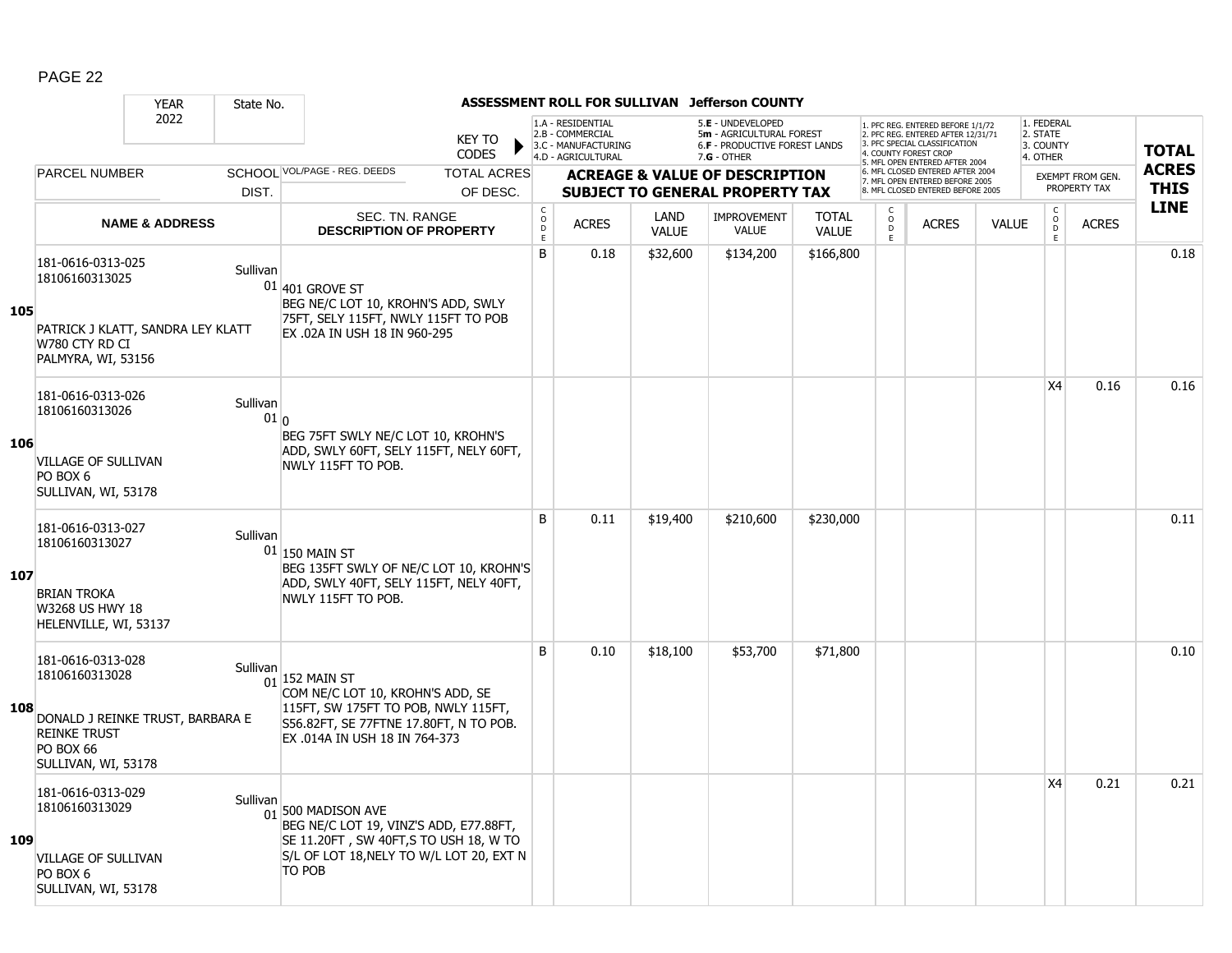# ASSESSMENT ROLL FOR SULLIVAN Jefferson COUNTY

| YEAR | State No. | | |
|---|---|---|---|
| 2022 | | | |

KEY TO CODES:
- 1.A - RESIDENTIAL
- 2.B - COMMERCIAL
- 3.C - MANUFACTURING
- 4.D - AGRICULTURAL
- 5.E - UNDEVELOPED
- 5m - AGRICULTURAL FOREST
- 6.F - PRODUCTIVE FOREST LANDS
- 7.G - OTHER

- 1. PFC REG. ENTERED BEFORE 1/1/72
- 2. PFC REG. ENTERED AFTER 12/31/71
- 3. PFC SPECIAL CLASSIFICATION
- 4. COUNTY FOREST CROP
- 5. MFL OPEN ENTERED AFTER 2004
- 6. MFL CLOSED ENTERED AFTER 2004
- 7. MFL OPEN ENTERED BEFORE 2005
- 8. MFL CLOSED ENTERED BEFORE 2005

- 1. FEDERAL
- 2. STATE
- 3. COUNTY
- 4. OTHER

| LINE | PARCEL NUMBER / NAME & ADDRESS | SCHOOL DIST. | VOL/PAGE - REG. DEEDS / SEC. TN. RANGE / DESCRIPTION OF PROPERTY | CODE | ACRES | LAND VALUE | IMPROVEMENT VALUE | TOTAL VALUE | CODE | ACRES | VALUE | CODE | EXEMPT ACRES | TOTAL ACRES THIS LINE |
|---|---|---|---|---|---|---|---|---|---|---|---|---|---|---|
| 105 | 181-0616-0313-025<br>18106160313025<br>PATRICK J KLATT, SANDRA LEY KLATT<br>W780 CTY RD CI<br>PALMYRA, WI, 53156 | Sullivan 01 | 401 GROVE ST<br>BEG NE/C LOT 10, KROHN'S ADD, SWLY 75FT, SELY 115FT, NWLY 115FT TO POB EX .02A IN USH 18 IN 960-295 | B | 0.18 | $32,600 | $134,200 | $166,800 | | | | | | 0.18 |
| 106 | 181-0616-0313-026<br>18106160313026<br>VILLAGE OF SULLIVAN<br>PO BOX 6<br>SULLIVAN, WI, 53178 | Sullivan 01 | 0<br>BEG 75FT SWLY NE/C LOT 10, KROHN'S ADD, SWLY 60FT, SELY 115FT, NELY 60FT, NWLY 115FT TO POB. | | | | | | | | | X4 | 0.16 | 0.16 |
| 107 | 181-0616-0313-027<br>18106160313027<br>BRIAN TROKA<br>W3268 US HWY 18<br>HELENVILLE, WI, 53137 | Sullivan 01 | 150 MAIN ST<br>BEG 135FT SWLY OF NE/C LOT 10, KROHN'S ADD, SWLY 40FT, SELY 115FT, NELY 40FT, NWLY 115FT TO POB. | B | 0.11 | $19,400 | $210,600 | $230,000 | | | | | | 0.11 |
| 108 | 181-0616-0313-028<br>18106160313028<br>DONALD J REINKE TRUST, BARBARA E REINKE TRUST<br>PO BOX 66<br>SULLIVAN, WI, 53178 | Sullivan 01 | 152 MAIN ST<br>COM NE/C LOT 10, KROHN'S ADD, SE 115FT, SW 175FT TO POB, NWLY 115FT, S56.82FT, SE 77FTNE 17.80FT, N TO POB. EX .014A IN USH 18 IN 764-373 | B | 0.10 | $18,100 | $53,700 | $71,800 | | | | | | 0.10 |
| 109 | 181-0616-0313-029<br>18106160313029<br>VILLAGE OF SULLIVAN<br>PO BOX 6<br>SULLIVAN, WI, 53178 | Sullivan 01 | 500 MADISON AVE<br>BEG NE/C LOT 19, VINZ'S ADD, E77.88FT, SE 11.20FT , SW 40FT,S TO USH 18, W TO S/L OF LOT 18,NELY TO W/L LOT 20, EXT N TO POB | | | | | | | | | X4 | 0.21 | 0.21 |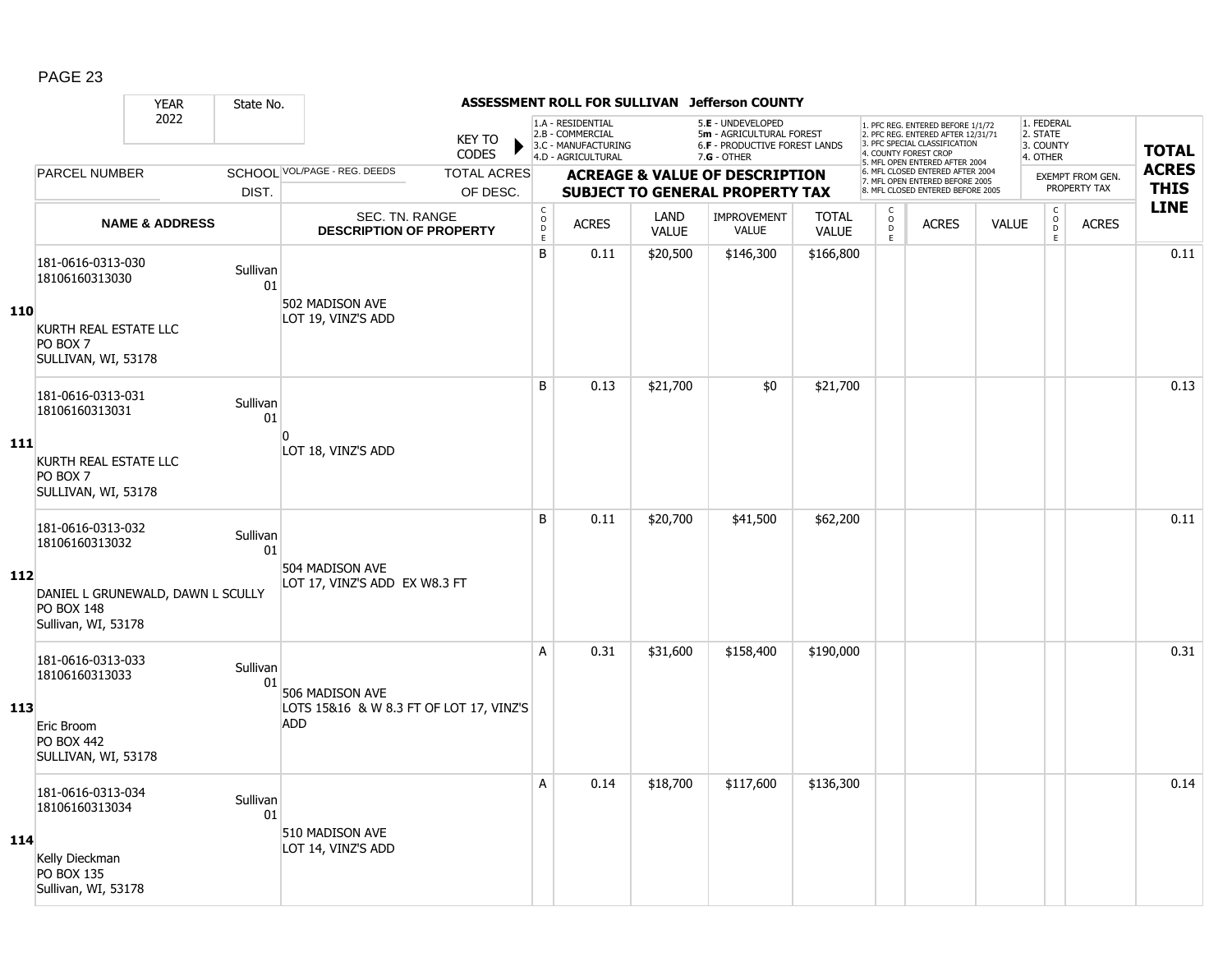## ASSESSMENT ROLL FOR SULLIVAN Jefferson COUNTY

YEAR 2022 | State No.

KEY TO CODES:
- 1.A - RESIDENTIAL
- 2.B - COMMERCIAL
- 3.C - MANUFACTURING
- 4.D - AGRICULTURAL
- 5.E - UNDEVELOPED
- 5m - AGRICULTURAL FOREST
- 6.F - PRODUCTIVE FOREST LANDS
- 7.G - OTHER

Forest codes:
1. PFC REG. ENTERED BEFORE 1/1/72
2. PFC REG. ENTERED AFTER 12/31/71
3. PFC SPECIAL CLASSIFICATION
4. COUNTY FOREST CROP
5. MFL OPEN ENTERED AFTER 2004
6. MFL CLOSED ENTERED AFTER 2004
7. MFL OPEN ENTERED BEFORE 2005
8. MFL CLOSED ENTERED BEFORE 2005

Exempt codes:
1. FEDERAL
2. STATE
3. COUNTY
4. OTHER

| LINE | PARCEL NUMBER / NAME & ADDRESS | SCHOOL DIST. | VOL/PAGE - REG. DEEDS / SEC. TN. RANGE / DESCRIPTION OF PROPERTY | TOTAL ACRES OF DESC. | CODE | ACRES | LAND VALUE | IMPROVEMENT VALUE | TOTAL VALUE | CODE | ACRES | VALUE | CODE | EXEMPT ACRES | TOTAL ACRES THIS LINE |
|---|---|---|---|---|---|---|---|---|---|---|---|---|---|---|---|
| 110 | 181-0616-0313-030<br>18106160313030<br>KURTH REAL ESTATE LLC<br>PO BOX 7<br>SULLIVAN, WI, 53178 | Sullivan 01 | 502 MADISON AVE<br>LOT 19, VINZ'S ADD | | B | 0.11 | $20,500 | $146,300 | $166,800 | | | | | | 0.11 |
| 111 | 181-0616-0313-031<br>18106160313031<br>KURTH REAL ESTATE LLC<br>PO BOX 7<br>SULLIVAN, WI, 53178 | Sullivan 01 | 0<br>LOT 18, VINZ'S ADD | | B | 0.13 | $21,700 | $0 | $21,700 | | | | | | 0.13 |
| 112 | 181-0616-0313-032<br>18106160313032<br>DANIEL L GRUNEWALD, DAWN L SCULLY<br>PO BOX 148<br>Sullivan, WI, 53178 | Sullivan 01 | 504 MADISON AVE<br>LOT 17, VINZ'S ADD EX W8.3 FT | | B | 0.11 | $20,700 | $41,500 | $62,200 | | | | | | 0.11 |
| 113 | 181-0616-0313-033<br>18106160313033<br>Eric Broom<br>PO BOX 442<br>SULLIVAN, WI, 53178 | Sullivan 01 | 506 MADISON AVE<br>LOTS 15&16 & W 8.3 FT OF LOT 17, VINZ'S ADD | | A | 0.31 | $31,600 | $158,400 | $190,000 | | | | | | 0.31 |
| 114 | 181-0616-0313-034<br>18106160313034<br>Kelly Dieckman<br>PO BOX 135<br>Sullivan, WI, 53178 | Sullivan 01 | 510 MADISON AVE<br>LOT 14, VINZ'S ADD | | A | 0.14 | $18,700 | $117,600 | $136,300 | | | | | | 0.14 |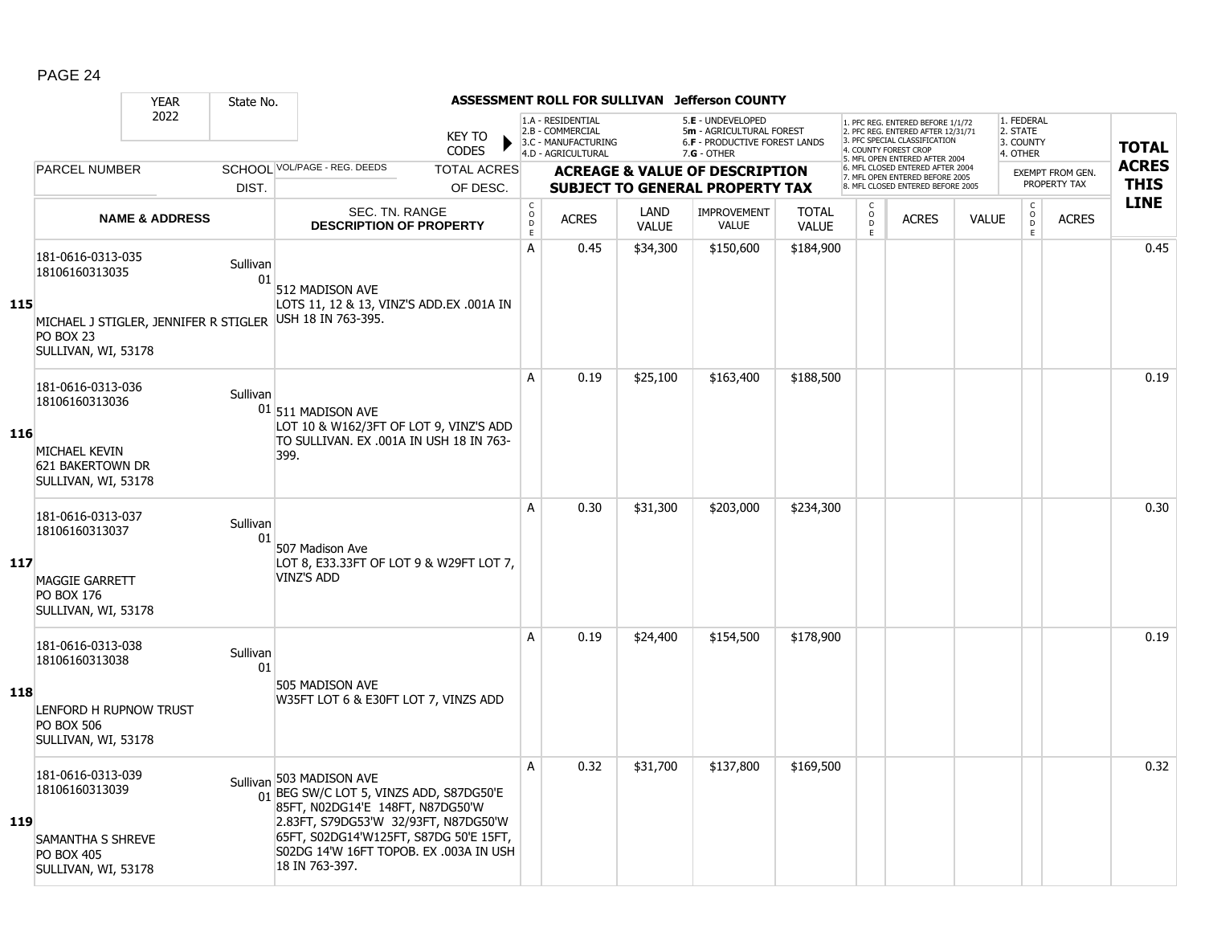**ASSESSMENT ROLL FOR SULLIVAN Jefferson COUNTY**

YEAR 2022 | State No.

KEY TO CODES:
1.A - RESIDENTIAL
2.B - COMMERCIAL
3.C - MANUFACTURING
4.D - AGRICULTURAL
5.E - UNDEVELOPED
5m - AGRICULTURAL FOREST
6.F - PRODUCTIVE FOREST LANDS
7.G - OTHER

1. PFC REG. ENTERED BEFORE 1/1/72
2. PFC REG. ENTERED AFTER 12/31/71
3. PFC SPECIAL CLASSIFICATION
4. COUNTY FOREST CROP
5. MFL OPEN ENTERED AFTER 2004
6. MFL CLOSED ENTERED AFTER 2004
7. MFL OPEN ENTERED BEFORE 2005
8. MFL CLOSED ENTERED BEFORE 2005

1. FEDERAL
2. STATE
3. COUNTY
4. OTHER

| | PARCEL NUMBER / NAME & ADDRESS | SCHOOL DIST. | VOL/PAGE - REG. DEEDS / SEC. TN. RANGE / DESCRIPTION OF PROPERTY | CODE | ACRES | LAND VALUE | IMPROVEMENT VALUE | TOTAL VALUE | CODE | ACRES | VALUE | CODE | ACRES | TOTAL ACRES THIS LINE |
|---|---|---|---|---|---|---|---|---|---|---|---|---|---|---|
| 115 | 181-0616-0313-035<br>18106160313035<br>MICHAEL J STIGLER, JENNIFER R STIGLER<br>PO BOX 23<br>SULLIVAN, WI, 53178 | Sullivan 01 | 512 MADISON AVE<br>LOTS 11, 12 & 13, VINZ'S ADD.EX .001A IN USH 18 IN 763-395. | A | 0.45 | $34,300 | $150,600 | $184,900 | | | | | | 0.45 |
| 116 | 181-0616-0313-036<br>18106160313036<br>MICHAEL KEVIN<br>621 BAKERTOWN DR<br>SULLIVAN, WI, 53178 | Sullivan 01 | 511 MADISON AVE<br>LOT 10 & W162/3FT OF LOT 9, VINZ'S ADD TO SULLIVAN. EX .001A IN USH 18 IN 763-399. | A | 0.19 | $25,100 | $163,400 | $188,500 | | | | | | 0.19 |
| 117 | 181-0616-0313-037<br>18106160313037<br>MAGGIE GARRETT<br>PO BOX 176<br>SULLIVAN, WI, 53178 | Sullivan 01 | 507 Madison Ave<br>LOT 8, E33.33FT OF LOT 9 & W29FT LOT 7, VINZ'S ADD | A | 0.30 | $31,300 | $203,000 | $234,300 | | | | | | 0.30 |
| 118 | 181-0616-0313-038<br>18106160313038<br>LENFORD H RUPNOW TRUST<br>PO BOX 506<br>SULLIVAN, WI, 53178 | Sullivan 01 | 505 MADISON AVE<br>W35FT LOT 6 & E30FT LOT 7, VINZS ADD | A | 0.19 | $24,400 | $154,500 | $178,900 | | | | | | 0.19 |
| 119 | 181-0616-0313-039<br>18106160313039<br>SAMANTHA S SHREVE<br>PO BOX 405<br>SULLIVAN, WI, 53178 | Sullivan 01 | 503 MADISON AVE<br>BEG SW/C LOT 5, VINZS ADD, S87DG50'E 85FT, N02DG14'E 148FT, N87DG50'W 2.83FT, S79DG53'W 32/93FT, N87DG50'W 65FT, S02DG14'W125FT, S87DG 50'E 15FT, S02DG 14'W 16FT TOPOB. EX .003A IN USH 18 IN 763-397. | A | 0.32 | $31,700 | $137,800 | $169,500 | | | | | | 0.32 |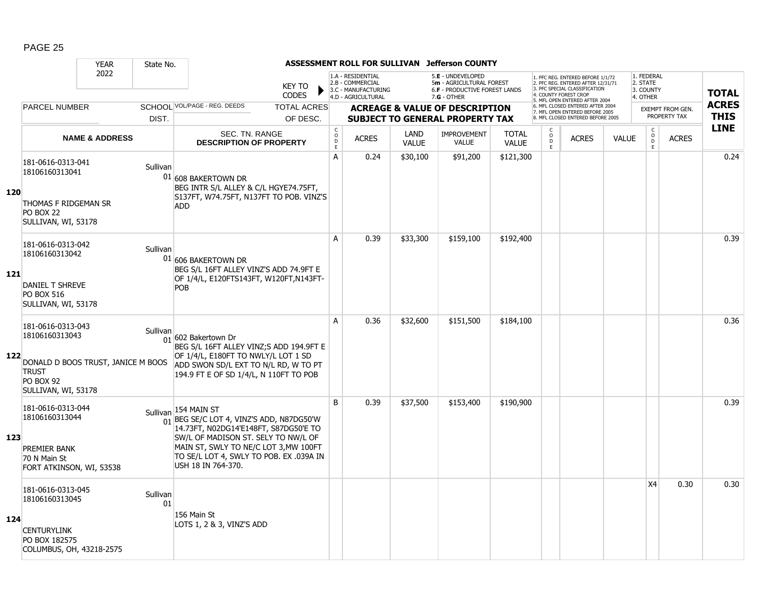# ASSESSMENT ROLL FOR SULLIVAN Jefferson COUNTY

| YEAR | State No. | | | |
|---|---|---|---|---|
| 2022 | | | | |

KEY TO CODES: 1.A - RESIDENTIAL, 2.B - COMMERCIAL, 3.C - MANUFACTURING, 4.D - AGRICULTURAL, 5.E - UNDEVELOPED, 5m - AGRICULTURAL FOREST, 6.F - PRODUCTIVE FOREST LANDS, 7.G - OTHER

1. PFC REG. ENTERED BEFORE 1/1/72, 2. PFC REG. ENTERED AFTER 12/31/71, 3. PFC SPECIAL CLASSIFICATION, 4. COUNTY FOREST CROP, 5. MFL OPEN ENTERED AFTER 2004, 6. MFL CLOSED ENTERED AFTER 2004, 7. MFL OPEN ENTERED BEFORE 2005, 8. MFL CLOSED ENTERED BEFORE 2005

1. FEDERAL, 2. STATE, 3. COUNTY, 4. OTHER

| | PARCEL NUMBER / NAME & ADDRESS | SCHOOL DIST. | VOL/PAGE - REG. DEEDS / SEC. TN. RANGE DESCRIPTION OF PROPERTY | CODE | ACRES | LAND VALUE | IMPROVEMENT VALUE | TOTAL VALUE | CODE | ACRES | VALUE | CODE | EXEMPT ACRES | TOTAL ACRES THIS LINE |
|---|---|---|---|---|---|---|---|---|---|---|---|---|---|---|
| 120 | 181-0616-0313-041<br>18106160313041<br>THOMAS F RIDGEMAN SR<br>PO BOX 22<br>SULLIVAN, WI, 53178 | Sullivan 01 | 608 BAKERTOWN DR<br>BEG INTR S/L ALLEY & C/L HGYE74.75FT, S137FT, W74.75FT, N137FT TO POB. VINZ'S ADD | A | 0.24 | $30,100 | $91,200 | $121,300 | | | | | | 0.24 |
| 121 | 181-0616-0313-042<br>18106160313042<br>DANIEL T SHREVE<br>PO BOX 516<br>SULLIVAN, WI, 53178 | Sullivan 01 | 606 BAKERTOWN DR<br>BEG S/L 16FT ALLEY VINZ'S ADD 74.9FT E OF 1/4/L, E120FTS143FT, W120FT,N143FT-POB | A | 0.39 | $33,300 | $159,100 | $192,400 | | | | | | 0.39 |
| 122 | 181-0616-0313-043<br>18106160313043<br>DONALD D BOOS TRUST, JANICE M BOOS TRUST<br>PO BOX 92<br>SULLIVAN, WI, 53178 | Sullivan 01 | 602 Bakertown Dr<br>BEG S/L 16FT ALLEY VINZ;S ADD 194.9FT E OF 1/4/L, E180FT TO NWLY/L LOT 1 SD ADD SWON SD/L EXT TO N/L RD, W TO PT 194.9 FT E OF SD 1/4/L, N 110FT TO POB | A | 0.36 | $32,600 | $151,500 | $184,100 | | | | | | 0.36 |
| 123 | 181-0616-0313-044<br>18106160313044<br>PREMIER BANK<br>70 N Main St<br>FORT ATKINSON, WI, 53538 | Sullivan 01 | 154 MAIN ST<br>BEG SE/C LOT 4, VINZ'S ADD, N87DG50'W 14.73FT, N02DG14'E148FT, S87DG50'E TO SW/L OF MADISON ST. SELY TO NW/L OF MAIN ST, SWLY TO NE/C LOT 3,MW 100FT TO SE/L LOT 4, SWLY TO POB. EX .039A IN USH 18 IN 764-370. | B | 0.39 | $37,500 | $153,400 | $190,900 | | | | | | 0.39 |
| 124 | 181-0616-0313-045<br>18106160313045<br>CENTURYLINK<br>PO BOX 182575<br>COLUMBUS, OH, 43218-2575 | Sullivan 01 | 156 Main St<br>LOTS 1, 2 & 3, VINZ'S ADD | | | | | | | | | X4 | 0.30 | 0.30 |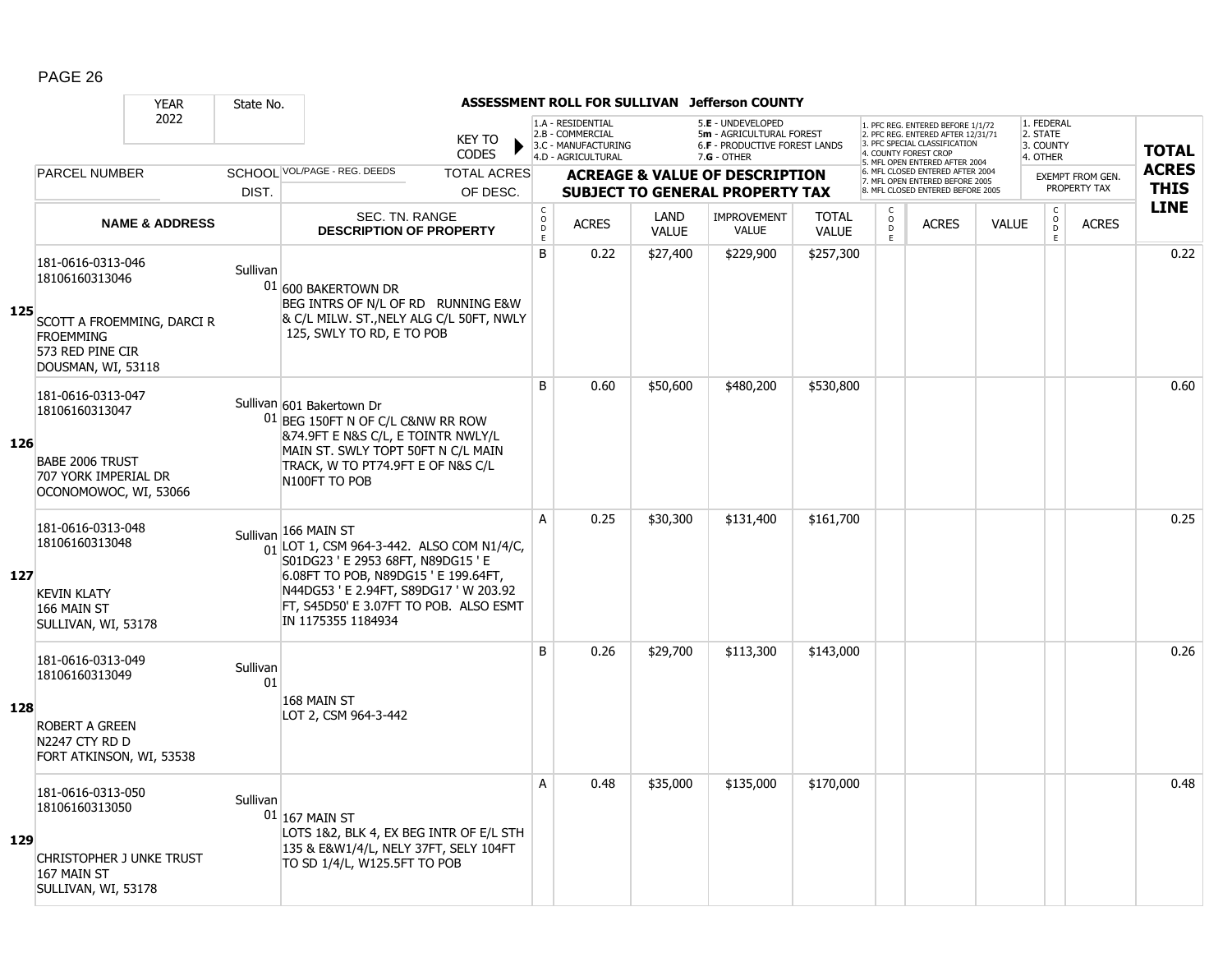PAGE 26

# ASSESSMENT ROLL FOR SULLIVAN Jefferson COUNTY

| YEAR | State No. | | |
|---|---|---|---|
| 2022 | | | |

KEY TO CODES: 1.A - RESIDENTIAL, 2.B - COMMERCIAL, 3.C - MANUFACTURING, 4.D - AGRICULTURAL, 5.E - UNDEVELOPED, 5m - AGRICULTURAL FOREST, 6.F - PRODUCTIVE FOREST LANDS, 7.G - OTHER

1. PFC REG. ENTERED BEFORE 1/1/72, 2. PFC REG. ENTERED AFTER 12/31/71, 3. PFC SPECIAL CLASSIFICATION, 4. COUNTY FOREST CROP, 5. MFL OPEN ENTERED AFTER 2004, 6. MFL CLOSED ENTERED AFTER 2004, 7. MFL OPEN ENTERED BEFORE 2005, 8. MFL CLOSED ENTERED BEFORE 2005

1. FEDERAL, 2. STATE, 3. COUNTY, 4. OTHER

| | PARCEL NUMBER / NAME & ADDRESS | SCHOOL DIST. | VOL/PAGE - REG. DEEDS / SEC. TN. RANGE / DESCRIPTION OF PROPERTY | CODE | ACRES | LAND VALUE | IMPROVEMENT VALUE | TOTAL VALUE | CODE | ACRES | VALUE | CODE | EXEMPT FROM GEN. PROPERTY TAX ACRES | TOTAL ACRES THIS LINE |
|---|---|---|---|---|---|---|---|---|---|---|---|---|---|---|
| **125** | 181-0616-0313-046<br>18106160313046<br><br>SCOTT A FROEMMING, DARCI R FROEMMING<br>573 RED PINE CIR<br>DOUSMAN, WI, 53118 | Sullivan 01 | 600 BAKERTOWN DR<br>BEG INTRS OF N/L OF RD RUNNING E&W & C/L MILW. ST.,NELY ALG C/L 50FT, NWLY 125, SWLY TO RD, E TO POB | B | 0.22 | $27,400 | $229,900 | $257,300 | | | | | | 0.22 |
| **126** | 181-0616-0313-047<br>18106160313047<br><br>BABE 2006 TRUST<br>707 YORK IMPERIAL DR<br>OCONOMOWOC, WI, 53066 | Sullivan 01 | 601 Bakertown Dr<br>BEG 150FT N OF C/L C&NW RR ROW &74.9FT E N&S C/L, E TOINTR NWLY/L MAIN ST. SWLY TOPT 50FT N C/L MAIN TRACK, W TO PT74.9FT E OF N&S C/L N100FT TO POB | B | 0.60 | $50,600 | $480,200 | $530,800 | | | | | | 0.60 |
| **127** | 181-0616-0313-048<br>18106160313048<br><br>KEVIN KLATY<br>166 MAIN ST<br>SULLIVAN, WI, 53178 | Sullivan 01 | 166 MAIN ST<br>LOT 1, CSM 964-3-442. ALSO COM N1/4/C, S01DG23 ' E 2953 68FT, N89DG15 ' E 6.08FT TO POB, N89DG15 ' E 199.64FT, N44DG53 ' E 2.94FT, S89DG17 ' W 203.92 FT, S45D50' E 3.07FT TO POB. ALSO ESMT IN 1175355 1184934 | A | 0.25 | $30,300 | $131,400 | $161,700 | | | | | | 0.25 |
| **128** | 181-0616-0313-049<br>18106160313049<br><br>ROBERT A GREEN<br>N2247 CTY RD D<br>FORT ATKINSON, WI, 53538 | Sullivan 01 | 168 MAIN ST<br>LOT 2, CSM 964-3-442 | B | 0.26 | $29,700 | $113,300 | $143,000 | | | | | | 0.26 |
| **129** | 181-0616-0313-050<br>18106160313050<br><br>CHRISTOPHER J UNKE TRUST<br>167 MAIN ST<br>SULLIVAN, WI, 53178 | Sullivan 01 | 167 MAIN ST<br>LOTS 1&2, BLK 4, EX BEG INTR OF E/L STH 135 & E&W1/4/L, NELY 37FT, SELY 104FT TO SD 1/4/L, W125.5FT TO POB | A | 0.48 | $35,000 | $135,000 | $170,000 | | | | | | 0.48 |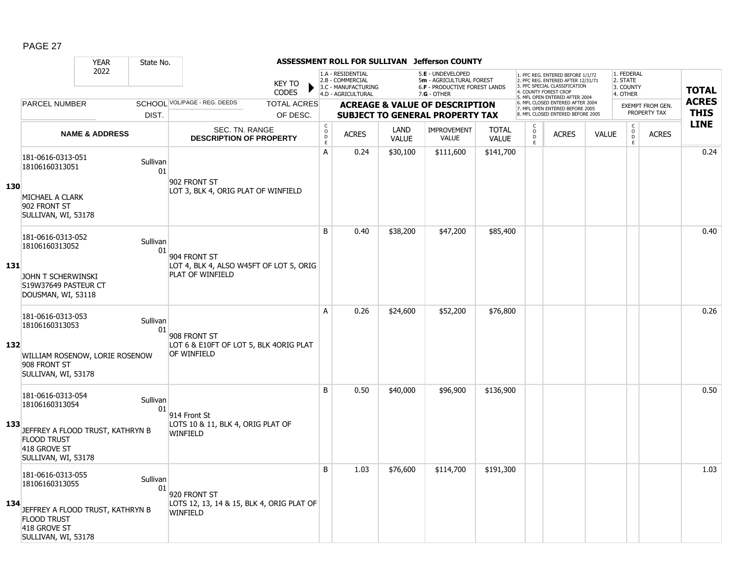# ASSESSMENT ROLL FOR SULLIVAN Jefferson COUNTY

| YEAR | State No. | |
|---|---|---|
| 2022 | | |

KEY TO CODES:
- 1.A - RESIDENTIAL
- 2.B - COMMERCIAL
- 3.C - MANUFACTURING
- 4.D - AGRICULTURAL
- 5.E - UNDEVELOPED
- 5m - AGRICULTURAL FOREST
- 6.F - PRODUCTIVE FOREST LANDS
- 7.G - OTHER

- 1. PFC REG. ENTERED BEFORE 1/1/72
- 2. PFC REG. ENTERED AFTER 12/31/71
- 3. PFC SPECIAL CLASSIFICATION
- 4. COUNTY FOREST CROP
- 5. MFL OPEN ENTERED AFTER 2004
- 6. MFL CLOSED ENTERED AFTER 2004
- 7. MFL OPEN ENTERED BEFORE 2005
- 8. MFL CLOSED ENTERED BEFORE 2005

- 1. FEDERAL
- 2. STATE
- 3. COUNTY
- 4. OTHER

| LINE | PARCEL NUMBER / NAME & ADDRESS | SCHOOL DIST. | VOL/PAGE - REG. DEEDS / SEC. TN. RANGE / DESCRIPTION OF PROPERTY | CODE | ACRES | LAND VALUE | IMPROVEMENT VALUE | TOTAL VALUE | CODE | ACRES | VALUE | CODE | ACRES (EXEMPT FROM GEN. PROPERTY TAX) | TOTAL ACRES THIS LINE |
|---|---|---|---|---|---|---|---|---|---|---|---|---|---|---|
| 130 | 181-0616-0313-051<br>18106160313051<br>MICHAEL A CLARK<br>902 FRONT ST<br>SULLIVAN, WI, 53178 | Sullivan 01 | 902 FRONT ST<br>LOT 3, BLK 4, ORIG PLAT OF WINFIELD | A | 0.24 | $30,100 | $111,600 | $141,700 | | | | | | 0.24 |
| 131 | 181-0616-0313-052<br>18106160313052<br>JOHN T SCHERWINSKI<br>S19W37649 PASTEUR CT<br>DOUSMAN, WI, 53118 | Sullivan 01 | 904 FRONT ST<br>LOT 4, BLK 4, ALSO W45FT OF LOT 5, ORIG PLAT OF WINFIELD | B | 0.40 | $38,200 | $47,200 | $85,400 | | | | | | 0.40 |
| 132 | 181-0616-0313-053<br>18106160313053<br>WILLIAM ROSENOW, LORIE ROSENOW<br>908 FRONT ST<br>SULLIVAN, WI, 53178 | Sullivan 01 | 908 FRONT ST<br>LOT 6 & E10FT OF LOT 5, BLK 4ORIG PLAT OF WINFIELD | A | 0.26 | $24,600 | $52,200 | $76,800 | | | | | | 0.26 |
| 133 | 181-0616-0313-054<br>18106160313054<br>JEFFREY A FLOOD TRUST, KATHRYN B FLOOD TRUST<br>418 GROVE ST<br>SULLIVAN, WI, 53178 | Sullivan 01 | 914 Front St<br>LOTS 10 & 11, BLK 4, ORIG PLAT OF WINFIELD | B | 0.50 | $40,000 | $96,900 | $136,900 | | | | | | 0.50 |
| 134 | 181-0616-0313-055<br>18106160313055<br>JEFFREY A FLOOD TRUST, KATHRYN B FLOOD TRUST<br>418 GROVE ST<br>SULLIVAN, WI, 53178 | Sullivan 01 | 920 FRONT ST<br>LOTS 12, 13, 14 & 15, BLK 4, ORIG PLAT OF WINFIELD | B | 1.03 | $76,600 | $114,700 | $191,300 | | | | | | 1.03 |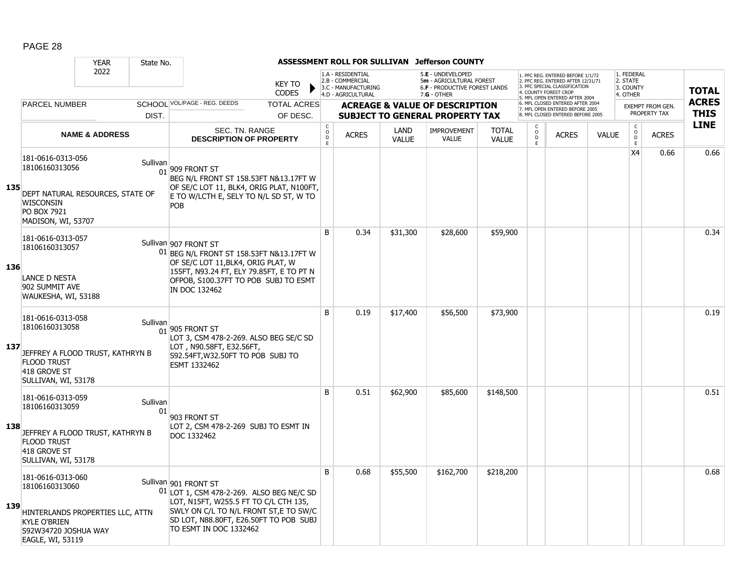# ASSESSMENT ROLL FOR SULLIVAN Jefferson COUNTY

| YEAR 2022 | State No. | KEY TO CODES | 1.A - RESIDENTIAL 2.B - COMMERCIAL 3.C - MANUFACTURING 4.D - AGRICULTURAL | | 5.E - UNDEVELOPED 5m - AGRICULTURAL FOREST 6.F - PRODUCTIVE FOREST LANDS 7.G - OTHER | | | 1. PFC REG. ENTERED BEFORE 1/1/72 2. PFC REG. ENTERED AFTER 12/31/71 3. PFC SPECIAL CLASSIFICATION 4. COUNTY FOREST CROP 5. MFL OPEN ENTERED AFTER 2004 6. MFL CLOSED ENTERED AFTER 2004 7. MFL OPEN ENTERED BEFORE 2005 8. MFL CLOSED ENTERED BEFORE 2005 | | | 1. FEDERAL 2. STATE 3. COUNTY 4. OTHER | | |
|---|---|---|---|---|---|---|---|---|---|---|---|---|---|
| PARCEL NUMBER | SCHOOL DIST. | VOL/PAGE - REG. DEEDS / TOTAL ACRES OF DESC. | ACREAGE & VALUE OF DESCRIPTION SUBJECT TO GENERAL PROPERTY TAX | | | | | | | | EXEMPT FROM GEN. PROPERTY TAX | | TOTAL ACRES THIS LINE |
| NAME & ADDRESS | | SEC. TN. RANGE DESCRIPTION OF PROPERTY | CODE | ACRES | LAND VALUE | IMPROVEMENT VALUE | TOTAL VALUE | CODE | ACRES | VALUE | CODE | ACRES | |
| **135** 181-0616-0313-056 18106160313056 DEPT NATURAL RESOURCES, STATE OF WISCONSIN PO BOX 7921 MADISON, WI, 53707 | Sullivan 01 | 909 FRONT ST BEG N/L FRONT ST 158.53FT N&13.17FT W OF SE/C LOT 11, BLK4, ORIG PLAT, N100FT, E TO W/LCTH E, SELY TO N/L SD ST, W TO POB | | | | | | | | | X4 | 0.66 | 0.66 |
| **136** 181-0616-0313-057 18106160313057 LANCE D NESTA 902 SUMMIT AVE WAUKESHA, WI, 53188 | Sullivan 01 | 907 FRONT ST BEG N/L FRONT ST 158.53FT N&13.17FT W OF SE/C LOT 11,BLK4, ORIG PLAT, W 155FT, N93.24 FT, ELY 79.85FT, E TO PT N OFPOB, S100.37FT TO POB SUBJ TO ESMT IN DOC 132462 | B | 0.34 | $31,300 | $28,600 | $59,900 | | | | | | 0.34 |
| **137** 181-0616-0313-058 18106160313058 JEFFREY A FLOOD TRUST, KATHRYN B FLOOD TRUST 418 GROVE ST SULLIVAN, WI, 53178 | Sullivan 01 | 905 FRONT ST LOT 3, CSM 478-2-269. ALSO BEG SE/C SD LOT , N90.58FT, E32.56FT, S92.54FT,W32.50FT TO POB SUBJ TO ESMT 1332462 | B | 0.19 | $17,400 | $56,500 | $73,900 | | | | | | 0.19 |
| **138** 181-0616-0313-059 18106160313059 JEFFREY A FLOOD TRUST, KATHRYN B FLOOD TRUST 418 GROVE ST SULLIVAN, WI, 53178 | Sullivan 01 | 903 FRONT ST LOT 2, CSM 478-2-269 SUBJ TO ESMT IN DOC 1332462 | B | 0.51 | $62,900 | $85,600 | $148,500 | | | | | | 0.51 |
| **139** 181-0616-0313-060 18106160313060 HINTERLANDS PROPERTIES LLC, ATTN KYLE O'BRIEN S92W34720 JOSHUA WAY EAGLE, WI, 53119 | Sullivan 01 | 901 FRONT ST LOT 1, CSM 478-2-269. ALSO BEG NE/C SD LOT, N15FT, W255.5 FT TO C/L CTH 135, SWLY ON C/L TO N/L FRONT ST,E TO SW/C SD LOT, N88.80FT, E26.50FT TO POB SUBJ TO ESMT IN DOC 1332462 | B | 0.68 | $55,500 | $162,700 | $218,200 | | | | | | 0.68 |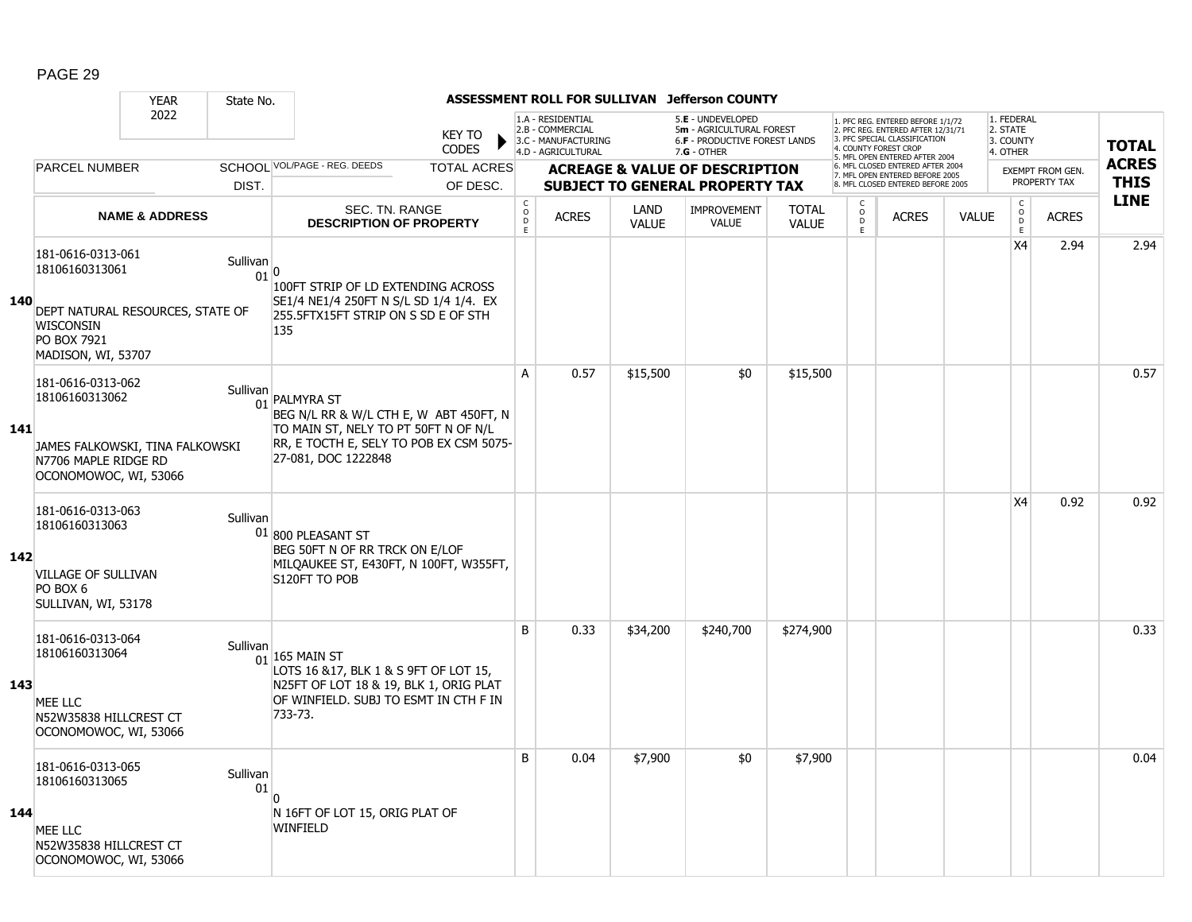**ASSESSMENT ROLL FOR SULLIVAN Jefferson COUNTY**

| YEAR | State No. | | |
|---|---|---|---|
| 2022 | | | |

KEY TO CODES:
- 1.A - RESIDENTIAL
- 2.B - COMMERCIAL
- 3.C - MANUFACTURING
- 4.D - AGRICULTURAL
- 5.E - UNDEVELOPED
- 5m - AGRICULTURAL FOREST
- 6.F - PRODUCTIVE FOREST LANDS
- 7.G - OTHER

Forest crop codes:
1. PFC REG. ENTERED BEFORE 1/1/72
2. PFC REG. ENTERED AFTER 12/31/71
3. PFC SPECIAL CLASSIFICATION
4. COUNTY FOREST CROP
5. MFL OPEN ENTERED AFTER 2004
6. MFL CLOSED ENTERED AFTER 2004
7. MFL OPEN ENTERED BEFORE 2005
8. MFL CLOSED ENTERED BEFORE 2005

Exempt codes: 1. FEDERAL 2. STATE 3. COUNTY 4. OTHER

| Line | PARCEL NUMBER / NAME & ADDRESS | SCHOOL DIST. | VOL/PAGE - REG. DEEDS / SEC. TN. RANGE / DESCRIPTION OF PROPERTY | CODE | ACRES | LAND VALUE | IMPROVEMENT VALUE | TOTAL VALUE | CODE | ACRES | VALUE | CODE (EXEMPT) | ACRES (EXEMPT FROM GEN. PROPERTY TAX) | TOTAL ACRES THIS LINE |
|---|---|---|---|---|---|---|---|---|---|---|---|---|---|---|
| 140 | 181-0616-0313-061<br>18106160313061<br>DEPT NATURAL RESOURCES, STATE OF WISCONSIN<br>PO BOX 7921<br>MADISON, WI, 53707 | Sullivan 01 | 0<br>100FT STRIP OF LD EXTENDING ACROSS SE1/4 NE1/4 250FT N S/L SD 1/4 1/4. EX 255.5FTX15FT STRIP ON S SD E OF STH 135 | | | | | | | | | X4 | 2.94 | 2.94 |
| 141 | 181-0616-0313-062<br>18106160313062<br>JAMES FALKOWSKI, TINA FALKOWSKI<br>N7706 MAPLE RIDGE RD<br>OCONOMOWOC, WI, 53066 | Sullivan 01 | PALMYRA ST<br>BEG N/L RR & W/L CTH E, W ABT 450FT, N TO MAIN ST, NELY TO PT 50FT N OF N/L RR, E TOCTH E, SELY TO POB EX CSM 5075-27-081, DOC 1222848 | A | 0.57 | $15,500 | $0 | $15,500 | | | | | | 0.57 |
| 142 | 181-0616-0313-063<br>18106160313063<br>VILLAGE OF SULLIVAN<br>PO BOX 6<br>SULLIVAN, WI, 53178 | Sullivan 01 | 800 PLEASANT ST<br>BEG 50FT N OF RR TRCK ON E/LOF MILQAUKEE ST, E430FT, N 100FT, W355FT, S120FT TO POB | | | | | | | | | X4 | 0.92 | 0.92 |
| 143 | 181-0616-0313-064<br>18106160313064<br>MEE LLC<br>N52W35838 HILLCREST CT<br>OCONOMOWOC, WI, 53066 | Sullivan 01 | 165 MAIN ST<br>LOTS 16 &17, BLK 1 & S 9FT OF LOT 15, N25FT OF LOT 18 & 19, BLK 1, ORIG PLAT OF WINFIELD. SUBJ TO ESMT IN CTH F IN 733-73. | B | 0.33 | $34,200 | $240,700 | $274,900 | | | | | | 0.33 |
| 144 | 181-0616-0313-065<br>18106160313065<br>MEE LLC<br>N52W35838 HILLCREST CT<br>OCONOMOWOC, WI, 53066 | Sullivan 01 | 0<br>N 16FT OF LOT 15, ORIG PLAT OF WINFIELD | B | 0.04 | $7,900 | $0 | $7,900 | | | | | | 0.04 |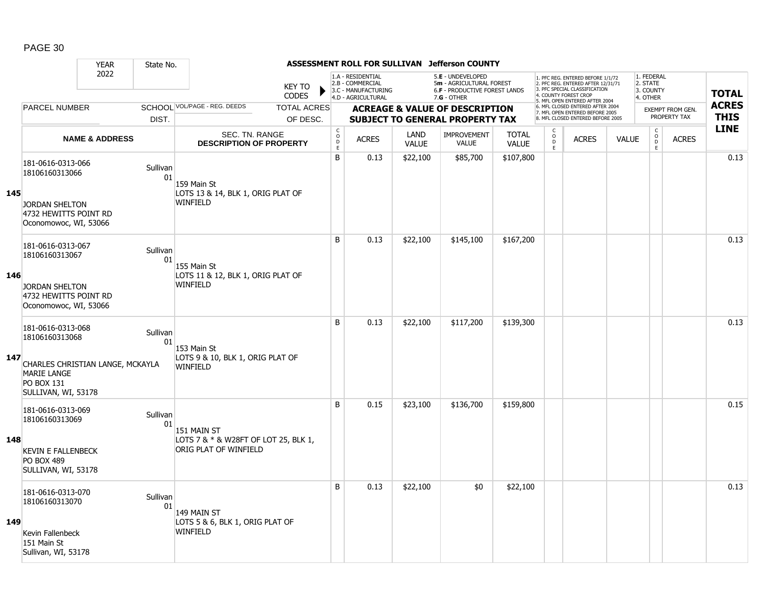**ASSESSMENT ROLL FOR SULLIVAN Jefferson COUNTY**

YEAR 2022 | State No.

KEY TO CODES:
- 1.A - RESIDENTIAL
- 2.B - COMMERCIAL
- 3.C - MANUFACTURING
- 4.D - AGRICULTURAL
- 5.E - UNDEVELOPED
- 5m - AGRICULTURAL FOREST
- 6.F - PRODUCTIVE FOREST LANDS
- 7.G - OTHER

- 1. PFC REG. ENTERED BEFORE 1/1/72
- 2. PFC REG. ENTERED AFTER 12/31/71
- 3. PFC SPECIAL CLASSIFICATION
- 4. COUNTY FOREST CROP
- 5. MFL OPEN ENTERED AFTER 2004
- 6. MFL CLOSED ENTERED AFTER 2004
- 7. MFL OPEN ENTERED BEFORE 2005
- 8. MFL CLOSED ENTERED BEFORE 2005

- 1. FEDERAL
- 2. STATE
- 3. COUNTY
- 4. OTHER

| LINE | PARCEL NUMBER / NAME & ADDRESS | SCHOOL DIST. | VOL/PAGE - REG. DEEDS / SEC. TN. RANGE / DESCRIPTION OF PROPERTY | TOTAL ACRES OF DESC. | CODE | ACRES | LAND VALUE | IMPROVEMENT VALUE | TOTAL VALUE | CODE | ACRES | VALUE | CODE | EXEMPT FROM GEN. PROPERTY TAX ACRES | TOTAL ACRES THIS LINE |
|---|---|---|---|---|---|---|---|---|---|---|---|---|---|---|---|
| 145 | 181-0616-0313-066<br>18106160313066<br>JORDAN SHELTON<br>4732 HEWITTS POINT RD<br>Oconomowoc, WI, 53066 | Sullivan 01 | 159 Main St<br>LOTS 13 & 14, BLK 1, ORIG PLAT OF WINFIELD | | B | 0.13 | $22,100 | $85,700 | $107,800 | | | | | | 0.13 |
| 146 | 181-0616-0313-067<br>18106160313067<br>JORDAN SHELTON<br>4732 HEWITTS POINT RD<br>Oconomowoc, WI, 53066 | Sullivan 01 | 155 Main St<br>LOTS 11 & 12, BLK 1, ORIG PLAT OF WINFIELD | | B | 0.13 | $22,100 | $145,100 | $167,200 | | | | | | 0.13 |
| 147 | 181-0616-0313-068<br>18106160313068<br>CHARLES CHRISTIAN LANGE, MCKAYLA MARIE LANGE<br>PO BOX 131<br>SULLIVAN, WI, 53178 | Sullivan 01 | 153 Main St<br>LOTS 9 & 10, BLK 1, ORIG PLAT OF WINFIELD | | B | 0.13 | $22,100 | $117,200 | $139,300 | | | | | | 0.13 |
| 148 | 181-0616-0313-069<br>18106160313069<br>KEVIN E FALLENBECK<br>PO BOX 489<br>SULLIVAN, WI, 53178 | Sullivan 01 | 151 MAIN ST<br>LOTS 7 & * & W28FT OF LOT 25, BLK 1, ORIG PLAT OF WINFIELD | | B | 0.15 | $23,100 | $136,700 | $159,800 | | | | | | 0.15 |
| 149 | 181-0616-0313-070<br>18106160313070<br>Kevin Fallenbeck<br>151 Main St<br>Sullivan, WI, 53178 | Sullivan 01 | 149 MAIN ST<br>LOTS 5 & 6, BLK 1, ORIG PLAT OF WINFIELD | | B | 0.13 | $22,100 | $0 | $22,100 | | | | | | 0.13 |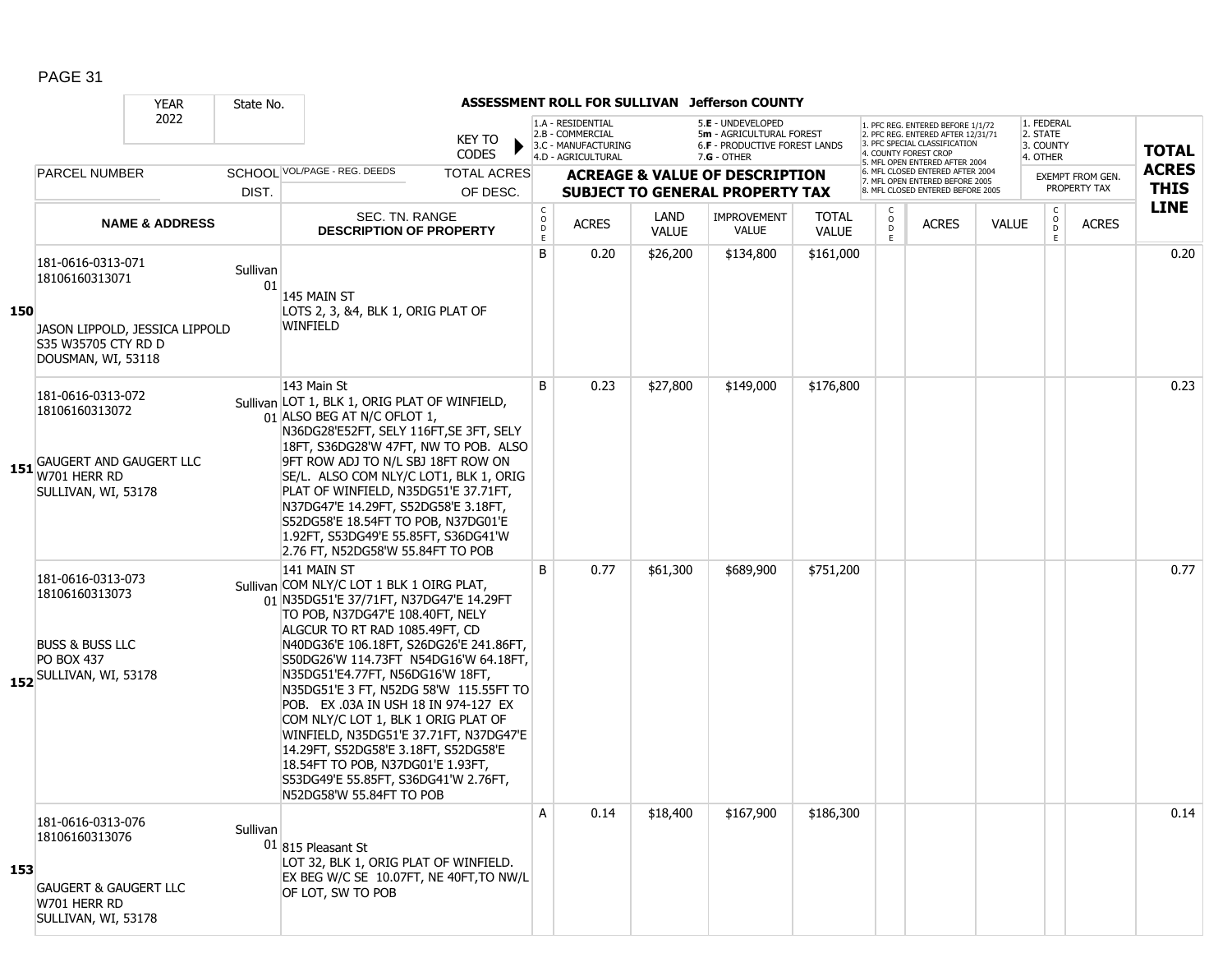**ASSESSMENT ROLL FOR SULLIVAN Jefferson COUNTY**

| YEAR 2022 | State No. | | KEY TO CODES | 1.A - RESIDENTIAL 2.B - COMMERCIAL 3.C - MANUFACTURING 4.D - AGRICULTURAL | | 5.E - UNDEVELOPED 5m - AGRICULTURAL FOREST 6.F - PRODUCTIVE FOREST LANDS 7.G - OTHER | | | 1. PFC REG. ENTERED BEFORE 1/1/72 2. PFC REG. ENTERED AFTER 12/31/71 3. PFC SPECIAL CLASSIFICATION 4. COUNTY FOREST CROP 5. MFL OPEN ENTERED AFTER 2004 6. MFL CLOSED ENTERED AFTER 2004 7. MFL OPEN ENTERED BEFORE 2005 8. MFL CLOSED ENTERED BEFORE 2005 | | | 1. FEDERAL 2. STATE 3. COUNTY 4. OTHER | | |
|---|---|---|---|---|---|---|---|---|---|---|---|---|---|---|
| PARCEL NUMBER | SCHOOL DIST. | VOL/PAGE - REG. DEEDS | TOTAL ACRES OF DESC. | ACREAGE & VALUE OF DESCRIPTION SUBJECT TO GENERAL PROPERTY TAX | | | | | | | | EXEMPT FROM GEN. PROPERTY TAX | | TOTAL ACRES THIS LINE |
| **NAME & ADDRESS** | | SEC. TN. RANGE **DESCRIPTION OF PROPERTY** | CODE | ACRES | LAND VALUE | IMPROVEMENT VALUE | TOTAL VALUE | CODE | ACRES | VALUE | | CODE | ACRES | |
| **150** 181-0616-0313-071 18106160313071 JASON LIPPOLD, JESSICA LIPPOLD S35 W35705 CTY RD D DOUSMAN, WI, 53118 | Sullivan 01 | 145 MAIN ST LOTS 2, 3, &4, BLK 1, ORIG PLAT OF WINFIELD | B | 0.20 | $26,200 | $134,800 | $161,000 | | | | | | | 0.20 |
| **151** 181-0616-0313-072 18106160313072 GAUGERT AND GAUGERT LLC W701 HERR RD SULLIVAN, WI, 53178 | Sullivan 01 | 143 Main St LOT 1, BLK 1, ORIG PLAT OF WINFIELD, ALSO BEG AT N/C OFLOT 1, N36DG28'E52FT, SELY 116FT,SE 3FT, SELY 18FT, S36DG28'W 47FT, NW TO POB. ALSO 9FT ROW ADJ TO N/L SBJ 18FT ROW ON SE/L. ALSO COM NLY/C LOT1, BLK 1, ORIG PLAT OF WINFIELD, N35DG51'E 37.71FT, N37DG47'E 14.29FT, S52DG58'E 3.18FT, S52DG58'E 18.54FT TO POB, N37DG01'E 1.92FT, S53DG49'E 55.85FT, S36DG41'W 2.76 FT, N52DG58'W 55.84FT TO POB | B | 0.23 | $27,800 | $149,000 | $176,800 | | | | | | | 0.23 |
| **152** 181-0616-0313-073 18106160313073 BUSS & BUSS LLC PO BOX 437 SULLIVAN, WI, 53178 | Sullivan 01 | 141 MAIN ST COM NLY/C LOT 1 BLK 1 OIRG PLAT, N35DG51'E 37/71FT, N37DG47'E 14.29FT TO POB, N37DG47'E 108.40FT, NELY ALGCUR TO RT RAD 1085.49FT, CD N40DG36'E 106.18FT, S26DG26'E 241.86FT, S50DG26'W 114.73FT N54DG16'W 64.18FT, N35DG51'E4.77FT, N56DG16'W 18FT, N35DG51'E 3 FT, N52DG 58'W 115.55FT TO POB. EX .03A IN USH 18 IN 974-127 EX COM NLY/C LOT 1, BLK 1 ORIG PLAT OF WINFIELD, N35DG51'E 37.71FT, N37DG47'E 14.29FT, S52DG58'E 3.18FT, S52DG58'E 18.54FT TO POB, N37DG01'E 1.93FT, S53DG49'E 55.85FT, S36DG41'W 2.76FT, N52DG58'W 55.84FT TO POB | B | 0.77 | $61,300 | $689,900 | $751,200 | | | | | | | 0.77 |
| **153** 181-0616-0313-076 18106160313076 GAUGERT & GAUGERT LLC W701 HERR RD SULLIVAN, WI, 53178 | Sullivan 01 | 815 Pleasant St LOT 32, BLK 1, ORIG PLAT OF WINFIELD. EX BEG W/C SE 10.07FT, NE 40FT,TO NW/L OF LOT, SW TO POB | A | 0.14 | $18,400 | $167,900 | $186,300 | | | | | | | 0.14 |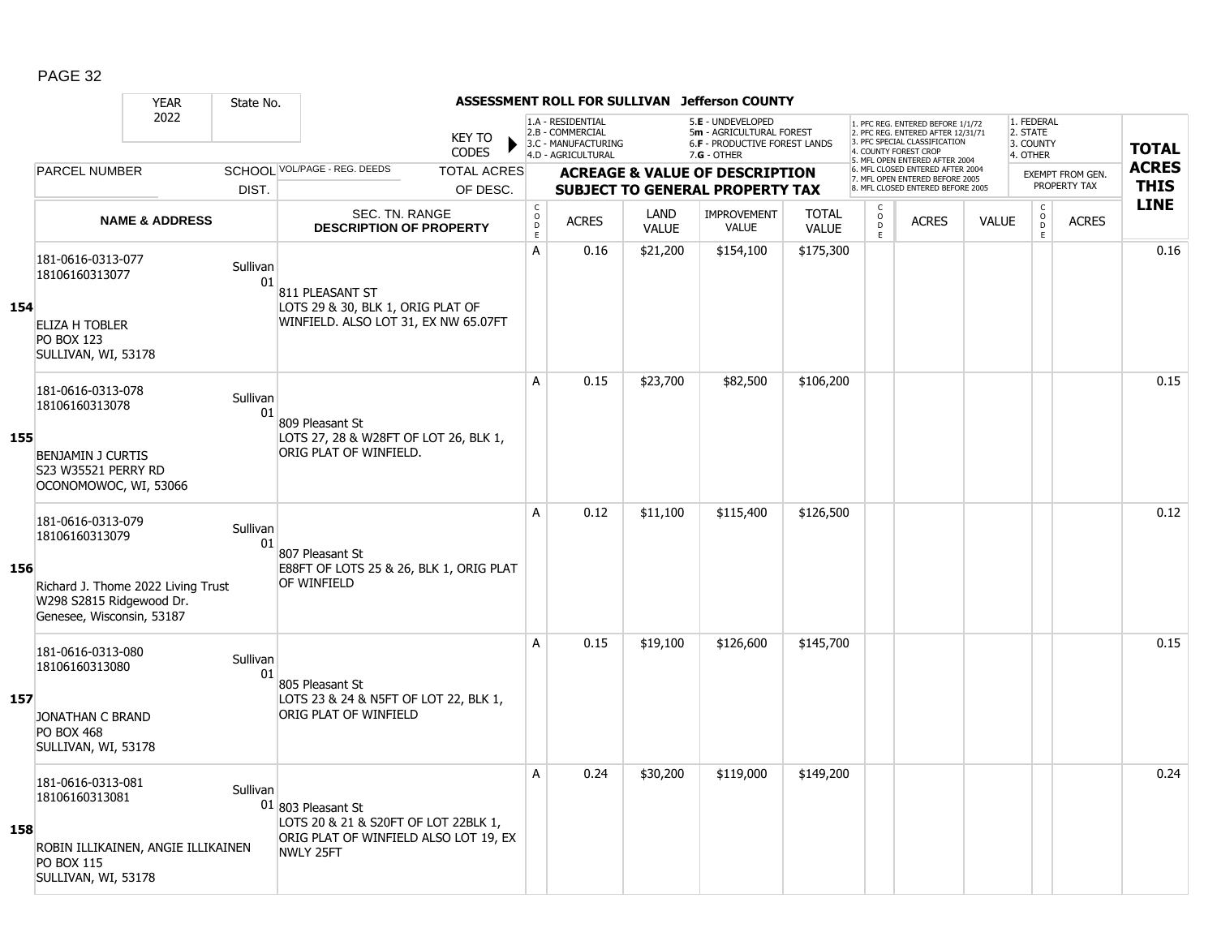| YEAR 2022 | State No. | ASSESSMENT ROLL FOR SULLIVAN Jefferson COUNTY | | | | | | | | | | | | | | |
|---|---|---|---|---|---|---|---|---|---|---|---|---|---|---|---|---|
| | | KEY TO CODES | | 1.A - RESIDENTIAL 2.B - COMMERCIAL 3.C - MANUFACTURING 4.D - AGRICULTURAL | | 5.E - UNDEVELOPED 5m - AGRICULTURAL FOREST 6.F - PRODUCTIVE FOREST LANDS 7.G - OTHER | | | 1. PFC REG. ENTERED BEFORE 1/1/72 2. PFC REG. ENTERED AFTER 12/31/71 3. PFC SPECIAL CLASSIFICATION 4. COUNTY FOREST CROP 5. MFL OPEN ENTERED AFTER 2004 6. MFL CLOSED ENTERED AFTER 2004 7. MFL OPEN ENTERED BEFORE 2005 8. MFL CLOSED ENTERED BEFORE 2005 | | | 1. FEDERAL 2. STATE 3. COUNTY 4. OTHER | | **TOTAL** |
| PARCEL NUMBER | SCHOOL DIST. | VOL/PAGE - REG. DEEDS | TOTAL ACRES OF DESC. | **ACREAGE & VALUE OF DESCRIPTION SUBJECT TO GENERAL PROPERTY TAX** | | | | | | | | EXEMPT FROM GEN. PROPERTY TAX | | **ACRES THIS** |
| | **NAME & ADDRESS** | | SEC. TN. RANGE **DESCRIPTION OF PROPERTY** | CODE | ACRES | LAND VALUE | IMPROVEMENT VALUE | TOTAL VALUE | CODE | ACRES | VALUE | CODE | ACRES | **LINE** |
| **154** | 181-0616-0313-077<br>18106160313077<br><br>ELIZA H TOBLER<br>PO BOX 123<br>SULLIVAN, WI, 53178 | Sullivan 01 | 811 PLEASANT ST<br>LOTS 29 & 30, BLK 1, ORIG PLAT OF WINFIELD. ALSO LOT 31, EX NW 65.07FT | A | 0.16 | $21,200 | $154,100 | $175,300 | | | | | | 0.16 |
| **155** | 181-0616-0313-078<br>18106160313078<br><br>BENJAMIN J CURTIS<br>S23 W35521 PERRY RD<br>OCONOMOWOC, WI, 53066 | Sullivan 01 | 809 Pleasant St<br>LOTS 27, 28 & W28FT OF LOT 26, BLK 1, ORIG PLAT OF WINFIELD. | A | 0.15 | $23,700 | $82,500 | $106,200 | | | | | | 0.15 |
| **156** | 181-0616-0313-079<br>18106160313079<br><br>Richard J. Thome 2022 Living Trust<br>W298 S2815 Ridgewood Dr.<br>Genesee, Wisconsin, 53187 | Sullivan 01 | 807 Pleasant St<br>E88FT OF LOTS 25 & 26, BLK 1, ORIG PLAT OF WINFIELD | A | 0.12 | $11,100 | $115,400 | $126,500 | | | | | | 0.12 |
| **157** | 181-0616-0313-080<br>18106160313080<br><br>JONATHAN C BRAND<br>PO BOX 468<br>SULLIVAN, WI, 53178 | Sullivan 01 | 805 Pleasant St<br>LOTS 23 & 24 & N5FT OF LOT 22, BLK 1, ORIG PLAT OF WINFIELD | A | 0.15 | $19,100 | $126,600 | $145,700 | | | | | | 0.15 |
| **158** | 181-0616-0313-081<br>18106160313081<br><br>ROBIN ILLIKAINEN, ANGIE ILLIKAINEN<br>PO BOX 115<br>SULLIVAN, WI, 53178 | Sullivan 01 | 803 Pleasant St<br>LOTS 20 & 21 & S20FT OF LOT 22BLK 1, ORIG PLAT OF WINFIELD ALSO LOT 19, EX NWLY 25FT | A | 0.24 | $30,200 | $119,000 | $149,200 | | | | | | 0.24 |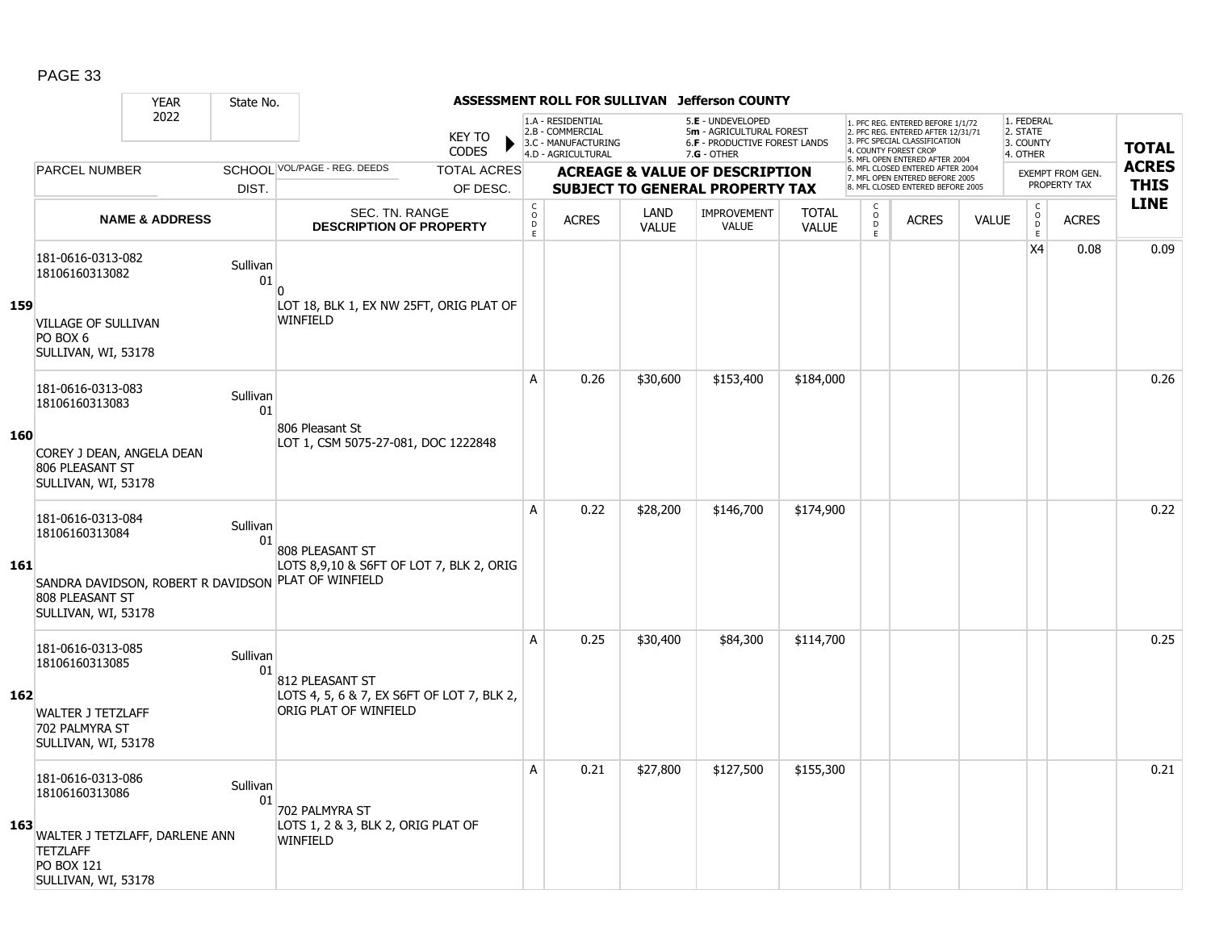**ASSESSMENT ROLL FOR SULLIVAN Jefferson COUNTY**

YEAR 2022 | State No.

KEY TO CODES: 1.A - RESIDENTIAL, 2.B - COMMERCIAL, 3.C - MANUFACTURING, 4.D - AGRICULTURAL, 5.E - UNDEVELOPED, 5m - AGRICULTURAL FOREST, 6.F - PRODUCTIVE FOREST LANDS, 7.G - OTHER

1. PFC REG. ENTERED BEFORE 1/1/72, 2. PFC REG. ENTERED AFTER 12/31/71, 3. PFC SPECIAL CLASSIFICATION, 4. COUNTY FOREST CROP, 5. MFL OPEN ENTERED AFTER 2004, 6. MFL CLOSED ENTERED AFTER 2004, 7. MFL OPEN ENTERED BEFORE 2005, 8. MFL CLOSED ENTERED BEFORE 2005

1. FEDERAL, 2. STATE, 3. COUNTY, 4. OTHER

| Line | PARCEL NUMBER / NAME & ADDRESS | SCHOOL DIST. | VOL/PAGE - REG. DEEDS / SEC. TN. RANGE / DESCRIPTION OF PROPERTY | TOTAL ACRES OF DESC. | CODE | ACRES | LAND VALUE | IMPROVEMENT VALUE | TOTAL VALUE | CODE | ACRES | VALUE | CODE | EXEMPT ACRES | TOTAL ACRES THIS LINE |
|---|---|---|---|---|---|---|---|---|---|---|---|---|---|---|---|
| 159 | 181-0616-0313-082<br>18106160313082<br>VILLAGE OF SULLIVAN<br>PO BOX 6<br>SULLIVAN, WI, 53178 | Sullivan 01 | 0<br>LOT 18, BLK 1, EX NW 25FT, ORIG PLAT OF WINFIELD | | | | | | | | | | X4 | 0.08 | 0.09 |
| 160 | 181-0616-0313-083<br>18106160313083<br>COREY J DEAN, ANGELA DEAN<br>806 PLEASANT ST<br>SULLIVAN, WI, 53178 | Sullivan 01 | 806 Pleasant St<br>LOT 1, CSM 5075-27-081, DOC 1222848 | | A | 0.26 | $30,600 | $153,400 | $184,000 | | | | | | 0.26 |
| 161 | 181-0616-0313-084<br>18106160313084<br>SANDRA DAVIDSON, ROBERT R DAVIDSON<br>808 PLEASANT ST<br>SULLIVAN, WI, 53178 | Sullivan 01 | 808 PLEASANT ST<br>LOTS 8,9,10 & S6FT OF LOT 7, BLK 2, ORIG PLAT OF WINFIELD | | A | 0.22 | $28,200 | $146,700 | $174,900 | | | | | | 0.22 |
| 162 | 181-0616-0313-085<br>18106160313085<br>WALTER J TETZLAFF<br>702 PALMYRA ST<br>SULLIVAN, WI, 53178 | Sullivan 01 | 812 PLEASANT ST<br>LOTS 4, 5, 6 & 7, EX S6FT OF LOT 7, BLK 2, ORIG PLAT OF WINFIELD | | A | 0.25 | $30,400 | $84,300 | $114,700 | | | | | | 0.25 |
| 163 | 181-0616-0313-086<br>18106160313086<br>WALTER J TETZLAFF, DARLENE ANN TETZLAFF<br>PO BOX 121<br>SULLIVAN, WI, 53178 | Sullivan 01 | 702 PALMYRA ST<br>LOTS 1, 2 & 3, BLK 2, ORIG PLAT OF WINFIELD | | A | 0.21 | $27,800 | $127,500 | $155,300 | | | | | | 0.21 |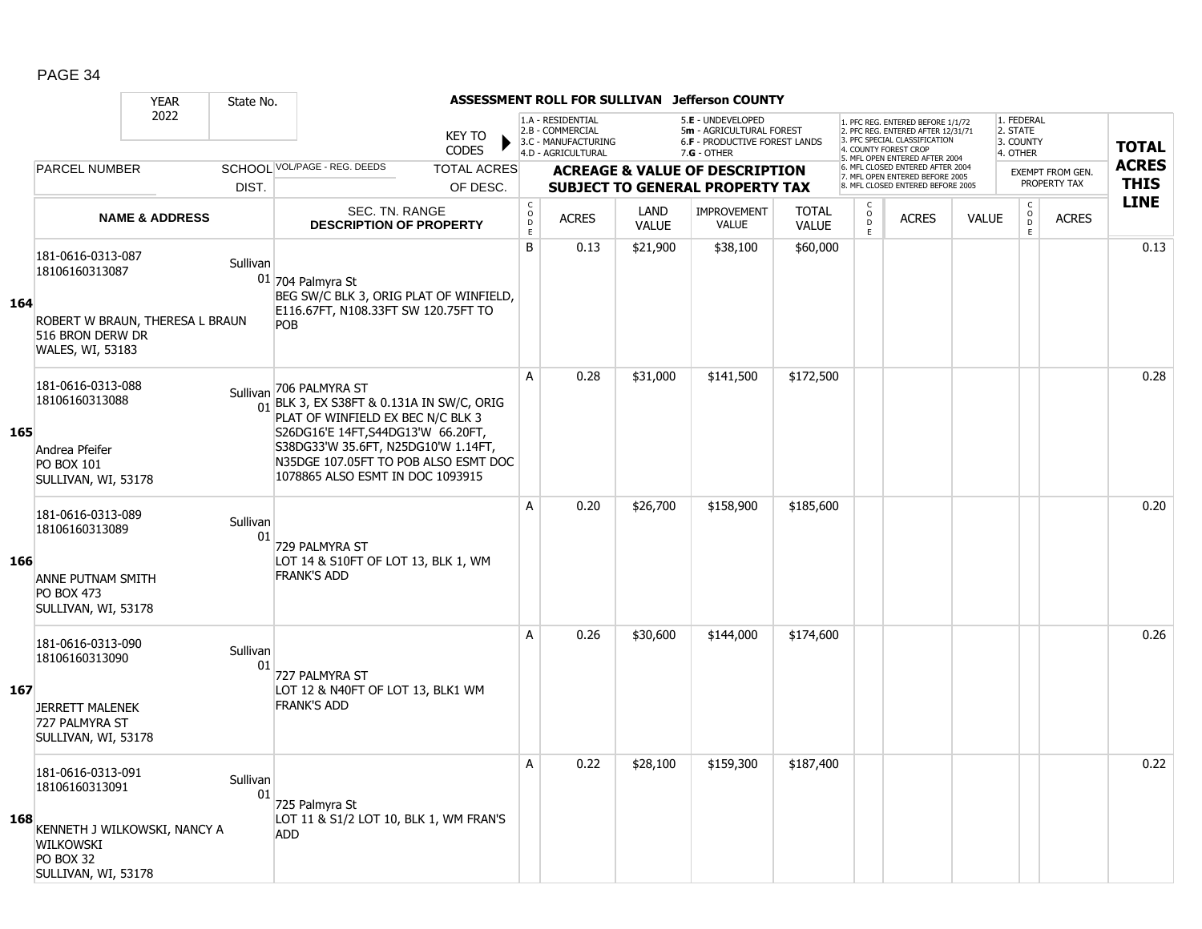# ASSESSMENT ROLL FOR SULLIVAN Jefferson COUNTY

| YEAR 2022 | State No. | | KEY TO CODES | 1.A - RESIDENTIAL 2.B - COMMERCIAL 3.C - MANUFACTURING 4.D - AGRICULTURAL | | 5.E - UNDEVELOPED 5m - AGRICULTURAL FOREST 6.F - PRODUCTIVE FOREST LANDS 7.G - OTHER | | | 1. PFC REG. ENTERED BEFORE 1/1/72 2. PFC REG. ENTERED AFTER 12/31/71 3. PFC SPECIAL CLASSIFICATION 4. COUNTY FOREST CROP 5. MFL OPEN ENTERED AFTER 2004 6. MFL CLOSED ENTERED AFTER 2004 7. MFL OPEN ENTERED BEFORE 2005 8. MFL CLOSED ENTERED BEFORE 2005 | | | 1. FEDERAL 2. STATE 3. COUNTY 4. OTHER | | |
|---|---|---|---|---|---|---|---|---|---|---|---|---|---|---|
| PARCEL NUMBER | SCHOOL DIST. | VOL/PAGE - REG. DEEDS | TOTAL ACRES OF DESC. | ACREAGE & VALUE OF DESCRIPTION SUBJECT TO GENERAL PROPERTY TAX | | | | | | | | EXEMPT FROM GEN. PROPERTY TAX | | TOTAL ACRES THIS LINE |
| NAME & ADDRESS | | SEC. TN. RANGE DESCRIPTION OF PROPERTY | | CODE | ACRES | LAND VALUE | IMPROVEMENT VALUE | TOTAL VALUE | CODE | ACRES | VALUE | CODE | ACRES | |
| **164** 181-0616-0313-087 18106160313087 ROBERT W BRAUN, THERESA L BRAUN 516 BRON DERW DR WALES, WI, 53183 | Sullivan 01 | 704 Palmyra St BEG SW/C BLK 3, ORIG PLAT OF WINFIELD, E116.67FT, N108.33FT SW 120.75FT TO POB | | B | 0.13 | $21,900 | $38,100 | $60,000 | | | | | | 0.13 |
| **165** 181-0616-0313-088 18106160313088 Andrea Pfeifer PO BOX 101 SULLIVAN, WI, 53178 | Sullivan 01 | 706 PALMYRA ST BLK 3, EX S38FT & 0.131A IN SW/C, ORIG PLAT OF WINFIELD EX BEC N/C BLK 3 S26DG16'E 14FT,S44DG13'W 66.20FT, S38DG33'W 35.6FT, N25DG10'W 1.14FT, N35DGE 107.05FT TO POB ALSO ESMT DOC 1078865 ALSO ESMT IN DOC 1093915 | | A | 0.28 | $31,000 | $141,500 | $172,500 | | | | | | 0.28 |
| **166** 181-0616-0313-089 18106160313089 ANNE PUTNAM SMITH PO BOX 473 SULLIVAN, WI, 53178 | Sullivan 01 | 729 PALMYRA ST LOT 14 & S10FT OF LOT 13, BLK 1, WM FRANK'S ADD | | A | 0.20 | $26,700 | $158,900 | $185,600 | | | | | | 0.20 |
| **167** 181-0616-0313-090 18106160313090 JERRETT MALENEK 727 PALMYRA ST SULLIVAN, WI, 53178 | Sullivan 01 | 727 PALMYRA ST LOT 12 & N40FT OF LOT 13, BLK1 WM FRANK'S ADD | | A | 0.26 | $30,600 | $144,000 | $174,600 | | | | | | 0.26 |
| **168** 181-0616-0313-091 18106160313091 KENNETH J WILKOWSKI, NANCY A WILKOWSKI PO BOX 32 SULLIVAN, WI, 53178 | Sullivan 01 | 725 Palmyra St LOT 11 & S1/2 LOT 10, BLK 1, WM FRAN'S ADD | | A | 0.22 | $28,100 | $159,300 | $187,400 | | | | | | 0.22 |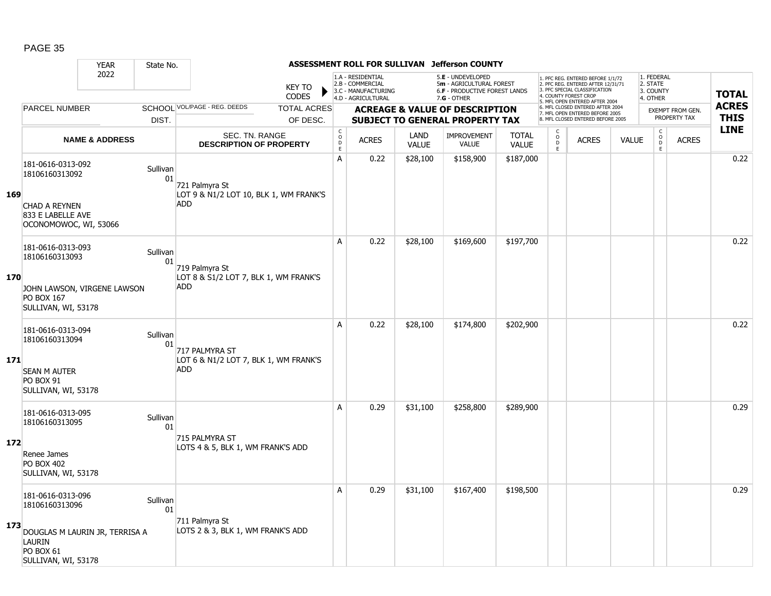# ASSESSMENT ROLL FOR SULLIVAN Jefferson COUNTY

| | YEAR 2022 | State No. | | KEY TO CODES | | | | | | | | | | | | |
|---|---|---|---|---|---|---|---|---|---|---|---|---|---|---|---|---|
| | | | | | 1.A - RESIDENTIAL<br>2.B - COMMERCIAL<br>3.C - MANUFACTURING<br>4.D - AGRICULTURAL | | 5.E - UNDEVELOPED<br>5m - AGRICULTURAL FOREST<br>6.F - PRODUCTIVE FOREST LANDS<br>7.G - OTHER | | | 1. PFC REG. ENTERED BEFORE 1/1/72<br>2. PFC REG. ENTERED AFTER 12/31/71<br>3. PFC SPECIAL CLASSIFICATION<br>4. COUNTY FOREST CROP<br>5. MFL OPEN ENTERED AFTER 2004<br>6. MFL CLOSED ENTERED AFTER 2004<br>7. MFL OPEN ENTERED BEFORE 2005<br>8. MFL CLOSED ENTERED BEFORE 2005 | | | 1. FEDERAL<br>2. STATE<br>3. COUNTY<br>4. OTHER | | |
| | PARCEL NUMBER | SCHOOL DIST. | VOL/PAGE - REG. DEEDS | TOTAL ACRES OF DESC. | ACREAGE & VALUE OF DESCRIPTION SUBJECT TO GENERAL PROPERTY TAX | | | | | | | | | EXEMPT FROM GEN. PROPERTY TAX | | TOTAL ACRES THIS LINE |
| | NAME & ADDRESS | | SEC. TN. RANGE DESCRIPTION OF PROPERTY | | CODE | ACRES | LAND VALUE | IMPROVEMENT VALUE | TOTAL VALUE | CODE | ACRES | VALUE | CODE | ACRES | |
| 169 | 181-0616-0313-092<br>18106160313092<br><br>CHAD A REYNEN<br>833 E LABELLE AVE<br>OCONOMOWOC, WI, 53066 | Sullivan 01 | 721 Palmyra St<br>LOT 9 & N1/2 LOT 10, BLK 1, WM FRANK'S ADD | | A | 0.22 | $28,100 | $158,900 | $187,000 | | | | | | 0.22 |
| 170 | 181-0616-0313-093<br>18106160313093<br><br>JOHN LAWSON, VIRGENE LAWSON<br>PO BOX 167<br>SULLIVAN, WI, 53178 | Sullivan 01 | 719 Palmyra St<br>LOT 8 & S1/2 LOT 7, BLK 1, WM FRANK'S ADD | | A | 0.22 | $28,100 | $169,600 | $197,700 | | | | | | 0.22 |
| 171 | 181-0616-0313-094<br>18106160313094<br><br>SEAN M AUTER<br>PO BOX 91<br>SULLIVAN, WI, 53178 | Sullivan 01 | 717 PALMYRA ST<br>LOT 6 & N1/2 LOT 7, BLK 1, WM FRANK'S ADD | | A | 0.22 | $28,100 | $174,800 | $202,900 | | | | | | 0.22 |
| 172 | 181-0616-0313-095<br>18106160313095<br><br>Renee James<br>PO BOX 402<br>SULLIVAN, WI, 53178 | Sullivan 01 | 715 PALMYRA ST<br>LOTS 4 & 5, BLK 1, WM FRANK'S ADD | | A | 0.29 | $31,100 | $258,800 | $289,900 | | | | | | 0.29 |
| 173 | 181-0616-0313-096<br>18106160313096<br><br>DOUGLAS M LAURIN JR, TERRISA A LAURIN<br>PO BOX 61<br>SULLIVAN, WI, 53178 | Sullivan 01 | 711 Palmyra St<br>LOTS 2 & 3, BLK 1, WM FRANK'S ADD | | A | 0.29 | $31,100 | $167,400 | $198,500 | | | | | | 0.29 |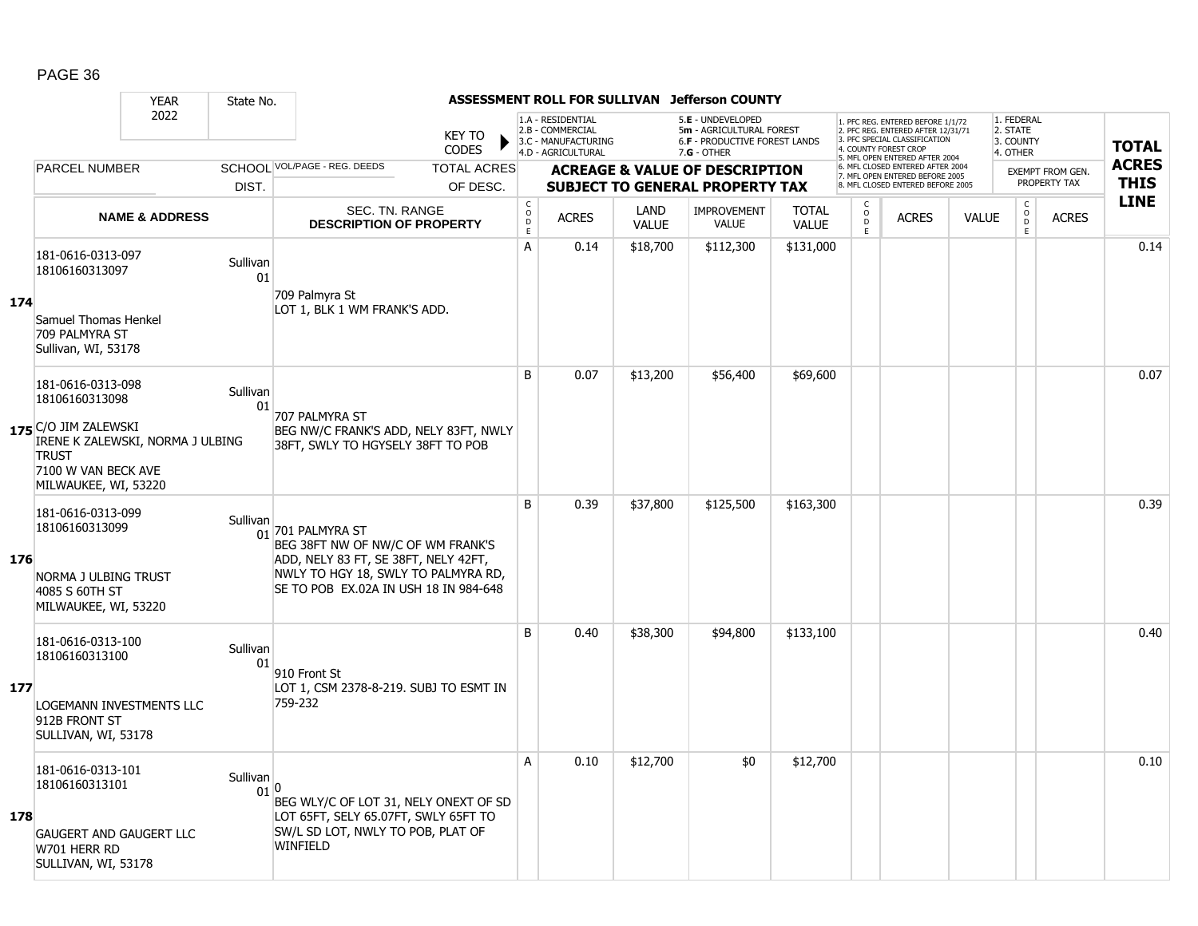## ASSESSMENT ROLL FOR SULLIVAN Jefferson COUNTY

| | YEAR 2022 | State No. | | KEY TO CODES: 1.A - RESIDENTIAL, 2.B - COMMERCIAL, 3.C - MANUFACTURING, 4.D - AGRICULTURAL, 5.E - UNDEVELOPED, 5m - AGRICULTURAL FOREST, 6.F - PRODUCTIVE FOREST LANDS, 7.G - OTHER | | | | | 1. PFC REG. ENTERED BEFORE 1/1/72, 2. PFC REG. ENTERED AFTER 12/31/71, 3. PFC SPECIAL CLASSIFICATION, 4. COUNTY FOREST CROP, 5. MFL OPEN ENTERED AFTER 2004, 6. MFL CLOSED ENTERED AFTER 2004, 7. MFL OPEN ENTERED BEFORE 2005, 8. MFL CLOSED ENTERED BEFORE 2005 | | | 1. FEDERAL, 2. STATE, 3. COUNTY, 4. OTHER | | |
|---|---|---|---|---|---|---|---|---|---|---|---|---|---|---|
| | PARCEL NUMBER | SCHOOL DIST. | VOL/PAGE - REG. DEEDS / TOTAL ACRES OF DESC. | ACREAGE & VALUE OF DESCRIPTION SUBJECT TO GENERAL PROPERTY TAX | | | | | | | | EXEMPT FROM GEN. PROPERTY TAX | | TOTAL ACRES THIS LINE |
| | NAME & ADDRESS | | SEC. TN. RANGE DESCRIPTION OF PROPERTY | CODE | ACRES | LAND VALUE | IMPROVEMENT VALUE | TOTAL VALUE | CODE | ACRES | VALUE | CODE | ACRES | |
| 174 | 181-0616-0313-097<br>18106160313097<br><br>Samuel Thomas Henkel<br>709 PALMYRA ST<br>Sullivan, WI, 53178 | Sullivan 01 | 709 Palmyra St<br>LOT 1, BLK 1 WM FRANK'S ADD. | A | 0.14 | $18,700 | $112,300 | $131,000 | | | | | | 0.14 |
| 175 | 181-0616-0313-098<br>18106160313098<br><br>C/O JIM ZALEWSKI<br>IRENE K ZALEWSKI, NORMA J ULBING TRUST<br>7100 W VAN BECK AVE<br>MILWAUKEE, WI, 53220 | Sullivan 01 | 707 PALMYRA ST<br>BEG NW/C FRANK'S ADD, NELY 83FT, NWLY 38FT, SWLY TO HGYSELY 38FT TO POB | B | 0.07 | $13,200 | $56,400 | $69,600 | | | | | | 0.07 |
| 176 | 181-0616-0313-099<br>18106160313099<br><br>NORMA J ULBING TRUST<br>4085 S 60TH ST<br>MILWAUKEE, WI, 53220 | Sullivan 01 | 701 PALMYRA ST<br>BEG 38FT NW OF NW/C OF WM FRANK'S ADD, NELY 83 FT, SE 38FT, NELY 42FT, NWLY TO HGY 18, SWLY TO PALMYRA RD, SE TO POB EX.02A IN USH 18 IN 984-648 | B | 0.39 | $37,800 | $125,500 | $163,300 | | | | | | 0.39 |
| 177 | 181-0616-0313-100<br>18106160313100<br><br>LOGEMANN INVESTMENTS LLC<br>912B FRONT ST<br>SULLIVAN, WI, 53178 | Sullivan 01 | 910 Front St<br>LOT 1, CSM 2378-8-219. SUBJ TO ESMT IN 759-232 | B | 0.40 | $38,300 | $94,800 | $133,100 | | | | | | 0.40 |
| 178 | 181-0616-0313-101<br>18106160313101<br><br>GAUGERT AND GAUGERT LLC<br>W701 HERR RD<br>SULLIVAN, WI, 53178 | Sullivan 01 | 0<br>BEG WLY/C OF LOT 31, NELY ONEXT OF SD LOT 65FT, SELY 65.07FT, SWLY 65FT TO SW/L SD LOT, NWLY TO POB, PLAT OF WINFIELD | A | 0.10 | $12,700 | $0 | $12,700 | | | | | | 0.10 |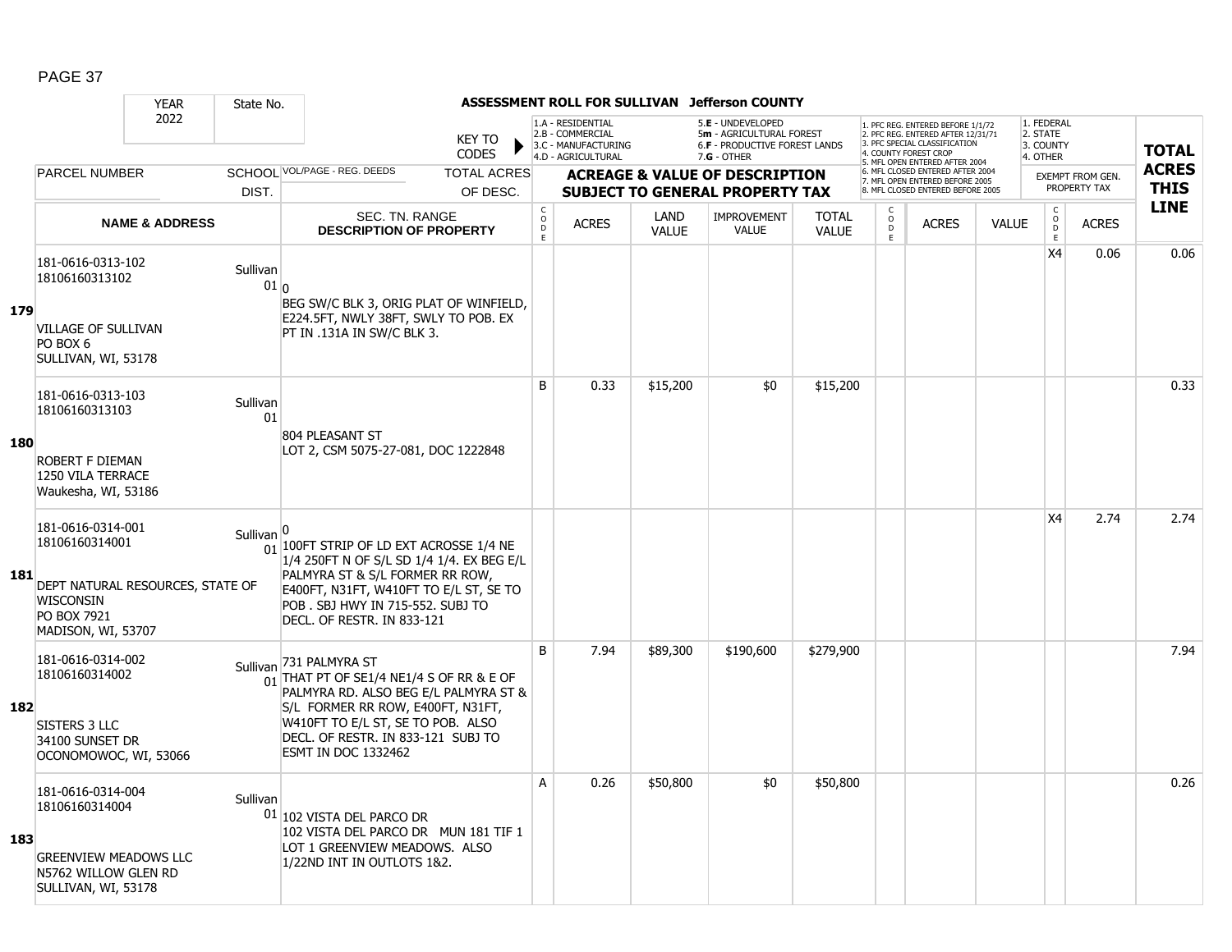**ASSESSMENT ROLL FOR SULLIVAN Jefferson COUNTY**

| YEAR 2022 | State No. | | KEY TO CODES: 1.A - RESIDENTIAL, 2.B - COMMERCIAL, 3.C - MANUFACTURING, 4.D - AGRICULTURAL, 5.E - UNDEVELOPED, 5m - AGRICULTURAL FOREST, 6.F - PRODUCTIVE FOREST LANDS, 7.G - OTHER | | | | | | 1. PFC REG. ENTERED BEFORE 1/1/72, 2. PFC REG. ENTERED AFTER 12/31/71, 3. PFC SPECIAL CLASSIFICATION, 4. COUNTY FOREST CROP, 5. MFL OPEN ENTERED AFTER 2004, 6. MFL CLOSED ENTERED AFTER 2004, 7. MFL OPEN ENTERED BEFORE 2005, 8. MFL CLOSED ENTERED BEFORE 2005 | | | 1. FEDERAL, 2. STATE, 3. COUNTY, 4. OTHER | | |
|---|---|---|---|---|---|---|---|---|---|---|---|---|---|---|
| PARCEL NUMBER | SCHOOL DIST. | VOL/PAGE - REG. DEEDS / TOTAL ACRES OF DESC. | ACREAGE & VALUE OF DESCRIPTION SUBJECT TO GENERAL PROPERTY TAX | | | | | | | | | EXEMPT FROM GEN. PROPERTY TAX | | TOTAL ACRES THIS LINE |
| NAME & ADDRESS | | SEC. TN. RANGE DESCRIPTION OF PROPERTY | CODE | ACRES | LAND VALUE | IMPROVEMENT VALUE | TOTAL VALUE | CODE | ACRES | VALUE | | CODE | ACRES | |
| **179** 181-0616-0313-102 18106160313102 VILLAGE OF SULLIVAN PO BOX 6 SULLIVAN, WI, 53178 | Sullivan 01 | 0 BEG SW/C BLK 3, ORIG PLAT OF WINFIELD, E224.5FT, NWLY 38FT, SWLY TO POB. EX PT IN .131A IN SW/C BLK 3. | | | | | | | | | | X4 | 0.06 | 0.06 |
| **180** 181-0616-0313-103 18106160313103 ROBERT F DIEMAN 1250 VILA TERRACE Waukesha, WI, 53186 | Sullivan 01 | 804 PLEASANT ST LOT 2, CSM 5075-27-081, DOC 1222848 | B | 0.33 | $15,200 | $0 | $15,200 | | | | | | | 0.33 |
| **181** 181-0616-0314-001 18106160314001 DEPT NATURAL RESOURCES, STATE OF WISCONSIN PO BOX 7921 MADISON, WI, 53707 | Sullivan 01 | 0 100FT STRIP OF LD EXT ACROSSE 1/4 NE 1/4 250FT N OF S/L SD 1/4 1/4. EX BEG E/L PALMYRA ST & S/L FORMER RR ROW, E400FT, N31FT, W410FT TO E/L ST, SE TO POB . SBJ HWY IN 715-552. SUBJ TO DECL. OF RESTR. IN 833-121 | | | | | | | | | | X4 | 2.74 | 2.74 |
| **182** 181-0616-0314-002 18106160314002 SISTERS 3 LLC 34100 SUNSET DR OCONOMOWOC, WI, 53066 | Sullivan 01 | 731 PALMYRA ST THAT PT OF SE1/4 NE1/4 S OF RR & E OF PALMYRA RD. ALSO BEG E/L PALMYRA ST & S/L FORMER RR ROW, E400FT, N31FT, W410FT TO E/L ST, SE TO POB. ALSO DECL. OF RESTR. IN 833-121 SUBJ TO ESMT IN DOC 1332462 | B | 7.94 | $89,300 | $190,600 | $279,900 | | | | | | | 7.94 |
| **183** 181-0616-0314-004 18106160314004 GREENVIEW MEADOWS LLC N5762 WILLOW GLEN RD SULLIVAN, WI, 53178 | Sullivan 01 | 102 VISTA DEL PARCO DR 102 VISTA DEL PARCO DR MUN 181 TIF 1 LOT 1 GREENVIEW MEADOWS. ALSO 1/22ND INT IN OUTLOTS 1&2. | A | 0.26 | $50,800 | $0 | $50,800 | | | | | | | 0.26 |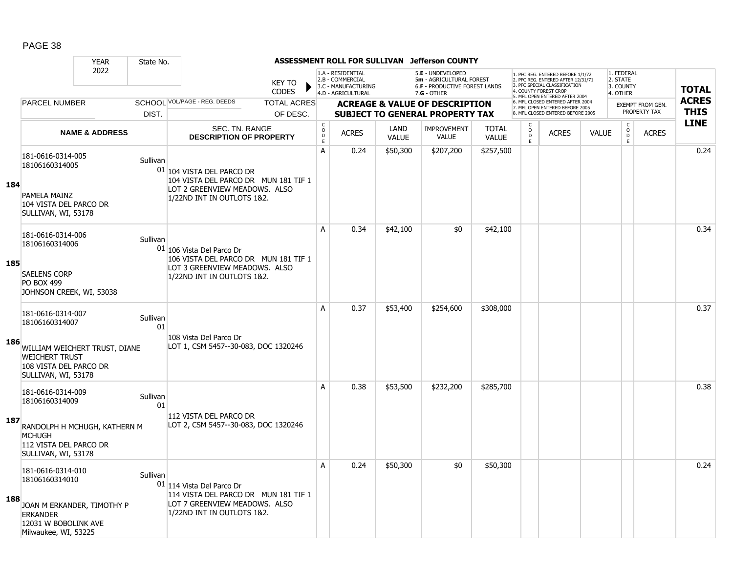## ASSESSMENT ROLL FOR SULLIVAN Jefferson COUNTY

YEAR 2022 | State No.

KEY TO CODES: 1.A - RESIDENTIAL, 2.B - COMMERCIAL, 3.C - MANUFACTURING, 4.D - AGRICULTURAL, 5.E - UNDEVELOPED, 5m - AGRICULTURAL FOREST, 6.F - PRODUCTIVE FOREST LANDS, 7.G - OTHER

1. PFC REG. ENTERED BEFORE 1/1/72, 2. PFC REG. ENTERED AFTER 12/31/71, 3. PFC SPECIAL CLASSIFICATION, 4. COUNTY FOREST CROP, 5. MFL OPEN ENTERED AFTER 2004, 6. MFL CLOSED ENTERED AFTER 2004, 7. MFL OPEN ENTERED BEFORE 2005, 8. MFL CLOSED ENTERED BEFORE 2005

1. FEDERAL, 2. STATE, 3. COUNTY, 4. OTHER

| Line | PARCEL NUMBER / NAME & ADDRESS | SCHOOL DIST. | VOL/PAGE - REG. DEEDS / SEC. TN. RANGE / DESCRIPTION OF PROPERTY | CODE | ACRES | LAND VALUE | IMPROVEMENT VALUE | TOTAL VALUE | CODE | ACRES | VALUE | CODE | EXEMPT ACRES | TOTAL ACRES THIS LINE |
|---|---|---|---|---|---|---|---|---|---|---|---|---|---|---|
| 184 | 181-0616-0314-005<br>18106160314005<br><br>PAMELA MAINZ<br>104 VISTA DEL PARCO DR<br>SULLIVAN, WI, 53178 | Sullivan 01 | 104 VISTA DEL PARCO DR<br>104 VISTA DEL PARCO DR MUN 181 TIF 1<br>LOT 2 GREENVIEW MEADOWS. ALSO<br>1/22ND INT IN OUTLOTS 1&2. | A | 0.24 | $50,300 | $207,200 | $257,500 | | | | | | 0.24 |
| 185 | 181-0616-0314-006<br>18106160314006<br><br>SAELENS CORP<br>PO BOX 499<br>JOHNSON CREEK, WI, 53038 | Sullivan 01 | 106 Vista Del Parco Dr<br>106 VISTA DEL PARCO DR MUN 181 TIF 1<br>LOT 3 GREENVIEW MEADOWS. ALSO<br>1/22ND INT IN OUTLOTS 1&2. | A | 0.34 | $42,100 | $0 | $42,100 | | | | | | 0.34 |
| 186 | 181-0616-0314-007<br>18106160314007<br><br>WILLIAM WEICHERT TRUST, DIANE WEICHERT TRUST<br>108 VISTA DEL PARCO DR<br>SULLIVAN, WI, 53178 | Sullivan 01 | 108 Vista Del Parco Dr<br>LOT 1, CSM 5457--30-083, DOC 1320246 | A | 0.37 | $53,400 | $254,600 | $308,000 | | | | | | 0.37 |
| 187 | 181-0616-0314-009<br>18106160314009<br><br>RANDOLPH H MCHUGH, KATHERN M MCHUGH<br>112 VISTA DEL PARCO DR<br>SULLIVAN, WI, 53178 | Sullivan 01 | 112 VISTA DEL PARCO DR<br>LOT 2, CSM 5457--30-083, DOC 1320246 | A | 0.38 | $53,500 | $232,200 | $285,700 | | | | | | 0.38 |
| 188 | 181-0616-0314-010<br>18106160314010<br><br>JOAN M ERKANDER, TIMOTHY P ERKANDER<br>12031 W BOBOLINK AVE<br>Milwaukee, WI, 53225 | Sullivan 01 | 114 Vista Del Parco Dr<br>114 VISTA DEL PARCO DR MUN 181 TIF 1<br>LOT 7 GREENVIEW MEADOWS. ALSO<br>1/22ND INT IN OUTLOTS 1&2. | A | 0.24 | $50,300 | $0 | $50,300 | | | | | | 0.24 |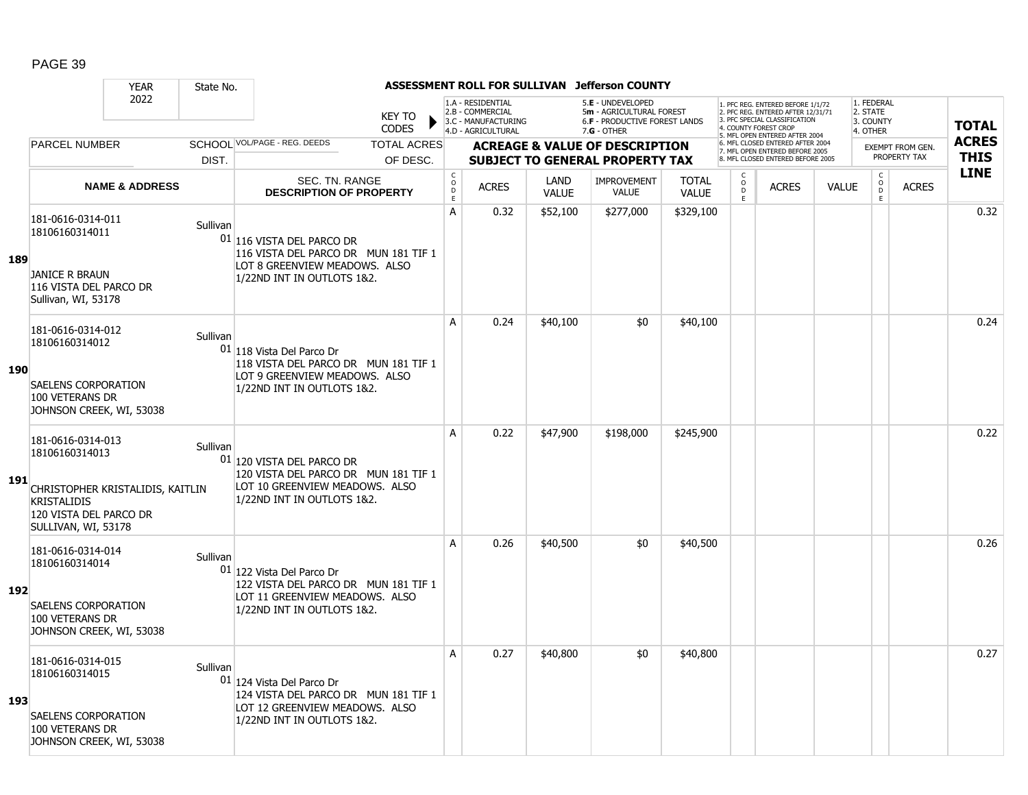# ASSESSMENT ROLL FOR SULLIVAN Jefferson COUNTY

| YEAR | State No. | | | | | | | | | | | | | | |
|---|---|---|---|---|---|---|---|---|---|---|---|---|---|---|---|
| 2022 | | | | | | | | | | | | | | | |

KEY TO CODES: 1.A - RESIDENTIAL, 2.B - COMMERCIAL, 3.C - MANUFACTURING, 4.D - AGRICULTURAL, 5.E - UNDEVELOPED, 5m - AGRICULTURAL FOREST, 6.F - PRODUCTIVE FOREST LANDS, 7.G - OTHER

1. PFC REG. ENTERED BEFORE 1/1/72, 2. PFC REG. ENTERED AFTER 12/31/71, 3. PFC SPECIAL CLASSIFICATION, 4. COUNTY FOREST CROP, 5. MFL OPEN ENTERED AFTER 2004, 6. MFL CLOSED ENTERED AFTER 2004, 7. MFL OPEN ENTERED BEFORE 2005, 8. MFL CLOSED ENTERED BEFORE 2005

1. FEDERAL, 2. STATE, 3. COUNTY, 4. OTHER

| LINE | PARCEL NUMBER / NAME & ADDRESS | SCHOOL DIST. | VOL/PAGE - REG. DEEDS / SEC. TN. RANGE DESCRIPTION OF PROPERTY | CODE | ACRES | LAND VALUE | IMPROVEMENT VALUE | TOTAL VALUE | CODE | ACRES | VALUE | CODE | ACRES (EXEMPT FROM GEN. PROPERTY TAX) | TOTAL ACRES THIS LINE |
|---|---|---|---|---|---|---|---|---|---|---|---|---|---|---|
| 189 | 181-0616-0314-011<br>18106160314011<br><br>JANICE R BRAUN<br>116 VISTA DEL PARCO DR<br>Sullivan, WI, 53178 | Sullivan 01 | 116 VISTA DEL PARCO DR<br>116 VISTA DEL PARCO DR MUN 181 TIF 1 LOT 8 GREENVIEW MEADOWS. ALSO 1/22ND INT IN OUTLOTS 1&2. | A | 0.32 | $52,100 | $277,000 | $329,100 | | | | | | 0.32 |
| 190 | 181-0616-0314-012<br>18106160314012<br><br>SAELENS CORPORATION<br>100 VETERANS DR<br>JOHNSON CREEK, WI, 53038 | Sullivan 01 | 118 Vista Del Parco Dr<br>118 VISTA DEL PARCO DR MUN 181 TIF 1 LOT 9 GREENVIEW MEADOWS. ALSO 1/22ND INT IN OUTLOTS 1&2. | A | 0.24 | $40,100 | $0 | $40,100 | | | | | | 0.24 |
| 191 | 181-0616-0314-013<br>18106160314013<br><br>CHRISTOPHER KRISTALIDIS, KAITLIN KRISTALIDIS<br>120 VISTA DEL PARCO DR<br>SULLIVAN, WI, 53178 | Sullivan 01 | 120 VISTA DEL PARCO DR<br>120 VISTA DEL PARCO DR MUN 181 TIF 1 LOT 10 GREENVIEW MEADOWS. ALSO 1/22ND INT IN OUTLOTS 1&2. | A | 0.22 | $47,900 | $198,000 | $245,900 | | | | | | 0.22 |
| 192 | 181-0616-0314-014<br>18106160314014<br><br>SAELENS CORPORATION<br>100 VETERANS DR<br>JOHNSON CREEK, WI, 53038 | Sullivan 01 | 122 Vista Del Parco Dr<br>122 VISTA DEL PARCO DR MUN 181 TIF 1 LOT 11 GREENVIEW MEADOWS. ALSO 1/22ND INT IN OUTLOTS 1&2. | A | 0.26 | $40,500 | $0 | $40,500 | | | | | | 0.26 |
| 193 | 181-0616-0314-015<br>18106160314015<br><br>SAELENS CORPORATION<br>100 VETERANS DR<br>JOHNSON CREEK, WI, 53038 | Sullivan 01 | 124 Vista Del Parco Dr<br>124 VISTA DEL PARCO DR MUN 181 TIF 1 LOT 12 GREENVIEW MEADOWS. ALSO 1/22ND INT IN OUTLOTS 1&2. | A | 0.27 | $40,800 | $0 | $40,800 | | | | | | 0.27 |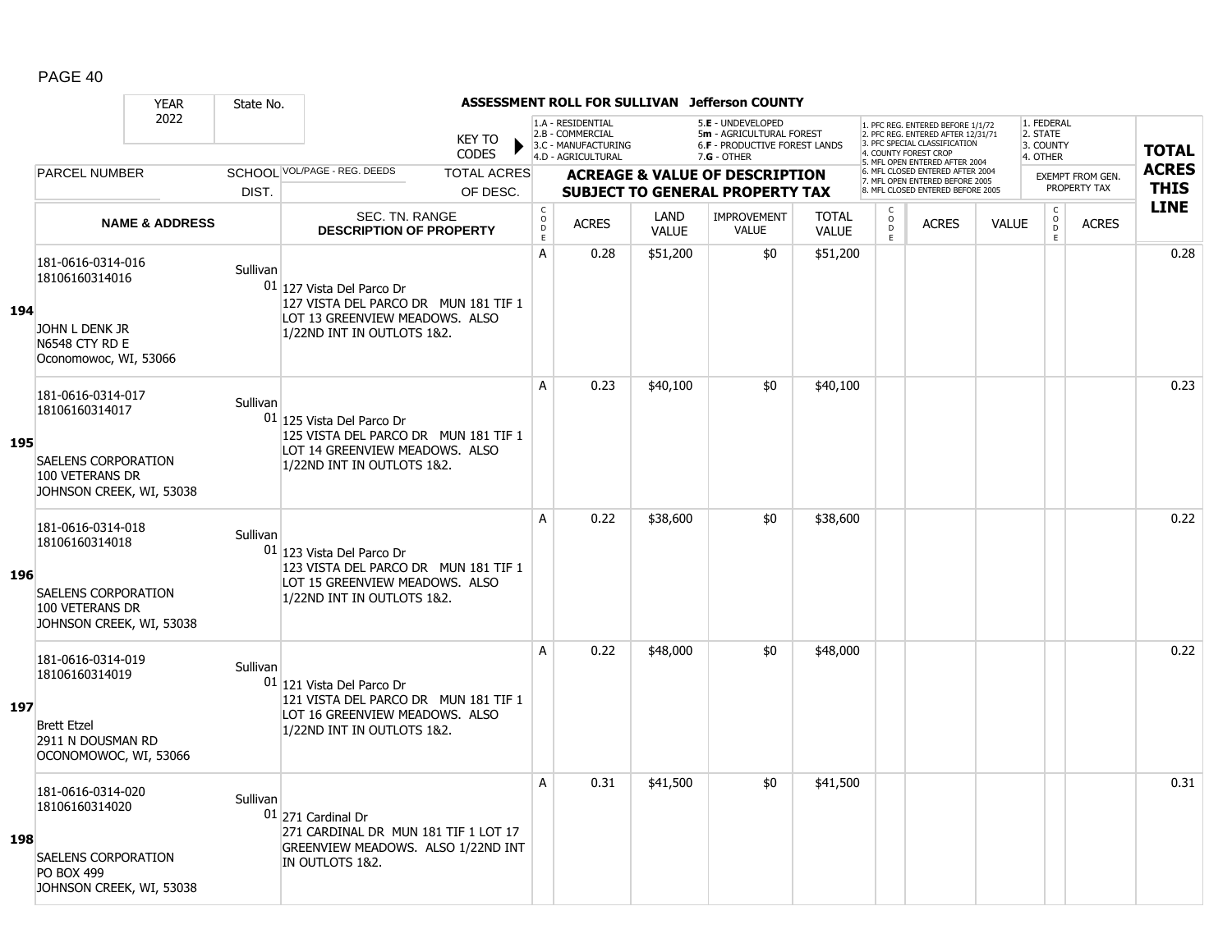**ASSESSMENT ROLL FOR SULLIVAN Jefferson COUNTY**

| YEAR | State No. | | KEY TO CODES | 1.A - RESIDENTIAL 2.B - COMMERCIAL 3.C - MANUFACTURING 4.D - AGRICULTURAL | | 5.E - UNDEVELOPED 5m - AGRICULTURAL FOREST 6.F - PRODUCTIVE FOREST LANDS 7.G - OTHER | | | 1. PFC REG. ENTERED BEFORE 1/1/72 2. PFC REG. ENTERED AFTER 12/31/71 3. PFC SPECIAL CLASSIFICATION 4. COUNTY FOREST CROP 5. MFL OPEN ENTERED AFTER 2004 6. MFL CLOSED ENTERED AFTER 2004 7. MFL OPEN ENTERED BEFORE 2005 8. MFL CLOSED ENTERED BEFORE 2005 | | | 1. FEDERAL 2. STATE 3. COUNTY 4. OTHER | | |
|---|---|---|---|---|---|---|---|---|---|---|---|---|---|---|
| 2022 | | | | | | | | | | | | | | |
| PARCEL NUMBER | SCHOOL DIST. | VOL/PAGE - REG. DEEDS | TOTAL ACRES OF DESC. | ACREAGE & VALUE OF DESCRIPTION SUBJECT TO GENERAL PROPERTY TAX | | | | | | | | EXEMPT FROM GEN. PROPERTY TAX | | TOTAL ACRES THIS LINE |
| NAME & ADDRESS | | SEC. TN. RANGE DESCRIPTION OF PROPERTY | | CODE | ACRES | LAND VALUE | IMPROVEMENT VALUE | TOTAL VALUE | CODE | ACRES | VALUE | CODE | ACRES | |
| **194** 181-0616-0314-016 18106160314016 JOHN L DENK JR N6548 CTY RD E Oconomowoc, WI, 53066 | Sullivan 01 | 127 Vista Del Parco Dr 127 VISTA DEL PARCO DR MUN 181 TIF 1 LOT 13 GREENVIEW MEADOWS. ALSO 1/22ND INT IN OUTLOTS 1&2. | | A | 0.28 | $51,200 | $0 | $51,200 | | | | | | 0.28 |
| **195** 181-0616-0314-017 18106160314017 SAELENS CORPORATION 100 VETERANS DR JOHNSON CREEK, WI, 53038 | Sullivan 01 | 125 Vista Del Parco Dr 125 VISTA DEL PARCO DR MUN 181 TIF 1 LOT 14 GREENVIEW MEADOWS. ALSO 1/22ND INT IN OUTLOTS 1&2. | | A | 0.23 | $40,100 | $0 | $40,100 | | | | | | 0.23 |
| **196** 181-0616-0314-018 18106160314018 SAELENS CORPORATION 100 VETERANS DR JOHNSON CREEK, WI, 53038 | Sullivan 01 | 123 Vista Del Parco Dr 123 VISTA DEL PARCO DR MUN 181 TIF 1 LOT 15 GREENVIEW MEADOWS. ALSO 1/22ND INT IN OUTLOTS 1&2. | | A | 0.22 | $38,600 | $0 | $38,600 | | | | | | 0.22 |
| **197** 181-0616-0314-019 18106160314019 Brett Etzel 2911 N DOUSMAN RD OCONOMOWOC, WI, 53066 | Sullivan 01 | 121 Vista Del Parco Dr 121 VISTA DEL PARCO DR MUN 181 TIF 1 LOT 16 GREENVIEW MEADOWS. ALSO 1/22ND INT IN OUTLOTS 1&2. | | A | 0.22 | $48,000 | $0 | $48,000 | | | | | | 0.22 |
| **198** 181-0616-0314-020 18106160314020 SAELENS CORPORATION PO BOX 499 JOHNSON CREEK, WI, 53038 | Sullivan 01 | 271 Cardinal Dr 271 CARDINAL DR MUN 181 TIF 1 LOT 17 GREENVIEW MEADOWS. ALSO 1/22ND INT IN OUTLOTS 1&2. | | A | 0.31 | $41,500 | $0 | $41,500 | | | | | | 0.31 |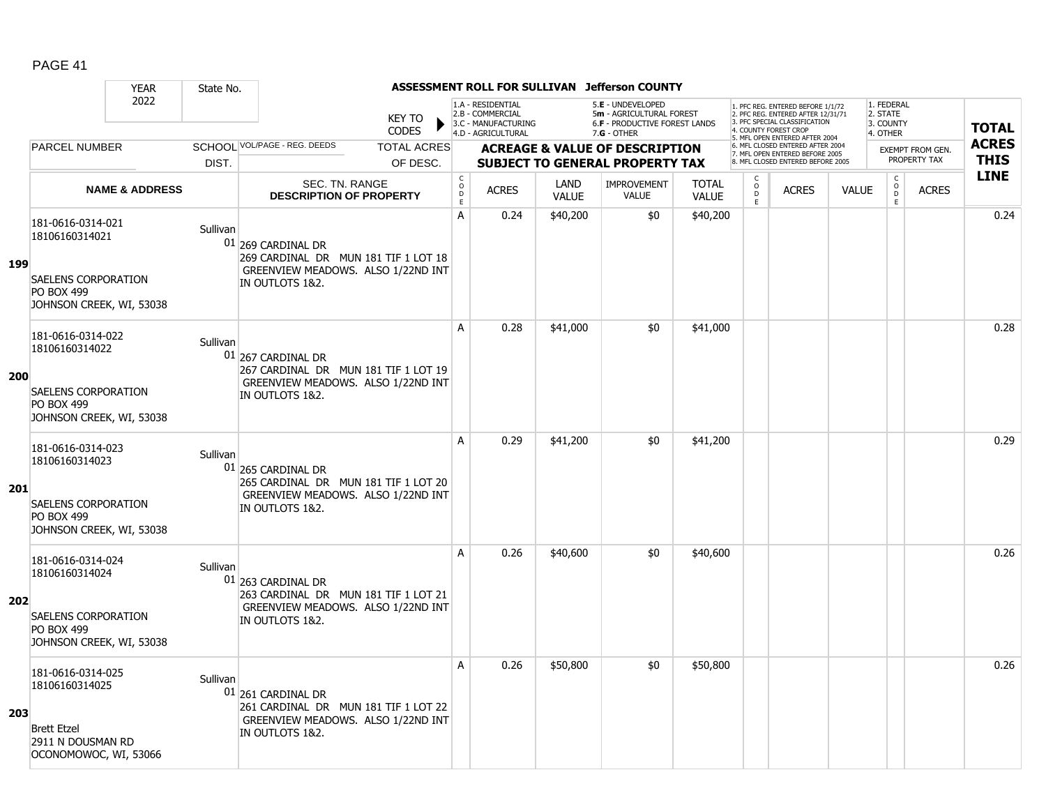PAGE 41

**ASSESSMENT ROLL FOR SULLIVAN Jefferson COUNTY**

| YEAR 2022 | State No. | | KEY TO CODES: 1.A - RESIDENTIAL, 2.B - COMMERCIAL, 3.C - MANUFACTURING, 4.D - AGRICULTURAL, 5.E - UNDEVELOPED, 5m - AGRICULTURAL FOREST, 6.F - PRODUCTIVE FOREST LANDS, 7.G - OTHER | | | | | 1. PFC REG. ENTERED BEFORE 1/1/72, 2. PFC REG. ENTERED AFTER 12/31/71, 3. PFC SPECIAL CLASSIFICATION, 4. COUNTY FOREST CROP, 5. MFL OPEN ENTERED AFTER 2004, 6. MFL CLOSED ENTERED AFTER 2004, 7. MFL OPEN ENTERED BEFORE 2005, 8. MFL CLOSED ENTERED BEFORE 2005 | | | 1. FEDERAL, 2. STATE, 3. COUNTY, 4. OTHER | | |
|---|---|---|---|---|---|---|---|---|---|---|---|---|---|
| PARCEL NUMBER | SCHOOL DIST. | VOL/PAGE - REG. DEEDS / TOTAL ACRES OF DESC. | ACREAGE & VALUE OF DESCRIPTION SUBJECT TO GENERAL PROPERTY TAX | | | | | | | | EXEMPT FROM GEN. PROPERTY TAX | | TOTAL ACRES THIS LINE |
| NAME & ADDRESS | | SEC. TN. RANGE DESCRIPTION OF PROPERTY | CODE | ACRES | LAND VALUE | IMPROVEMENT VALUE | TOTAL VALUE | CODE | ACRES | VALUE | CODE | ACRES | |
| **199** 181-0616-0314-021 18106160314021 SAELENS CORPORATION PO BOX 499 JOHNSON CREEK, WI, 53038 | Sullivan 01 | 269 CARDINAL DR 269 CARDINAL DR MUN 181 TIF 1 LOT 18 GREENVIEW MEADOWS. ALSO 1/22ND INT IN OUTLOTS 1&2. | A | 0.24 | $40,200 | $0 | $40,200 | | | | | | 0.24 |
| **200** 181-0616-0314-022 18106160314022 SAELENS CORPORATION PO BOX 499 JOHNSON CREEK, WI, 53038 | Sullivan 01 | 267 CARDINAL DR 267 CARDINAL DR MUN 181 TIF 1 LOT 19 GREENVIEW MEADOWS. ALSO 1/22ND INT IN OUTLOTS 1&2. | A | 0.28 | $41,000 | $0 | $41,000 | | | | | | 0.28 |
| **201** 181-0616-0314-023 18106160314023 SAELENS CORPORATION PO BOX 499 JOHNSON CREEK, WI, 53038 | Sullivan 01 | 265 CARDINAL DR 265 CARDINAL DR MUN 181 TIF 1 LOT 20 GREENVIEW MEADOWS. ALSO 1/22ND INT IN OUTLOTS 1&2. | A | 0.29 | $41,200 | $0 | $41,200 | | | | | | 0.29 |
| **202** 181-0616-0314-024 18106160314024 SAELENS CORPORATION PO BOX 499 JOHNSON CREEK, WI, 53038 | Sullivan 01 | 263 CARDINAL DR 263 CARDINAL DR MUN 181 TIF 1 LOT 21 GREENVIEW MEADOWS. ALSO 1/22ND INT IN OUTLOTS 1&2. | A | 0.26 | $40,600 | $0 | $40,600 | | | | | | 0.26 |
| **203** 181-0616-0314-025 18106160314025 Brett Etzel 2911 N DOUSMAN RD OCONOMOWOC, WI, 53066 | Sullivan 01 | 261 CARDINAL DR 261 CARDINAL DR MUN 181 TIF 1 LOT 22 GREENVIEW MEADOWS. ALSO 1/22ND INT IN OUTLOTS 1&2. | A | 0.26 | $50,800 | $0 | $50,800 | | | | | | 0.26 |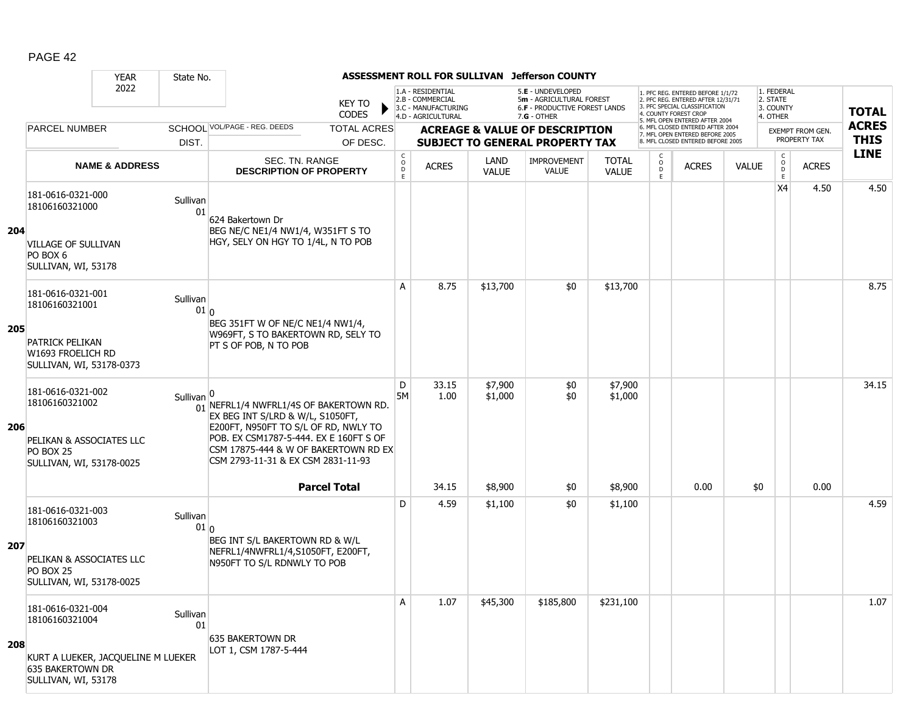**ASSESSMENT ROLL FOR SULLIVAN Jefferson COUNTY**

| YEAR 2022 | State No. | | KEY TO CODES | 1.A - RESIDENTIAL 2.B - COMMERCIAL 3.C - MANUFACTURING 4.D - AGRICULTURAL | | 5.E - UNDEVELOPED 5m - AGRICULTURAL FOREST 6.F - PRODUCTIVE FOREST LANDS 7.G - OTHER | | | 1. PFC REG. ENTERED BEFORE 1/1/72 2. PFC REG. ENTERED AFTER 12/31/71 3. PFC SPECIAL CLASSIFICATION 4. COUNTY FOREST CROP 5. MFL OPEN ENTERED AFTER 2004 6. MFL CLOSED ENTERED AFTER 2004 7. MFL OPEN ENTERED BEFORE 2005 8. MFL CLOSED ENTERED BEFORE 2005 | | | 1. FEDERAL 2. STATE 3. COUNTY 4. OTHER | | TOTAL ACRES THIS LINE |
|---|---|---|---|---|---|---|---|---|---|---|---|---|---|---|
| PARCEL NUMBER | SCHOOL DIST. | VOL/PAGE - REG. DEEDS | TOTAL ACRES OF DESC. | ACREAGE & VALUE OF DESCRIPTION SUBJECT TO GENERAL PROPERTY TAX | | | | | | | | EXEMPT FROM GEN. PROPERTY TAX | | |
| NAME & ADDRESS | | SEC. TN. RANGE DESCRIPTION OF PROPERTY | CODE | ACRES | LAND VALUE | IMPROVEMENT VALUE | TOTAL VALUE | CODE | ACRES | VALUE | CODE | ACRES | | |
| **204** 181-0616-0321-000 18106160321000 VILLAGE OF SULLIVAN PO BOX 6 SULLIVAN, WI, 53178 | Sullivan 01 | 624 Bakertown Dr BEG NE/C NE1/4 NW1/4, W351FT S TO HGY, SELY ON HGY TO 1/4L, N TO POB | | | | | | | | | X4 | 4.50 | 4.50 |
| **205** 181-0616-0321-001 18106160321001 PATRICK PELIKAN W1693 FROELICH RD SULLIVAN, WI, 53178-0373 | Sullivan 01 | 0 BEG 351FT W OF NE/C NE1/4 NW1/4, W969FT, S TO BAKERTOWN RD, SELY TO PT S OF POB, N TO POB | A | 8.75 | $13,700 | $0 | $13,700 | | | | | | 8.75 |
| **206** 181-0616-0321-002 18106160321002 PELIKAN & ASSOCIATES LLC PO BOX 25 SULLIVAN, WI, 53178-0025 | Sullivan 01 | 0 NEFRL1/4 NWFRL1/4S OF BAKERTOWN RD. EX BEG INT S/LRD & W/L, S1050FT, E200FT, N950FT TO S/L OF RD, NWLY TO POB. EX CSM1787-5-444. EX E 160FT S OF CSM 17875-444 & W OF BAKERTOWN RD EX CSM 2793-11-31 & EX CSM 2831-11-93 | D<br>5M | 33.15<br>1.00 | $7,900<br>$1,000 | $0<br>$0 | $7,900<br>$1,000 | | | | | | 34.15 |
| | | **Parcel Total** | | 34.15 | $8,900 | $0 | $8,900 | | 0.00 | $0 | | 0.00 | |
| **207** 181-0616-0321-003 18106160321003 PELIKAN & ASSOCIATES LLC PO BOX 25 SULLIVAN, WI, 53178-0025 | Sullivan 01 | 0 BEG INT S/L BAKERTOWN RD & W/L NEFRL1/4NWFRL1/4,S1050FT, E200FT, N950FT TO S/L RDNWLY TO POB | D | 4.59 | $1,100 | $0 | $1,100 | | | | | | 4.59 |
| **208** 181-0616-0321-004 18106160321004 KURT A LUEKER, JACQUELINE M LUEKER 635 BAKERTOWN DR SULLIVAN, WI, 53178 | Sullivan 01 | 635 BAKERTOWN DR LOT 1, CSM 1787-5-444 | A | 1.07 | $45,300 | $185,800 | $231,100 | | | | | | 1.07 |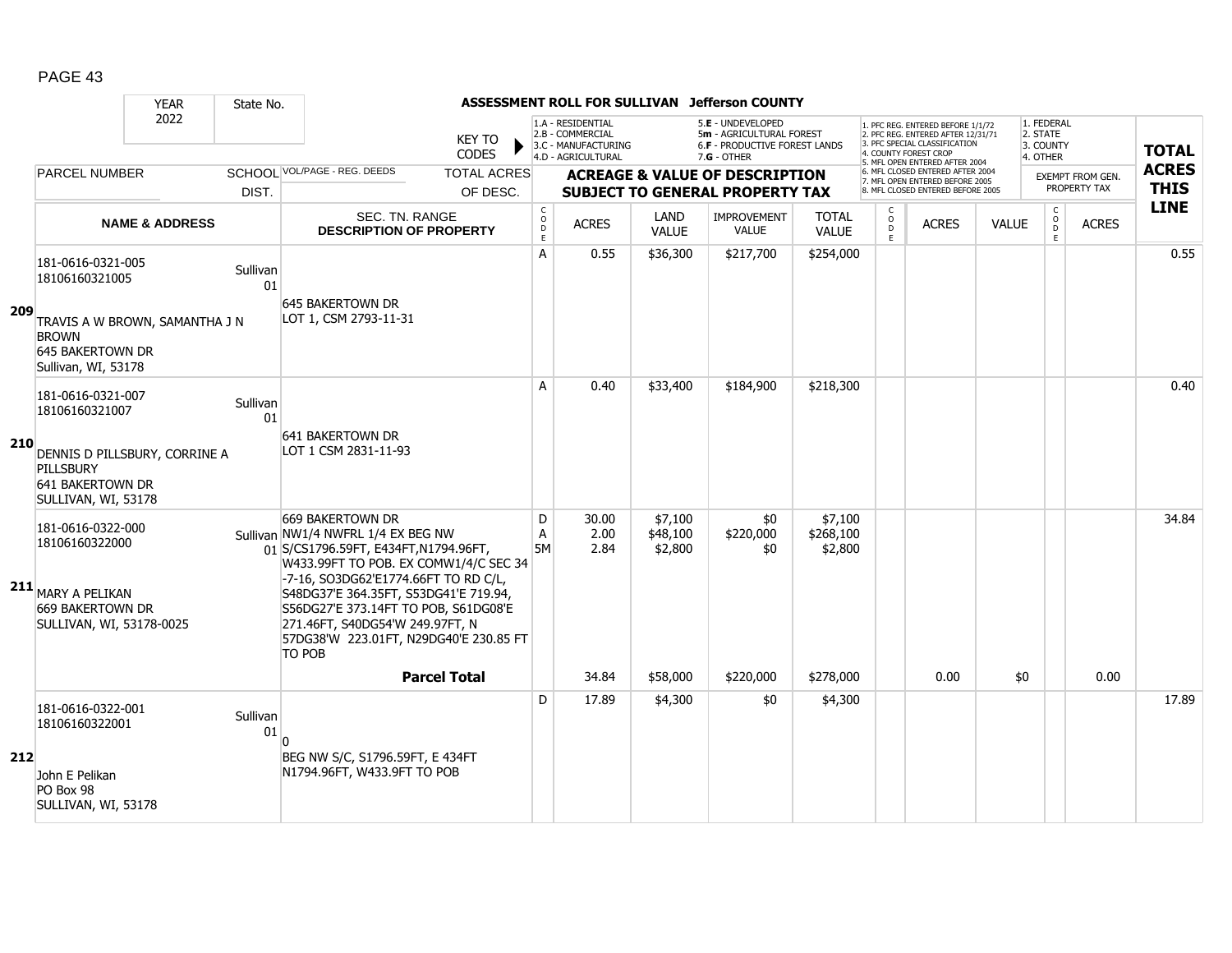PAGE 43

| YEAR 2022 | State No. | | ASSESSMENT ROLL FOR SULLIVAN Jefferson COUNTY | | | | | | | | | | | | |
|---|---|---|---|---|---|---|---|---|---|---|---|---|---|---|---|
| | | | KEY TO CODES | 1.A - RESIDENTIAL 2.B - COMMERCIAL 3.C - MANUFACTURING 4.D - AGRICULTURAL | | 5.E - UNDEVELOPED 5m - AGRICULTURAL FOREST 6.F - PRODUCTIVE FOREST LANDS 7.G - OTHER | | | 1. PFC REG. ENTERED BEFORE 1/1/72 2. PFC REG. ENTERED AFTER 12/31/71 3. PFC SPECIAL CLASSIFICATION 4. COUNTY FOREST CROP 5. MFL OPEN ENTERED AFTER 2004 6. MFL CLOSED ENTERED AFTER 2004 7. MFL OPEN ENTERED BEFORE 2005 8. MFL CLOSED ENTERED BEFORE 2005 | | | 1. FEDERAL 2. STATE 3. COUNTY 4. OTHER | | | TOTAL ACRES THIS LINE |
| PARCEL NUMBER | SCHOOL DIST. | VOL/PAGE - REG. DEEDS | TOTAL ACRES OF DESC. | ACREAGE & VALUE OF DESCRIPTION SUBJECT TO GENERAL PROPERTY TAX | | | | | | | | EXEMPT FROM GEN. PROPERTY TAX | | | |
| NAME & ADDRESS | | SEC. TN. RANGE DESCRIPTION OF PROPERTY | | CODE | ACRES | LAND VALUE | IMPROVEMENT VALUE | TOTAL VALUE | CODE | ACRES | VALUE | CODE | ACRES | | |
| **209** 181-0616-0321-005 18106160321005 TRAVIS A W BROWN, SAMANTHA J N BROWN 645 BAKERTOWN DR Sullivan, WI, 53178 | Sullivan 01 | 645 BAKERTOWN DR LOT 1, CSM 2793-11-31 | | A | 0.55 | $36,300 | $217,700 | $254,000 | | | | | | | 0.55 |
| **210** 181-0616-0321-007 18106160321007 DENNIS D PILLSBURY, CORRINE A PILLSBURY 641 BAKERTOWN DR SULLIVAN, WI, 53178 | Sullivan 01 | 641 BAKERTOWN DR LOT 1 CSM 2831-11-93 | | A | 0.40 | $33,400 | $184,900 | $218,300 | | | | | | | 0.40 |
| **211** 181-0616-0322-000 18106160322000 MARY A PELIKAN 669 BAKERTOWN DR SULLIVAN, WI, 53178-0025 | Sullivan 01 | 669 BAKERTOWN DR NW1/4 NWFRL 1/4 EX BEG NW S/CS1796.59FT, E434FT,N1794.96FT, W433.99FT TO POB. EX COMW1/4/C SEC 34 -7-16, SO3DG62'E1774.66FT TO RD C/L, S48DG37'E 364.35FT, S53DG41'E 719.94, S56DG27'E 373.14FT TO POB, S61DG08'E 271.46FT, S40DG54'W 249.97FT, N 57DG38'W 223.01FT, N29DG40'E 230.85 FT TO POB | | D<br>A<br>5M | 30.00<br>2.00<br>2.84 | $7,100<br>$48,100<br>$2,800 | $0<br>$220,000<br>$0 | $7,100<br>$268,100<br>$2,800 | | | | | | | 34.84 |
| | | | **Parcel Total** | | 34.84 | $58,000 | $220,000 | $278,000 | | 0.00 | $0 | | 0.00 | | |
| **212** 181-0616-0322-001 18106160322001 John E Pelikan PO Box 98 SULLIVAN, WI, 53178 | Sullivan 01 | 0 BEG NW S/C, S1796.59FT, E 434FT N1794.96FT, W433.9FT TO POB | | D | 17.89 | $4,300 | $0 | $4,300 | | | | | | | 17.89 |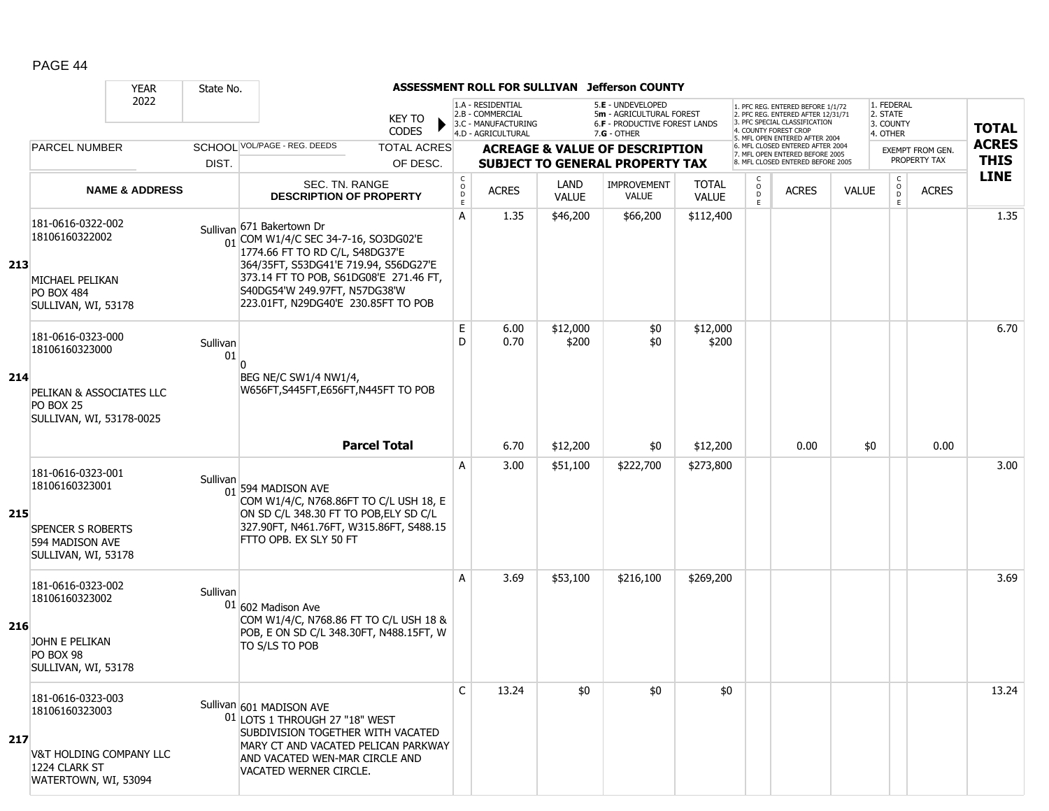PAGE 44

**ASSESSMENT ROLL FOR SULLIVAN Jefferson COUNTY**

YEAR 2022 | State No.

KEY TO CODES: 1.A - RESIDENTIAL, 2.B - COMMERCIAL, 3.C - MANUFACTURING, 4.D - AGRICULTURAL, 5.E - UNDEVELOPED, 5m - AGRICULTURAL FOREST, 6.F - PRODUCTIVE FOREST LANDS, 7.G - OTHER

1. PFC REG. ENTERED BEFORE 1/1/72, 2. PFC REG. ENTERED AFTER 12/31/71, 3. PFC SPECIAL CLASSIFICATION, 4. COUNTY FOREST CROP, 5. MFL OPEN ENTERED AFTER 2004, 6. MFL CLOSED ENTERED AFTER 2004, 7. MFL OPEN ENTERED BEFORE 2005, 8. MFL CLOSED ENTERED BEFORE 2005

1. FEDERAL, 2. STATE, 3. COUNTY, 4. OTHER — EXEMPT FROM GEN. PROPERTY TAX

| LINE | PARCEL NUMBER / NAME & ADDRESS | SCHOOL DIST. | VOL/PAGE - REG. DEEDS / SEC. TN. RANGE / DESCRIPTION OF PROPERTY | CODE | ACRES | LAND VALUE | IMPROVEMENT VALUE | TOTAL VALUE | CODE | ACRES | VALUE | CODE | ACRES | TOTAL ACRES THIS LINE |
|---|---|---|---|---|---|---|---|---|---|---|---|---|---|---|
| 213 | 181-0616-0322-002<br>18106160322002<br>MICHAEL PELIKAN<br>PO BOX 484<br>SULLIVAN, WI, 53178 | Sullivan 01 | 671 Bakertown Dr<br>COM W1/4/C SEC 34-7-16, SO3DG02'E 1774.66 FT TO RD C/L, S48DG37'E 364/35FT, S53DG41'E 719.94, S56DG27'E 373.14 FT TO POB, S61DG08'E 271.46 FT, S40DG54'W 249.97FT, N57DG38'W 223.01FT, N29DG40'E 230.85FT TO POB | A | 1.35 | $46,200 | $66,200 | $112,400 | | | | | | 1.35 |
| 214 | 181-0616-0323-000<br>18106160323000<br>PELIKAN & ASSOCIATES LLC<br>PO BOX 25<br>SULLIVAN, WI, 53178-0025 | Sullivan 01 | 0<br>BEG NE/C SW1/4 NW1/4, W656FT,S445FT,E656FT,N445FT TO POB | E<br>D | 6.00<br>0.70 | $12,000<br>$200 | $0<br>$0 | $12,000<br>$200 | | | | | | 6.70 |
| | | | **Parcel Total** | | 6.70 | $12,200 | $0 | $12,200 | | 0.00 | $0 | | 0.00 | |
| 215 | 181-0616-0323-001<br>18106160323001<br>SPENCER S ROBERTS<br>594 MADISON AVE<br>SULLIVAN, WI, 53178 | Sullivan 01 | 594 MADISON AVE<br>COM W1/4/C, N768.86FT TO C/L USH 18, E ON SD C/L 348.30 FT TO POB,ELY SD C/L 327.90FT, N461.76FT, W315.86FT, S488.15 FTTO OPB. EX SLY 50 FT | A | 3.00 | $51,100 | $222,700 | $273,800 | | | | | | 3.00 |
| 216 | 181-0616-0323-002<br>18106160323002<br>JOHN E PELIKAN<br>PO BOX 98<br>SULLIVAN, WI, 53178 | Sullivan 01 | 602 Madison Ave<br>COM W1/4/C, N768.86 FT TO C/L USH 18 & POB, E ON SD C/L 348.30FT, N488.15FT, W TO S/LS TO POB | A | 3.69 | $53,100 | $216,100 | $269,200 | | | | | | 3.69 |
| 217 | 181-0616-0323-003<br>18106160323003<br>V&T HOLDING COMPANY LLC<br>1224 CLARK ST<br>WATERTOWN, WI, 53094 | Sullivan 01 | 601 MADISON AVE<br>LOTS 1 THROUGH 27 "18" WEST SUBDIVISION TOGETHER WITH VACATED MARY CT AND VACATED PELICAN PARKWAY AND VACATED WEN-MAR CIRCLE AND VACATED WERNER CIRCLE. | C | 13.24 | $0 | $0 | $0 | | | | | | 13.24 |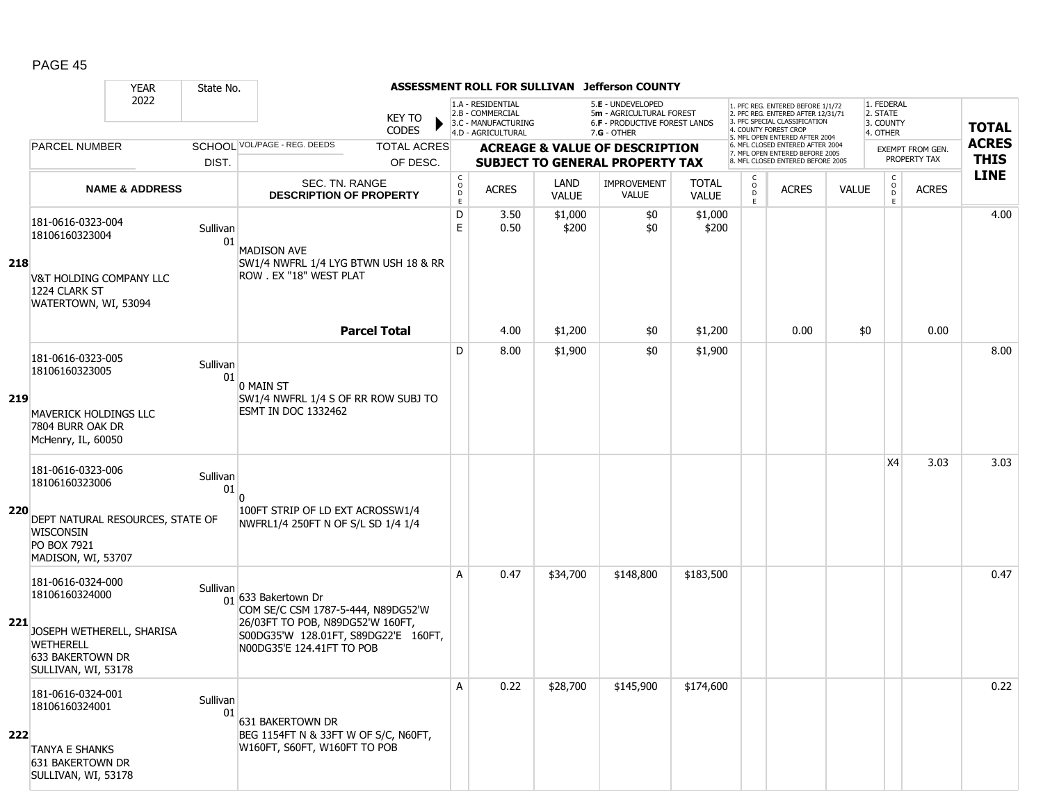# ASSESSMENT ROLL FOR SULLIVAN Jefferson COUNTY

| YEAR 2022 | State No. | | KEY TO CODES | 1.A - RESIDENTIAL 2.B - COMMERCIAL 3.C - MANUFACTURING 4.D - AGRICULTURAL | | 5.E - UNDEVELOPED 5m - AGRICULTURAL FOREST 6.F - PRODUCTIVE FOREST LANDS 7.G - OTHER | | | 1. PFC REG. ENTERED BEFORE 1/1/72 2. PFC REG. ENTERED AFTER 12/31/71 3. PFC SPECIAL CLASSIFICATION 4. COUNTY FOREST CROP 5. MFL OPEN ENTERED AFTER 2004 6. MFL CLOSED ENTERED AFTER 2004 7. MFL OPEN ENTERED BEFORE 2005 8. MFL CLOSED ENTERED BEFORE 2005 | | | 1. FEDERAL 2. STATE 3. COUNTY 4. OTHER | | |
|---|---|---|---|---|---|---|---|---|---|---|---|---|---|---|
| PARCEL NUMBER | SCHOOL DIST. | VOL/PAGE - REG. DEEDS | TOTAL ACRES OF DESC. | ACREAGE & VALUE OF DESCRIPTION SUBJECT TO GENERAL PROPERTY TAX | | | | | | | | EXEMPT FROM GEN. PROPERTY TAX | | TOTAL ACRES THIS LINE |
| NAME & ADDRESS | | SEC. TN. RANGE DESCRIPTION OF PROPERTY | | CODE | ACRES | LAND VALUE | IMPROVEMENT VALUE | TOTAL VALUE | CODE | ACRES | VALUE | CODE | ACRES | |
| **218** 181-0616-0323-004 18106160323004 V&T HOLDING COMPANY LLC 1224 CLARK ST WATERTOWN, WI, 53094 | Sullivan 01 | MADISON AVE SW1/4 NWFRL 1/4 LYG BTWN USH 18 & RR ROW . EX "18" WEST PLAT | | D | 3.50 | $1,000 | $0 | $1,000 | | | | | | 4.00 |
| | | | | E | 0.50 | $200 | $0 | $200 | | | | | | |
| | | | **Parcel Total** | | 4.00 | $1,200 | $0 | $1,200 | | 0.00 | $0 | | 0.00 | |
| **219** 181-0616-0323-005 18106160323005 MAVERICK HOLDINGS LLC 7804 BURR OAK DR McHenry, IL, 60050 | Sullivan 01 | 0 MAIN ST SW1/4 NWFRL 1/4 S OF RR ROW SUBJ TO ESMT IN DOC 1332462 | | D | 8.00 | $1,900 | $0 | $1,900 | | | | | | 8.00 |
| **220** 181-0616-0323-006 18106160323006 DEPT NATURAL RESOURCES, STATE OF WISCONSIN PO BOX 7921 MADISON, WI, 53707 | Sullivan 01 | 0 100FT STRIP OF LD EXT ACROSSW1/4 NWFRL1/4 250FT N OF S/L SD 1/4 1/4 | | | | | | | | | | X4 | 3.03 | 3.03 |
| **221** 181-0616-0324-000 18106160324000 JOSEPH WETHERELL, SHARISA WETHERELL 633 BAKERTOWN DR SULLIVAN, WI, 53178 | Sullivan 01 | 633 Bakertown Dr COM SE/C CSM 1787-5-444, N89DG52'W 26/03FT TO POB, N89DG52'W 160FT, S00DG35'W 128.01FT, S89DG22'E 160FT, N00DG35'E 124.41FT TO POB | | A | 0.47 | $34,700 | $148,800 | $183,500 | | | | | | 0.47 |
| **222** 181-0616-0324-001 18106160324001 TANYA E SHANKS 631 BAKERTOWN DR SULLIVAN, WI, 53178 | Sullivan 01 | 631 BAKERTOWN DR BEG 1154FT N & 33FT W OF S/C, N60FT, W160FT, S60FT, W160FT TO POB | | A | 0.22 | $28,700 | $145,900 | $174,600 | | | | | | 0.22 |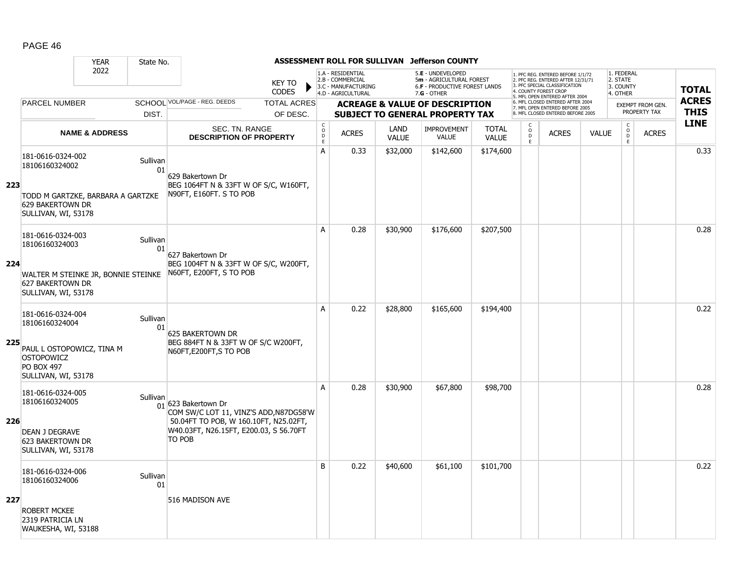PAGE 46

**ASSESSMENT ROLL FOR SULLIVAN Jefferson COUNTY**

YEAR: 2022 | State No.

KEY TO CODES: 1.A - RESIDENTIAL, 2.B - COMMERCIAL, 3.C - MANUFACTURING, 4.D - AGRICULTURAL, 5.E - UNDEVELOPED, 5m - AGRICULTURAL FOREST, 6.F - PRODUCTIVE FOREST LANDS, 7.G - OTHER

1. PFC REG. ENTERED BEFORE 1/1/72, 2. PFC REG. ENTERED AFTER 12/31/71, 3. PFC SPECIAL CLASSIFICATION, 4. COUNTY FOREST CROP, 5. MFL OPEN ENTERED AFTER 2004, 6. MFL CLOSED ENTERED AFTER 2004, 7. MFL OPEN ENTERED BEFORE 2005, 8. MFL CLOSED ENTERED BEFORE 2005

1. FEDERAL, 2. STATE, 3. COUNTY, 4. OTHER

| LINE | PARCEL NUMBER / NAME & ADDRESS | SCHOOL DIST. | VOL/PAGE - REG. DEEDS / SEC. TN. RANGE / DESCRIPTION OF PROPERTY | TOTAL ACRES OF DESC. | CODE | ACRES | LAND VALUE | IMPROVEMENT VALUE | TOTAL VALUE | CODE | ACRES | VALUE | CODE | EXEMPT ACRES | TOTAL ACRES THIS LINE |
|---|---|---|---|---|---|---|---|---|---|---|---|---|---|---|---|
| 223 | 181-0616-0324-002<br>18106160324002<br>TODD M GARTZKE, BARBARA A GARTZKE<br>629 BAKERTOWN DR<br>SULLIVAN, WI, 53178 | Sullivan 01 | 629 Bakertown Dr<br>BEG 1064FT N & 33FT W OF S/C, W160FT, N90FT, E160FT. S TO POB | | A | 0.33 | $32,000 | $142,600 | $174,600 | | | | | | 0.33 |
| 224 | 181-0616-0324-003<br>18106160324003<br>WALTER M STEINKE JR, BONNIE STEINKE<br>627 BAKERTOWN DR<br>SULLIVAN, WI, 53178 | Sullivan 01 | 627 Bakertown Dr<br>BEG 1004FT N & 33FT W OF S/C, W200FT, N60FT, E200FT, S TO POB | | A | 0.28 | $30,900 | $176,600 | $207,500 | | | | | | 0.28 |
| 225 | 181-0616-0324-004<br>18106160324004<br>PAUL L OSTOPOWICZ, TINA M OSTOPOWICZ<br>PO BOX 497<br>SULLIVAN, WI, 53178 | Sullivan 01 | 625 BAKERTOWN DR<br>BEG 884FT N & 33FT W OF S/C W200FT, N60FT,E200FT,S TO POB | | A | 0.22 | $28,800 | $165,600 | $194,400 | | | | | | 0.22 |
| 226 | 181-0616-0324-005<br>18106160324005<br>DEAN J DEGRAVE<br>623 BAKERTOWN DR<br>SULLIVAN, WI, 53178 | Sullivan 01 | 623 Bakertown Dr<br>COM SW/C LOT 11, VINZ'S ADD,N87DG58'W 50.04FT TO POB, W 160.10FT, N25.02FT, W40.03FT, N26.15FT, E200.03, S 56.70FT TO POB | | A | 0.28 | $30,900 | $67,800 | $98,700 | | | | | | 0.28 |
| 227 | 181-0616-0324-006<br>18106160324006<br>ROBERT MCKEE<br>2319 PATRICIA LN<br>WAUKESHA, WI, 53188 | Sullivan 01 | 516 MADISON AVE | | B | 0.22 | $40,600 | $61,100 | $101,700 | | | | | | 0.22 |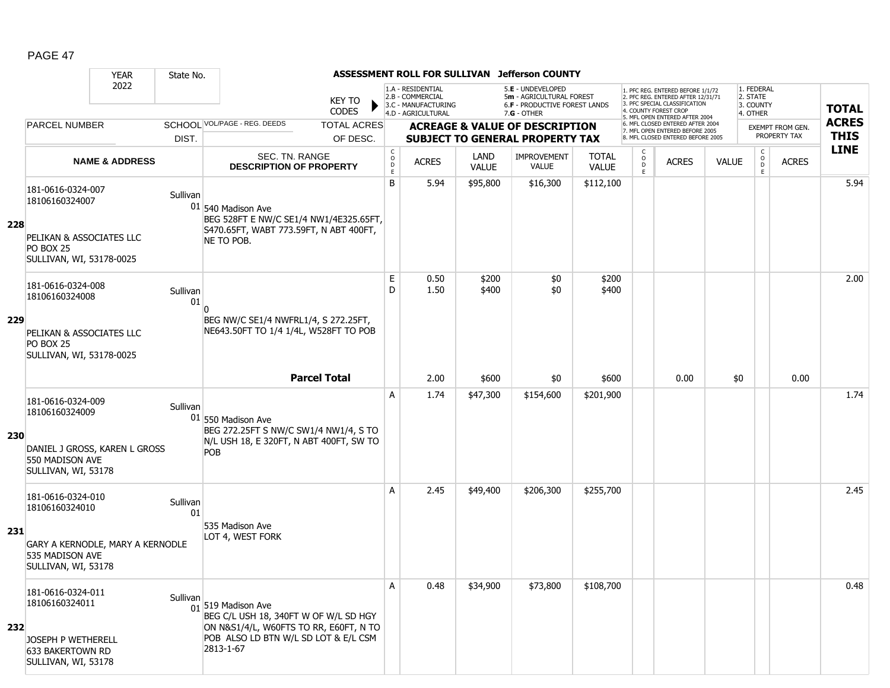**ASSESSMENT ROLL FOR SULLIVAN Jefferson COUNTY**

| YEAR | State No. | | | | | | | | | | | | | | | |
|---|---|---|---|---|---|---|---|---|---|---|---|---|---|---|---|---|
| 2022 | | | | | | | | | | | | | | | | |

KEY TO CODES: 1.A - RESIDENTIAL, 2.B - COMMERCIAL, 3.C - MANUFACTURING, 4.D - AGRICULTURAL, 5.E - UNDEVELOPED, 5m - AGRICULTURAL FOREST, 6.F - PRODUCTIVE FOREST LANDS, 7.G - OTHER

1. PFC REG. ENTERED BEFORE 1/1/72, 2. PFC REG. ENTERED AFTER 12/31/71, 3. PFC SPECIAL CLASSIFICATION, 4. COUNTY FOREST CROP, 5. MFL OPEN ENTERED AFTER 2004, 6. MFL CLOSED ENTERED AFTER 2004, 7. MFL OPEN ENTERED BEFORE 2005, 8. MFL CLOSED ENTERED BEFORE 2005

1. FEDERAL, 2. STATE, 3. COUNTY, 4. OTHER

| LINE | PARCEL NUMBER / NAME & ADDRESS | SCHOOL DIST. | VOL/PAGE - REG. DEEDS / SEC. TN. RANGE / DESCRIPTION OF PROPERTY | CODE | ACRES | LAND VALUE | IMPROVEMENT VALUE | TOTAL VALUE | CODE | ACRES | VALUE | CODE | EXEMPT ACRES | TOTAL ACRES THIS LINE |
|---|---|---|---|---|---|---|---|---|---|---|---|---|---|---|
| 228 | 181-0616-0324-007<br>18106160324007<br>PELIKAN & ASSOCIATES LLC<br>PO BOX 25<br>SULLIVAN, WI, 53178-0025 | Sullivan 01 | 540 Madison Ave<br>BEG 528FT E NW/C SE1/4 NW1/4E325.65FT, S470.65FT, WABT 773.59FT, N ABT 400FT, NE TO POB. | B | 5.94 | $95,800 | $16,300 | $112,100 | | | | | | 5.94 |
| 229 | 181-0616-0324-008<br>18106160324008<br>PELIKAN & ASSOCIATES LLC<br>PO BOX 25<br>SULLIVAN, WI, 53178-0025 | Sullivan 01 | 0<br>BEG NW/C SE1/4 NWFRL1/4, S 272.25FT, NE643.50FT TO 1/4 1/4L, W528FT TO POB | E | 0.50 | $200 | $0 | $200 | | | | | | 2.00 |
| | | | | D | 1.50 | $400 | $0 | $400 | | | | | | |
| | | | **Parcel Total** | | 2.00 | $600 | $0 | $600 | | 0.00 | $0 | | 0.00 | |
| 230 | 181-0616-0324-009<br>18106160324009<br>DANIEL J GROSS, KAREN L GROSS<br>550 MADISON AVE<br>SULLIVAN, WI, 53178 | Sullivan 01 | 550 Madison Ave<br>BEG 272.25FT S NW/C SW1/4 NW1/4, S TO N/L USH 18, E 320FT, N ABT 400FT, SW TO POB | A | 1.74 | $47,300 | $154,600 | $201,900 | | | | | | 1.74 |
| 231 | 181-0616-0324-010<br>18106160324010<br>GARY A KERNODLE, MARY A KERNODLE<br>535 MADISON AVE<br>SULLIVAN, WI, 53178 | Sullivan 01 | 535 Madison Ave<br>LOT 4, WEST FORK | A | 2.45 | $49,400 | $206,300 | $255,700 | | | | | | 2.45 |
| 232 | 181-0616-0324-011<br>18106160324011<br>JOSEPH P WETHERELL<br>633 BAKERTOWN RD<br>SULLIVAN, WI, 53178 | Sullivan 01 | 519 Madison Ave<br>BEG C/L USH 18, 340FT W OF W/L SD HGY ON N&S1/4/L, W60FTS TO RR, E60FT, N TO POB ALSO LD BTN W/L SD LOT & E/L CSM 2813-1-67 | A | 0.48 | $34,900 | $73,800 | $108,700 | | | | | | 0.48 |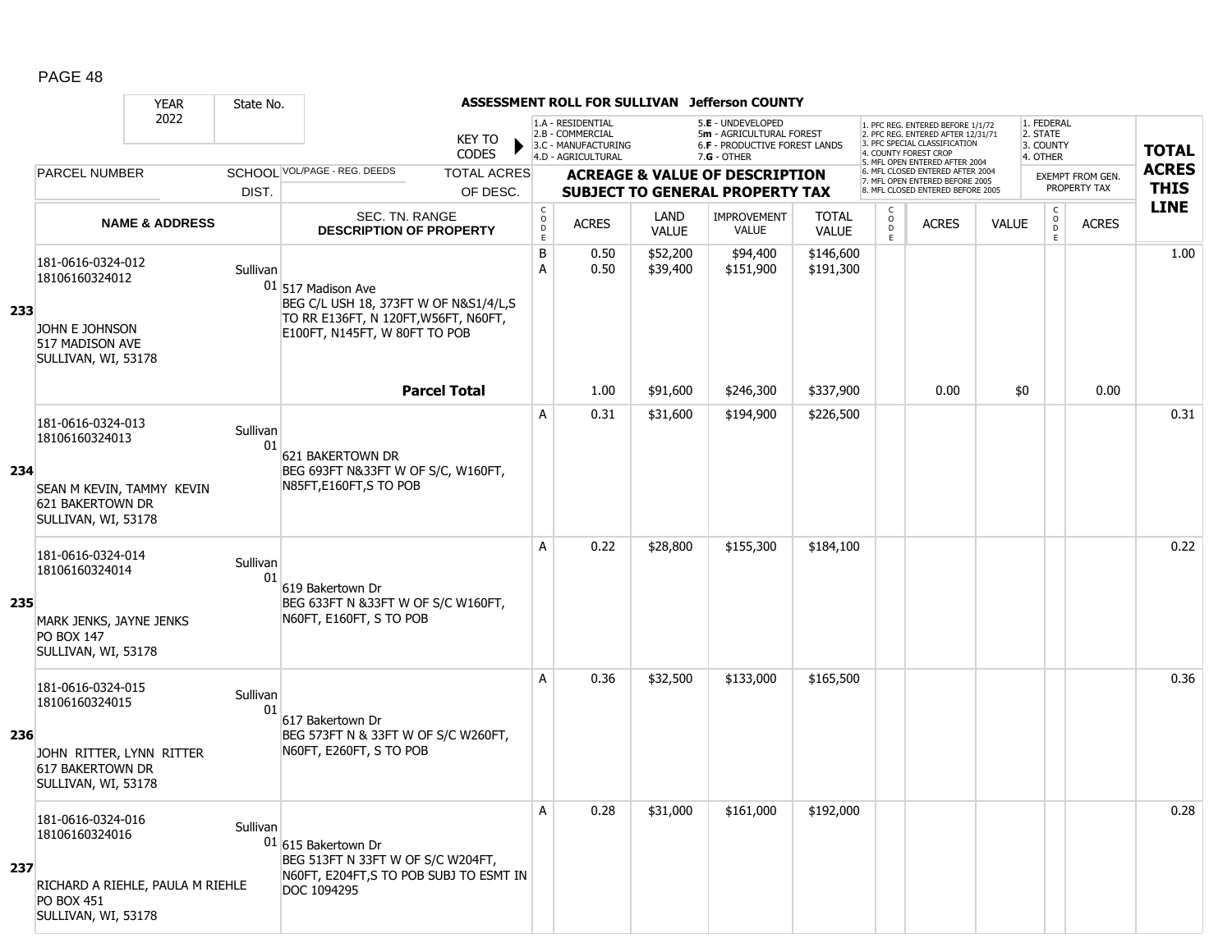# ASSESSMENT ROLL FOR SULLIVAN Jefferson COUNTY

| YEAR | State No. | | KEY TO CODES | 1.A - RESIDENTIAL 2.B - COMMERCIAL 3.C - MANUFACTURING 4.D - AGRICULTURAL | | 5.E - UNDEVELOPED 5m - AGRICULTURAL FOREST 6.F - PRODUCTIVE FOREST LANDS 7.G - OTHER | | | 1. PFC REG. ENTERED BEFORE 1/1/72 2. PFC REG. ENTERED AFTER 12/31/71 3. PFC SPECIAL CLASSIFICATION 4. COUNTY FOREST CROP 5. MFL OPEN ENTERED AFTER 2004 6. MFL CLOSED ENTERED AFTER 2004 7. MFL OPEN ENTERED BEFORE 2005 8. MFL CLOSED ENTERED BEFORE 2005 | | | 1. FEDERAL 2. STATE 3. COUNTY 4. OTHER | | |
|---|---|---|---|---|---|---|---|---|---|---|---|---|---|---|
| 2022 | | | | | | | | | | | | | | |
| PARCEL NUMBER | SCHOOL DIST. | VOL/PAGE - REG. DEEDS | TOTAL ACRES OF DESC. | ACREAGE & VALUE OF DESCRIPTION SUBJECT TO GENERAL PROPERTY TAX | | | | | | | | EXEMPT FROM GEN. PROPERTY TAX | | TOTAL ACRES THIS LINE |
| NAME & ADDRESS | | SEC. TN. RANGE DESCRIPTION OF PROPERTY | | CODE | ACRES | LAND VALUE | IMPROVEMENT VALUE | TOTAL VALUE | CODE | ACRES | VALUE | CODE | ACRES | |
| **233** 181-0616-0324-012 18106160324012 JOHN E JOHNSON 517 MADISON AVE SULLIVAN, WI, 53178 | Sullivan 01 | 517 Madison Ave BEG C/L USH 18, 373FT W OF N&S1/4/L,S TO RR E136FT, N 120FT,W56FT, N60FT, E100FT, N145FT, W 80FT TO POB | | B | 0.50 | $52,200 | $94,400 | $146,600 | | | | | | 1.00 |
| | | | | A | 0.50 | $39,400 | $151,900 | $191,300 | | | | | | |
| | | | **Parcel Total** | | 1.00 | $91,600 | $246,300 | $337,900 | | 0.00 | $0 | | 0.00 | |
| **234** 181-0616-0324-013 18106160324013 SEAN M KEVIN, TAMMY KEVIN 621 BAKERTOWN DR SULLIVAN, WI, 53178 | Sullivan 01 | 621 BAKERTOWN DR BEG 693FT N&33FT W OF S/C, W160FT, N85FT,E160FT,S TO POB | | A | 0.31 | $31,600 | $194,900 | $226,500 | | | | | | 0.31 |
| **235** 181-0616-0324-014 18106160324014 MARK JENKS, JAYNE JENKS PO BOX 147 SULLIVAN, WI, 53178 | Sullivan 01 | 619 Bakertown Dr BEG 633FT N &33FT W OF S/C W160FT, N60FT, E160FT, S TO POB | | A | 0.22 | $28,800 | $155,300 | $184,100 | | | | | | 0.22 |
| **236** 181-0616-0324-015 18106160324015 JOHN RITTER, LYNN RITTER 617 BAKERTOWN DR SULLIVAN, WI, 53178 | Sullivan 01 | 617 Bakertown Dr BEG 573FT N & 33FT W OF S/C W260FT, N60FT, E260FT, S TO POB | | A | 0.36 | $32,500 | $133,000 | $165,500 | | | | | | 0.36 |
| **237** 181-0616-0324-016 18106160324016 RICHARD A RIEHLE, PAULA M RIEHLE PO BOX 451 SULLIVAN, WI, 53178 | Sullivan 01 | 615 Bakertown Dr BEG 513FT N 33FT W OF S/C W204FT, N60FT, E204FT,S TO POB SUBJ TO ESMT IN DOC 1094295 | | A | 0.28 | $31,000 | $161,000 | $192,000 | | | | | | 0.28 |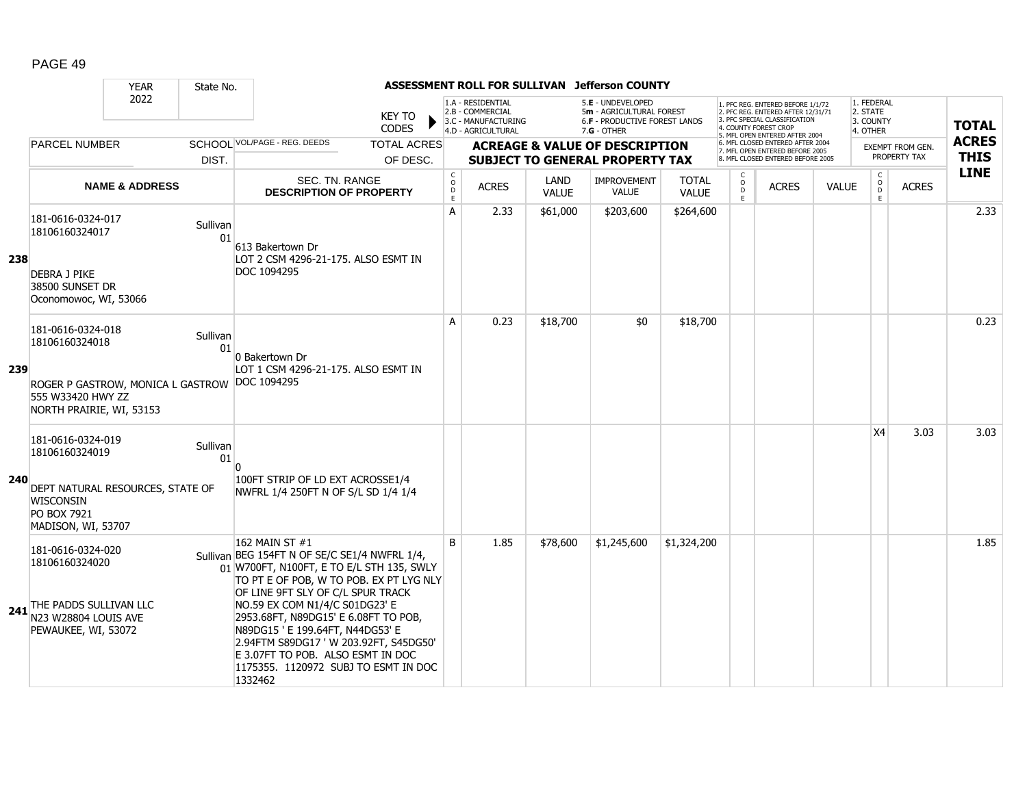## ASSESSMENT ROLL FOR SULLIVAN Jefferson COUNTY

YEAR 2022 | State No.

KEY TO CODES: 1.A - RESIDENTIAL, 2.B - COMMERCIAL, 3.C - MANUFACTURING, 4.D - AGRICULTURAL, 5.E - UNDEVELOPED, 5m - AGRICULTURAL FOREST, 6.F - PRODUCTIVE FOREST LANDS, 7.G - OTHER

1. PFC REG. ENTERED BEFORE 1/1/72, 2. PFC REG. ENTERED AFTER 12/31/71, 3. PFC SPECIAL CLASSIFICATION, 4. COUNTY FOREST CROP, 5. MFL OPEN ENTERED AFTER 2004, 6. MFL CLOSED ENTERED AFTER 2004, 7. MFL OPEN ENTERED BEFORE 2005, 8. MFL CLOSED ENTERED BEFORE 2005

1. FEDERAL, 2. STATE, 3. COUNTY, 4. OTHER

| LINE | PARCEL NUMBER / NAME & ADDRESS | SCHOOL DIST. | VOL/PAGE - REG. DEEDS / SEC. TN. RANGE / DESCRIPTION OF PROPERTY | CODE | ACRES | LAND VALUE | IMPROVEMENT VALUE | TOTAL VALUE | CODE | ACRES | VALUE | CODE (EXEMPT) | ACRES (EXEMPT) | TOTAL ACRES THIS LINE |
|---|---|---|---|---|---|---|---|---|---|---|---|---|---|---|
| 238 | 181-0616-0324-017<br>18106160324017<br>DEBRA J PIKE<br>38500 SUNSET DR<br>Oconomowoc, WI, 53066 | Sullivan 01 | 613 Bakertown Dr<br>LOT 2 CSM 4296-21-175. ALSO ESMT IN DOC 1094295 | A | 2.33 | $61,000 | $203,600 | $264,600 | | | | | | 2.33 |
| 239 | 181-0616-0324-018<br>18106160324018<br>ROGER P GASTROW, MONICA L GASTROW<br>555 W33420 HWY ZZ<br>NORTH PRAIRIE, WI, 53153 | Sullivan 01 | 0 Bakertown Dr<br>LOT 1 CSM 4296-21-175. ALSO ESMT IN DOC 1094295 | A | 0.23 | $18,700 | $0 | $18,700 | | | | | | 0.23 |
| 240 | 181-0616-0324-019<br>18106160324019<br>DEPT NATURAL RESOURCES, STATE OF WISCONSIN<br>PO BOX 7921<br>MADISON, WI, 53707 | Sullivan 01 | 0<br>100FT STRIP OF LD EXT ACROSSE1/4 NWFRL 1/4 250FT N OF S/L SD 1/4 1/4 | | | | | | | | | X4 | 3.03 | 3.03 |
| 241 | 181-0616-0324-020<br>18106160324020<br>THE PADDS SULLIVAN LLC<br>N23 W28804 LOUIS AVE<br>PEWAUKEE, WI, 53072 | Sullivan 01 | 162 MAIN ST #1<br>BEG 154FT N OF SE/C SE1/4 NWFRL 1/4, W700FT, N100FT, E TO E/L STH 135, SWLY TO PT E OF POB, W TO POB. EX PT LYG NLY OF LINE 9FT SLY OF C/L SPUR TRACK NO.59 EX COM N1/4/C S01DG23' E 2953.68FT, N89DG15' E 6.08FT TO POB, N89DG15 ' E 199.64FT, N44DG53' E 2.94FTM S89DG17 ' W 203.92FT, S45DG50' E 3.07FT TO POB. ALSO ESMT IN DOC 1175355. 1120972 SUBJ TO ESMT IN DOC 1332462 | B | 1.85 | $78,600 | $1,245,600 | $1,324,200 | | | | | | 1.85 |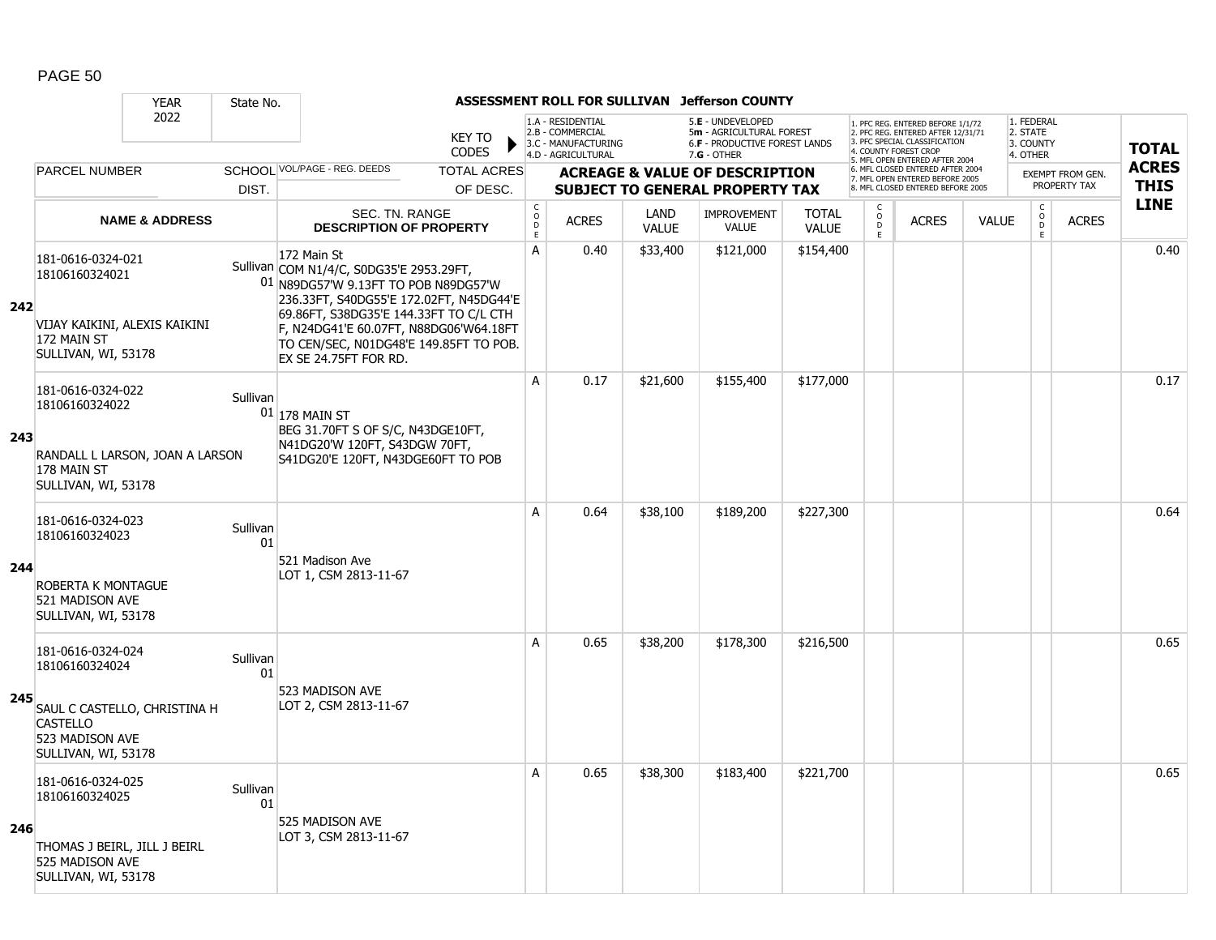# ASSESSMENT ROLL FOR SULLIVAN Jefferson COUNTY

| YEAR | State No. | | | | | | | | | | | | | | |
|---|---|---|---|---|---|---|---|---|---|---|---|---|---|---|---|
| 2022 | | | | | | | | | | | | | | | |

KEY TO CODES: 1.A - RESIDENTIAL, 2.B - COMMERCIAL, 3.C - MANUFACTURING, 4.D - AGRICULTURAL, 5.E - UNDEVELOPED, 5m - AGRICULTURAL FOREST, 6.F - PRODUCTIVE FOREST LANDS, 7.G - OTHER

1. PFC REG. ENTERED BEFORE 1/1/72, 2. PFC REG. ENTERED AFTER 12/31/71, 3. PFC SPECIAL CLASSIFICATION, 4. COUNTY FOREST CROP, 5. MFL OPEN ENTERED AFTER 2004, 6. MFL CLOSED ENTERED AFTER 2004, 7. MFL OPEN ENTERED BEFORE 2005, 8. MFL CLOSED ENTERED BEFORE 2005

1. FEDERAL, 2. STATE, 3. COUNTY, 4. OTHER — EXEMPT FROM GEN. PROPERTY TAX

| LINE | PARCEL NUMBER / NAME & ADDRESS | SCHOOL DIST. | VOL/PAGE - REG. DEEDS / SEC. TN. RANGE / DESCRIPTION OF PROPERTY | CODE | ACRES | LAND VALUE | IMPROVEMENT VALUE | TOTAL VALUE | CODE | ACRES | VALUE | CODE | ACRES | TOTAL ACRES THIS LINE |
|---|---|---|---|---|---|---|---|---|---|---|---|---|---|---|
| 242 | 181-0616-0324-021 18106160324021 VIJAY KAIKINI, ALEXIS KAIKINI 172 MAIN ST SULLIVAN, WI, 53178 | Sullivan 01 | 172 Main St COM N1/4/C, S0DG35'E 2953.29FT, N89DG57'W 9.13FT TO POB N89DG57'W 236.33FT, S40DG55'E 172.02FT, N45DG44'E 69.86FT, S38DG35'E 144.33FT TO C/L CTH F, N24DG41'E 60.07FT, N88DG06'W64.18FT TO CEN/SEC, N01DG48'E 149.85FT TO POB. EX SE 24.75FT FOR RD. | A | 0.40 | $33,400 | $121,000 | $154,400 | | | | | | 0.40 |
| 243 | 181-0616-0324-022 18106160324022 RANDALL L LARSON, JOAN A LARSON 178 MAIN ST SULLIVAN, WI, 53178 | Sullivan 01 | 178 MAIN ST BEG 31.70FT S OF S/C, N43DGE10FT, N41DG20'W 120FT, S43DGW 70FT, S41DG20'E 120FT, N43DGE60FT TO POB | A | 0.17 | $21,600 | $155,400 | $177,000 | | | | | | 0.17 |
| 244 | 181-0616-0324-023 18106160324023 ROBERTA K MONTAGUE 521 MADISON AVE SULLIVAN, WI, 53178 | Sullivan 01 | 521 Madison Ave LOT 1, CSM 2813-11-67 | A | 0.64 | $38,100 | $189,200 | $227,300 | | | | | | 0.64 |
| 245 | 181-0616-0324-024 18106160324024 SAUL C CASTELLO, CHRISTINA H CASTELLO 523 MADISON AVE SULLIVAN, WI, 53178 | Sullivan 01 | 523 MADISON AVE LOT 2, CSM 2813-11-67 | A | 0.65 | $38,200 | $178,300 | $216,500 | | | | | | 0.65 |
| 246 | 181-0616-0324-025 18106160324025 THOMAS J BEIRL, JILL J BEIRL 525 MADISON AVE SULLIVAN, WI, 53178 | Sullivan 01 | 525 MADISON AVE LOT 3, CSM 2813-11-67 | A | 0.65 | $38,300 | $183,400 | $221,700 | | | | | | 0.65 |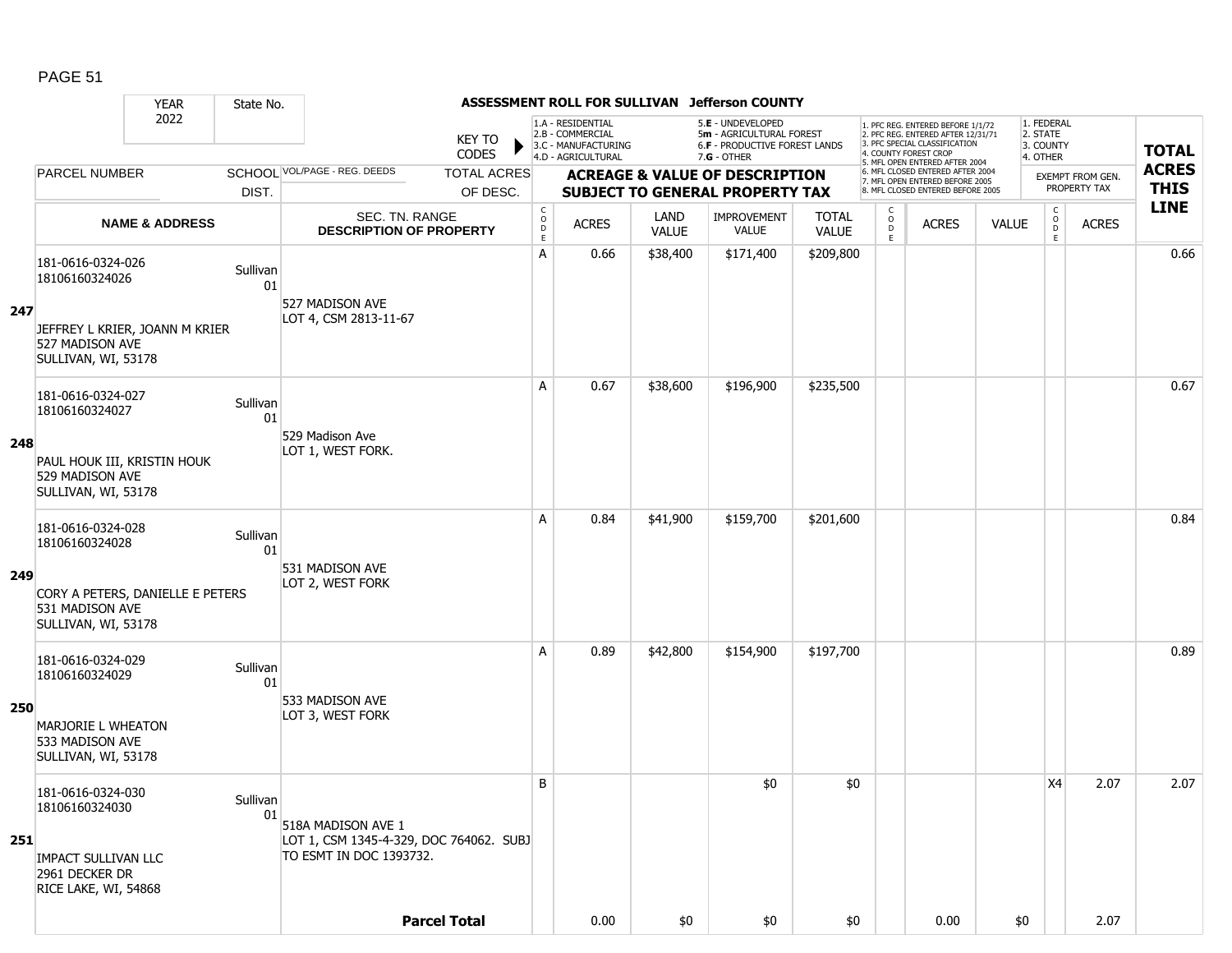**ASSESSMENT ROLL FOR SULLIVAN Jefferson COUNTY**

| YEAR 2022 | State No. | KEY TO CODES | 1.A - RESIDENTIAL 2.B - COMMERCIAL 3.C - MANUFACTURING 4.D - AGRICULTURAL | 5.E - UNDEVELOPED 5m - AGRICULTURAL FOREST 6.F - PRODUCTIVE FOREST LANDS 7.G - OTHER | 1. PFC REG. ENTERED BEFORE 1/1/72 2. PFC REG. ENTERED AFTER 12/31/71 3. PFC SPECIAL CLASSIFICATION 4. COUNTY FOREST CROP 5. MFL OPEN ENTERED AFTER 2004 6. MFL CLOSED ENTERED AFTER 2004 7. MFL OPEN ENTERED BEFORE 2005 8. MFL CLOSED ENTERED BEFORE 2005 | 1. FEDERAL 2. STATE 3. COUNTY 4. OTHER |
|---|---|---|---|---|---|---|

| | PARCEL NUMBER / NAME & ADDRESS | SCHOOL DIST. | VOL/PAGE - REG. DEEDS / SEC. TN. RANGE DESCRIPTION OF PROPERTY | CODE | ACRES | LAND VALUE | IMPROVEMENT VALUE | TOTAL VALUE | CODE | ACRES | VALUE | CODE | EXEMPT ACRES | TOTAL ACRES THIS LINE |
|---|---|---|---|---|---|---|---|---|---|---|---|---|---|---|
| 247 | 181-0616-0324-026 18106160324026 JEFFREY L KRIER, JOANN M KRIER 527 MADISON AVE SULLIVAN, WI, 53178 | Sullivan 01 | 527 MADISON AVE LOT 4, CSM 2813-11-67 | A | 0.66 | $38,400 | $171,400 | $209,800 | | | | | | 0.66 |
| 248 | 181-0616-0324-027 18106160324027 PAUL HOUK III, KRISTIN HOUK 529 MADISON AVE SULLIVAN, WI, 53178 | Sullivan 01 | 529 Madison Ave LOT 1, WEST FORK. | A | 0.67 | $38,600 | $196,900 | $235,500 | | | | | | 0.67 |
| 249 | 181-0616-0324-028 18106160324028 CORY A PETERS, DANIELLE E PETERS 531 MADISON AVE SULLIVAN, WI, 53178 | Sullivan 01 | 531 MADISON AVE LOT 2, WEST FORK | A | 0.84 | $41,900 | $159,700 | $201,600 | | | | | | 0.84 |
| 250 | 181-0616-0324-029 18106160324029 MARJORIE L WHEATON 533 MADISON AVE SULLIVAN, WI, 53178 | Sullivan 01 | 533 MADISON AVE LOT 3, WEST FORK | A | 0.89 | $42,800 | $154,900 | $197,700 | | | | | | 0.89 |
| 251 | 181-0616-0324-030 18106160324030 IMPACT SULLIVAN LLC 2961 DECKER DR RICE LAKE, WI, 54868 | Sullivan 01 | 518A MADISON AVE 1 LOT 1, CSM 1345-4-329, DOC 764062. SUBJ TO ESMT IN DOC 1393732. | B | | | $0 | $0 | | | | X4 | 2.07 | 2.07 |
| | | | **Parcel Total** | | 0.00 | $0 | $0 | $0 | | 0.00 | $0 | | 2.07 | |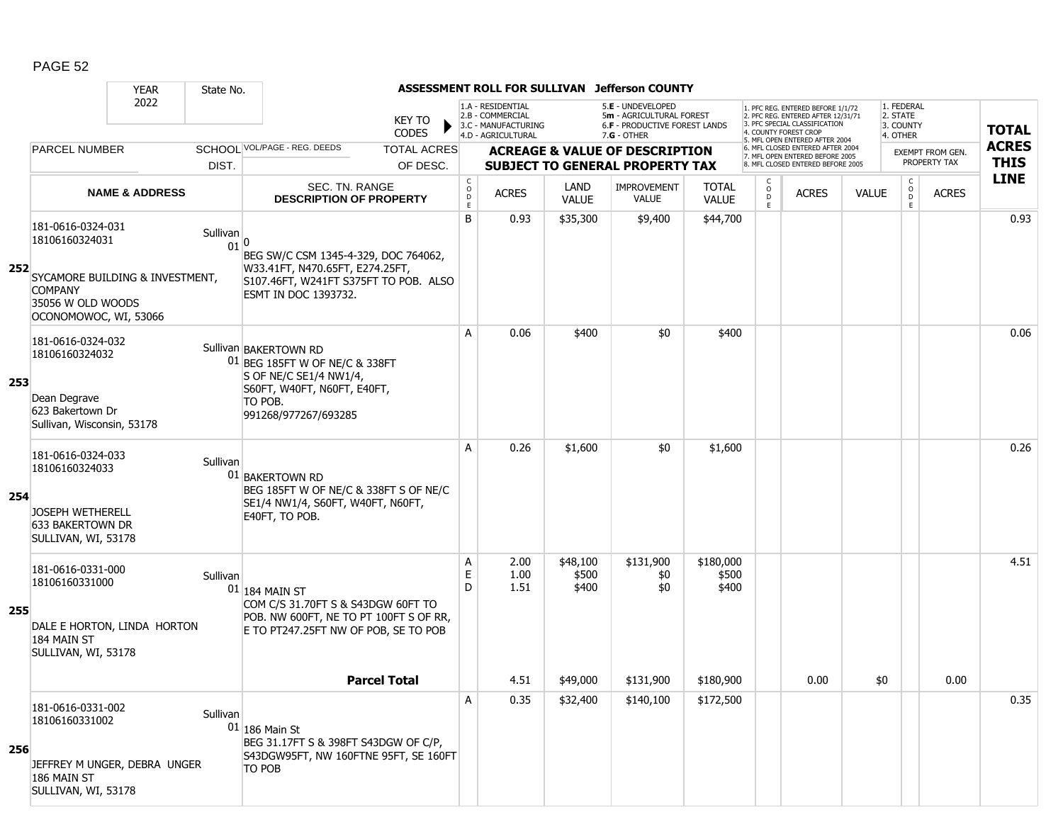**ASSESSMENT ROLL FOR SULLIVAN Jefferson COUNTY**

YEAR: 2022 | State No.

KEY TO CODES:
- 1.A - RESIDENTIAL
- 2.B - COMMERCIAL
- 3.C - MANUFACTURING
- 4.D - AGRICULTURAL
- 5.E - UNDEVELOPED
- 5m - AGRICULTURAL FOREST
- 6.F - PRODUCTIVE FOREST LANDS
- 7.G - OTHER

Exempt/Forest codes:
1. PFC REG. ENTERED BEFORE 1/1/72
2. PFC REG. ENTERED AFTER 12/31/71
3. PFC SPECIAL CLASSIFICATION
4. COUNTY FOREST CROP
5. MFL OPEN ENTERED AFTER 2004
6. MFL CLOSED ENTERED AFTER 2004
7. MFL OPEN ENTERED BEFORE 2005
8. MFL CLOSED ENTERED BEFORE 2005

Exempt from Gen. Property Tax: 1. FEDERAL 2. STATE 3. COUNTY 4. OTHER

| Line | PARCEL NUMBER / NAME & ADDRESS | SCHOOL DIST. | VOL/PAGE - REG. DEEDS / SEC. TN. RANGE / DESCRIPTION OF PROPERTY | CODE | ACRES | LAND VALUE | IMPROVEMENT VALUE | TOTAL VALUE | CODE | ACRES | VALUE | CODE | ACRES | TOTAL ACRES THIS LINE |
|---|---|---|---|---|---|---|---|---|---|---|---|---|---|---|
| 252 | 181-0616-0324-031<br>18106160324031<br>SYCAMORE BUILDING & INVESTMENT, COMPANY<br>35056 W OLD WOODS<br>OCONOMOWOC, WI, 53066 | Sullivan 01 | 0<br>BEG SW/C CSM 1345-4-329, DOC 764062, W33.41FT, N470.65FT, E274.25FT, S107.46FT, W241FT S375FT TO POB. ALSO ESMT IN DOC 1393732. | B | 0.93 | $35,300 | $9,400 | $44,700 | | | | | | 0.93 |
| 253 | 181-0616-0324-032<br>18106160324032<br>Dean Degrave<br>623 Bakertown Dr<br>Sullivan, Wisconsin, 53178 | Sullivan 01 | BAKERTOWN RD<br>BEG 185FT W OF NE/C & 338FT S OF NE/C SE1/4 NW1/4, S60FT, W40FT, N60FT, E40FT, TO POB.<br>991268/977267/693285 | A | 0.06 | $400 | $0 | $400 | | | | | | 0.06 |
| 254 | 181-0616-0324-033<br>18106160324033<br>JOSEPH WETHERELL<br>633 BAKERTOWN DR<br>SULLIVAN, WI, 53178 | Sullivan 01 | BAKERTOWN RD<br>BEG 185FT W OF NE/C & 338FT S OF NE/C SE1/4 NW1/4, S60FT, W40FT, N60FT, E40FT, TO POB. | A | 0.26 | $1,600 | $0 | $1,600 | | | | | | 0.26 |
| 255 | 181-0616-0331-000<br>18106160331000<br>DALE E HORTON, LINDA HORTON<br>184 MAIN ST<br>SULLIVAN, WI, 53178 | Sullivan 01 | 184 MAIN ST<br>COM C/S 31.70FT S & S43DGW 60FT TO POB. NW 600FT, NE TO PT 100FT S OF RR, E TO PT247.25FT NW OF POB, SE TO POB | A<br>E<br>D | 2.00<br>1.00<br>1.51 | $48,100<br>$500<br>$400 | $131,900<br>$0<br>$0 | $180,000<br>$500<br>$400 | | | | | | 4.51 |
| | | | **Parcel Total** | | 4.51 | $49,000 | $131,900 | $180,900 | | 0.00 | $0 | | 0.00 | |
| 256 | 181-0616-0331-002<br>18106160331002<br>JEFFREY M UNGER, DEBRA UNGER<br>186 MAIN ST<br>SULLIVAN, WI, 53178 | Sullivan 01 | 186 Main St<br>BEG 31.17FT S & 398FT S43DGW OF C/P, S43DGW95FT, NW 160FTNE 95FT, SE 160FT TO POB | A | 0.35 | $32,400 | $140,100 | $172,500 | | | | | | 0.35 |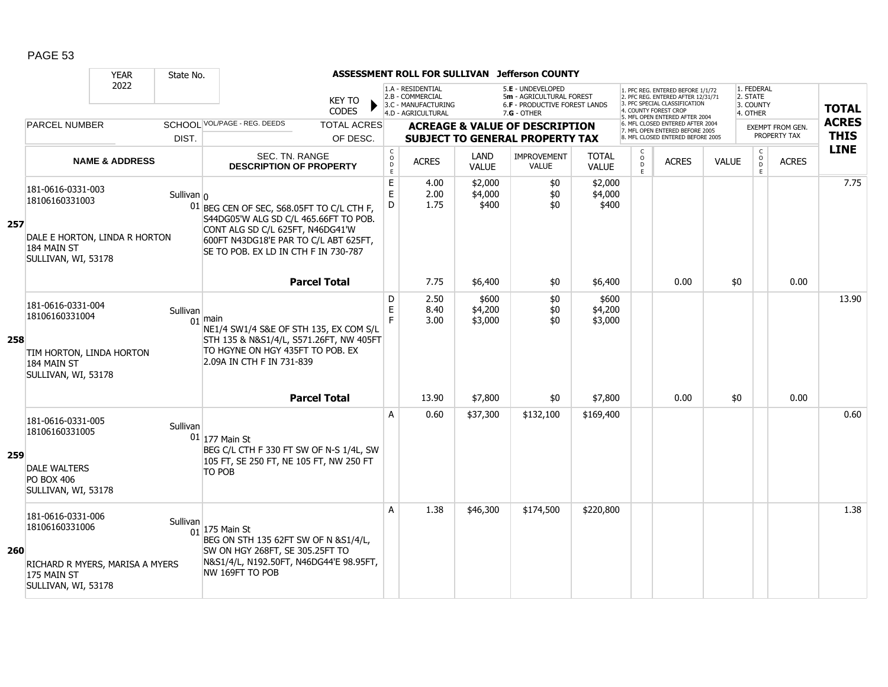# ASSESSMENT ROLL FOR SULLIVAN Jefferson COUNTY

| YEAR | State No. | | KEY TO CODES | | | | | | | | | | | | | |
|---|---|---|---|---|---|---|---|---|---|---|---|---|---|---|---|---|
| 2022 | | | 1.A - RESIDENTIAL, 2.B - COMMERCIAL, 3.C - MANUFACTURING, 4.D - AGRICULTURAL, 5.E - UNDEVELOPED, 5m - AGRICULTURAL FOREST, 6.F - PRODUCTIVE FOREST LANDS, 7.G - OTHER | | | | | | | 1. PFC REG. ENTERED BEFORE 1/1/72, 2. PFC REG. ENTERED AFTER 12/31/71, 3. PFC SPECIAL CLASSIFICATION, 4. COUNTY FOREST CROP, 5. MFL OPEN ENTERED AFTER 2004, 6. MFL CLOSED ENTERED AFTER 2004, 7. MFL OPEN ENTERED BEFORE 2005, 8. MFL CLOSED ENTERED BEFORE 2005 | | | 1. FEDERAL, 2. STATE, 3. COUNTY, 4. OTHER | | |

| LINE | PARCEL NUMBER / NAME & ADDRESS | SCHOOL DIST. | VOL/PAGE - REG. DEEDS / SEC. TN. RANGE / DESCRIPTION OF PROPERTY | CODE | ACRES | LAND VALUE | IMPROVEMENT VALUE | TOTAL VALUE | CODE | ACRES | VALUE | CODE | ACRES | TOTAL ACRES THIS LINE |
|---|---|---|---|---|---|---|---|---|---|---|---|---|---|---|
| 257 | 181-0616-0331-003<br>18106160331003<br><br>DALE E HORTON, LINDA R HORTON<br>184 MAIN ST<br>SULLIVAN, WI, 53178 | Sullivan 01 | 0<br>BEG CEN OF SEC, S68.05FT TO C/L CTH F, S44DG05'W ALG SD C/L 465.66FT TO POB. CONT ALG SD C/L 625FT, N46DG41'W 600FT N43DG18'E PAR TO C/L ABT 625FT, SE TO POB. EX LD IN CTH F IN 730-787 | E<br>E<br>D | 4.00<br>2.00<br>1.75 | $2,000<br>$4,000<br>$400 | $0<br>$0<br>$0 | $2,000<br>$4,000<br>$400 | | | | | | 7.75 |
| | | | **Parcel Total** | | 7.75 | $6,400 | $0 | $6,400 | | 0.00 | $0 | | 0.00 | |
| 258 | 181-0616-0331-004<br>18106160331004<br><br>TIM HORTON, LINDA HORTON<br>184 MAIN ST<br>SULLIVAN, WI, 53178 | Sullivan 01 | main<br>NE1/4 SW1/4 S&E OF STH 135, EX COM S/L STH 135 & N&S1/4/L, S571.26FT, NW 405FT TO HGYNE ON HGY 435FT TO POB. EX 2.09A IN CTH F IN 731-839 | D<br>E<br>F | 2.50<br>8.40<br>3.00 | $600<br>$4,200<br>$3,000 | $0<br>$0<br>$0 | $600<br>$4,200<br>$3,000 | | | | | | 13.90 |
| | | | **Parcel Total** | | 13.90 | $7,800 | $0 | $7,800 | | 0.00 | $0 | | 0.00 | |
| 259 | 181-0616-0331-005<br>18106160331005<br><br>DALE WALTERS<br>PO BOX 406<br>SULLIVAN, WI, 53178 | Sullivan 01 | 177 Main St<br>BEG C/L CTH F 330 FT SW OF N-S 1/4L, SW 105 FT, SE 250 FT, NE 105 FT, NW 250 FT TO POB | A | 0.60 | $37,300 | $132,100 | $169,400 | | | | | | 0.60 |
| 260 | 181-0616-0331-006<br>18106160331006<br><br>RICHARD R MYERS, MARISA A MYERS<br>175 MAIN ST<br>SULLIVAN, WI, 53178 | Sullivan 01 | 175 Main St<br>BEG ON STH 135 62FT SW OF N &S1/4/L, SW ON HGY 268FT, SE 305.25FT TO N&S1/4/L, N192.50FT, N46DG44'E 98.95FT, NW 169FT TO POB | A | 1.38 | $46,300 | $174,500 | $220,800 | | | | | | 1.38 |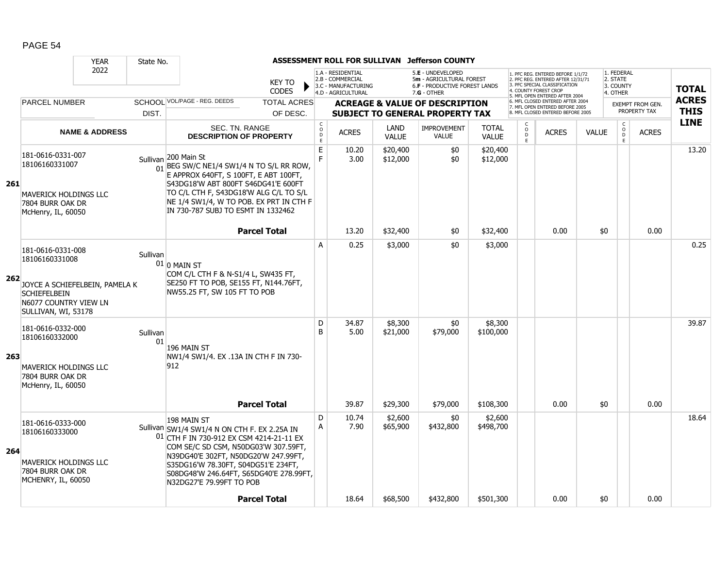**ASSESSMENT ROLL FOR SULLIVAN Jefferson COUNTY**

| YEAR 2022 | State No. | | KEY TO CODES: 1.A - RESIDENTIAL, 2.B - COMMERCIAL, 3.C - MANUFACTURING, 4.D - AGRICULTURAL, 5.E - UNDEVELOPED, 5m - AGRICULTURAL FOREST, 6.F - PRODUCTIVE FOREST LANDS, 7.G - OTHER | | | | | | 1. PFC REG. ENTERED BEFORE 1/1/72, 2. PFC REG. ENTERED AFTER 12/31/71, 3. PFC SPECIAL CLASSIFICATION, 4. COUNTY FOREST CROP, 5. MFL OPEN ENTERED AFTER 2004, 6. MFL CLOSED ENTERED AFTER 2004, 7. MFL OPEN ENTERED BEFORE 2005, 8. MFL CLOSED ENTERED BEFORE 2005 | | | 1. FEDERAL, 2. STATE, 3. COUNTY, 4. OTHER | | |
|---|---|---|---|---|---|---|---|---|---|---|---|---|---|---|
| PARCEL NUMBER | SCHOOL DIST. | VOL/PAGE - REG. DEEDS / TOTAL ACRES OF DESC. | ACREAGE & VALUE OF DESCRIPTION SUBJECT TO GENERAL PROPERTY TAX | | | | | | | | | EXEMPT FROM GEN. PROPERTY TAX | | TOTAL ACRES THIS LINE |
| NAME & ADDRESS | | SEC. TN. RANGE DESCRIPTION OF PROPERTY | CODE | ACRES | LAND VALUE | IMPROVEMENT VALUE | TOTAL VALUE | CODE | ACRES | VALUE | CODE | ACRES | | |
| **261** 181-0616-0331-007 18106160331007 MAVERICK HOLDINGS LLC 7804 BURR OAK DR McHenry, IL, 60050 | Sullivan 01 | 200 Main St BEG SW/C NE1/4 SW1/4 N TO S/L RR ROW, E APPROX 640FT, S 100FT, E ABT 100FT, S43DG18'W ABT 800FT S46DG41'E 600FT TO C/L CTH F, S43DG18'W ALG C/L TO S/L NE 1/4 SW1/4, W TO POB. EX PRT IN CTH F IN 730-787 SUBJ TO ESMT IN 1332462 | E | 10.20 | $20,400 | $0 | $20,400 | | | | | | | 13.20 |
| | | | F | 3.00 | $12,000 | $0 | $12,000 | | | | | | | |
| | | **Parcel Total** | | 13.20 | $32,400 | $0 | $32,400 | | 0.00 | $0 | | 0.00 | | |
| **262** 181-0616-0331-008 18106160331008 JOYCE A SCHIEFELBEIN, PAMELA K SCHIEFELBEIN N6077 COUNTRY VIEW LN SULLIVAN, WI, 53178 | Sullivan 01 | 0 MAIN ST COM C/L CTH F & N-S1/4 L, SW435 FT, SE250 FT TO POB, SE155 FT, N144.76FT, NW55.25 FT, SW 105 FT TO POB | A | 0.25 | $3,000 | $0 | $3,000 | | | | | | | 0.25 |
| **263** 181-0616-0332-000 18106160332000 MAVERICK HOLDINGS LLC 7804 BURR OAK DR McHenry, IL, 60050 | Sullivan 01 | 196 MAIN ST NW1/4 SW1/4. EX .13A IN CTH F IN 730-912 | D | 34.87 | $8,300 | $0 | $8,300 | | | | | | | 39.87 |
| | | | B | 5.00 | $21,000 | $79,000 | $100,000 | | | | | | | |
| | | **Parcel Total** | | 39.87 | $29,300 | $79,000 | $108,300 | | 0.00 | $0 | | 0.00 | | |
| **264** 181-0616-0333-000 18106160333000 MAVERICK HOLDINGS LLC 7804 BURR OAK DR MCHENRY, IL, 60050 | Sullivan 01 | 198 MAIN ST SW1/4 SW1/4 N ON CTH F. EX 2.25A IN CTH F IN 730-912 EX CSM 4214-21-11 EX COM SE/C SD CSM, N50DG03'W 307.59FT, N39DG40'E 302FT, N50DG20'W 247.99FT, S35DG16'W 78.30FT, S04DG51'E 234FT, S08DG48'W 246.64FT, S65DG40'E 278.99FT, N32DG27'E 79.99FT TO POB | D | 10.74 | $2,600 | $0 | $2,600 | | | | | | | 18.64 |
| | | | A | 7.90 | $65,900 | $432,800 | $498,700 | | | | | | | |
| | | **Parcel Total** | | 18.64 | $68,500 | $432,800 | $501,300 | | 0.00 | $0 | | 0.00 | | |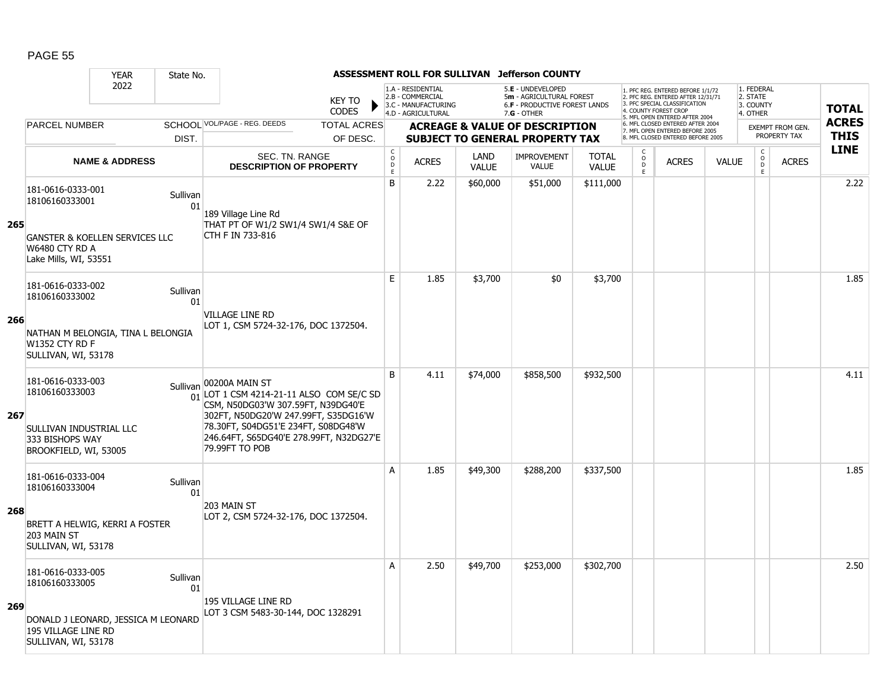**ASSESSMENT ROLL FOR SULLIVAN Jefferson COUNTY**

| YEAR 2022 | State No. | | KEY TO CODES | 1.A - RESIDENTIAL 2.B - COMMERCIAL 3.C - MANUFACTURING 4.D - AGRICULTURAL | | 5.E - UNDEVELOPED 5m - AGRICULTURAL FOREST 6.F - PRODUCTIVE FOREST LANDS 7.G - OTHER | | | 1. PFC REG. ENTERED BEFORE 1/1/72 2. PFC REG. ENTERED AFTER 12/31/71 3. PFC SPECIAL CLASSIFICATION 4. COUNTY FOREST CROP 5. MFL OPEN ENTERED AFTER 2004 6. MFL CLOSED ENTERED AFTER 2004 7. MFL OPEN ENTERED BEFORE 2005 8. MFL CLOSED ENTERED BEFORE 2005 | | | 1. FEDERAL 2. STATE 3. COUNTY 4. OTHER | | |
|---|---|---|---|---|---|---|---|---|---|---|---|---|---|---|
| PARCEL NUMBER | SCHOOL DIST. | VOL/PAGE - REG. DEEDS | TOTAL ACRES OF DESC. | ACREAGE & VALUE OF DESCRIPTION SUBJECT TO GENERAL PROPERTY TAX | | | | | | | | EXEMPT FROM GEN. PROPERTY TAX | | TOTAL ACRES THIS LINE |
| NAME & ADDRESS | | SEC. TN. RANGE DESCRIPTION OF PROPERTY | CODE | ACRES | LAND VALUE | IMPROVEMENT VALUE | TOTAL VALUE | CODE | ACRES | VALUE | | CODE | ACRES | |
| **265** 181-0616-0333-001 18106160333001 GANSTER & KOELLEN SERVICES LLC W6480 CTY RD A Lake Mills, WI, 53551 | Sullivan 01 | 189 Village Line Rd THAT PT OF W1/2 SW1/4 SW1/4 S&E OF CTH F IN 733-816 | B | 2.22 | $60,000 | $51,000 | $111,000 | | | | | | | 2.22 |
| **266** 181-0616-0333-002 18106160333002 NATHAN M BELONGIA, TINA L BELONGIA W1352 CTY RD F SULLIVAN, WI, 53178 | Sullivan 01 | VILLAGE LINE RD LOT 1, CSM 5724-32-176, DOC 1372504. | E | 1.85 | $3,700 | $0 | $3,700 | | | | | | | 1.85 |
| **267** 181-0616-0333-003 18106160333003 SULLIVAN INDUSTRIAL LLC 333 BISHOPS WAY BROOKFIELD, WI, 53005 | Sullivan 01 | 00200A MAIN ST LOT 1 CSM 4214-21-11 ALSO COM SE/C SD CSM, N50DG03'W 307.59FT, N39DG40'E 302FT, N50DG20'W 247.99FT, S35DG16'W 78.30FT, S04DG51'E 234FT, S08DG48'W 246.64FT, S65DG40'E 278.99FT, N32DG27'E 79.99FT TO POB | B | 4.11 | $74,000 | $858,500 | $932,500 | | | | | | | 4.11 |
| **268** 181-0616-0333-004 18106160333004 BRETT A HELWIG, KERRI A FOSTER 203 MAIN ST SULLIVAN, WI, 53178 | Sullivan 01 | 203 MAIN ST LOT 2, CSM 5724-32-176, DOC 1372504. | A | 1.85 | $49,300 | $288,200 | $337,500 | | | | | | | 1.85 |
| **269** 181-0616-0333-005 18106160333005 DONALD J LEONARD, JESSICA M LEONARD 195 VILLAGE LINE RD SULLIVAN, WI, 53178 | Sullivan 01 | 195 VILLAGE LINE RD LOT 3 CSM 5483-30-144, DOC 1328291 | A | 2.50 | $49,700 | $253,000 | $302,700 | | | | | | | 2.50 |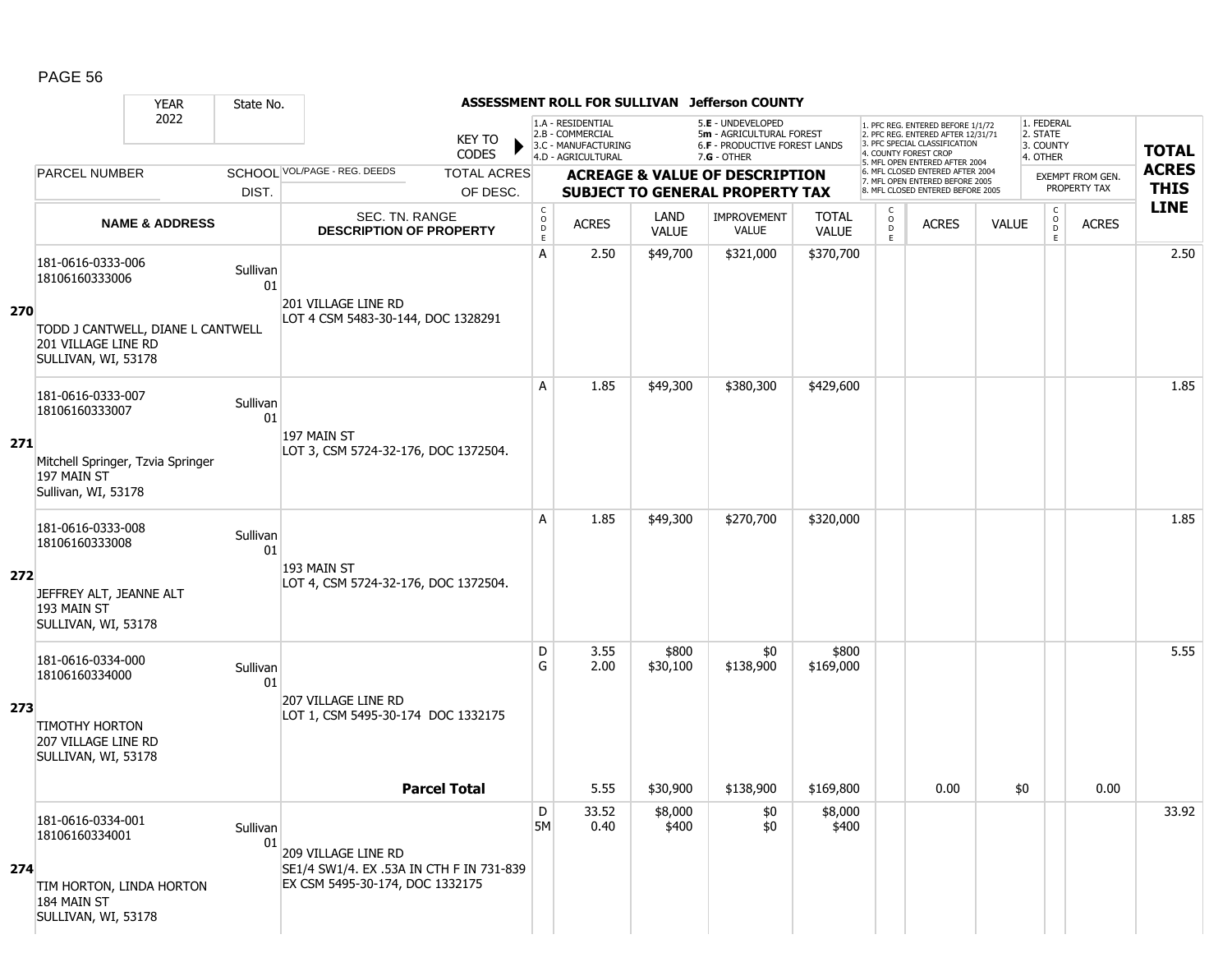**ASSESSMENT ROLL FOR SULLIVAN Jefferson COUNTY**

| YEAR 2022 | State No. | | KEY TO CODES | 1.A - RESIDENTIAL 2.B - COMMERCIAL 3.C - MANUFACTURING 4.D - AGRICULTURAL | | 5.E - UNDEVELOPED 5m - AGRICULTURAL FOREST 6.F - PRODUCTIVE FOREST LANDS 7.G - OTHER | | | 1. PFC REG. ENTERED BEFORE 1/1/72 2. PFC REG. ENTERED AFTER 12/31/71 3. PFC SPECIAL CLASSIFICATION 4. COUNTY FOREST CROP 5. MFL OPEN ENTERED AFTER 2004 6. MFL CLOSED ENTERED AFTER 2004 7. MFL OPEN ENTERED BEFORE 2005 8. MFL CLOSED ENTERED BEFORE 2005 | | | 1. FEDERAL 2. STATE 3. COUNTY 4. OTHER | | |
|---|---|---|---|---|---|---|---|---|---|---|---|---|---|---|
| PARCEL NUMBER | SCHOOL DIST. | VOL/PAGE - REG. DEEDS | TOTAL ACRES OF DESC. | ACREAGE & VALUE OF DESCRIPTION SUBJECT TO GENERAL PROPERTY TAX | | | | | | | | EXEMPT FROM GEN. PROPERTY TAX | | TOTAL ACRES THIS LINE |
| NAME & ADDRESS | | SEC. TN. RANGE DESCRIPTION OF PROPERTY | | CODE | ACRES | LAND VALUE | IMPROVEMENT VALUE | TOTAL VALUE | CODE | ACRES | VALUE | CODE | ACRES | |
| **270** 181-0616-0333-006 18106160333006 TODD J CANTWELL, DIANE L CANTWELL 201 VILLAGE LINE RD SULLIVAN, WI, 53178 | Sullivan 01 | 201 VILLAGE LINE RD LOT 4 CSM 5483-30-144, DOC 1328291 | | A | 2.50 | $49,700 | $321,000 | $370,700 | | | | | | 2.50 |
| **271** 181-0616-0333-007 18106160333007 Mitchell Springer, Tzvia Springer 197 MAIN ST Sullivan, WI, 53178 | Sullivan 01 | 197 MAIN ST LOT 3, CSM 5724-32-176, DOC 1372504. | | A | 1.85 | $49,300 | $380,300 | $429,600 | | | | | | 1.85 |
| **272** 181-0616-0333-008 18106160333008 JEFFREY ALT, JEANNE ALT 193 MAIN ST SULLIVAN, WI, 53178 | Sullivan 01 | 193 MAIN ST LOT 4, CSM 5724-32-176, DOC 1372504. | | A | 1.85 | $49,300 | $270,700 | $320,000 | | | | | | 1.85 |
| **273** 181-0616-0334-000 18106160334000 TIMOTHY HORTON 207 VILLAGE LINE RD SULLIVAN, WI, 53178 | Sullivan 01 | 207 VILLAGE LINE RD LOT 1, CSM 5495-30-174 DOC 1332175 | | D<br>G | 3.55<br>2.00 | $800<br>$30,100 | $0<br>$138,900 | $800<br>$169,000 | | | | | | 5.55 |
| | | | **Parcel Total** | | 5.55 | $30,900 | $138,900 | $169,800 | | 0.00 | $0 | | 0.00 | |
| **274** 181-0616-0334-001 18106160334001 TIM HORTON, LINDA HORTON 184 MAIN ST SULLIVAN, WI, 53178 | Sullivan 01 | 209 VILLAGE LINE RD SE1/4 SW1/4. EX .53A IN CTH F IN 731-839 EX CSM 5495-30-174, DOC 1332175 | | D<br>5M | 33.52<br>0.40 | $8,000<br>$400 | $0<br>$0 | $8,000<br>$400 | | | | | | 33.92 |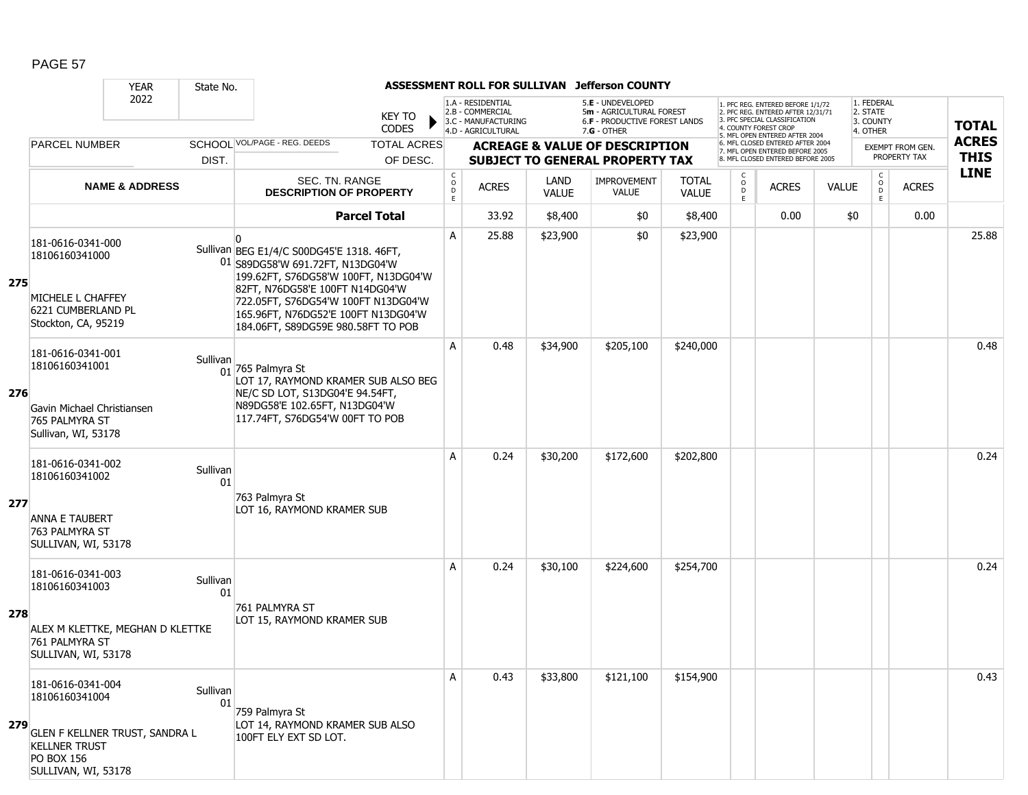**ASSESSMENT ROLL FOR SULLIVAN Jefferson COUNTY**

| | YEAR 2022 | State No. | | KEY TO CODES | 1.A - RESIDENTIAL<br>2.B - COMMERCIAL<br>3.C - MANUFACTURING<br>4.D - AGRICULTURAL | | 5.E - UNDEVELOPED<br>5m - AGRICULTURAL FOREST<br>6.F - PRODUCTIVE FOREST LANDS<br>7.G - OTHER | | | 1. PFC REG. ENTERED BEFORE 1/1/72<br>2. PFC REG. ENTERED AFTER 12/31/71<br>3. PFC SPECIAL CLASSIFICATION<br>4. COUNTY FOREST CROP<br>5. MFL OPEN ENTERED AFTER 2004<br>6. MFL CLOSED ENTERED AFTER 2004<br>7. MFL OPEN ENTERED BEFORE 2005<br>8. MFL CLOSED ENTERED BEFORE 2005 | | | 1. FEDERAL<br>2. STATE<br>3. COUNTY<br>4. OTHER | | TOTAL ACRES THIS LINE |
|---|---|---|---|---|---|---|---|---|---|---|---|---|---|---|---|
| | PARCEL NUMBER | SCHOOL DIST. | VOL/PAGE - REG. DEEDS | TOTAL ACRES OF DESC. | ACREAGE & VALUE OF DESCRIPTION SUBJECT TO GENERAL PROPERTY TAX | | | | | | | | EXEMPT FROM GEN. PROPERTY TAX | | |
| | NAME & ADDRESS | | SEC. TN. RANGE DESCRIPTION OF PROPERTY | CODE | ACRES | LAND VALUE | IMPROVEMENT VALUE | TOTAL VALUE | CODE | ACRES | VALUE | CODE | ACRES | | |
| | | | **Parcel Total** | | 33.92 | $8,400 | $0 | $8,400 | | 0.00 | $0 | | 0.00 | | |
| 275 | 181-0616-0341-000<br>18106160341000<br><br>MICHELE L CHAFFEY<br>6221 CUMBERLAND PL<br>Stockton, CA, 95219 | Sullivan 01 | 0<br>BEG E1/4/C S00DG45'E 1318. 46FT, S89DG58'W 691.72FT, N13DG04'W 199.62FT, S76DG58'W 100FT, N13DG04'W 82FT, N76DG58'E 100FT N14DG04'W 722.05FT, S76DG54'W 100FT N13DG04'W 165.96FT, N76DG52'E 100FT N13DG04'W 184.06FT, S89DG59E 980.58FT TO POB | A | 25.88 | $23,900 | $0 | $23,900 | | | | | | 25.88 | |
| 276 | 181-0616-0341-001<br>18106160341001<br><br>Gavin Michael Christiansen<br>765 PALMYRA ST<br>Sullivan, WI, 53178 | Sullivan 01 | 765 Palmyra St<br>LOT 17, RAYMOND KRAMER SUB ALSO BEG NE/C SD LOT, S13DG04'E 94.54FT, N89DG58'E 102.65FT, N13DG04'W 117.74FT, S76DG54'W 00FT TO POB | A | 0.48 | $34,900 | $205,100 | $240,000 | | | | | | 0.48 | |
| 277 | 181-0616-0341-002<br>18106160341002<br><br>ANNA E TAUBERT<br>763 PALMYRA ST<br>SULLIVAN, WI, 53178 | Sullivan 01 | 763 Palmyra St<br>LOT 16, RAYMOND KRAMER SUB | A | 0.24 | $30,200 | $172,600 | $202,800 | | | | | | 0.24 | |
| 278 | 181-0616-0341-003<br>18106160341003<br><br>ALEX M KLETTKE, MEGHAN D KLETTKE<br>761 PALMYRA ST<br>SULLIVAN, WI, 53178 | Sullivan 01 | 761 PALMYRA ST<br>LOT 15, RAYMOND KRAMER SUB | A | 0.24 | $30,100 | $224,600 | $254,700 | | | | | | 0.24 | |
| 279 | 181-0616-0341-004<br>18106160341004<br><br>GLEN F KELLNER TRUST, SANDRA L KELLNER TRUST<br>PO BOX 156<br>SULLIVAN, WI, 53178 | Sullivan 01 | 759 Palmyra St<br>LOT 14, RAYMOND KRAMER SUB ALSO 100FT ELY EXT SD LOT. | A | 0.43 | $33,800 | $121,100 | $154,900 | | | | | | 0.43 | |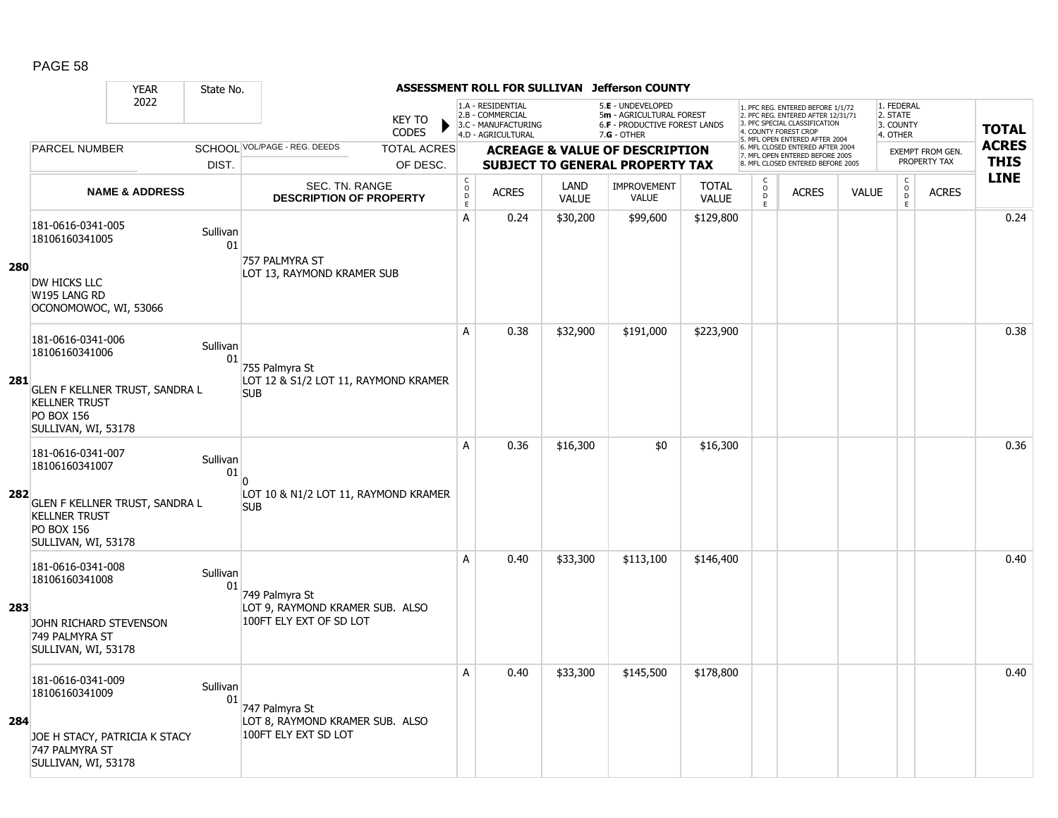# ASSESSMENT ROLL FOR SULLIVAN Jefferson COUNTY

YEAR 2022 | State No.

KEY TO CODES:
- 1.A - RESIDENTIAL
- 2.B - COMMERCIAL
- 3.C - MANUFACTURING
- 4.D - AGRICULTURAL
- 5.E - UNDEVELOPED
- 5m - AGRICULTURAL FOREST
- 6.F - PRODUCTIVE FOREST LANDS
- 7.G - OTHER

- 1. PFC REG. ENTERED BEFORE 1/1/72
- 2. PFC REG. ENTERED AFTER 12/31/71
- 3. PFC SPECIAL CLASSIFICATION
- 4. COUNTY FOREST CROP
- 5. MFL OPEN ENTERED AFTER 2004
- 6. MFL CLOSED ENTERED AFTER 2004
- 7. MFL OPEN ENTERED BEFORE 2005
- 8. MFL CLOSED ENTERED BEFORE 2005

- 1. FEDERAL
- 2. STATE
- 3. COUNTY
- 4. OTHER

| | PARCEL NUMBER / NAME & ADDRESS | SCHOOL DIST. | VOL/PAGE - REG. DEEDS / SEC. TN. RANGE / DESCRIPTION OF PROPERTY | CODE | ACRES | LAND VALUE | IMPROVEMENT VALUE | TOTAL VALUE | CODE | ACRES | VALUE | CODE | ACRES (EXEMPT FROM GEN. PROPERTY TAX) | TOTAL ACRES THIS LINE |
|---|---|---|---|---|---|---|---|---|---|---|---|---|---|---|
| 280 | 181-0616-0341-005<br>18106160341005<br>DW HICKS LLC<br>W195 LANG RD<br>OCONOMOWOC, WI, 53066 | Sullivan 01 | 757 PALMYRA ST<br>LOT 13, RAYMOND KRAMER SUB | A | 0.24 | $30,200 | $99,600 | $129,800 | | | | | | 0.24 |
| 281 | 181-0616-0341-006<br>18106160341006<br>GLEN F KELLNER TRUST, SANDRA L KELLNER TRUST<br>PO BOX 156<br>SULLIVAN, WI, 53178 | Sullivan 01 | 755 Palmyra St<br>LOT 12 & S1/2 LOT 11, RAYMOND KRAMER SUB | A | 0.38 | $32,900 | $191,000 | $223,900 | | | | | | 0.38 |
| 282 | 181-0616-0341-007<br>18106160341007<br>GLEN F KELLNER TRUST, SANDRA L KELLNER TRUST<br>PO BOX 156<br>SULLIVAN, WI, 53178 | Sullivan 01 | 0<br>LOT 10 & N1/2 LOT 11, RAYMOND KRAMER SUB | A | 0.36 | $16,300 | $0 | $16,300 | | | | | | 0.36 |
| 283 | 181-0616-0341-008<br>18106160341008<br>JOHN RICHARD STEVENSON<br>749 PALMYRA ST<br>SULLIVAN, WI, 53178 | Sullivan 01 | 749 Palmyra St<br>LOT 9, RAYMOND KRAMER SUB. ALSO 100FT ELY EXT OF SD LOT | A | 0.40 | $33,300 | $113,100 | $146,400 | | | | | | 0.40 |
| 284 | 181-0616-0341-009<br>18106160341009<br>JOE H STACY, PATRICIA K STACY<br>747 PALMYRA ST<br>SULLIVAN, WI, 53178 | Sullivan 01 | 747 Palmyra St<br>LOT 8, RAYMOND KRAMER SUB. ALSO 100FT ELY EXT SD LOT | A | 0.40 | $33,300 | $145,500 | $178,800 | | | | | | 0.40 |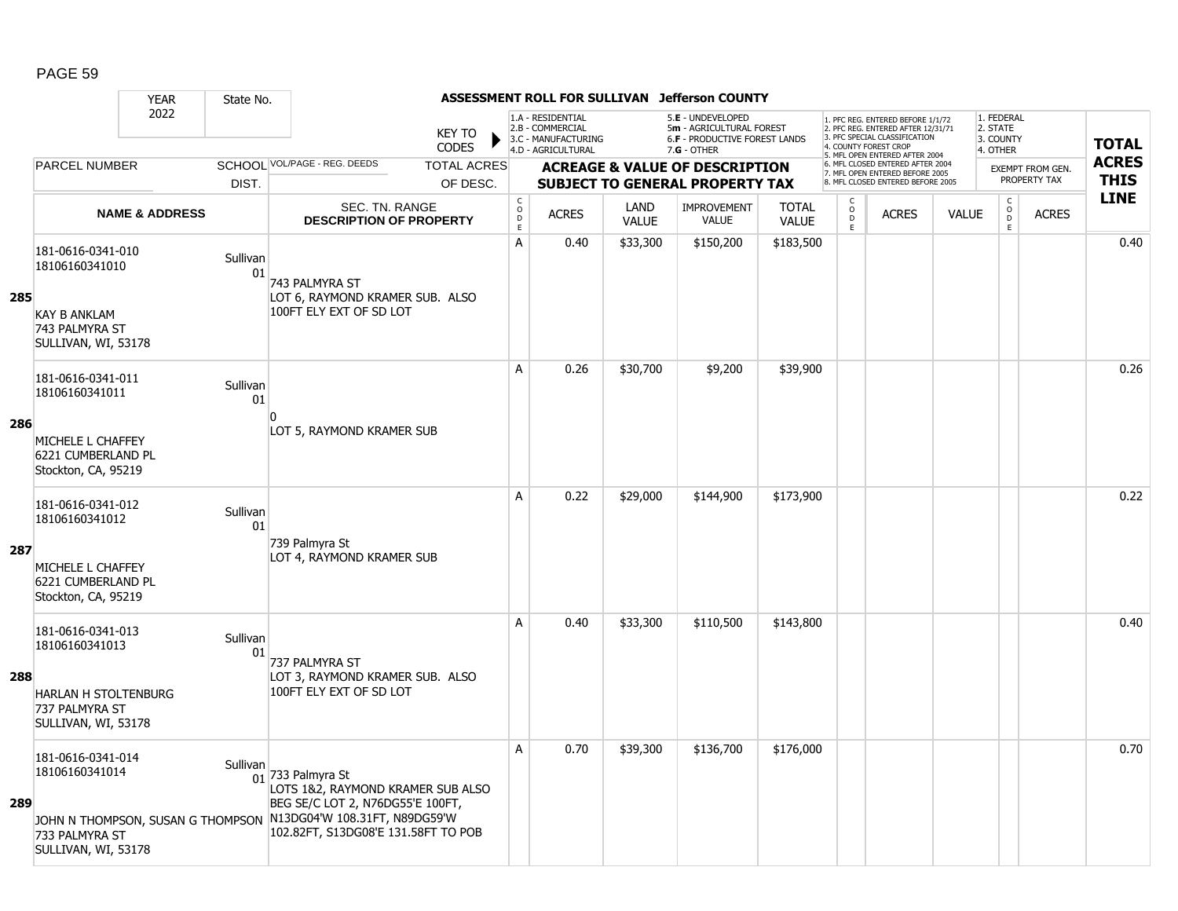**ASSESSMENT ROLL FOR SULLIVAN Jefferson COUNTY**

| YEAR 2022 | State No. | | KEY TO CODES | 1.A - RESIDENTIAL 2.B - COMMERCIAL 3.C - MANUFACTURING 4.D - AGRICULTURAL | | 5.E - UNDEVELOPED 5m - AGRICULTURAL FOREST 6.F - PRODUCTIVE FOREST LANDS 7.G - OTHER | | | 1. PFC REG. ENTERED BEFORE 1/1/72 2. PFC REG. ENTERED AFTER 12/31/71 3. PFC SPECIAL CLASSIFICATION 4. COUNTY FOREST CROP 5. MFL OPEN ENTERED AFTER 2004 6. MFL CLOSED ENTERED AFTER 2004 7. MFL OPEN ENTERED BEFORE 2005 8. MFL CLOSED ENTERED BEFORE 2005 | | | 1. FEDERAL 2. STATE 3. COUNTY 4. OTHER | | TOTAL ACRES THIS LINE |
|---|---|---|---|---|---|---|---|---|---|---|---|---|---|---|
| PARCEL NUMBER | SCHOOL DIST. | VOL/PAGE - REG. DEEDS | TOTAL ACRES OF DESC. | ACREAGE & VALUE OF DESCRIPTION SUBJECT TO GENERAL PROPERTY TAX | | | | | | | | EXEMPT FROM GEN. PROPERTY TAX | | |
| NAME & ADDRESS | | SEC. TN. RANGE DESCRIPTION OF PROPERTY | | CODE | ACRES | LAND VALUE | IMPROVEMENT VALUE | TOTAL VALUE | CODE | ACRES | VALUE | CODE | ACRES | |
| **285** 181-0616-0341-010 18106160341010 KAY B ANKLAM 743 PALMYRA ST SULLIVAN, WI, 53178 | Sullivan 01 | 743 PALMYRA ST LOT 6, RAYMOND KRAMER SUB. ALSO 100FT ELY EXT OF SD LOT | | A | 0.40 | $33,300 | $150,200 | $183,500 | | | | | | 0.40 |
| **286** 181-0616-0341-011 18106160341011 MICHELE L CHAFFEY 6221 CUMBERLAND PL Stockton, CA, 95219 | Sullivan 01 | 0 LOT 5, RAYMOND KRAMER SUB | | A | 0.26 | $30,700 | $9,200 | $39,900 | | | | | | 0.26 |
| **287** 181-0616-0341-012 18106160341012 MICHELE L CHAFFEY 6221 CUMBERLAND PL Stockton, CA, 95219 | Sullivan 01 | 739 Palmyra St LOT 4, RAYMOND KRAMER SUB | | A | 0.22 | $29,000 | $144,900 | $173,900 | | | | | | 0.22 |
| **288** 181-0616-0341-013 18106160341013 HARLAN H STOLTENBURG 737 PALMYRA ST SULLIVAN, WI, 53178 | Sullivan 01 | 737 PALMYRA ST LOT 3, RAYMOND KRAMER SUB. ALSO 100FT ELY EXT OF SD LOT | | A | 0.40 | $33,300 | $110,500 | $143,800 | | | | | | 0.40 |
| **289** 181-0616-0341-014 18106160341014 JOHN N THOMPSON, SUSAN G THOMPSON 733 PALMYRA ST SULLIVAN, WI, 53178 | Sullivan 01 | 733 Palmyra St LOTS 1&2, RAYMOND KRAMER SUB ALSO BEG SE/C LOT 2, N76DG55'E 100FT, N13DG04'W 108.31FT, N89DG59'W 102.82FT, S13DG08'E 131.58FT TO POB | | A | 0.70 | $39,300 | $136,700 | $176,000 | | | | | | 0.70 |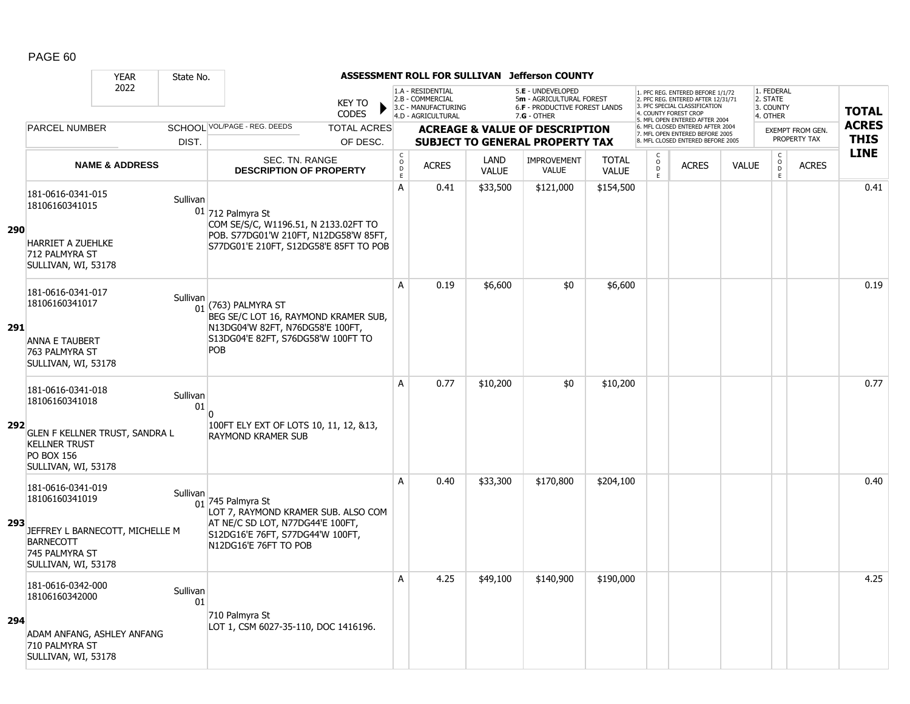**ASSESSMENT ROLL FOR SULLIVAN Jefferson COUNTY**

YEAR 2022 State No.

KEY TO CODES: 1.A - RESIDENTIAL, 2.B - COMMERCIAL, 3.C - MANUFACTURING, 4.D - AGRICULTURAL, 5.E - UNDEVELOPED, 5m - AGRICULTURAL FOREST, 6.F - PRODUCTIVE FOREST LANDS, 7.G - OTHER

1. PFC REG. ENTERED BEFORE 1/1/72, 2. PFC REG. ENTERED AFTER 12/31/71, 3. PFC SPECIAL CLASSIFICATION, 4. COUNTY FOREST CROP, 5. MFL OPEN ENTERED AFTER 2004, 6. MFL CLOSED ENTERED AFTER 2004, 7. MFL OPEN ENTERED BEFORE 2005, 8. MFL CLOSED ENTERED BEFORE 2005

1. FEDERAL, 2. STATE, 3. COUNTY, 4. OTHER

| | PARCEL NUMBER / NAME & ADDRESS | SCHOOL DIST. | VOL/PAGE - REG. DEEDS / SEC. TN. RANGE / DESCRIPTION OF PROPERTY | CODE | ACRES | LAND VALUE | IMPROVEMENT VALUE | TOTAL VALUE | CODE | ACRES | VALUE | CODE | EXEMPT FROM GEN. PROPERTY TAX ACRES | TOTAL ACRES THIS LINE |
|---|---|---|---|---|---|---|---|---|---|---|---|---|---|---|
| 290 | 181-0616-0341-015<br>18106160341015<br><br>HARRIET A ZUEHLKE<br>712 PALMYRA ST<br>SULLIVAN, WI, 53178 | Sullivan 01 | 712 Palmyra St<br>COM SE/S/C, W1196.51, N 2133.02FT TO POB. S77DG01'W 210FT, N12DG58'W 85FT, S77DG01'E 210FT, S12DG58'E 85FT TO POB | A | 0.41 | $33,500 | $121,000 | $154,500 | | | | | | 0.41 |
| 291 | 181-0616-0341-017<br>18106160341017<br><br>ANNA E TAUBERT<br>763 PALMYRA ST<br>SULLIVAN, WI, 53178 | Sullivan 01 | (763) PALMYRA ST<br>BEG SE/C LOT 16, RAYMOND KRAMER SUB, N13DG04'W 82FT, N76DG58'E 100FT, S13DG04'E 82FT, S76DG58'W 100FT TO POB | A | 0.19 | $6,600 | $0 | $6,600 | | | | | | 0.19 |
| 292 | 181-0616-0341-018<br>18106160341018<br><br>GLEN F KELLNER TRUST, SANDRA L KELLNER TRUST<br>PO BOX 156<br>SULLIVAN, WI, 53178 | Sullivan 01 | 0<br>100FT ELY EXT OF LOTS 10, 11, 12, &13, RAYMOND KRAMER SUB | A | 0.77 | $10,200 | $0 | $10,200 | | | | | | 0.77 |
| 293 | 181-0616-0341-019<br>18106160341019<br><br>JEFFREY L BARNECOTT, MICHELLE M BARNECOTT<br>745 PALMYRA ST<br>SULLIVAN, WI, 53178 | Sullivan 01 | 745 Palmyra St<br>LOT 7, RAYMOND KRAMER SUB. ALSO COM AT NE/C SD LOT, N77DG44'E 100FT, S12DG16'E 76FT, S77DG44'W 100FT, N12DG16'E 76FT TO POB | A | 0.40 | $33,300 | $170,800 | $204,100 | | | | | | 0.40 |
| 294 | 181-0616-0342-000<br>18106160342000<br><br>ADAM ANFANG, ASHLEY ANFANG<br>710 PALMYRA ST<br>SULLIVAN, WI, 53178 | Sullivan 01 | 710 Palmyra St<br>LOT 1, CSM 6027-35-110, DOC 1416196. | A | 4.25 | $49,100 | $140,900 | $190,000 | | | | | | 4.25 |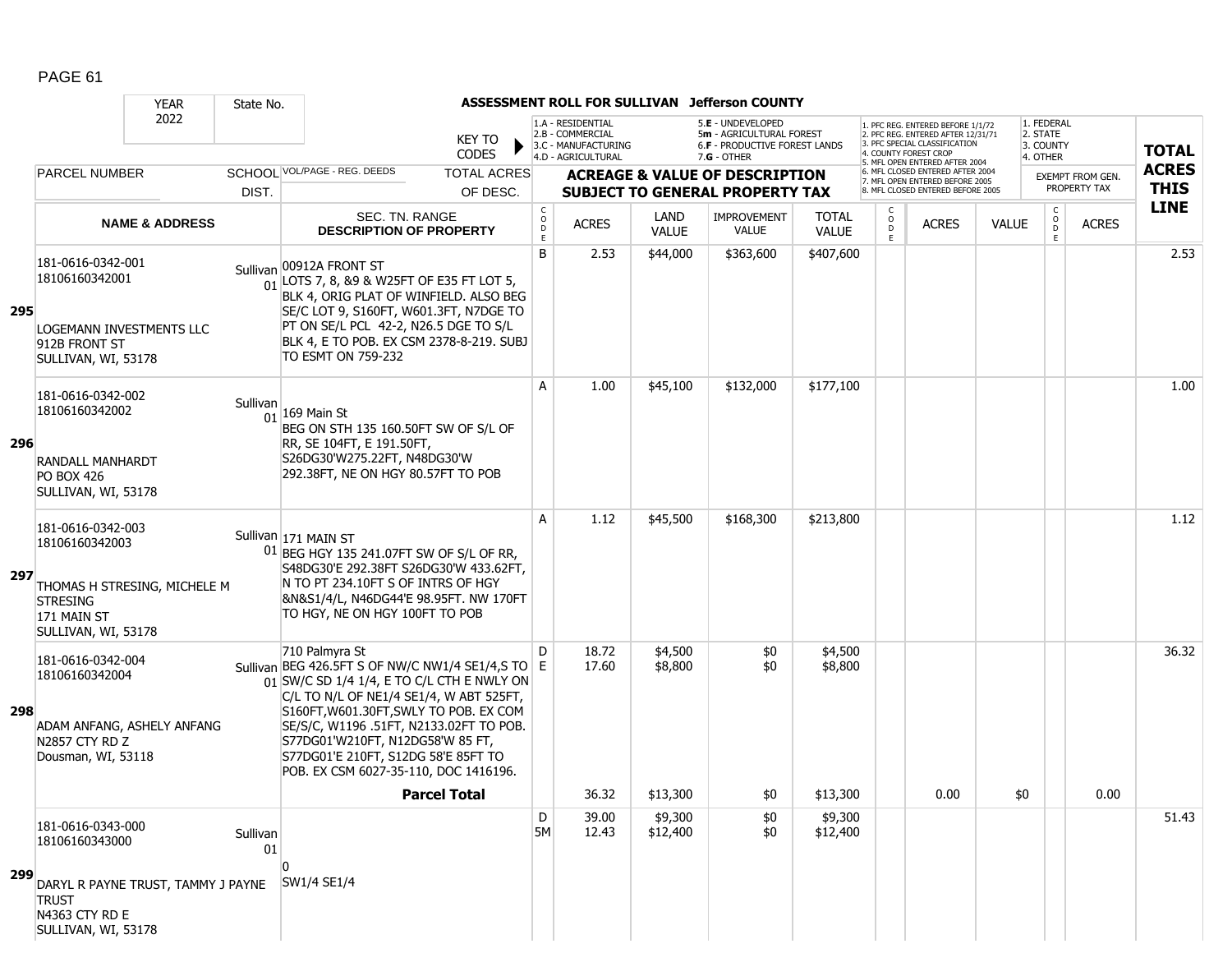**ASSESSMENT ROLL FOR SULLIVAN Jefferson COUNTY**

YEAR 2022 | State No.

KEY TO CODES:
- 1.A - RESIDENTIAL
- 2.B - COMMERCIAL
- 3.C - MANUFACTURING
- 4.D - AGRICULTURAL
- 5.E - UNDEVELOPED
- 5m - AGRICULTURAL FOREST
- 6.F - PRODUCTIVE FOREST LANDS
- 7.G - OTHER

- 1. PFC REG. ENTERED BEFORE 1/1/72
- 2. PFC REG. ENTERED AFTER 12/31/71
- 3. PFC SPECIAL CLASSIFICATION
- 4. COUNTY FOREST CROP
- 5. MFL OPEN ENTERED AFTER 2004
- 6. MFL CLOSED ENTERED AFTER 2004
- 7. MFL OPEN ENTERED BEFORE 2005
- 8. MFL CLOSED ENTERED BEFORE 2005

- 1. FEDERAL
- 2. STATE
- 3. COUNTY
- 4. OTHER

| LINE | PARCEL NUMBER / NAME & ADDRESS | SCHOOL DIST. | VOL/PAGE - REG. DEEDS / SEC. TN. RANGE DESCRIPTION OF PROPERTY | CODE | ACRES | LAND VALUE | IMPROVEMENT VALUE | TOTAL VALUE | CODE | ACRES | VALUE | CODE | EXEMPT FROM GEN. PROPERTY TAX ACRES | TOTAL ACRES THIS LINE |
|---|---|---|---|---|---|---|---|---|---|---|---|---|---|---|
| 295 | 181-0616-0342-001<br>18106160342001<br><br>LOGEMANN INVESTMENTS LLC<br>912B FRONT ST<br>SULLIVAN, WI, 53178 | Sullivan 01 | 00912A FRONT ST<br>LOTS 7, 8, &9 & W25FT OF E35 FT LOT 5, BLK 4, ORIG PLAT OF WINFIELD. ALSO BEG SE/C LOT 9, S160FT, W601.3FT, N7DGE TO PT ON SE/L PCL 42-2, N26.5 DGE TO S/L BLK 4, E TO POB. EX CSM 2378-8-219. SUBJ TO ESMT ON 759-232 | B | 2.53 | $44,000 | $363,600 | $407,600 | | | | | | 2.53 |
| 296 | 181-0616-0342-002<br>18106160342002<br><br>RANDALL MANHARDT<br>PO BOX 426<br>SULLIVAN, WI, 53178 | Sullivan 01 | 169 Main St<br>BEG ON STH 135 160.50FT SW OF S/L OF RR, SE 104FT, E 191.50FT, S26DG30'W275.22FT, N48DG30'W 292.38FT, NE ON HGY 80.57FT TO POB | A | 1.00 | $45,100 | $132,000 | $177,100 | | | | | | 1.00 |
| 297 | 181-0616-0342-003<br>18106160342003<br><br>THOMAS H STRESING, MICHELE M STRESING<br>171 MAIN ST<br>SULLIVAN, WI, 53178 | Sullivan 01 | 171 MAIN ST<br>BEG HGY 135 241.07FT SW OF S/L OF RR, S48DG30'E 292.38FT S26DG30'W 433.62FT, N TO PT 234.10FT S OF INTRS OF HGY &N&S1/4/L, N46DG44'E 98.95FT. NW 170FT TO HGY, NE ON HGY 100FT TO POB | A | 1.12 | $45,500 | $168,300 | $213,800 | | | | | | 1.12 |
| 298 | 181-0616-0342-004<br>18106160342004<br><br>ADAM ANFANG, ASHELY ANFANG<br>N2857 CTY RD Z<br>Dousman, WI, 53118 | Sullivan 01 | 710 Palmyra St<br>BEG 426.5FT S OF NW/C NW1/4 SE1/4,S TO SW/C SD 1/4 1/4, E TO C/L CTH E NWLY ON C/L TO N/L OF NE1/4 SE1/4, W ABT 525FT, S160FT,W601.30FT,SWLY TO POB. EX COM SE/S/C, W1196 .51FT, N2133.02FT TO POB. S77DG01'W210FT, N12DG58'W 85 FT, S77DG01'E 210FT, S12DG 58'E 85FT TO POB. EX CSM 6027-35-110, DOC 1416196. | D<br>E | 18.72<br>17.60 | $4,500<br>$8,800 | $0<br>$0 | $4,500<br>$8,800 | | | | | | 36.32 |
| | | | **Parcel Total** | | 36.32 | $13,300 | $0 | $13,300 | | 0.00 | $0 | | 0.00 | |
| 299 | 181-0616-0343-000<br>18106160343000<br><br>DARYL R PAYNE TRUST, TAMMY J PAYNE TRUST<br>N4363 CTY RD E<br>SULLIVAN, WI, 53178 | Sullivan 01 | 0<br>SW1/4 SE1/4 | D<br>5M | 39.00<br>12.43 | $9,300<br>$12,400 | $0<br>$0 | $9,300<br>$12,400 | | | | | | 51.43 |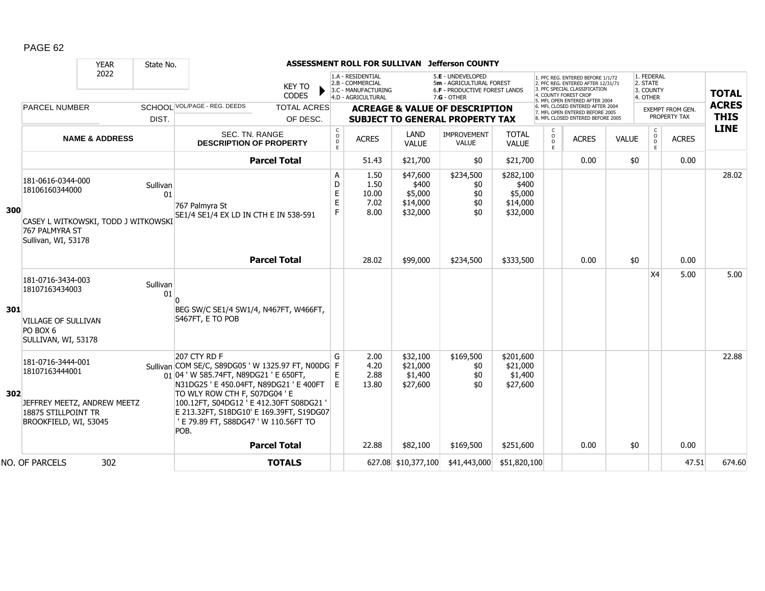PAGE 62

**ASSESSMENT ROLL FOR SULLIVAN Jefferson COUNTY**

YEAR 2022 | State No.

KEY TO CODES: 1.A - RESIDENTIAL, 2.B - COMMERCIAL, 3.C - MANUFACTURING, 4.D - AGRICULTURAL, 5.E - UNDEVELOPED, 5m - AGRICULTURAL FOREST, 6.F - PRODUCTIVE FOREST LANDS, 7.G - OTHER

1. PFC REG. ENTERED BEFORE 1/1/72, 2. PFC REG. ENTERED AFTER 12/31/71, 3. PFC SPECIAL CLASSIFICATION, 4. COUNTY FOREST CROP, 5. MFL OPEN ENTERED AFTER 2004, 6. MFL CLOSED ENTERED AFTER 2004, 7. MFL OPEN ENTERED BEFORE 2005, 8. MFL CLOSED ENTERED BEFORE 2005

1. FEDERAL, 2. STATE, 3. COUNTY, 4. OTHER

| Line | PARCEL NUMBER / NAME & ADDRESS | SCHOOL DIST. | VOL/PAGE - REG. DEEDS / SEC. TN. RANGE / DESCRIPTION OF PROPERTY | CODE | ACRES | LAND VALUE | IMPROVEMENT VALUE | TOTAL VALUE | CODE | ACRES | VALUE | CODE | EXEMPT ACRES | TOTAL ACRES THIS LINE |
|---|---|---|---|---|---|---|---|---|---|---|---|---|---|---|
| | | | **Parcel Total** | | 51.43 | $21,700 | $0 | $21,700 | | 0.00 | $0 | | 0.00 | |
| 300 | 181-0616-0344-000<br>18106160344000<br>CASEY L WITKOWSKI, TODD J WITKOWSKI<br>767 PALMYRA ST<br>Sullivan, WI, 53178 | Sullivan 01 | 767 Palmyra St<br>SE1/4 SE1/4 EX LD IN CTH E IN 538-591 | A<br>D<br>E<br>E<br>F | 1.50<br>1.50<br>10.00<br>7.02<br>8.00 | $47,600<br>$400<br>$5,000<br>$14,000<br>$32,000 | $234,500<br>$0<br>$0<br>$0<br>$0 | $282,100<br>$400<br>$5,000<br>$14,000<br>$32,000 | | | | | | 28.02 |
| | | | **Parcel Total** | | 28.02 | $99,000 | $234,500 | $333,500 | | 0.00 | $0 | | 0.00 | |
| 301 | 181-0716-3434-003<br>18107163434003<br>VILLAGE OF SULLIVAN<br>PO BOX 6<br>SULLIVAN, WI, 53178 | Sullivan 01 | 0<br>BEG SW/C SE1/4 SW1/4, N467FT, W466FT, S467FT, E TO POB | | | | | | | | | X4 | 5.00 | 5.00 |
| 302 | 181-0716-3444-001<br>18107163444001<br>JEFFREY MEETZ, ANDREW MEETZ<br>18875 STILLPOINT TR<br>BROOKFIELD, WI, 53045 | Sullivan 01 | 207 CTY RD F<br>COM SE/C, S89DG05 ' W 1325.97 FT, N00DG 04 ' W 585.74FT, N89DG21 ' E 650FT, N31DG25 ' E 450.04FT, N89DG21 ' E 400FT TO WLY ROW CTH F, S07DG04 ' E 100.12FT, S04DG12 ' E 412.30FT S08DG21 ' E 213.32FT, S18DG10' E 169.39FT, S19DG07 ' E 79.89 FT, S88DG47 ' W 110.56FT TO POB. | G<br>F<br>E<br>E | 2.00<br>4.20<br>2.88<br>13.80 | $32,100<br>$21,000<br>$1,400<br>$27,600 | $169,500<br>$0<br>$0<br>$0 | $201,600<br>$21,000<br>$1,400<br>$27,600 | | | | | | 22.88 |
| | | | **Parcel Total** | | 22.88 | $82,100 | $169,500 | $251,600 | | 0.00 | $0 | | 0.00 | |
| | NO. OF PARCELS 302 | | **TOTALS** | | 627.08 | $10,377,100 | $41,443,000 | $51,820,100 | | | | | 47.51 | 674.60 |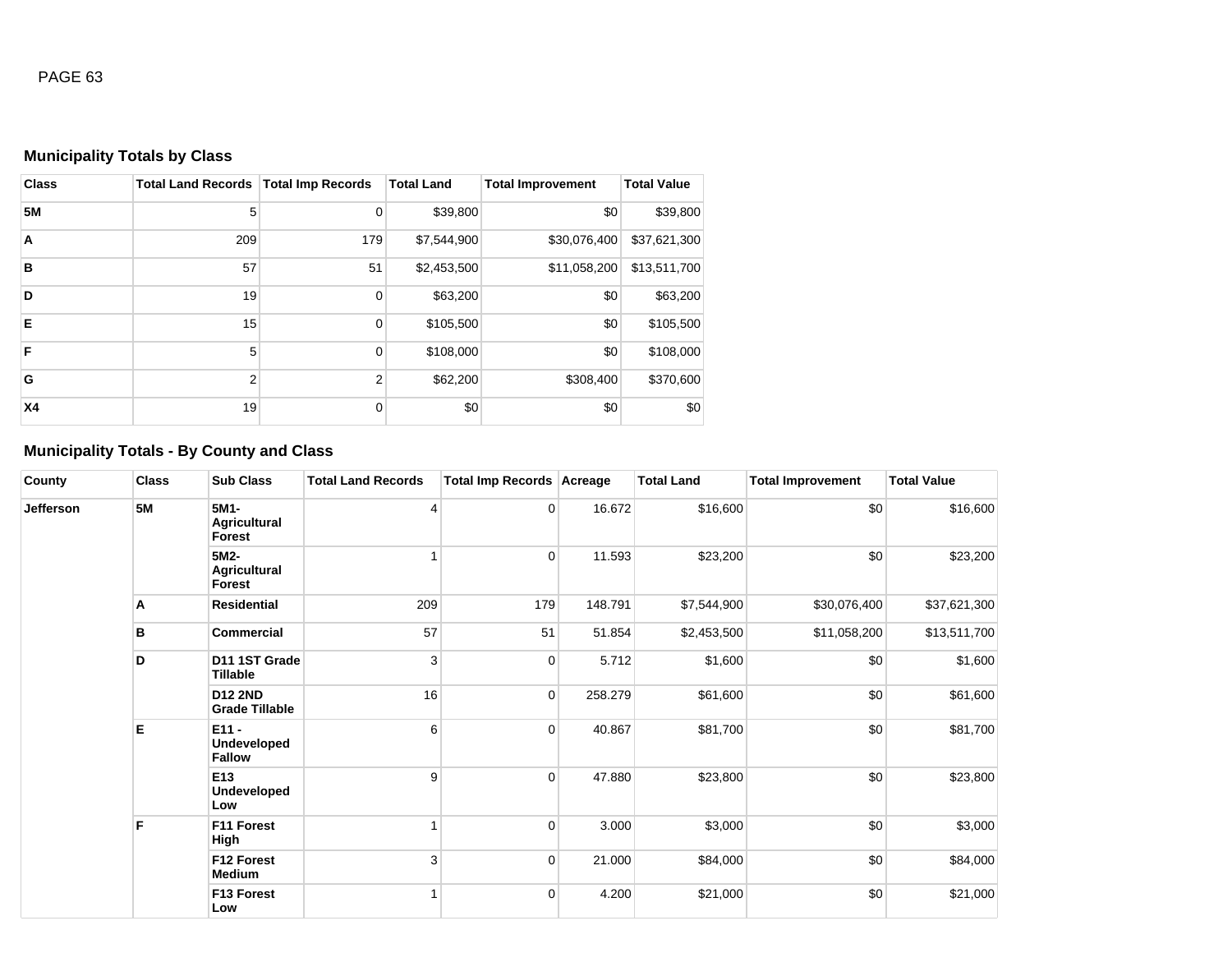## Municipality Totals by Class

| Class | Total Land Records | Total Imp Records | Total Land | Total Improvement | Total Value |
|---|---|---|---|---|---|
| **5M** | 5 | 0 | $39,800 | $0 | $39,800 |
| **A** | 209 | 179 | $7,544,900 | $30,076,400 | $37,621,300 |
| **B** | 57 | 51 | $2,453,500 | $11,058,200 | $13,511,700 |
| **D** | 19 | 0 | $63,200 | $0 | $63,200 |
| **E** | 15 | 0 | $105,500 | $0 | $105,500 |
| **F** | 5 | 0 | $108,000 | $0 | $108,000 |
| **G** | 2 | 2 | $62,200 | $308,400 | $370,600 |
| **X4** | 19 | 0 | $0 | $0 | $0 |

## Municipality Totals - By County and Class

| County | Class | Sub Class | Total Land Records | Total Imp Records | Acreage | Total Land | Total Improvement | Total Value |
|---|---|---|---|---|---|---|---|---|
| **Jefferson** | **5M** | **5M1-Agricultural Forest** | 4 | 0 | 16.672 | $16,600 | $0 | $16,600 |
| | | **5M2-Agricultural Forest** | 1 | 0 | 11.593 | $23,200 | $0 | $23,200 |
| | **A** | **Residential** | 209 | 179 | 148.791 | $7,544,900 | $30,076,400 | $37,621,300 |
| | **B** | **Commercial** | 57 | 51 | 51.854 | $2,453,500 | $11,058,200 | $13,511,700 |
| | **D** | **D11 1ST Grade Tillable** | 3 | 0 | 5.712 | $1,600 | $0 | $1,600 |
| | | **D12 2ND Grade Tillable** | 16 | 0 | 258.279 | $61,600 | $0 | $61,600 |
| | **E** | **E11 - Undeveloped Fallow** | 6 | 0 | 40.867 | $81,700 | $0 | $81,700 |
| | | **E13 Undeveloped Low** | 9 | 0 | 47.880 | $23,800 | $0 | $23,800 |
| | **F** | **F11 Forest High** | 1 | 0 | 3.000 | $3,000 | $0 | $3,000 |
| | | **F12 Forest Medium** | 3 | 0 | 21.000 | $84,000 | $0 | $84,000 |
| | | **F13 Forest Low** | 1 | 0 | 4.200 | $21,000 | $0 | $21,000 |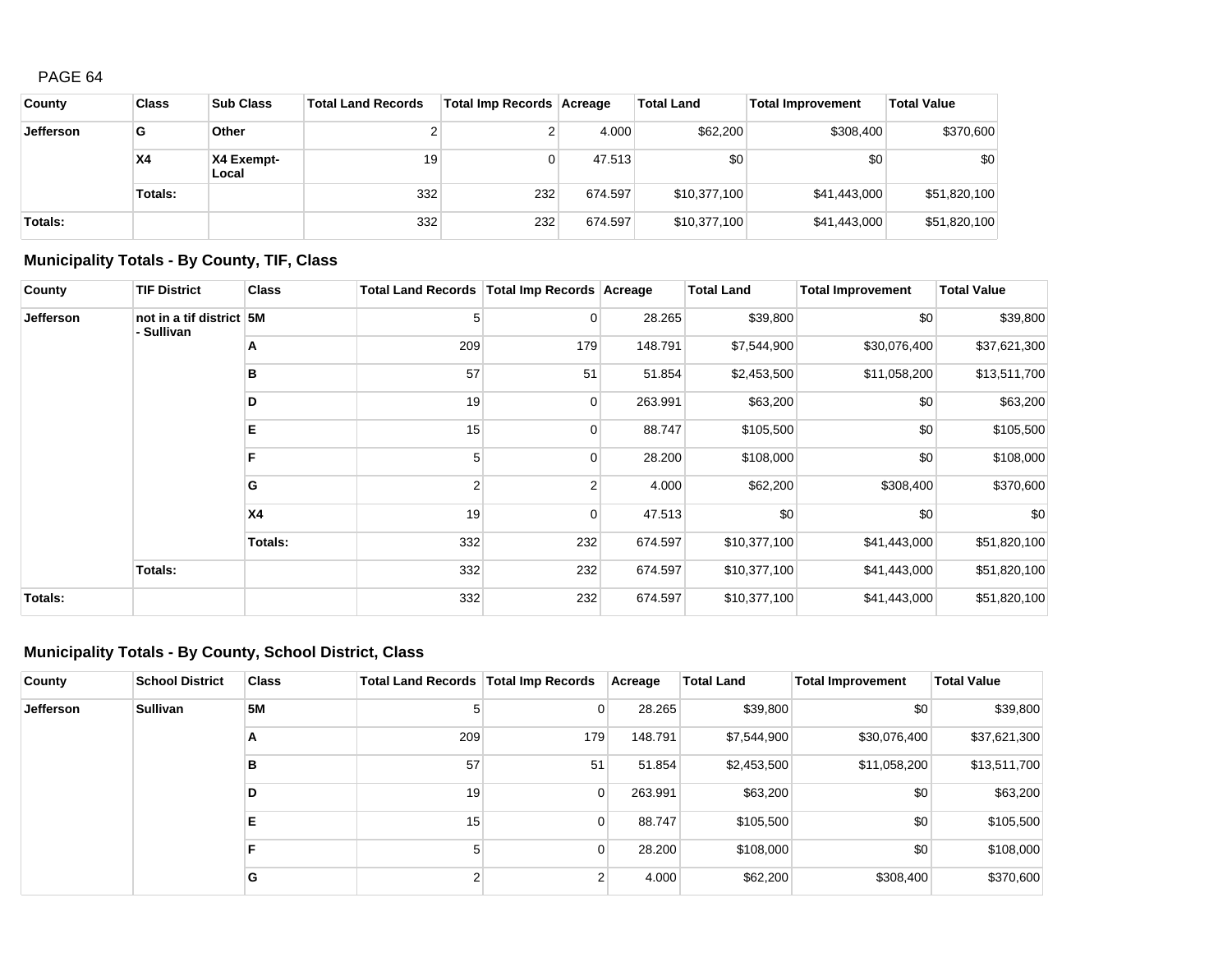PAGE 64

| County | Class | Sub Class | Total Land Records | Total Imp Records | Acreage | Total Land | Total Improvement | Total Value |
|---|---|---|---|---|---|---|---|---|
| **Jefferson** | **G** | **Other** | 2 | 2 | 4.000 | $62,200 | $308,400 | $370,600 |
| | **X4** | **X4 Exempt-Local** | 19 | 0 | 47.513 | $0 | $0 | $0 |
| | **Totals:** | | 332 | 232 | 674.597 | $10,377,100 | $41,443,000 | $51,820,100 |
| **Totals:** | | | 332 | 232 | 674.597 | $10,377,100 | $41,443,000 | $51,820,100 |

### Municipality Totals - By County, TIF, Class

| County | TIF District | Class | Total Land Records | Total Imp Records | Acreage | Total Land | Total Improvement | Total Value |
|---|---|---|---|---|---|---|---|---|
| **Jefferson** | **not in a tif district - Sullivan** | **5M** | 5 | 0 | 28.265 | $39,800 | $0 | $39,800 |
| | | **A** | 209 | 179 | 148.791 | $7,544,900 | $30,076,400 | $37,621,300 |
| | | **B** | 57 | 51 | 51.854 | $2,453,500 | $11,058,200 | $13,511,700 |
| | | **D** | 19 | 0 | 263.991 | $63,200 | $0 | $63,200 |
| | | **E** | 15 | 0 | 88.747 | $105,500 | $0 | $105,500 |
| | | **F** | 5 | 0 | 28.200 | $108,000 | $0 | $108,000 |
| | | **G** | 2 | 2 | 4.000 | $62,200 | $308,400 | $370,600 |
| | | **X4** | 19 | 0 | 47.513 | $0 | $0 | $0 |
| | | **Totals:** | 332 | 232 | 674.597 | $10,377,100 | $41,443,000 | $51,820,100 |
| | **Totals:** | | 332 | 232 | 674.597 | $10,377,100 | $41,443,000 | $51,820,100 |
| **Totals:** | | | 332 | 232 | 674.597 | $10,377,100 | $41,443,000 | $51,820,100 |

### Municipality Totals - By County, School District, Class

| County | School District | Class | Total Land Records | Total Imp Records | Acreage | Total Land | Total Improvement | Total Value |
|---|---|---|---|---|---|---|---|---|
| **Jefferson** | **Sullivan** | **5M** | 5 | 0 | 28.265 | $39,800 | $0 | $39,800 |
| | | **A** | 209 | 179 | 148.791 | $7,544,900 | $30,076,400 | $37,621,300 |
| | | **B** | 57 | 51 | 51.854 | $2,453,500 | $11,058,200 | $13,511,700 |
| | | **D** | 19 | 0 | 263.991 | $63,200 | $0 | $63,200 |
| | | **E** | 15 | 0 | 88.747 | $105,500 | $0 | $105,500 |
| | | **F** | 5 | 0 | 28.200 | $108,000 | $0 | $108,000 |
| | | **G** | 2 | 2 | 4.000 | $62,200 | $308,400 | $370,600 |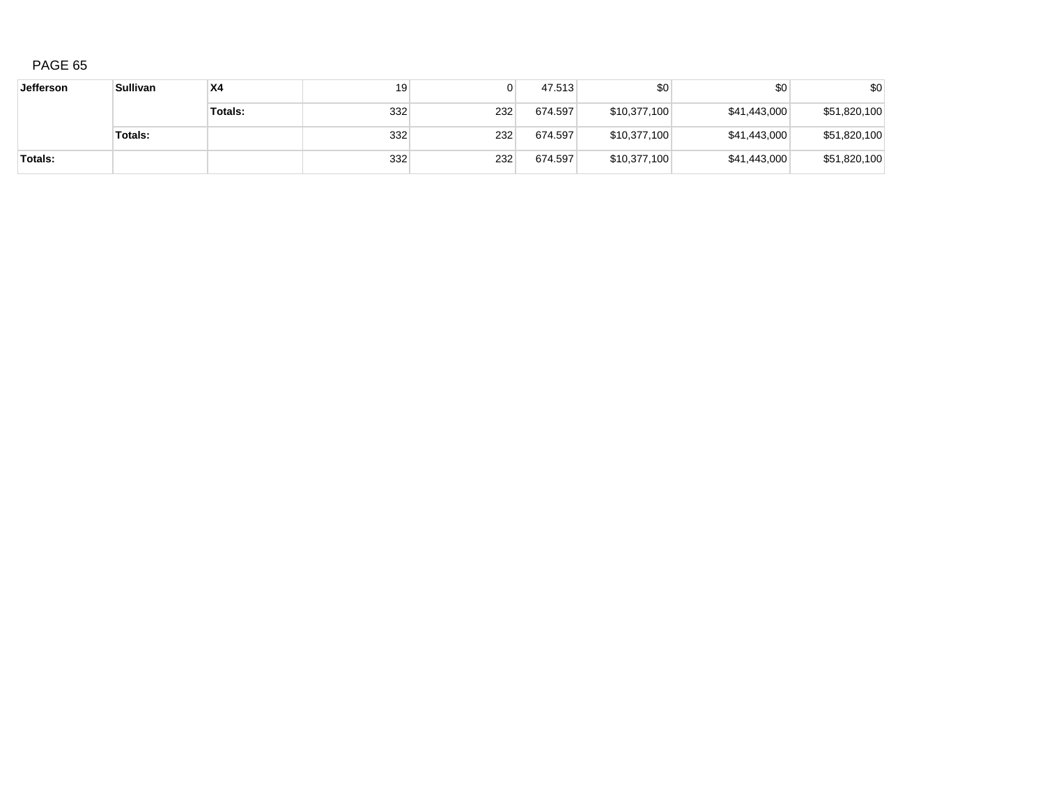| | | | | | | | | |
|---|---|---|---|---|---|---|---|---|
| **Jefferson** | **Sullivan** | **X4** | 19 | 0 | 47.513 | $0 | $0 | $0 |
| | | **Totals:** | 332 | 232 | 674.597 | $10,377,100 | $41,443,000 | $51,820,100 |
| | **Totals:** | | 332 | 232 | 674.597 | $10,377,100 | $41,443,000 | $51,820,100 |
| **Totals:** | | | 332 | 232 | 674.597 | $10,377,100 | $41,443,000 | $51,820,100 |